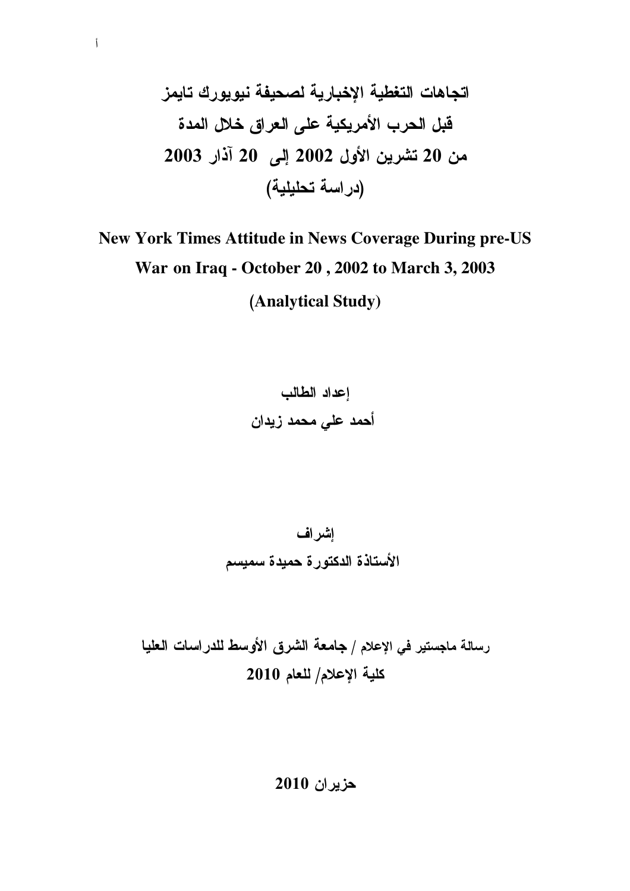# اتجاهات التغطية الإخبارية لصحيفة نيويورك تايمز قبل الحرب الأمريكية على العراق خلال المدة من 20 تشرين الأول 2002 إلى 20 آذار 2003 (دراسة تحليلية)

# New York Times Attitude in News Coverage During pre-US War on Iraq - October 20 , 2002 to March 3, 2003 (Analytical Study)

**إعداد الطالب**

**أحمد علي محمد زيدان**

**إشراف**

**الأستاذة الدكتورة حميدة سميسم**

**رسالة ماجستير في الإعلام / جامعة الشرق الأوسط للدراسات العليا**

**كلية الإعلام/ للعام 2010**

**حزيران 2010**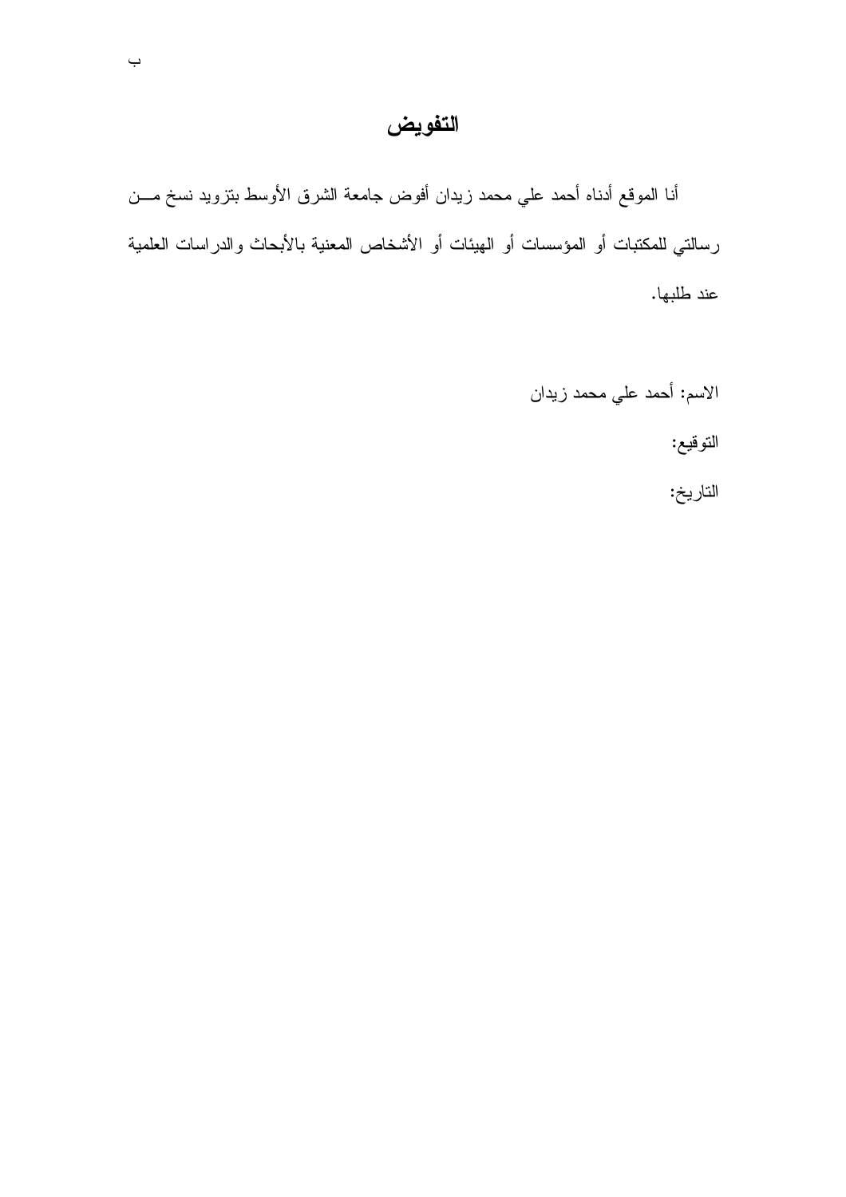# التفويض

أنا الموقع أدناه أحمد علي محمد زيدان أفوض جامعة الشرق الأوسط بتزويد نسخ من رسالتي للمكتبات أو المؤسسات أو الهيئات أو الأشخاص المعنية بالأبحاث والدراسات العلمية عند طلبها.

الاسم: أحمد علي محمد زيدان

التوقيع:

التاريخ: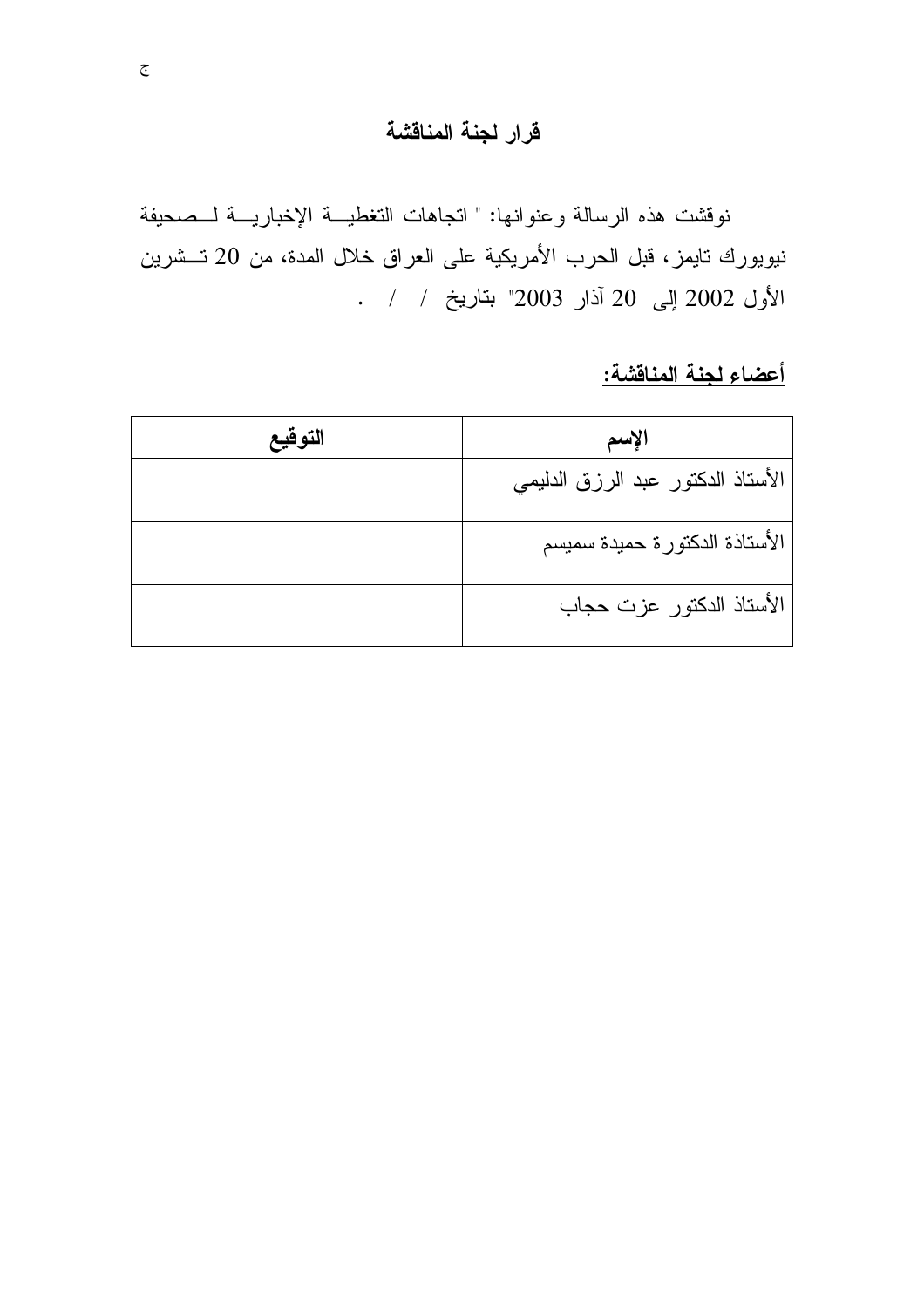## قرار لجنة المناقشة

نوقشت هذه الرسالة وعنوانها: " اتجاهات التغطيـة الإخباريـة لـصحيفة نيويورك تايمز، قبل الحرب الأمريكية على العراق خلال المدة، من 20 تـشرين الأول 2002 إلى 20 آذار 2003" بتاريخ / / .

**أعضاء لجنة المناقشة:**

| الإسم | التوقيع |
|---|---|
| الأستاذ الدكتور عبد الرزق الدليمي | |
| الأستاذة الدكتورة حميدة سميسم | |
| الأستاذ الدكتور عزت حجاب | |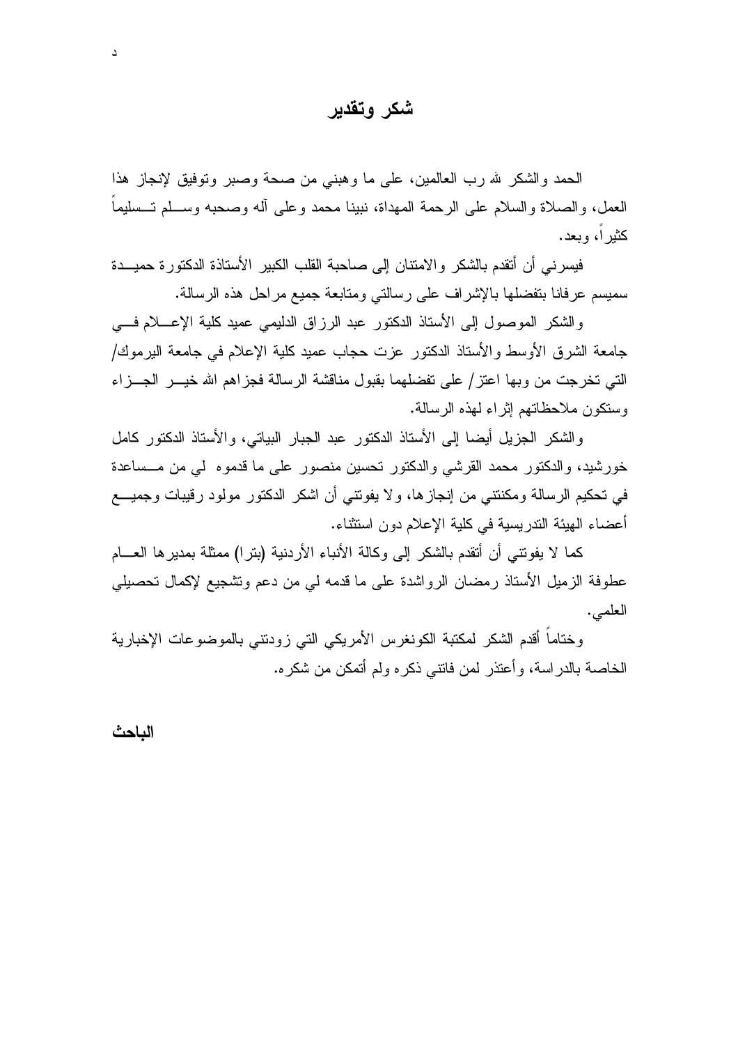# شكر وتقدير

الحمد والشكر لله رب العالمين، على ما وهبني من صحة وصبر وتوفيق لإنجاز هذا العمل، والصلاة والسلام على الرحمة المهداة، نبينا محمد وعلى آله وصحبه وسلم تسليماً كثيراً، وبعد.

فيسرني أن أتقدم بالشكر والامتنان إلى صاحبة القلب الكبير الأستاذة الدكتورة حميدة سميسم عرفانا بتفضلها بالإشراف على رسالتي ومتابعة جميع مراحل هذه الرسالة.

والشكر الموصول إلى الأستاذ الدكتور عبد الرزاق الدليمي عميد كلية الإعلام في جامعة الشرق الأوسط والأستاذ الدكتور عزت حجاب عميد كلية الإعلام في جامعة اليرموك/ التي تخرجت من وبها اعتز/ على تفضلهما بقبول مناقشة الرسالة فجزاهم الله خير الجزاء وستكون ملاحظاتهم إثراء لهذه الرسالة.

والشكر الجزيل أيضا إلى الأستاذ الدكتور عبد الجبار البياتي، والأستاذ الدكتور كامل خورشيد، والدكتور محمد القرشي والدكتور تحسين منصور على ما قدموه لي من مساعدة في تحكيم الرسالة ومكنتني من إنجازها، ولا يفوتني أن اشكر الدكتور مولود رقيبات وجميع أعضاء الهيئة التدريسية في كلية الإعلام دون استثناء.

كما لا يفوتني أن أتقدم بالشكر إلى وكالة الأنباء الأردنية (بترا) ممثلة بمديرها العام عطوفة الزميل الأستاذ رمضان الرواشدة على ما قدمه لي من دعم وتشجيع لإكمال تحصيلي العلمي.

وختاماً أقدم الشكر لمكتبة الكونغرس الأمريكي التي زودتني بالموضوعات الإخبارية الخاصة بالدراسة، وأعتذر لمن فاتني ذكره ولم أتمكن من شكره.

**الباحث**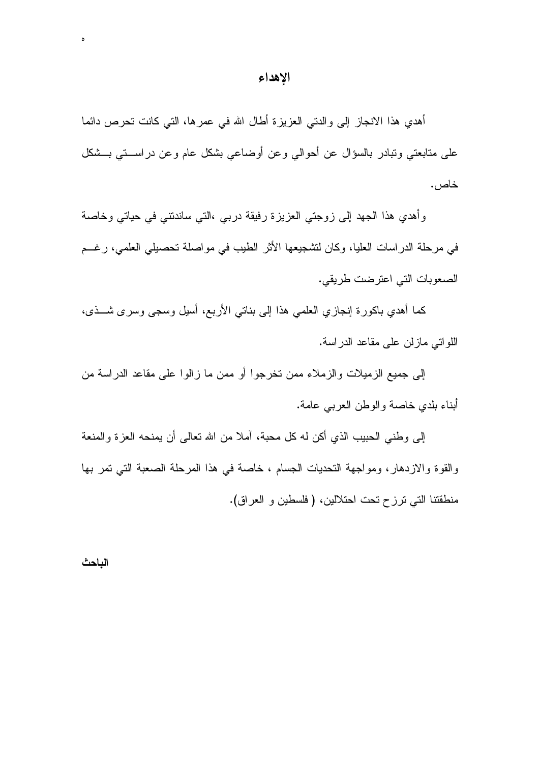# الإهداء

أهدي هذا الانجاز إلى والدتي العزيزة أطال الله في عمرها، التي كانت تحرص دائما على متابعتي وتبادر بالسؤال عن أحوالي وعن أوضاعي بشكل عام وعن دراستي بشكل خاص.

وأهدي هذا الجهد إلى زوجتي العزيزة رفيقة دربي ،التي ساندتني في حياتي وخاصة في مرحلة الدراسات العليا، وكان لتشجيعها الأثر الطيب في مواصلة تحصيلي العلمي، رغم الصعوبات التي اعترضت طريقي.

كما أهدي باكورة إنجازي العلمي هذا إلى بناتي الأربع، أسيل وسجى وسرى شذى، اللواتي مازلن على مقاعد الدراسة.

إلى جميع الزميلات والزملاء ممن تخرجوا أو ممن ما زالوا على مقاعد الدراسة من أبناء بلدي خاصة والوطن العربي عامة.

إلى وطني الحبيب الذي أكن له كل محبة، آملا من الله تعالى أن يمنحه العزة والمنعة والقوة والازدهار، ومواجهة التحديات الجسام ، خاصة في هذا المرحلة الصعبة التي تمر بها منطقتنا التي ترزح تحت احتلالين، ( فلسطين و العراق).

**الباحث**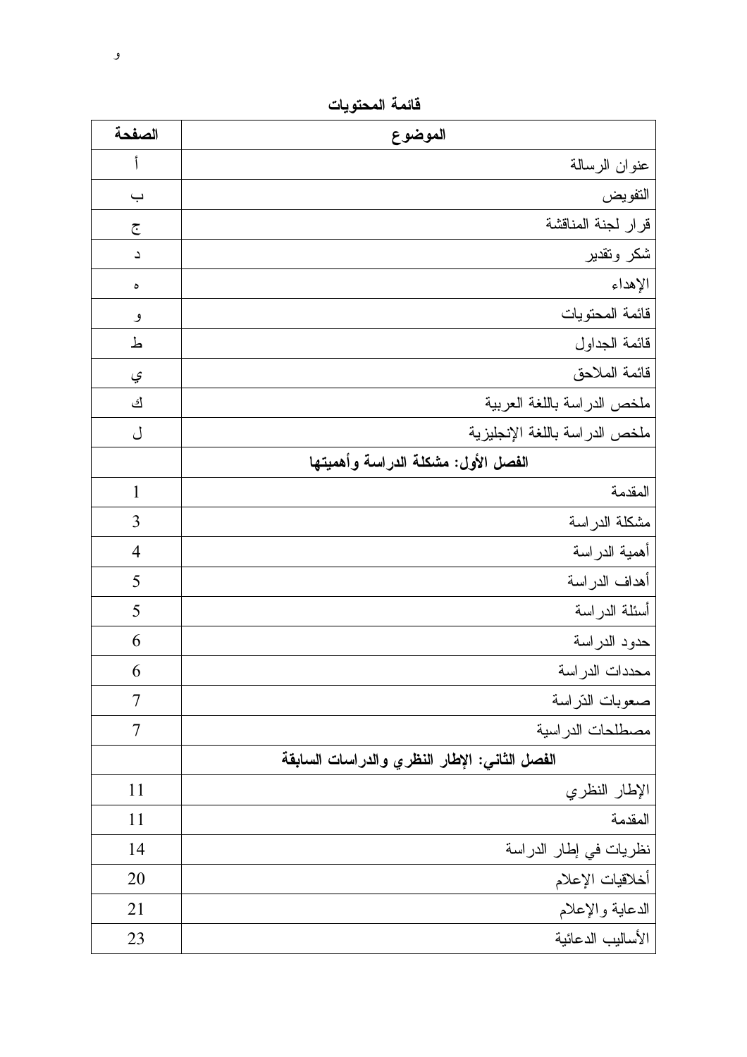## قائمة المحتويات

| الموضوع | الصفحة |
|---|---|
| عنوان الرسالة | أ |
| التفويض | ب |
| قرار لجنة المناقشة | ج |
| شكر وتقدير | د |
| الإهداء | ه |
| قائمة المحتويات | و |
| قائمة الجداول | ط |
| قائمة الملاحق | ي |
| ملخص الدراسة باللغة العربية | ك |
| ملخص الدراسة باللغة الإنجليزية | ل |
| **الفصل الأول: مشكلة الدراسة وأهميتها** | |
| المقدمة | 1 |
| مشكلة الدراسة | 3 |
| أهمية الدراسة | 4 |
| أهداف الدراسة | 5 |
| أسئلة الدراسة | 5 |
| حدود الدراسة | 6 |
| محددات الدراسة | 6 |
| صعوبات الدّراسة | 7 |
| مصطلحات الدراسية | 7 |
| **الفصل الثاني: الإطار النظري والدراسات السابقة** | |
| الإطار النظري | 11 |
| المقدمة | 11 |
| نظريات في إطار الدراسة | 14 |
| أخلاقيات الإعلام | 20 |
| الدعاية والإعلام | 21 |
| الأساليب الدعائية | 23 |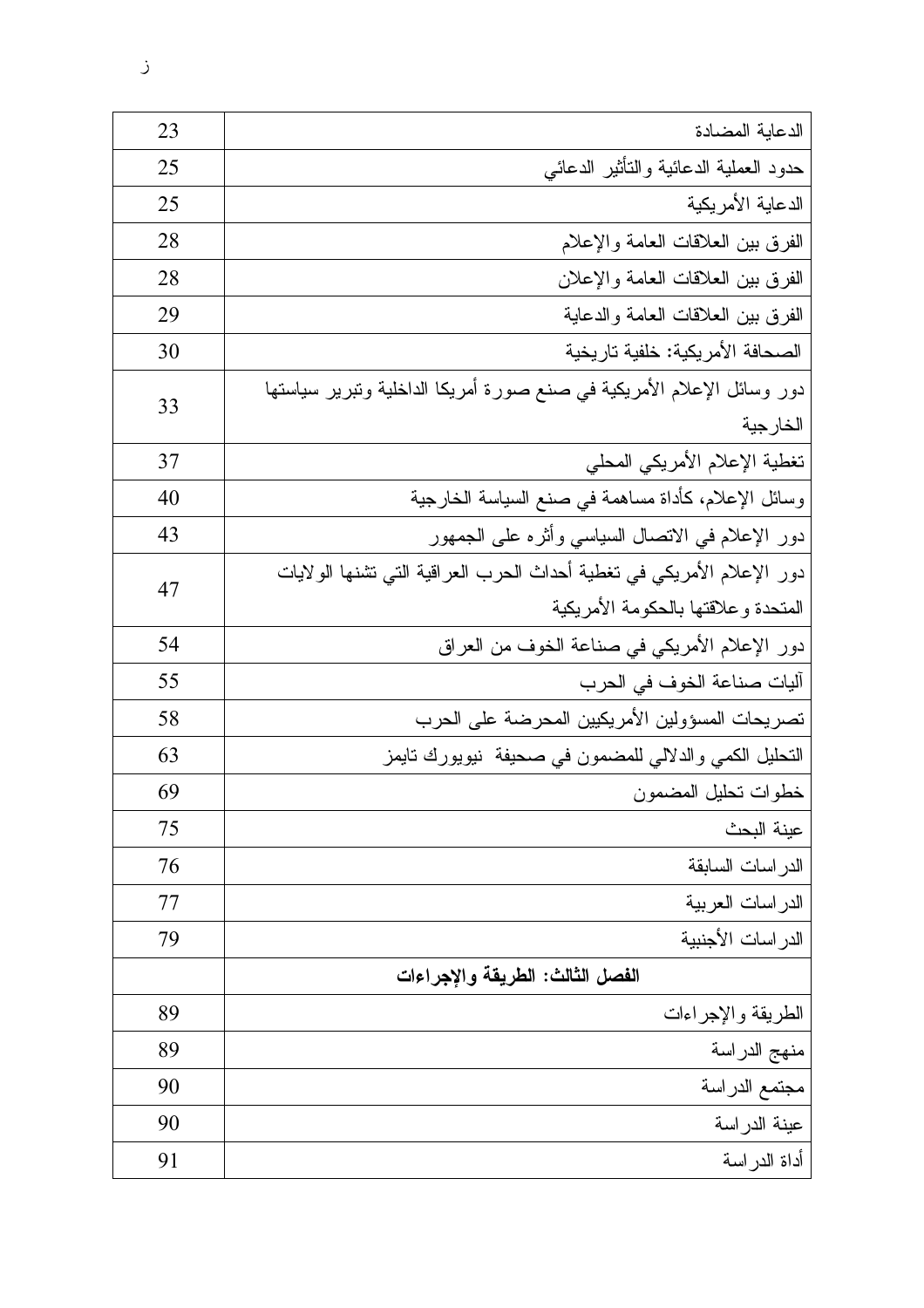| | |
|---|---|
| الدعاية المضادة | 23 |
| حدود العملية الدعائية والتأثير الدعائي | 25 |
| الدعاية الأمريكية | 25 |
| الفرق بين العلاقات العامة والإعلام | 28 |
| الفرق بين العلاقات العامة والإعلان | 28 |
| الفرق بين العلاقات العامة والدعاية | 29 |
| الصحافة الأمريكية: خلفية تاريخية | 30 |
| دور وسائل الإعلام الأمريكية في صنع صورة أمريكا الداخلية وتبرير سياستها الخارجية | 33 |
| تغطية الإعلام الأمريكي المحلي | 37 |
| وسائل الإعلام، كأداة مساهمة في صنع السياسة الخارجية | 40 |
| دور الإعلام في الاتصال السياسي وأثره على الجمهور | 43 |
| دور الإعلام الأمريكي في تغطية أحداث الحرب العراقية التي تشنها الولايات المتحدة وعلاقتها بالحكومة الأمريكية | 47 |
| دور الإعلام الأمريكي في صناعة الخوف من العراق | 54 |
| آليات صناعة الخوف في الحرب | 55 |
| تصريحات المسؤولين الأمريكيين المحرضة على الحرب | 58 |
| التحليل الكمي والدلالي للمضمون في صحيفة نيويورك تايمز | 63 |
| خطوات تحليل المضمون | 69 |
| عينة البحث | 75 |
| الدراسات السابقة | 76 |
| الدراسات العربية | 77 |
| الدراسات الأجنبية | 79 |
| **الفصل الثالث: الطريقة والإجراءات** | |
| الطريقة والإجراءات | 89 |
| منهج الدراسة | 89 |
| مجتمع الدراسة | 90 |
| عينة الدراسة | 90 |
| أداة الدراسة | 91 |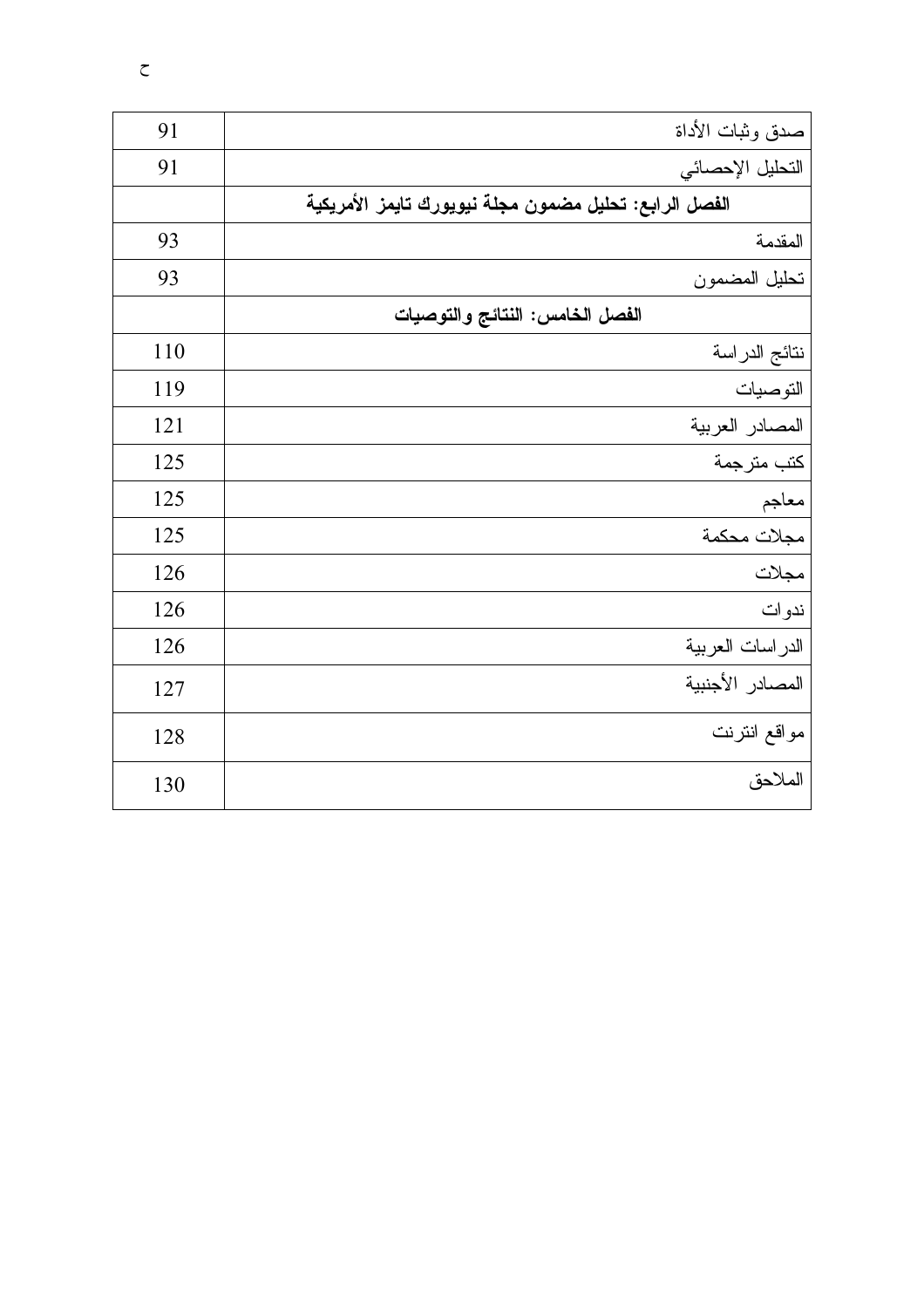| الموضوع | الصفحة |
| --- | --- |
| صدق وثبات الأداة | 91 |
| التحليل الإحصائي | 91 |
| **الفصل الرابع: تحليل مضمون مجلة نيويورك تايمز الأمريكية** | |
| المقدمة | 93 |
| تحليل المضمون | 93 |
| **الفصل الخامس: النتائج والتوصيات** | |
| نتائج الدراسة | 110 |
| التوصيات | 119 |
| المصادر العربية | 121 |
| كتب مترجمة | 125 |
| معاجم | 125 |
| مجلات محكمة | 125 |
| مجلات | 126 |
| ندوات | 126 |
| الدراسات العربية | 126 |
| المصادر الأجنبية | 127 |
| مواقع انترنت | 128 |
| الملاحق | 130 |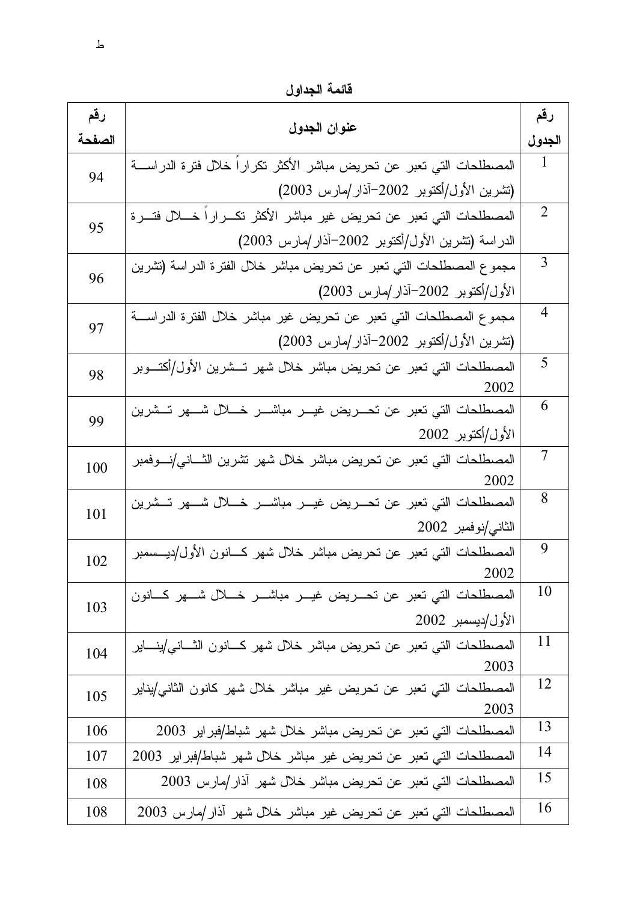## قائمة الجداول

| رقم الجدول | عنوان الجدول | رقم الصفحة |
|---|---|---|
| 1 | المصطلحات التي تعبر عن تحريض مباشر الأكثر تكراراً خلال فترة الدراسة (تشرين الأول/أكتوبر 2002–آذار/مارس 2003) | 94 |
| 2 | المصطلحات التي تعبر عن تحريض غير مباشر الأكثر تكراراً خلال فترة الدراسة (تشرين الأول/أكتوبر 2002–آذار/مارس 2003) | 95 |
| 3 | مجموع المصطلحات التي تعبر عن تحريض مباشر خلال الفترة الدراسة (تشرين الأول/أكتوبر 2002–آذار/مارس 2003) | 96 |
| 4 | مجموع المصطلحات التي تعبر عن تحريض غير مباشر خلال الفترة الدراسة (تشرين الأول/أكتوبر 2002–آذار/مارس 2003) | 97 |
| 5 | المصطلحات التي تعبر عن تحريض مباشر خلال شهر تشرين الأول/أكتوبر 2002 | 98 |
| 6 | المصطلحات التي تعبر عن تحريض غير مباشر خلال شهر تشرين الأول/أكتوبر 2002 | 99 |
| 7 | المصطلحات التي تعبر عن تحريض مباشر خلال شهر تشرين الثاني/نوفمبر 2002 | 100 |
| 8 | المصطلحات التي تعبر عن تحريض غير مباشر خلال شهر تشرين الثاني/نوفمبر 2002 | 101 |
| 9 | المصطلحات التي تعبر عن تحريض مباشر خلال شهر كانون الأول/ديسمبر 2002 | 102 |
| 10 | المصطلحات التي تعبر عن تحريض غير مباشر خلال شهر كانون الأول/ديسمبر 2002 | 103 |
| 11 | المصطلحات التي تعبر عن تحريض مباشر خلال شهر كانون الثاني/يناير 2003 | 104 |
| 12 | المصطلحات التي تعبر عن تحريض غير مباشر خلال شهر كانون الثاني/يناير 2003 | 105 |
| 13 | المصطلحات التي تعبر عن تحريض مباشر خلال شهر شباط/فبراير 2003 | 106 |
| 14 | المصطلحات التي تعبر عن تحريض غير مباشر خلال شهر شباط/فبراير 2003 | 107 |
| 15 | المصطلحات التي تعبر عن تحريض مباشر خلال شهر آذار/مارس 2003 | 108 |
| 16 | المصطلحات التي تعبر عن تحريض غير مباشر خلال شهر آذار/مارس 2003 | 108 |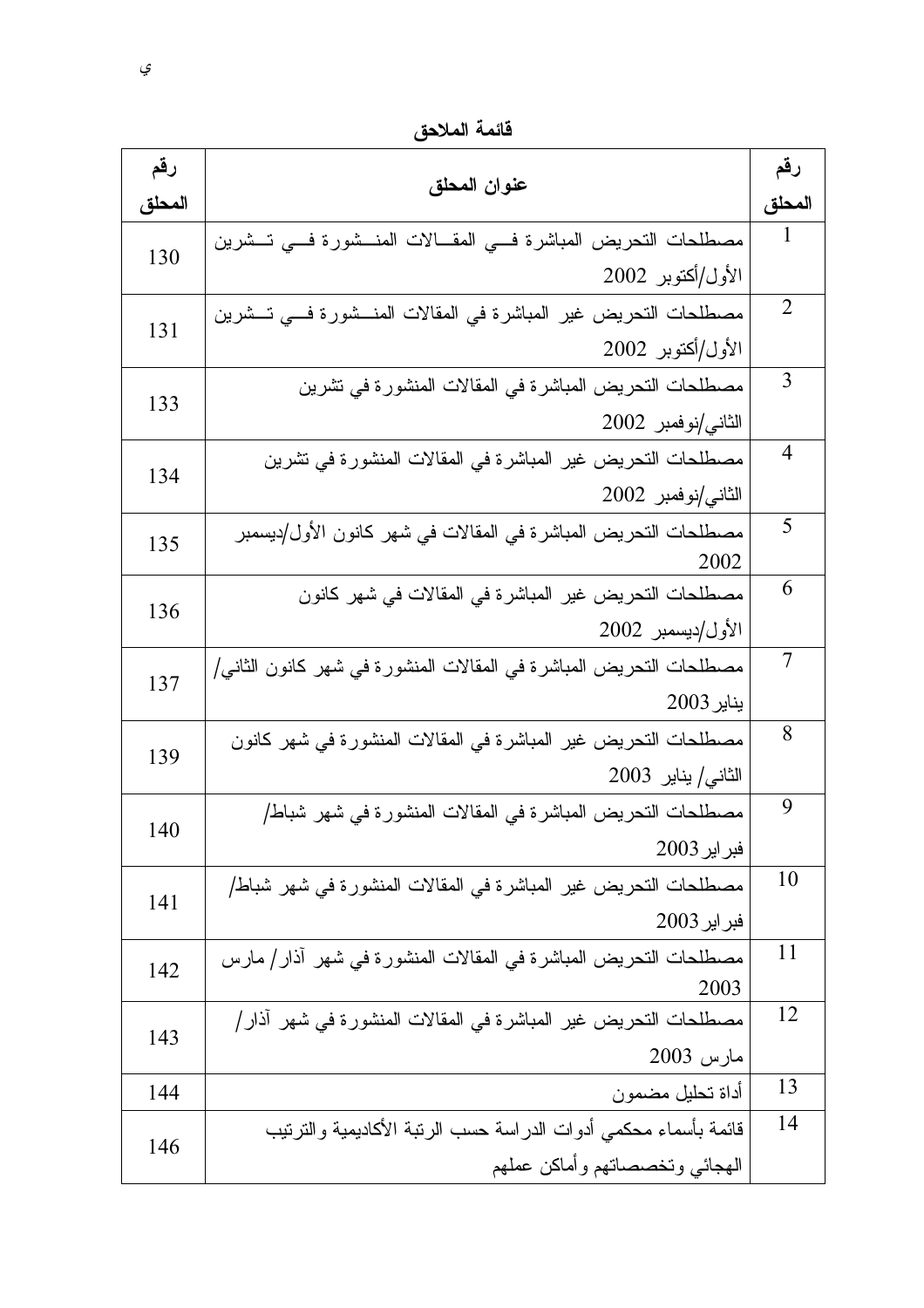## قائمة الملاحق

| رقم الملحق | عنوان الملحق | رقم المحلق |
|---|---|---|
| 1 | مصطلحات التحريض المباشرة في المقالات المنشورة في تشرين الأول/أكتوبر 2002 | 130 |
| 2 | مصطلحات التحريض غير المباشرة في المقالات المنشورة في تشرين الأول/أكتوبر 2002 | 131 |
| 3 | مصطلحات التحريض المباشرة في المقالات المنشورة في تشرين الثاني/نوفمبر 2002 | 133 |
| 4 | مصطلحات التحريض غير المباشرة في المقالات المنشورة في تشرين الثاني/نوفمبر 2002 | 134 |
| 5 | مصطلحات التحريض المباشرة في المقالات في شهر كانون الأول/ديسمبر 2002 | 135 |
| 6 | مصطلحات التحريض غير المباشرة في المقالات في شهر كانون الأول/ديسمبر 2002 | 136 |
| 7 | مصطلحات التحريض المباشرة في المقالات المنشورة في شهر كانون الثاني/ يناير 2003 | 137 |
| 8 | مصطلحات التحريض غير المباشرة في المقالات المنشورة في شهر كانون الثاني/ يناير 2003 | 139 |
| 9 | مصطلحات التحريض المباشرة في المقالات المنشورة في شهر شباط/ فبراير 2003 | 140 |
| 10 | مصطلحات التحريض غير المباشرة في المقالات المنشورة في شهر شباط/ فبراير 2003 | 141 |
| 11 | مصطلحات التحريض المباشرة في المقالات المنشورة في شهر آذار/ مارس 2003 | 142 |
| 12 | مصطلحات التحريض غير المباشرة في المقالات المنشورة في شهر آذار/ مارس 2003 | 143 |
| 13 | أداة تحليل مضمون | 144 |
| 14 | قائمة بأسماء محكمي أدوات الدراسة حسب الرتبة الأكاديمية والترتيب الهجائي وتخصصاتهم وأماكن عملهم | 146 |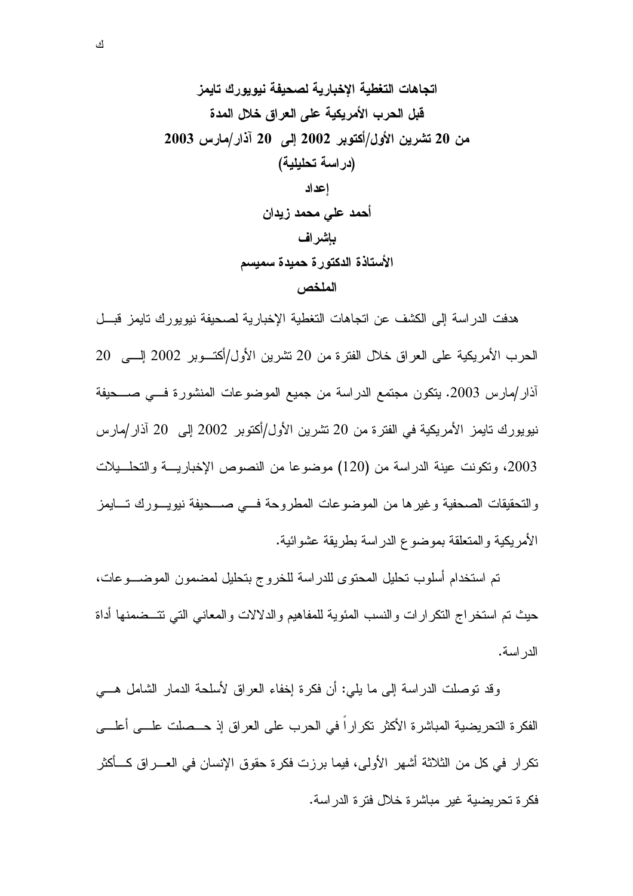**اتجاهات التغطية الإخبارية لصحيفة نيويورك تايمز**
**قبل الحرب الأمريكية على العراق خلال المدة**
**من 20 تشرين الأول/أكتوبر 2002 إلى 20 آذار/مارس 2003**
**(دراسة تحليلية)**

**إعداد**

**أحمد علي محمد زيدان**

**بإشراف**

**الأستاذة الدكتورة حميدة سميسم**

## الملخص

هدفت الدراسة إلى الكشف عن اتجاهات التغطية الإخبارية لصحيفة نيويورك تايمز قبل الحرب الأمريكية على العراق خلال الفترة من 20 تشرين الأول/أكتوبر 2002 إلى 20 آذار/مارس 2003. يتكون مجتمع الدراسة من جميع الموضوعات المنشورة في صحيفة نيويورك تايمز الأمريكية في الفترة من 20 تشرين الأول/أكتوبر 2002 إلى 20 آذار/مارس 2003، وتكونت عينة الدراسة من (120) موضوعا من النصوص الإخبارية والتحليلات والتحقيقات الصحفية وغيرها من الموضوعات المطروحة في صحيفة نيويورك تايمز الأمريكية والمتعلقة بموضوع الدراسة بطريقة عشوائية.

تم استخدام أسلوب تحليل المحتوى للدراسة للخروج بتحليل لمضمون الموضوعات، حيث تم استخراج التكرارات والنسب المئوية للمفاهيم والدلالات والمعاني التي تتضمنها أداة الدراسة.

وقد توصلت الدراسة إلى ما يلي: أن فكرة إخفاء العراق لأسلحة الدمار الشامل هي الفكرة التحريضية المباشرة الأكثر تكراراً في الحرب على العراق إذ حصلت على أعلى تكرار في كل من الثلاثة أشهر الأولى، فيما برزت فكرة حقوق الإنسان في العراق كأكثر فكرة تحريضية غير مباشرة خلال فترة الدراسة.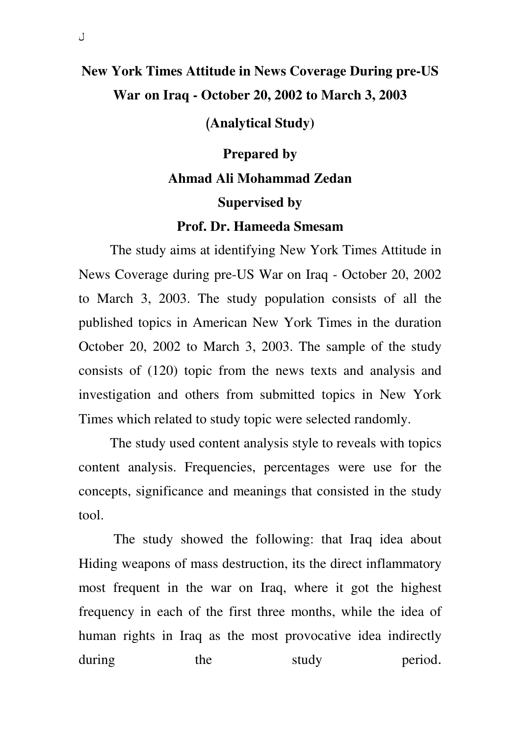# New York Times Attitude in News Coverage During pre-US War on Iraq - October 20, 2002 to March 3, 2003

## (Analytical Study)

**Prepared by**

**Ahmad Ali Mohammad Zedan**

**Supervised by**

**Prof. Dr. Hameeda Smesam**

The study aims at identifying New York Times Attitude in News Coverage during pre-US War on Iraq - October 20, 2002 to March 3, 2003. The study population consists of all the published topics in American New York Times in the duration October 20, 2002 to March 3, 2003. The sample of the study consists of (120) topic from the news texts and analysis and investigation and others from submitted topics in New York Times which related to study topic were selected randomly.

The study used content analysis style to reveals with topics content analysis. Frequencies, percentages were use for the concepts, significance and meanings that consisted in the study tool.

The study showed the following: that Iraq idea about Hiding weapons of mass destruction, its the direct inflammatory most frequent in the war on Iraq, where it got the highest frequency in each of the first three months, while the idea of human rights in Iraq as the most provocative idea indirectly during the study period.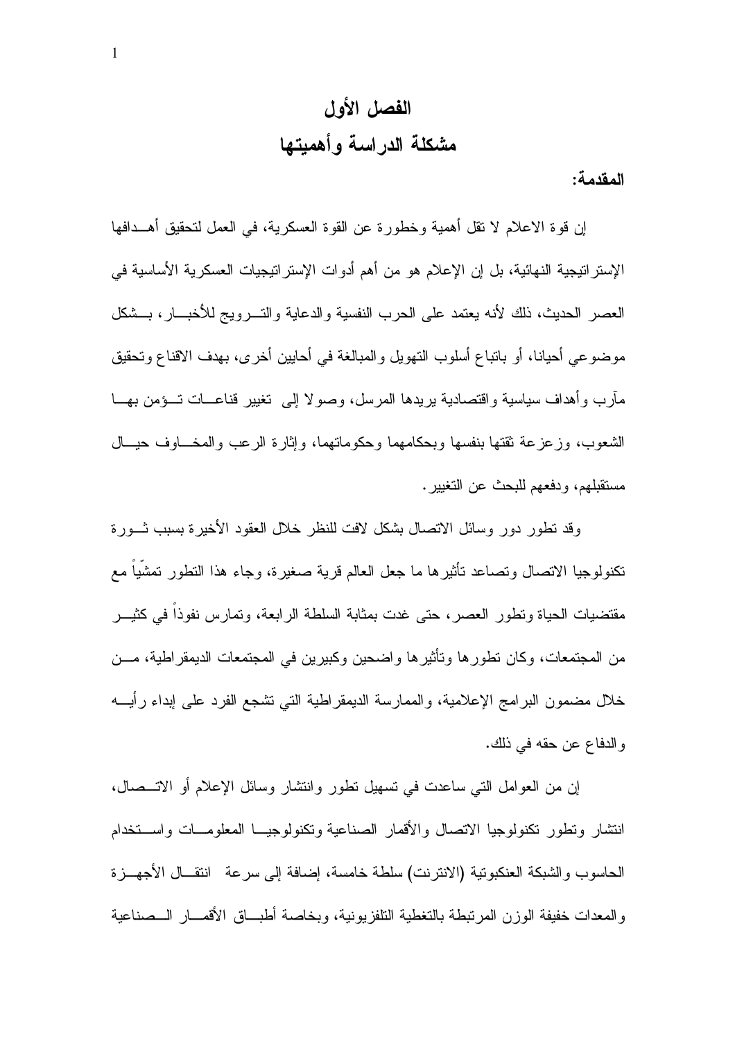# الفصل الأول
## مشكلة الدراسة وأهميتها

**المقدمة:**

إن قوة الاعلام لا تقل أهمية وخطورة عن القوة العسكرية، في العمل لتحقيق أهدافها الإستراتيجية النهائية، بل إن الإعلام هو من أهم أدوات الإستراتيجيات العسكرية الأساسية في العصر الحديث، ذلك لأنه يعتمد على الحرب النفسية والدعاية والترويج للأخبار، بشكل موضوعي أحيانا، أو باتباع أسلوب التهويل والمبالغة في أحايين أخرى، بهدف الاقناع وتحقيق مآرب وأهداف سياسية واقتصادية يريدها المرسل، وصولا إلى تغيير قناعات تؤمن بها الشعوب، وزعزعة ثقتها بنفسها وبحكامهما وحكوماتهما، وإثارة الرعب والمخاوف حيال مستقبلهم، ودفعهم للبحث عن التغيير.

وقد تطور دور وسائل الاتصال بشكل لافت للنظر خلال العقود الأخيرة بسبب ثورة تكنولوجيا الاتصال وتصاعد تأثيرها ما جعل العالم قرية صغيرة، وجاء هذا التطور تمشّياً مع مقتضيات الحياة وتطور العصر، حتى غدت بمثابة السلطة الرابعة، وتمارس نفوذاً في كثير من المجتمعات، وكان تطورها وتأثيرها واضحين وكبيرين في المجتمعات الديمقراطية، من خلال مضمون البرامج الإعلامية، والممارسة الديمقراطية التي تشجع الفرد على إبداء رأيه والدفاع عن حقه في ذلك.

إن من العوامل التي ساعدت في تسهيل تطور وانتشار وسائل الإعلام أو الاتصال، انتشار وتطور تكنولوجيا الاتصال والأقمار الصناعية وتكنولوجيا المعلومات واستخدام الحاسوب والشبكة العنكبوتية (الانترنت) سلطة خامسة، إضافة إلى سرعة انتقال الأجهزة والمعدات خفيفة الوزن المرتبطة بالتغطية التلفزيونية، وبخاصة أطباق الأقمار الصناعية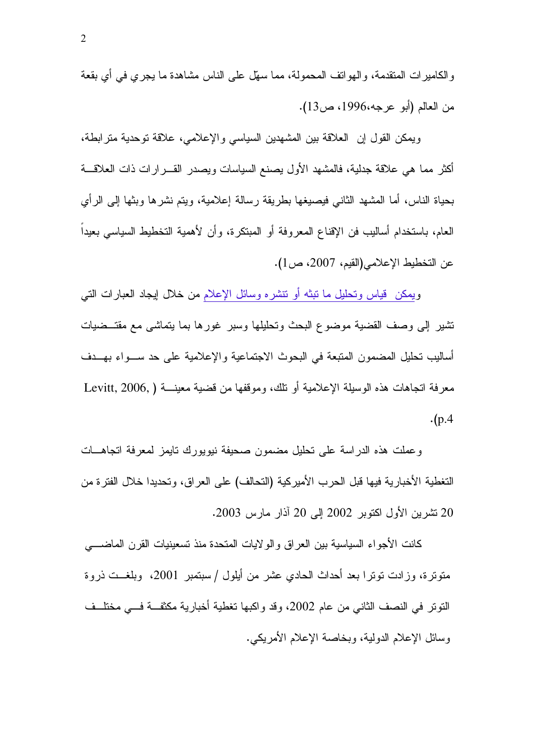والكاميرات المتقدمة، والهواتف المحمولة، مما سهّل على الناس مشاهدة ما يجري في أي بقعة من العالم (أبو عرجه،1996، ص13).

ويمكن القول إن العلاقة بين المشهدين السياسي والإعلامي، علاقة توحدية مترابطة، أكثر مما هي علاقة جدلية، فالمشهد الأول يصنع السياسات ويصدر القرارات ذات العلاقة بحياة الناس، أما المشهد الثاني فيصيغها بطريقة رسالة إعلامية، ويتم نشرها وبثها إلى الرأي العام، باستخدام أساليب فن الإقناع المعروفة أو المبتكرة، وأن لأهمية التخطيط السياسي بعيداً عن التخطيط الإعلامي(القيم، 2007، ص1).

ويمكن قياس وتحليل ما تبثه أو تنشره وسائل الإعلام من خلال إيجاد العبارات التي تشير إلى وصف القضية موضوع البحث وتحليلها وسبر غورها بما يتماشى مع مقتضيات أساليب تحليل المضمون المتبعة في البحوث الاجتماعية والإعلامية على حد سواء بهدف معرفة اتجاهات هذه الوسيلة الإعلامية أو تلك، وموقفها من قضية معينة ( Levitt, 2006, p.4).

وعملت هذه الدراسة على تحليل مضمون صحيفة نيويورك تايمز لمعرفة اتجاهات التغطية الأخبارية فيها قبل الحرب الأميركية (التحالف) على العراق، وتحديدا خلال الفترة من 20 تشرين الأول اكتوبر 2002 إلى 20 آذار مارس 2003.

كانت الأجواء السياسية بين العراق والولايات المتحدة منذ تسعينيات القرن الماضي متوترة، وزادت توترا بعد أحداث الحادي عشر من أيلول / سبتمبر 2001، وبلغت ذروة التوتر في النصف الثاني من عام 2002، وقد واكبها تغطية أخبارية مكثفة في مختلف وسائل الإعلام الدولية، وبخاصة الإعلام الأمريكي.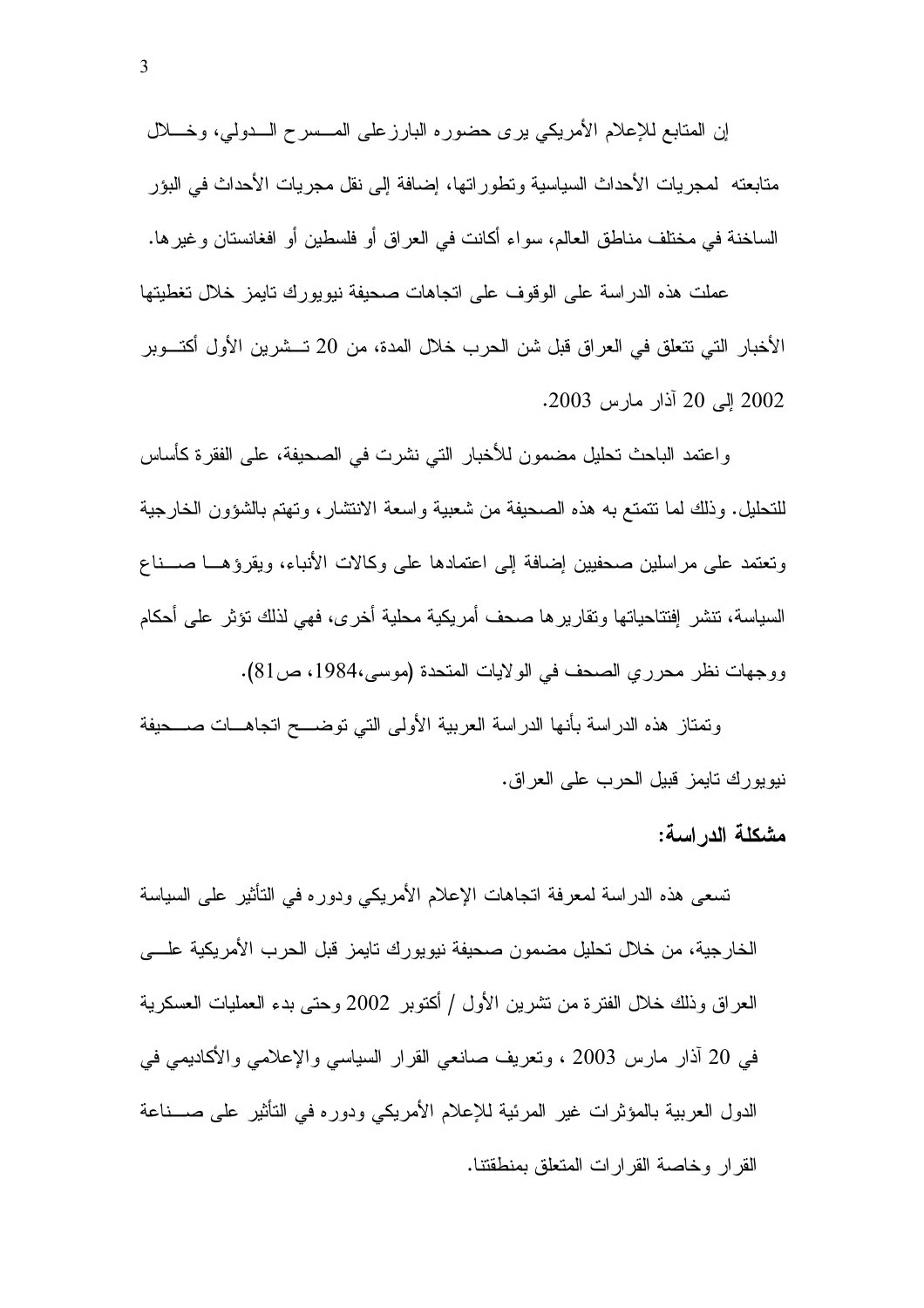إن المتابع للإعلام الأمريكي يرى حضوره البارزعلى المسرح الدولي، وخلال متابعته لمجريات الأحداث السياسية وتطوراتها، إضافة إلى نقل مجريات الأحداث في البؤر الساخنة في مختلف مناطق العالم، سواء أكانت في العراق أو فلسطين أو افغانستان وغيرها.

عملت هذه الدراسة على الوقوف على اتجاهات صحيفة نيويورك تايمز خلال تغطيتها الأخبار التي تتعلق في العراق قبل شن الحرب خلال المدة، من 20 تشرين الأول أكتوبر 2002 إلى 20 آذار مارس 2003.

واعتمد الباحث تحليل مضمون للأخبار التي نشرت في الصحيفة، على الفقرة كأساس للتحليل. وذلك لما تتمتع به هذه الصحيفة من شعبية واسعة الانتشار، وتهتم بالشؤون الخارجية وتعتمد على مراسلين صحفيين إضافة إلى اعتمادها على وكالات الأنباء، ويقرؤها صناع السياسة، تنشر إفتتاحياتها وتقاريرها صحف أمريكية محلية أخرى، فهي لذلك تؤثر على أحكام ووجهات نظر محرري الصحف في الولايات المتحدة (موسى،1984، ص81).

وتمتاز هذه الدراسة بأنها الدراسة العربية الأولى التي توضح اتجاهات صحيفة نيويورك تايمز قبيل الحرب على العراق.

**مشكلة الدراسة:**

تسعى هذه الدراسة لمعرفة اتجاهات الإعلام الأمريكي ودوره في التأثير على السياسة الخارجية، من خلال تحليل مضمون صحيفة نيويورك تايمز قبل الحرب الأمريكية على العراق وذلك خلال الفترة من تشرين الأول / أكتوبر 2002 وحتى بدء العمليات العسكرية في 20 آذار مارس 2003 ، وتعريف صانعي القرار السياسي والإعلامي والأكاديمي في الدول العربية بالمؤثرات غير المرئية للإعلام الأمريكي ودوره في التأثير على صناعة القرار وخاصة القرارات المتعلق بمنطقتنا.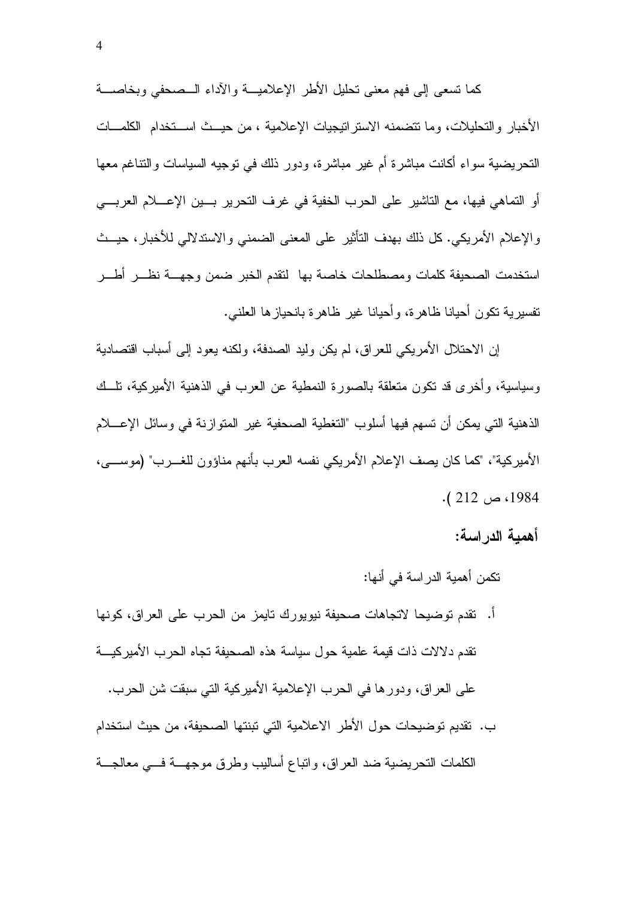كما تسعى إلى فهم معنى تحليل الأطر الإعلامية والآداء الصحفي وبخاصة الأخبار والتحليلات، وما تتضمنه الاستراتيجيات الإعلامية ، من حيث استخدام الكلمات التحريضية سواء أكانت مباشرة أم غير مباشرة، ودور ذلك في توجيه السياسات والتناغم معها أو التماهي فيها، مع التاشير على الحرب الخفية في غرف التحرير بين الإعلام العربي والإعلام الأمريكي. كل ذلك بهدف التأثير على المعنى الضمني والاستدلالي للأخبار، حيث استخدمت الصحيفة كلمات ومصطلحات خاصة بها لتقدم الخبر ضمن وجهة نظر أطر تفسيرية تكون أحيانا ظاهرة، وأحيانا غير ظاهرة بانحيازها العلني.

إن الاحتلال الأمريكي للعراق، لم يكن وليد الصدفة، ولكنه يعود إلى أسباب اقتصادية وسياسية، وأخرى قد تكون متعلقة بالصورة النمطية عن العرب في الذهنية الأميركية، تلك الذهنية التي يمكن أن تسهم فيها أسلوب "التغطية الصحفية غير المتوازنة في وسائل الإعلام الأميركية"، "كما كان يصف الإعلام الأمريكي نفسه العرب بأنهم مناؤون للغرب" (موسى، 1984، ص 212 ).

**أهمية الدراسة:**

تكمن أهمية الدراسة في أنها:

أ. تقدم توضيحا لاتجاهات صحيفة نيويورك تايمز من الحرب على العراق، كونها تقدم دلالات ذات قيمة علمية حول سياسة هذه الصحيفة تجاه الحرب الأميركية على العراق، ودورها في الحرب الإعلامية الأميركية التي سبقت شن الحرب.

ب. تقديم توضيحات حول الأطر الاعلامية التي تبنتها الصحيفة، من حيث استخدام الكلمات التحريضية ضد العراق، واتباع أساليب وطرق موجهة في معالجة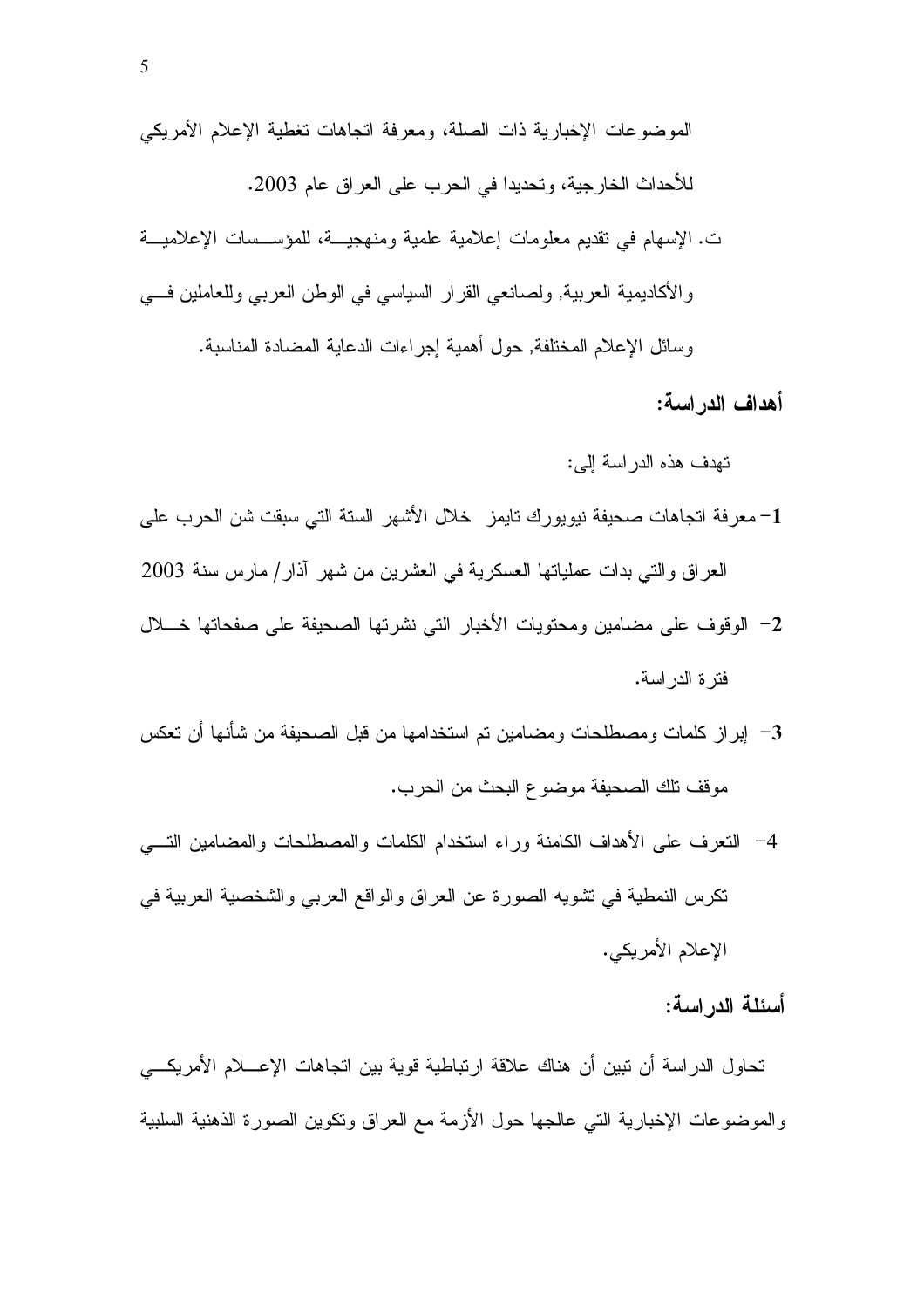الموضوعات الإخبارية ذات الصلة، ومعرفة اتجاهات تغطية الإعلام الأمريكي للأحداث الخارجية، وتحديدا في الحرب على العراق عام 2003.

ت. الإسهام في تقديم معلومات إعلامية علمية ومنهجيـة، للمؤسسات الإعلاميـة والأكاديمية العربية, ولصانعي القرار السياسي في الوطن العربي وللعاملين فـي وسائل الإعلام المختلفة, حول أهمية إجراءات الدعاية المضادة المناسبة.

**أهداف الدراسة:**

تهدف هذه الدراسة إلى:

1- معرفة اتجاهات صحيفة نيويورك تايمز خلال الأشهر الستة التي سبقت شن الحرب على العراق والتي بدات عملياتها العسكرية في العشرين من شهر آذار/ مارس سنة 2003

2- الوقوف على مضامين ومحتويات الأخبار التي نشرتها الصحيفة على صفحاتها خـلال فترة الدراسة.

3- إبراز كلمات ومصطلحات ومضامين تم استخدامها من قبل الصحيفة من شأنها أن تعكس موقف تلك الصحيفة موضوع البحث من الحرب.

4- التعرف على الأهداف الكامنة وراء استخدام الكلمات والمصطلحات والمضامين التـي تكرس النمطية في تشويه الصورة عن العراق والواقع العربي والشخصية العربية في الإعلام الأمريكي.

**أسئلة الدراسة:**

تحاول الدراسة أن تبين أن هناك علاقة ارتباطية قوية بين اتجاهات الإعـلام الأمريكـي والموضوعات الإخبارية التي عالجها حول الأزمة مع العراق وتكوين الصورة الذهنية السلبية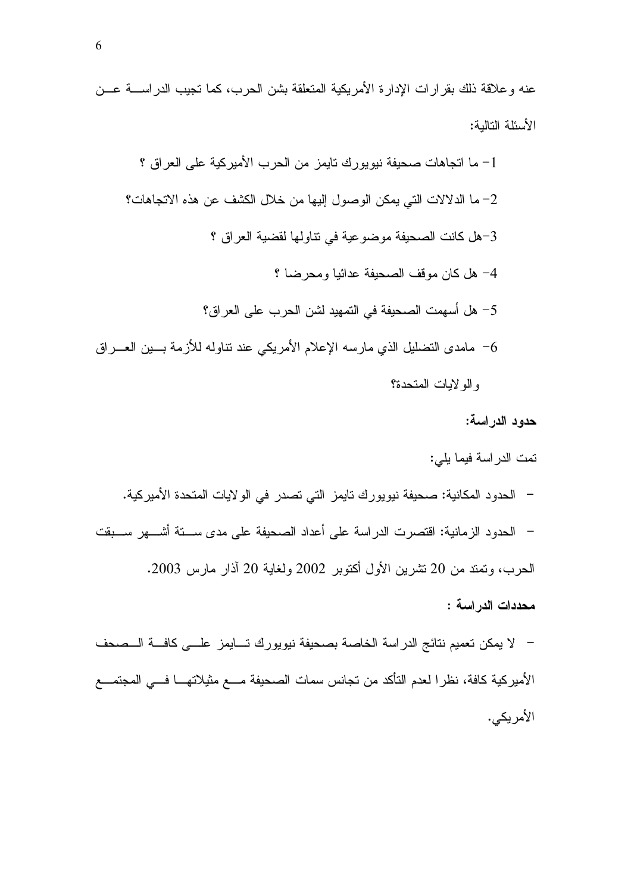عنه وعلاقة ذلك بقرارات الإدارة الأمريكية المتعلقة بشن الحرب، كما تجيب الدراسة عن الأسئلة التالية:

1- ما اتجاهات صحيفة نيويورك تايمز من الحرب الأميركية على العراق ؟

2- ما الدلالات التي يمكن الوصول إليها من خلال الكشف عن هذه الاتجاهات؟

3-هل كانت الصحيفة موضوعية في تناولها لقضية العراق ؟

4- هل كان موقف الصحيفة عدائيا ومحرضا ؟

5- هل أسهمت الصحيفة في التمهيد لشن الحرب على العراق؟

6- مامدى التضليل الذي مارسه الإعلام الأمريكي عند تناوله للأزمة بين العراق والولايات المتحدة؟

**حدود الدراسة:**

تمت الدراسة فيما يلي:

- الحدود المكانية: صحيفة نيويورك تايمز التي تصدر في الولايات المتحدة الأميركية.
- الحدود الزمانية: اقتصرت الدراسة على أعداد الصحيفة على مدى ستة أشهر سبقت الحرب، وتمتد من 20 تشرين الأول أكتوبر 2002 ولغاية 20 آذار مارس 2003.

**محددات الدراسة :**

- لا يمكن تعميم نتائج الدراسة الخاصة بصحيفة نيويورك تايمز على كافة الصحف الأميركية كافة، نظرا لعدم التأكد من تجانس سمات الصحيفة مع مثيلاتها في المجتمع الأمريكي.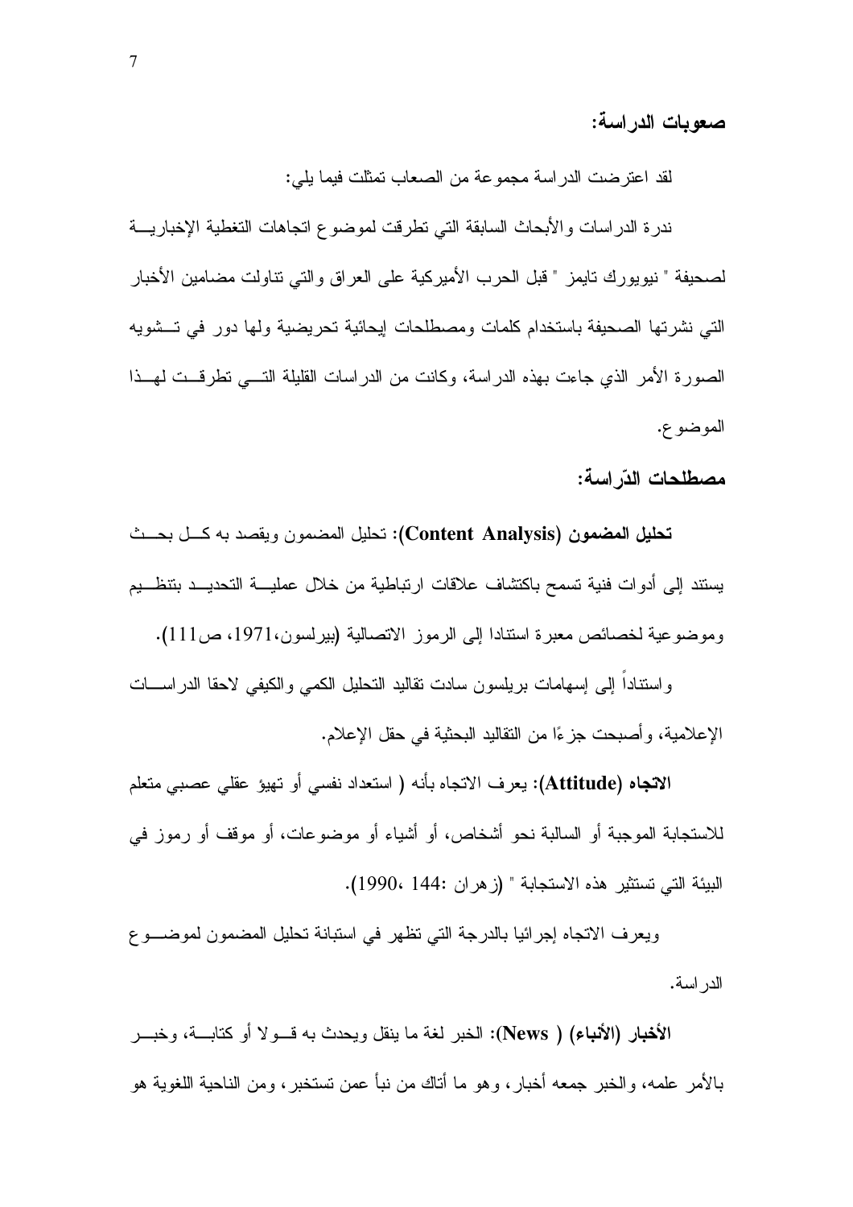**صعوبات الدراسة:**

لقد اعترضت الدراسة مجموعة من الصعاب تمثلت فيما يلي:

ندرة الدراسات والأبحاث السابقة التي تطرقت لموضوع اتجاهات التغطية الإخبارية لصحيفة " نيويورك تايمز " قبل الحرب الأميركية على العراق والتي تناولت مضامين الأخبار التي نشرتها الصحيفة باستخدام كلمات ومصطلحات إيحائية تحريضية ولها دور في تشويه الصورة الأمر الذي جاءت بهذه الدراسة، وكانت من الدراسات القليلة التي تطرقت لهذا الموضوع.

**مصطلحات الدّراسة:**

**تحليل المضمون (Content Analysis):** تحليل المضمون ويقصد به كل بحث يستند إلى أدوات فنية تسمح باكتشاف علاقات ارتباطية من خلال عملية التحديد بتنظيم وموضوعية لخصائص معبرة استنادا إلى الرموز الاتصالية (بيرلسون،1971، ص111).

واستناداً إلى إسهامات بريلسون سادت تقاليد التحليل الكمي والكيفي لاحقا الدراسات الإعلامية، وأصبحت جزءًا من التقاليد البحثية في حقل الإعلام.

**الاتجاه (Attitude):** يعرف الاتجاه بأنه ( استعداد نفسي أو تهيؤ عقلي عصبي متعلم للاستجابة الموجبة أو السالبة نحو أشخاص، أو أشياء أو موضوعات، أو موقف أو رموز في البيئة التي تستثير هذه الاستجابة " (زهران :144 ،1990).

ويعرف الاتجاه إجرائيا بالدرجة التي تظهر في استبانة تحليل المضمون لموضوع الدراسة.

**الأخبار (الأنباء) ( News):** الخبر لغة ما ينقل ويحدث به قولا أو كتابة، وخبر بالأمر علمه، والخبر جمعه أخبار، وهو ما أتاك من نبأ عمن تستخبر، ومن الناحية اللغوية هو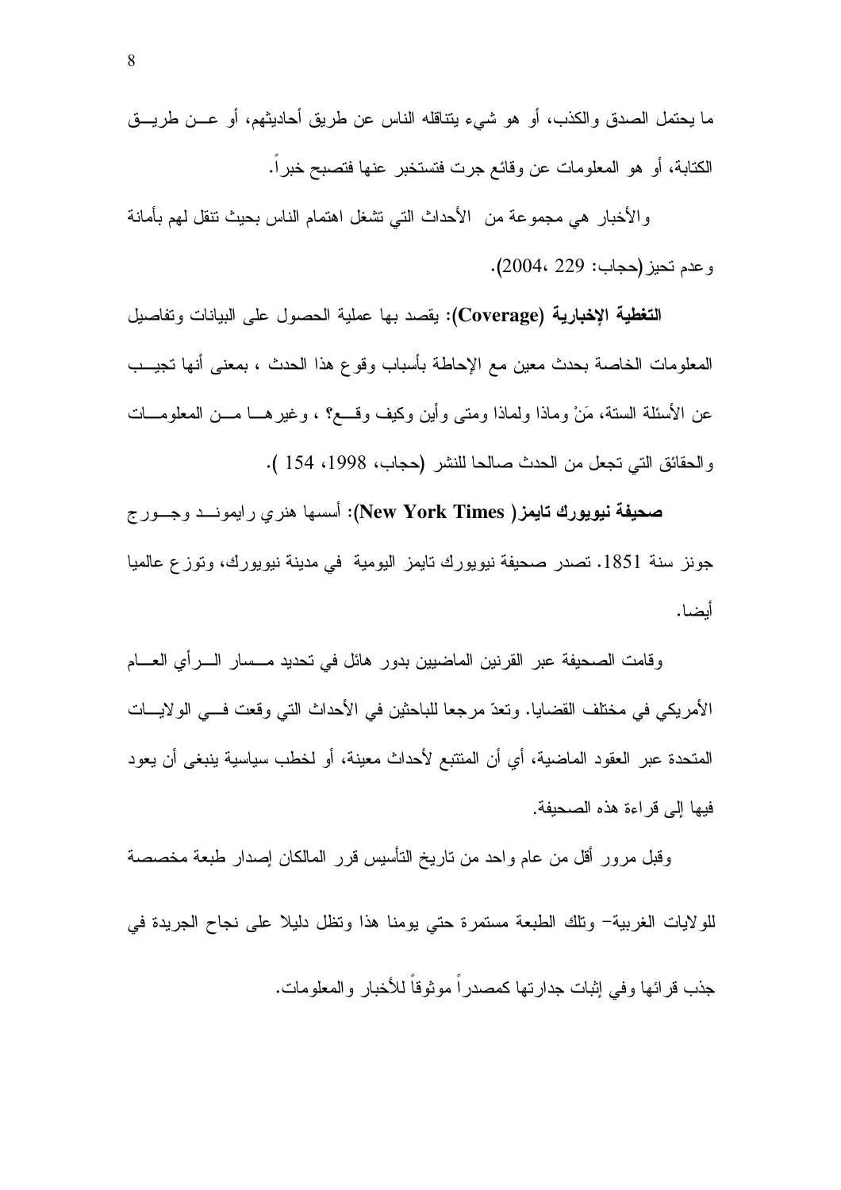ما يحتمل الصدق والكذب، أو هو شيء يتناقله الناس عن طريق أحاديثهم، أو عن طريق الكتابة، أو هو المعلومات عن وقائع جرت فتستخبر عنها فتصبح خبراً.

والأخبار هي مجموعة من الأحداث التي تشغل اهتمام الناس بحيث تنقل لهم بأمانة وعدم تحيز (حجاب: 229 ،2004).

**التغطية الإخبارية (Coverage)**: يقصد بها عملية الحصول على البيانات وتفاصيل المعلومات الخاصة بحدث معين مع الإحاطة بأسباب وقوع هذا الحدث ، بمعنى أنها تجيب عن الأسئلة الستة، مَنْ وماذا ولماذا ومتى وأين وكيف وقع؟ ، وغيرها من المعلومات والحقائق التي تجعل من الحدث صالحا للنشر (حجاب، 1998، 154 ).

**صحيفة نيويورك تايمز( New York Times)**: أسسها هنري رايموند وجورج جونز سنة 1851. تصدر صحيفة نيويورك تايمز اليومية في مدينة نيويورك، وتوزع عالميا أيضا.

وقامت الصحيفة عبر القرنين الماضيين بدور هائل في تحديد مسار الرأي العام الأمريكي في مختلف القضايا. وتعدّ مرجعا للباحثين في الأحداث التي وقعت في الولايات المتحدة عبر العقود الماضية، أي أن المتتبع لأحداث معينة، أو لخطب سياسية ينبغي أن يعود فيها إلى قراءة هذه الصحيفة.

وقبل مرور أقل من عام واحد من تاريخ التأسيس قرر المالكان إصدار طبعة مخصصة للولايات الغربية- وتلك الطبعة مستمرة حتي يومنا هذا وتظل دليلا على نجاح الجريدة في جذب قرائها وفي إثبات جدارتها كمصدراً موثوقاً للأخبار والمعلومات.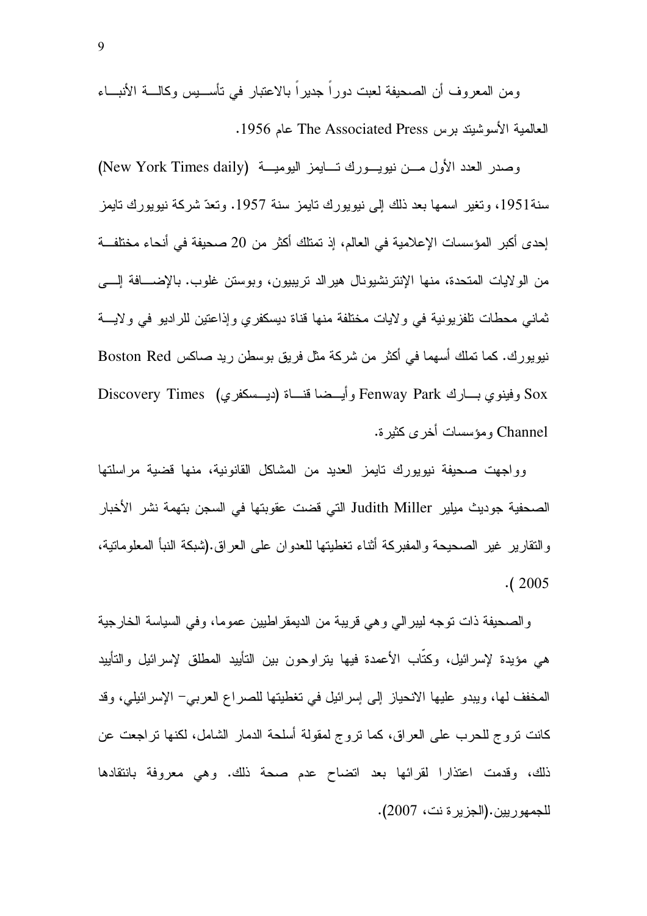ومن المعروف أن الصحيفة لعبت دوراً جديراً بالاعتبار في تأسيس وكالة الأنباء العالمية الأسوشيتد برس The Associated Press عام 1956.

وصدر العدد الأول من نيويورك تايمز اليومية (New York Times daily) سنة1951، وتغير اسمها بعد ذلك إلى نيويورك تايمز سنة 1957. وتعدّ شركة نيويورك تايمز إحدى أكبر المؤسسات الإعلامية في العالم، إذ تمتلك أكثر من 20 صحيفة في أنحاء مختلفة من الولايات المتحدة، منها الإنترنشيونال هيرالد تريبيون، وبوستن غلوب. بالإضافة إلى ثماني محطات تلفزيونية في ولايات مختلفة منها قناة ديسكفري وإذاعتين للراديو في ولاية نيويورك. كما تملك أسهما في أكثر من شركة مثل فريق بوسطن ريد صاكس Boston Red Sox وفينوي بارك Fenway Park وأيضا قناة (ديسكفري) Discovery Times Channel ومؤسسات أخرى كثيرة.

وواجهت صحيفة نيويورك تايمز العديد من المشاكل القانونية، منها قضية مراسلتها الصحفية جوديث ميلير Judith Miller التي قضت عقوبتها في السجن بتهمة نشر الأخبار والتقارير غير الصحيحة والمفبركة أثناء تغطيتها للعدوان على العراق.(شبكة النبأ المعلوماتية، 2005 ).

والصحيفة ذات توجه ليبرالي وهي قريبة من الديمقراطيين عموما، وفي السياسة الخارجية هي مؤيدة لإسرائيل، وكتّاب الأعمدة فيها يتراوحون بين التأييد المطلق لإسرائيل والتأييد المخفف لها، ويبدو عليها الانحياز إلى إسرائيل في تغطيتها للصراع العربي- الإسرائيلي، وقد كانت تروج للحرب على العراق، كما تروج لمقولة أسلحة الدمار الشامل، لكنها تراجعت عن ذلك، وقدمت اعتذارا لقرائها بعد اتضاح عدم صحة ذلك. وهي معروفة بانتقادها للجمهوريين.(الجزيرة نت، 2007).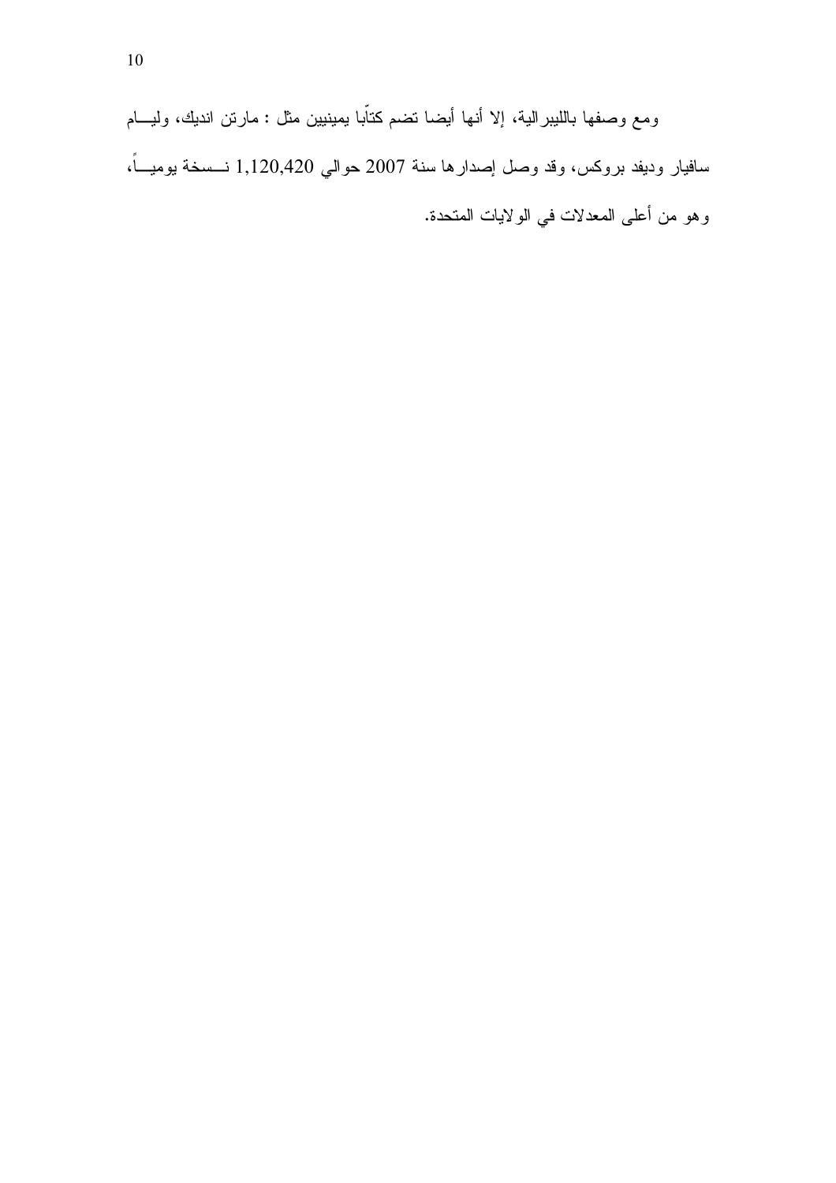ومع وصفها بالليبرالية، إلا أنها أيضا تضم كتّابا يمينيين مثل : مارتن انديك، وليام سافيار وديفد بروكس، وقد وصل إصدارها سنة 2007 حوالي 1,120,420 نسخة يومياً، وهو من أعلى المعدلات في الولايات المتحدة.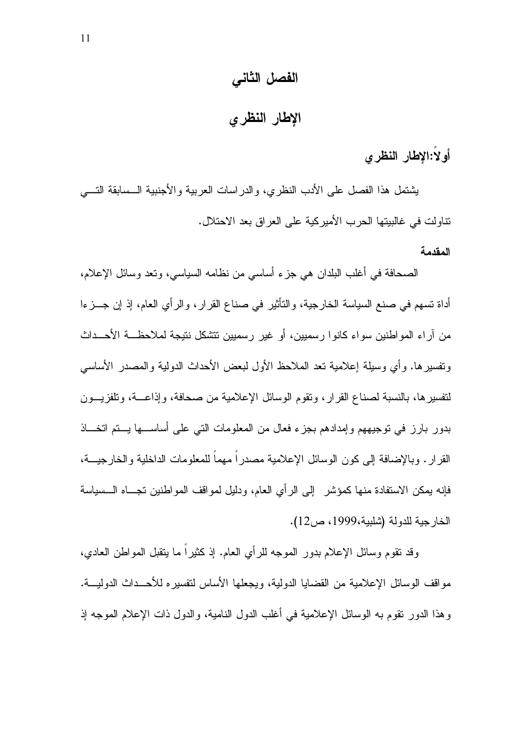# الفصل الثاني

## الإطار النظري

### أولاً:الإطار النظري

يشتمل هذا الفصل على الأدب النظري، والدراسات العربية والأجنبية السابقة التي تناولت في غالبيتها الحرب الأميركية على العراق بعد الاحتلال.

**المقدمة**

الصحافة في أغلب البلدان هي جزء أساسي من نظامه السياسي، وتعد وسائل الإعلام، أداة تسهم في صنع السياسة الخارجية، والتأثير في صناع القرار، والرأي العام، إذ إن جزءا من آراء المواطنين سواء كانوا رسميين، أو غير رسميين تتشكل نتيجة لملاحظة الأحداث وتفسيرها. وأي وسيلة إعلامية تعد الملاحظ الأول لبعض الأحداث الدولية والمصدر الأساسي لتفسيرها، بالنسبة لصناع القرار، وتقوم الوسائل الإعلامية من صحافة، وإذاعة، وتلفزيون بدور بارز في توجيههم وإمدادهم بجزء فعال من المعلومات التي على أساسها يتم اتخاذ القرار. وبالإضافة إلى كون الوسائل الإعلامية مصدراً مهماً للمعلومات الداخلية والخارجية، فإنه يمكن الاستفادة منها كمؤشر إلى الرأي العام، ودليل لمواقف المواطنين تجاه السياسة الخارجية للدولة (شلبية،1999، ص12).

وقد تقوم وسائل الإعلام بدور الموجه للرأي العام. إذ كثيراً ما يتقبل المواطن العادي، مواقف الوسائل الإعلامية من القضايا الدولية، ويجعلها الأساس لتفسيره للأحداث الدولية. وهذا الدور تقوم به الوسائل الإعلامية في أغلب الدول النامية، والدول ذات الإعلام الموجه إذ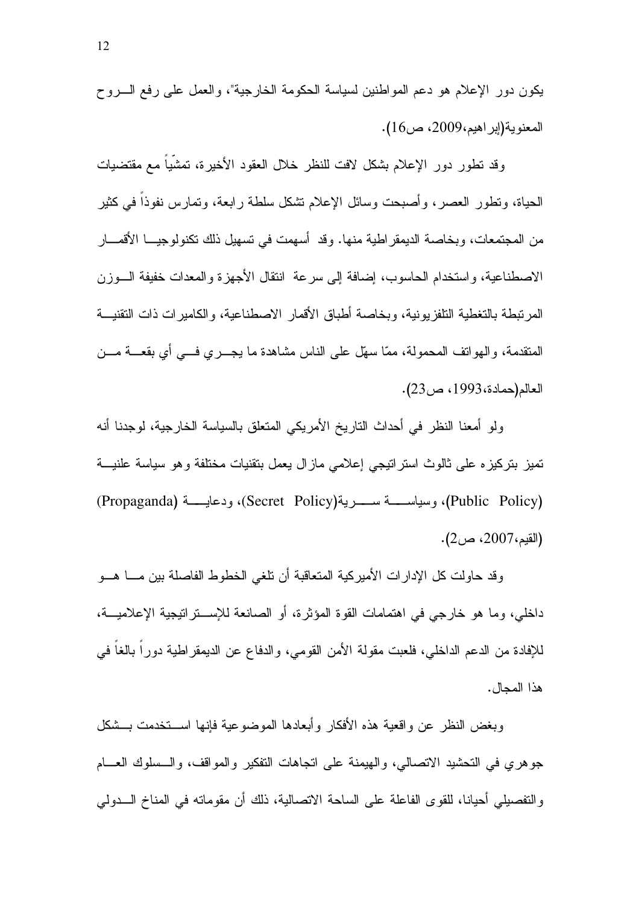يكون دور الإعلام هو دعم المواطنين لسياسة الحكومة الخارجية"، والعمل على رفع الروح المعنوية(إبراهيم،2009، ص16).

وقد تطور دور الإعلام بشكل لافت للنظر خلال العقود الأخيرة، تمشّياً مع مقتضيات الحياة، وتطور العصر، وأصبحت وسائل الإعلام تشكل سلطة رابعة، وتمارس نفوذاً في كثير من المجتمعات، وبخاصة الديمقراطية منها. وقد أسهمت في تسهيل ذلك تكنولوجيا الأقمار الاصطناعية، واستخدام الحاسوب، إضافة إلى سرعة انتقال الأجهزة والمعدات خفيفة الوزن المرتبطة بالتغطية التلفزيونية، وبخاصة أطباق الأقمار الاصطناعية، والكاميرات ذات التقنية المتقدمة، والهواتف المحمولة، ممّا سهّل على الناس مشاهدة ما يجري في أي بقعة من العالم(حمادة،1993، ص23).

ولو أمعنا النظر في أحداث التاريخ الأمريكي المتعلق بالسياسة الخارجية، لوجدنا أنه تميز بتركيزه على ثالوث استراتيجي إعلامي مازال يعمل بتقنيات مختلفة وهو سياسة علنية (Public Policy)، وسياسة سرية(Secret Policy)، ودعاية (Propaganda) (القيم،2007، ص2).

وقد حاولت كل الإدارات الأميركية المتعاقبة أن تلغي الخطوط الفاصلة بين ما هو داخلي، وما هو خارجي في اهتمامات القوة المؤثرة، أو الصانعة للإستراتيجية الإعلامية، للإفادة من الدعم الداخلي، فلعبت مقولة الأمن القومي، والدفاع عن الديمقراطية دوراً بالغاً في هذا المجال.

وبغض النظر عن واقعية هذه الأفكار وأبعادها الموضوعية فإنها استخدمت بشكل جوهري في التحشيد الاتصالي، والهيمنة على اتجاهات التفكير والمواقف، والسلوك العام والتفصيلي أحيانا، للقوى الفاعلة على الساحة الاتصالية، ذلك أن مقوماته في المناخ الدولي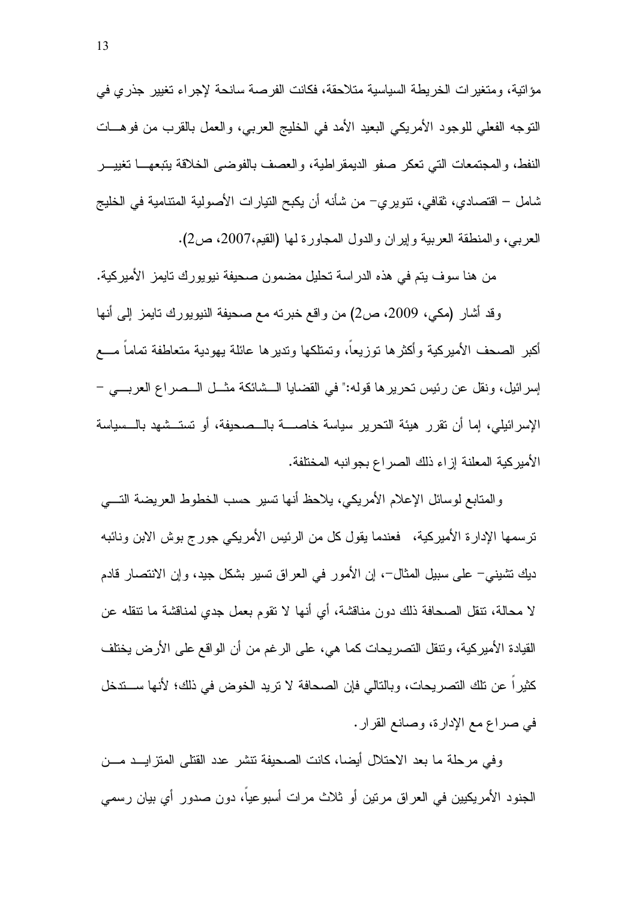مؤاتية، ومتغيرات الخريطة السياسية متلاحقة، فكانت الفرصة سانحة لإجراء تغيير جذري في التوجه الفعلي للوجود الأمريكي البعيد الأمد في الخليج العربي، والعمل بالقرب من فوهات النفط، والمجتمعات التي تعكر صفو الديمقراطية، والعصف بالفوضى الخلاقة يتبعها تغيير شامل – اقتصادي، ثقافي، تنويري– من شأنه أن يكبح التيارات الأصولية المتنامية في الخليج العربي، والمنطقة العربية وإيران والدول المجاورة لها (القيم،2007، ص2).

من هنا سوف يتم في هذه الدراسة تحليل مضمون صحيفة نيويورك تايمز الأميركية.

وقد أشار (مكي، 2009، ص2) من واقع خبرته مع صحيفة النيويورك تايمز إلى أنها أكبر الصحف الأميركية وأكثرها توزيعاً، وتمتلكها وتديرها عائلة يهودية متعاطفة تماماً مع إسرائيل، ونقل عن رئيس تحريرها قوله:" في القضايا الشائكة مثل الصراع العربي – الإسرائيلي، إما أن تقرر هيئة التحرير سياسة خاصة بالصحيفة، أو تستشهد بالسياسة الأميركية المعلنة إزاء ذلك الصراع بجوانبه المختلفة.

والمتابع لوسائل الإعلام الأمريكي، يلاحظ أنها تسير حسب الخطوط العريضة التي ترسمها الإدارة الأميركية، فعندما يقول كل من الرئيس الأمريكي جورج بوش الابن ونائبه ديك تشيني– على سبيل المثال–، إن الأمور في العراق تسير بشكل جيد، وإن الانتصار قادم لا محالة، تنقل الصحافة ذلك دون مناقشة، أي أنها لا تقوم بعمل جدي لمناقشة ما تنقله عن القيادة الأميركية، وتنقل التصريحات كما هي، على الرغم من أن الواقع على الأرض يختلف كثيراً عن تلك التصريحات، وبالتالي فإن الصحافة لا تريد الخوض في ذلك؛ لأنها ستدخل في صراع مع الإدارة، وصانع القرار.

وفي مرحلة ما بعد الاحتلال أيضا، كانت الصحيفة تنشر عدد القتلى المتزايد من الجنود الأمريكيين في العراق مرتين أو ثلاث مرات أسبوعياً، دون صدور أي بيان رسمي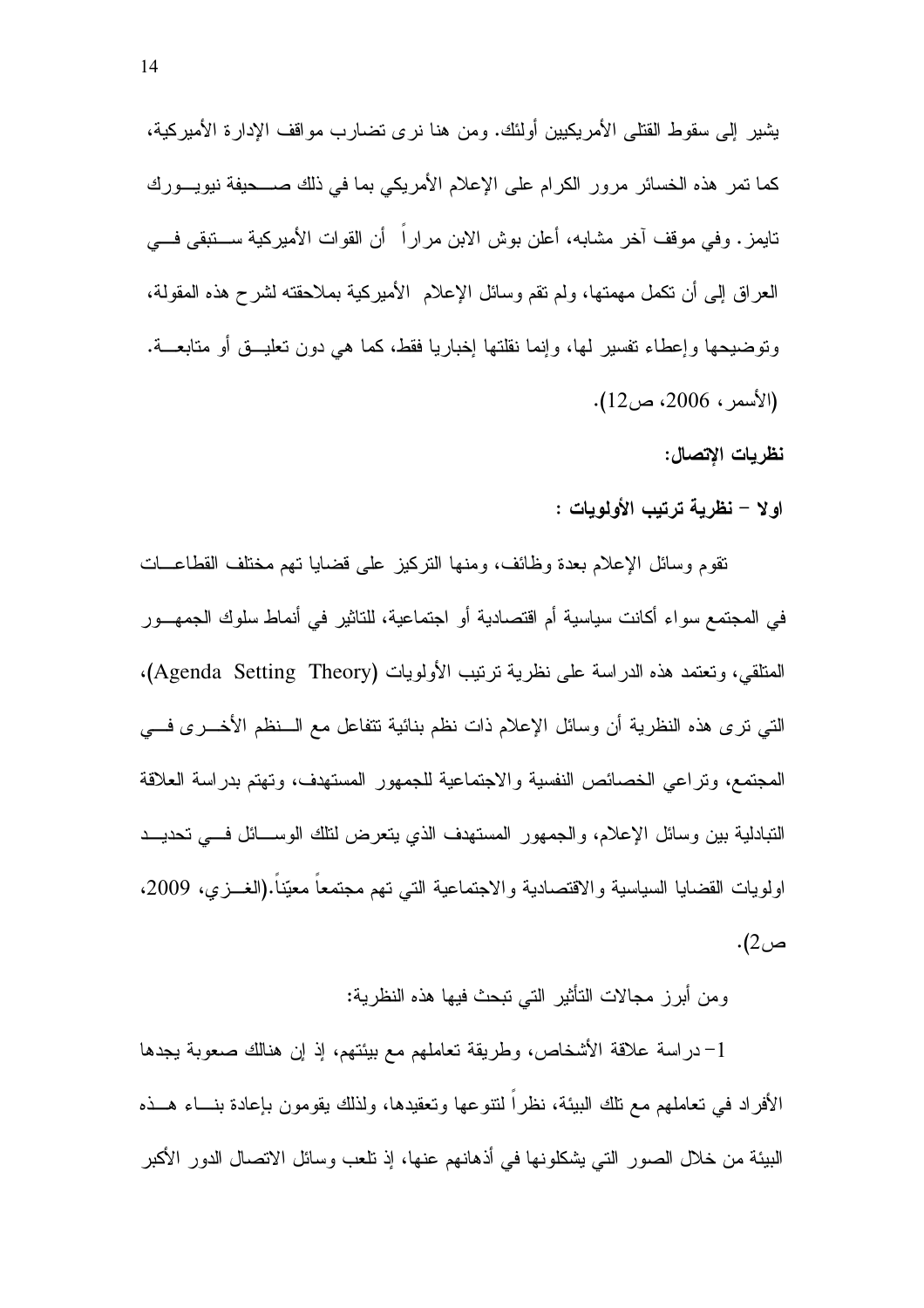يشير إلى سقوط القتلى الأمريكيين أولئك. ومن هنا نرى تضارب مواقف الإدارة الأميركية، كما تمر هذه الخسائر مرور الكرام على الإعلام الأمريكي بما في ذلك صحيفة نيويورك تايمز. وفي موقف آخر مشابه، أعلن بوش الابن مراراً أن القوات الأميركية ستبقى في العراق إلى أن تكمل مهمتها، ولم تقم وسائل الإعلام الأميركية بملاحقته لشرح هذه المقولة، وتوضيحها وإعطاء تفسير لها، وإنما نقلتها إخباريا فقط، كما هي دون تعليق أو متابعة. (الأسمر، 2006، ص12).

**نظريات الإتصال:**

**اولا – نظرية ترتيب الأولويات :**

تقوم وسائل الإعلام بعدة وظائف، ومنها التركيز على قضايا تهم مختلف القطاعات في المجتمع سواء أكانت سياسية أم اقتصادية أو اجتماعية، للتاثير في أنماط سلوك الجمهور المتلقي، وتعتمد هذه الدراسة على نظرية ترتيب الأولويات (Agenda Setting Theory)، التي ترى هذه النظرية أن وسائل الإعلام ذات نظم بنائية تتفاعل مع النظم الأخرى في المجتمع، وتراعي الخصائص النفسية والاجتماعية للجمهور المستهدف، وتهتم بدراسة العلاقة التبادلية بين وسائل الإعلام، والجمهور المستهدف الذي يتعرض لتلك الوسائل في تحديد اولويات القضايا السياسية والاقتصادية والاجتماعية التي تهم مجتمعاً معيّناً.(الغزي، 2009، ص2).

ومن أبرز مجالات التأثير التي تبحث فيها هذه النظرية:

1- دراسة علاقة الأشخاص، وطريقة تعاملهم مع بيئتهم، إذ إن هنالك صعوبة يجدها الأفراد في تعاملهم مع تلك البيئة، نظراً لتنوعها وتعقيدها، ولذلك يقومون بإعادة بناء هذه البيئة من خلال الصور التي يشكلونها في أذهانهم عنها، إذ تلعب وسائل الاتصال الدور الأكبر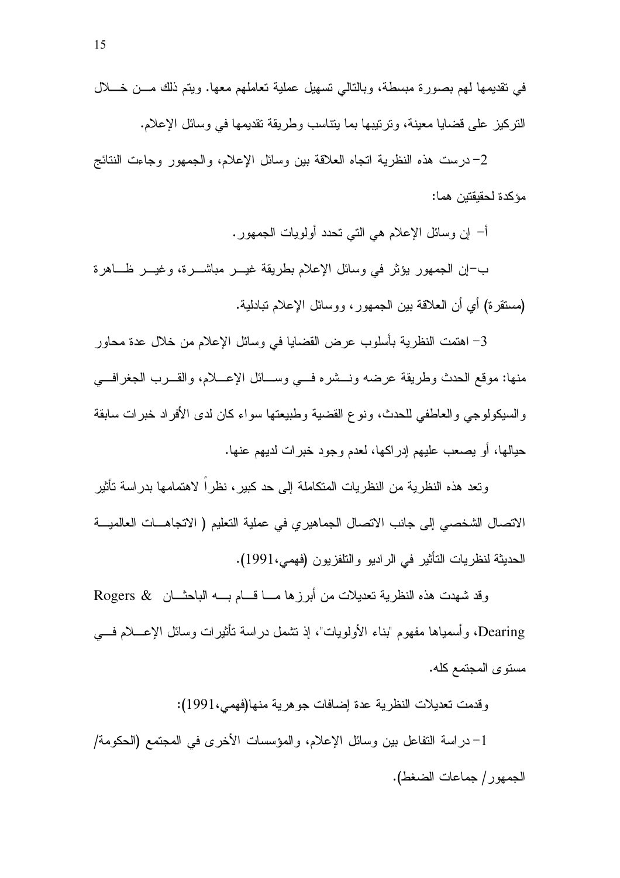في تقديمها لهم بصورة مبسطة، وبالتالي تسهيل عملية تعاملهم معها. ويتم ذلك من خلال التركيز على قضايا معينة، وترتيبها بما يتناسب وطريقة تقديمها في وسائل الإعلام.

2- درست هذه النظرية اتجاه العلاقة بين وسائل الإعلام، والجمهور وجاءت النتائج مؤكدة لحقيقتين هما:

أ- إن وسائل الإعلام هي التي تحدد أولويات الجمهور.

ب-إن الجمهور يؤثر في وسائل الإعلام بطريقة غير مباشرة، وغير ظاهرة (مستقرة) أي أن العلاقة بين الجمهور، ووسائل الإعلام تبادلية.

3- اهتمت النظرية بأسلوب عرض القضايا في وسائل الإعلام من خلال عدة محاور منها: موقع الحدث وطريقة عرضه ونشره في وسائل الإعلام، والقرب الجغرافي والسيكولوجي والعاطفي للحدث، ونوع القضية وطبيعتها سواء كان لدى الأفراد خبرات سابقة حيالها، أو يصعب عليهم إدراكها، لعدم وجود خبرات لديهم عنها.

وتعد هذه النظرية من النظريات المتكاملة إلى حد كبير، نظراً لاهتمامها بدراسة تأثير الاتصال الشخصي إلى جانب الاتصال الجماهيري في عملية التعليم ( الاتجاهات العالمية الحديثة لنظريات التأثير في الراديو والتلفزيون (فهمي،1991).

وقد شهدت هذه النظرية تعديلات من أبرزها ما قام به الباحثان Rogers & Dearing، وأسمياها مفهوم "بناء الأولويات"، إذ تشمل دراسة تأثيرات وسائل الإعلام في مستوى المجتمع كله.

وقدمت تعديلات النظرية عدة إضافات جوهرية منها(فهمي،1991):

1- دراسة التفاعل بين وسائل الإعلام، والمؤسسات الأخرى في المجتمع (الحكومة/ الجمهور/ جماعات الضغط).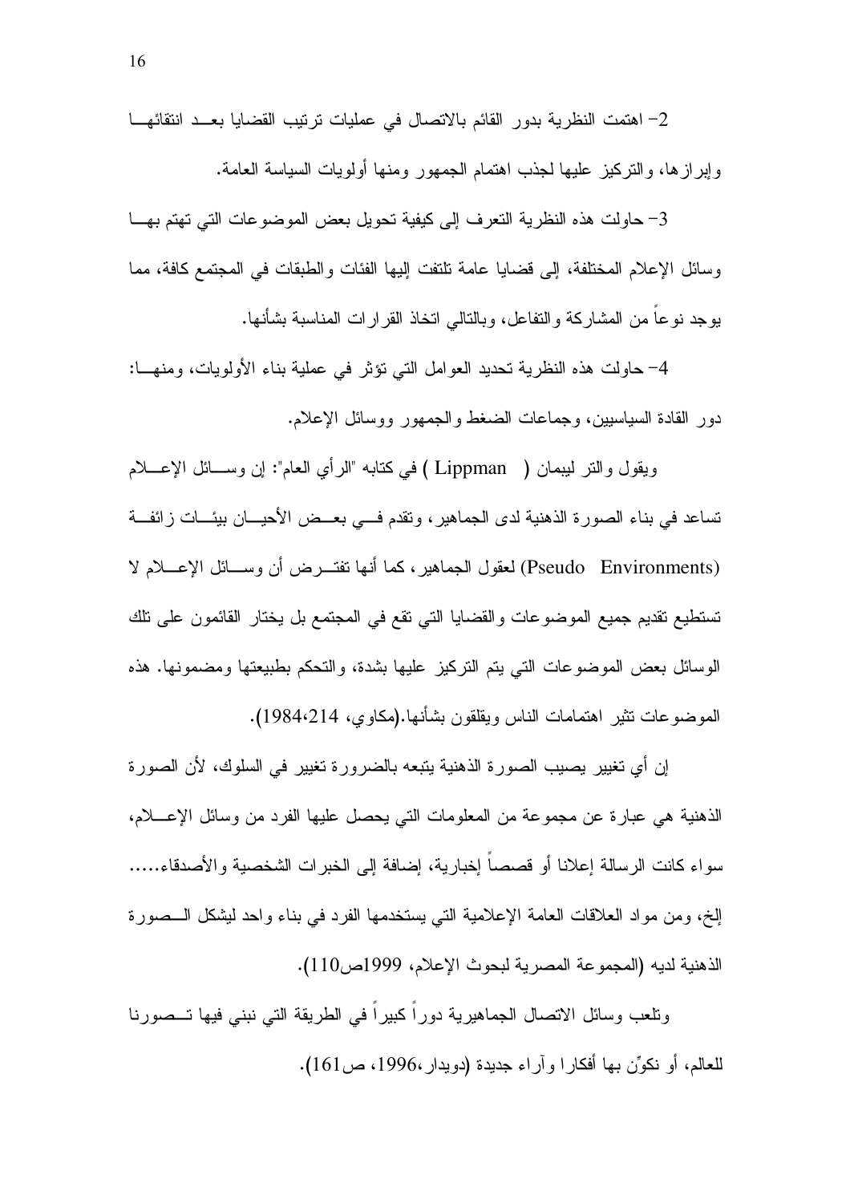2- اهتمت النظرية بدور القائم بالاتصال في عمليات ترتيب القضايا بعد انتقائها وإبرازها، والتركيز عليها لجذب اهتمام الجمهور ومنها أولويات السياسة العامة.

3- حاولت هذه النظرية التعرف إلى كيفية تحويل بعض الموضوعات التي تهتم بها وسائل الإعلام المختلفة، إلى قضايا عامة تلتفت إليها الفئات والطبقات في المجتمع كافة، مما يوجد نوعاً من المشاركة والتفاعل، وبالتالي اتخاذ القرارات المناسبة بشأنها.

4- حاولت هذه النظرية تحديد العوامل التي تؤثر في عملية بناء الأولويات، ومنها: دور القادة السياسيين، وجماعات الضغط والجمهور ووسائل الإعلام.

ويقول والتر ليبمان ( Lippman ) في كتابه "الرأي العام": إن وسائل الإعلام تساعد في بناء الصورة الذهنية لدى الجماهير، وتقدم في بعض الأحيان بيئات زائفة (Pseudo Environments) لعقول الجماهير، كما أنها تفترض أن وسائل الإعلام لا تستطيع تقديم جميع الموضوعات والقضايا التي تقع في المجتمع بل يختار القائمون على تلك الوسائل بعض الموضوعات التي يتم التركيز عليها بشدة، والتحكم بطبيعتها ومضمونها. هذه الموضوعات تثير اهتمامات الناس ويقلقون بشأنها.(مكاوي، 214،1984).

إن أي تغيير يصيب الصورة الذهنية يتبعه بالضرورة تغيير في السلوك، لأن الصورة الذهنية هي عبارة عن مجموعة من المعلومات التي يحصل عليها الفرد من وسائل الإعلام، سواء كانت الرسالة إعلانا أو قصصاً إخبارية، إضافة إلى الخبرات الشخصية والأصدقاء..... إلخ، ومن مواد العلاقات العامة الإعلامية التي يستخدمها الفرد في بناء واحد ليشكل الصورة الذهنية لديه (المجموعة المصرية لبحوث الإعلام، 1999ص110).

وتلعب وسائل الاتصال الجماهيرية دوراً كبيراً في الطريقة التي نبني فيها تصورنا للعالم، أو نكوّن بها أفكارا وآراء جديدة (دويدار،1996، ص161).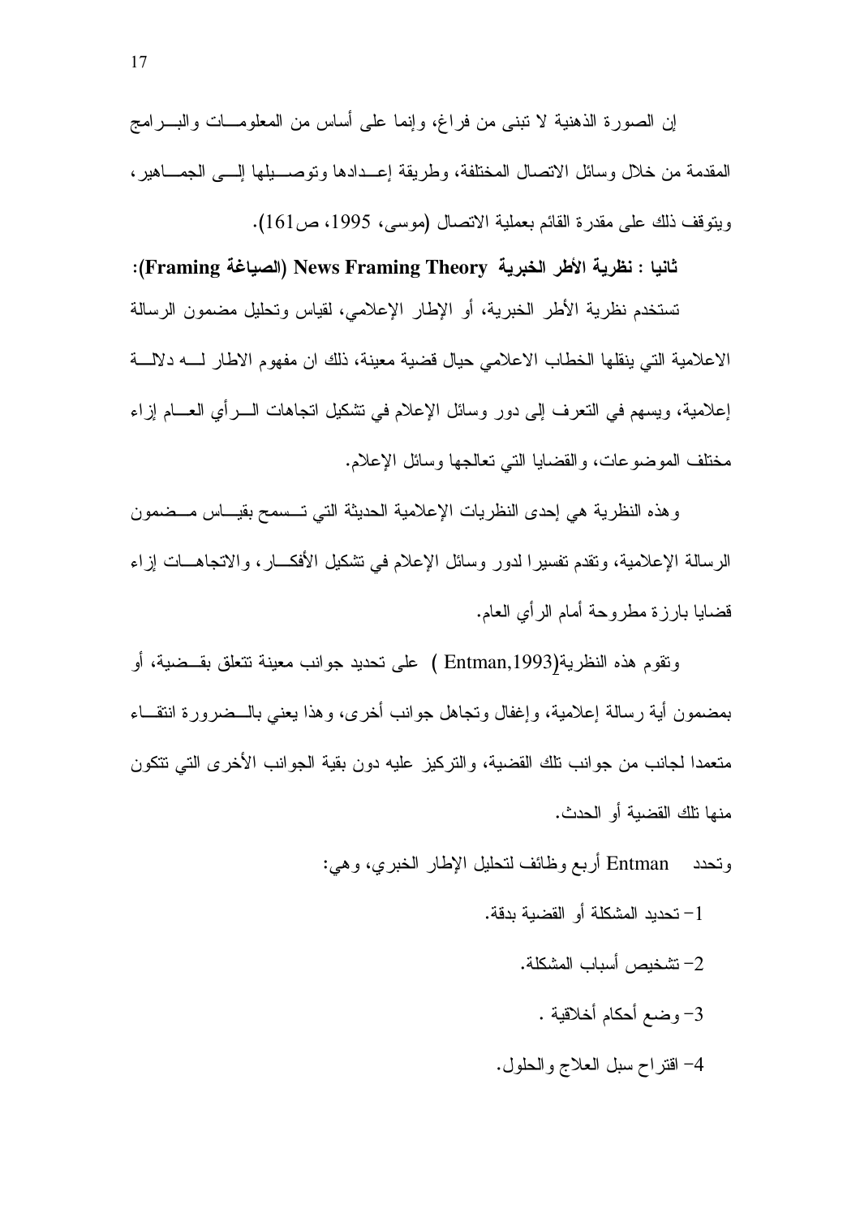إن الصورة الذهنية لا تبنى من فراغ، وإنما على أساس من المعلومات والبرامج المقدمة من خلال وسائل الاتصال المختلفة، وطريقة إعدادها وتوصيلها إلى الجماهير، ويتوقف ذلك على مقدرة القائم بعملية الاتصال (موسى، 1995، ص161).

**ثانيا : نظرية الأطر الخبرية News Framing Theory (الصياغة Framing):**

تستخدم نظرية الأطر الخبرية، أو الإطار الإعلامي، لقياس وتحليل مضمون الرسالة الاعلامية التي ينقلها الخطاب الاعلامي حيال قضية معينة، ذلك ان مفهوم الاطار له دلالة إعلامية، ويسهم في التعرف إلى دور وسائل الإعلام في تشكيل اتجاهات الرأي العام إزاء مختلف الموضوعات، والقضايا التي تعالجها وسائل الإعلام.

وهذه النظرية هي إحدى النظريات الإعلامية الحديثة التي تسمح بقياس مضمون الرسالة الإعلامية، وتقدم تفسيرا لدور وسائل الإعلام في تشكيل الأفكار، والاتجاهات إزاء قضايا بارزة مطروحة أمام الرأي العام.

وتقوم هذه النظرية(Entman,1993 ) على تحديد جوانب معينة تتعلق بقضية، أو بمضمون أية رسالة إعلامية، وإغفال وتجاهل جوانب أخرى، وهذا يعني بالضرورة انتقاء متعمدا لجانب من جوانب تلك القضية، والتركيز عليه دون بقية الجوانب الأخرى التي تتكون منها تلك القضية أو الحدث.

وتحدد Entman أربع وظائف لتحليل الإطار الخبري، وهي:

1- تحديد المشكلة أو القضية بدقة.
2- تشخيص أسباب المشكلة.
3- وضع أحكام أخلاقية .
4- اقتراح سبل العلاج والحلول.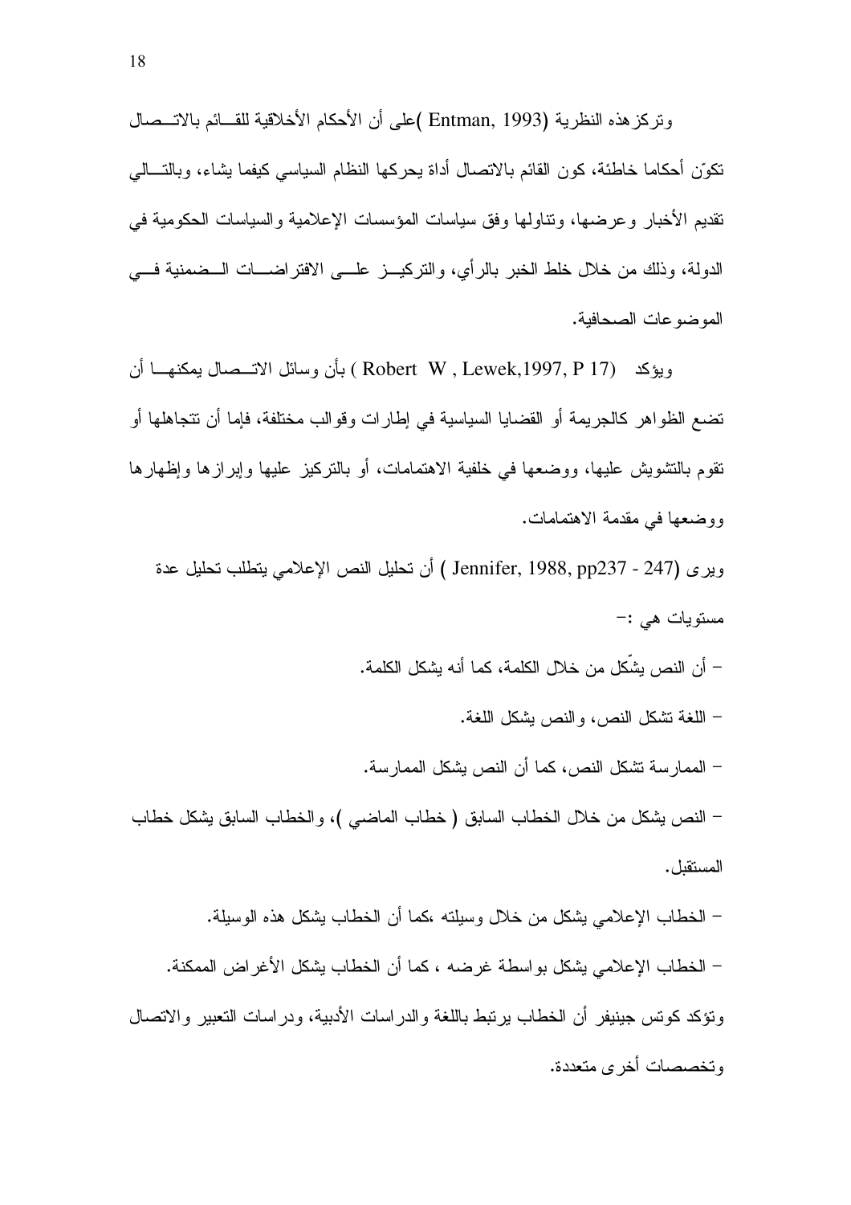وتركز هذه النظرية (Entman, 1993 )على أن الأحكام الأخلاقية للقائم بالاتصال تكوّن أحكاما خاطئة، كون القائم بالاتصال أداة يحركها النظام السياسي كيفما يشاء، وبالتالي تقديم الأخبار وعرضها، وتناولها وفق سياسات المؤسسات الإعلامية والسياسات الحكومية في الدولة، وذلك من خلال خلط الخبر بالرأي، والتركيز على الافتراضات الضمنية في الموضوعات الصحافية.

ويؤكد (Robert W , Lewek,1997, P 17 ) بأن وسائل الاتصال يمكنها أن تضع الظواهر كالجريمة أو القضايا السياسية في إطارات وقوالب مختلفة، فإما أن تتجاهلها أو تقوم بالتشويش عليها، ووضعها في خلفية الاهتمامات، أو بالتركيز عليها وإبرازها وإظهارها ووضعها في مقدمة الاهتمامات.

ويرى (Jennifer, 1988, pp237 - 247 ) أن تحليل النص الإعلامي يتطلب تحليل عدة مستويات هي :-

- أن النص يشّكل من خلال الكلمة، كما أنه يشكل الكلمة.
- اللغة تشكل النص، والنص يشكل اللغة.
- الممارسة تشكل النص، كما أن النص يشكل الممارسة.
- النص يشكل من خلال الخطاب السابق ( خطاب الماضي )، والخطاب السابق يشكل خطاب المستقبل.
- الخطاب الإعلامي يشكل من خلال وسيلته ،كما أن الخطاب يشكل هذه الوسيلة.
- الخطاب الإعلامي يشكل بواسطة غرضه ، كما أن الخطاب يشكل الأغراض الممكنة.

وتؤكد كوتس جينيفر أن الخطاب يرتبط باللغة والدراسات الأدبية، ودراسات التعبير والاتصال وتخصصات أخرى متعددة.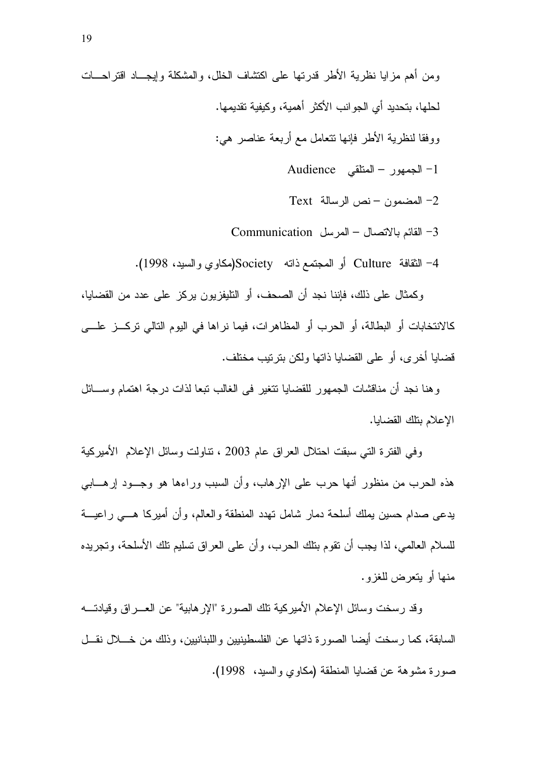ومن أهم مزايا نظرية الأطر قدرتها على اكتشاف الخلل، والمشكلة وإيجاد اقتراحات لحلها، بتحديد أي الجوانب الأكثر أهمية، وكيفية تقديمها.

ووفقا لنظرية الأطر فإنها تتعامل مع أربعة عناصر هي:

1- الجمهور – المتلقي Audience

2- المضمون – نص الرسالة Text

3- القائم بالاتصال – المرسل Communication

4- الثقافة Culture أو المجتمع ذاته Society(مكاوي والسيد، 1998).

وكمثال على ذلك، فإننا نجد أن الصحف، أو التليفزيون يركز على عدد من القضايا، كالانتخابات أو البطالة، أو الحرب أو المظاهرات، فيما نراها في اليوم التالي تركز على قضايا أخرى، أو على القضايا ذاتها ولكن بترتيب مختلف.

وهنا نجد أن مناقشات الجمهور للقضايا تتغير فى الغالب تبعا لذات درجة اهتمام وسائل الإعلام بتلك القضايا.

وفي الفترة التي سبقت احتلال العراق عام 2003 ، تناولت وسائل الإعلام الأميركية هذه الحرب من منظور أنها حرب على الإرهاب، وأن السبب وراءها هو وجود إرهابي يدعى صدام حسين يملك أسلحة دمار شامل تهدد المنطقة والعالم، وأن أميركا هي راعية للسلام العالمي، لذا يجب أن تقوم بتلك الحرب، وأن على العراق تسليم تلك الأسلحة، وتجريده منها أو يتعرض للغزو.

وقد رسخت وسائل الإعلام الأميركية تلك الصورة "الإرهابية" عن العراق وقيادته السابقة، كما رسخت أيضا الصورة ذاتها عن الفلسطينيين واللبنانيين، وذلك من خلال نقل صورة مشوهة عن قضايا المنطقة (مكاوي والسيد، 1998).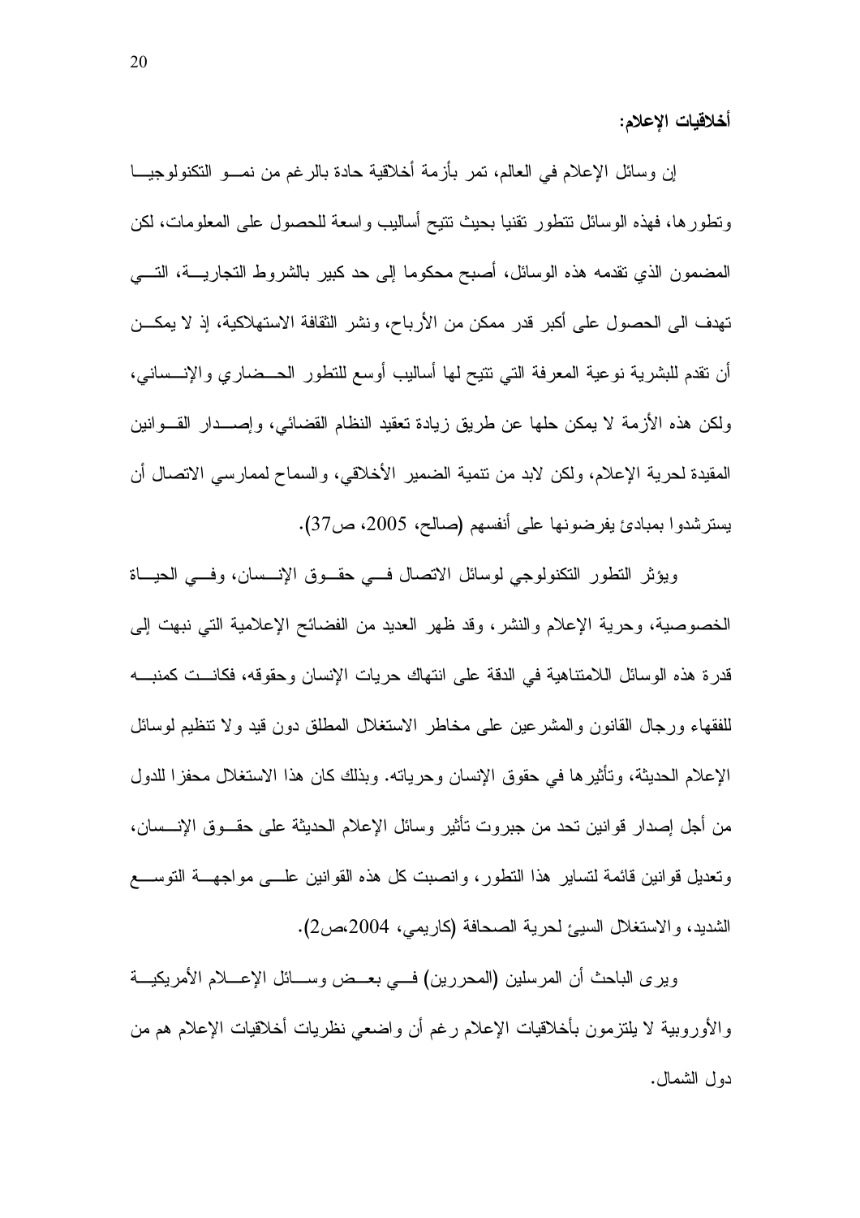**أخلاقيات الإعلام:**

إن وسائل الإعلام في العالم، تمر بأزمة أخلاقية حادة بالرغم من نمو التكنولوجيا وتطورها، فهذه الوسائل تتطور تقنيا بحيث تتيح أساليب واسعة للحصول على المعلومات، لكن المضمون الذي تقدمه هذه الوسائل، أصبح محكوما إلى حد كبير بالشروط التجارية، التي تهدف الى الحصول على أكبر قدر ممكن من الأرباح، ونشر الثقافة الاستهلاكية، إذ لا يمكن أن تقدم للبشرية نوعية المعرفة التي تتيح لها أساليب أوسع للتطور الحضاري والإنساني، ولكن هذه الأزمة لا يمكن حلها عن طريق زيادة تعقيد النظام القضائي، وإصدار القوانين المقيدة لحرية الإعلام، ولكن لابد من تنمية الضمير الأخلاقي، والسماح لممارسي الاتصال أن يسترشدوا بمبادئ يفرضونها على أنفسهم (صالح، 2005، ص37).

ويؤثر التطور التكنولوجي لوسائل الاتصال في حقوق الإنسان، وفي الحياة الخصوصية، وحرية الإعلام والنشر، وقد ظهر العديد من الفضائح الإعلامية التي نبهت إلى قدرة هذه الوسائل اللامتناهية في الدقة على انتهاك حريات الإنسان وحقوقه، فكانت كمنبه للفقهاء ورجال القانون والمشرعين على مخاطر الاستغلال المطلق دون قيد ولا تنظيم لوسائل الإعلام الحديثة، وتأثيرها في حقوق الإنسان وحرياته. وبذلك كان هذا الاستغلال محفزا للدول من أجل إصدار قوانين تحد من جبروت تأثير وسائل الإعلام الحديثة على حقوق الإنسان، وتعديل قوانين قائمة لتساير هذا التطور، وانصبت كل هذه القوانين على مواجهة التوسع الشديد، والاستغلال السيئ لحرية الصحافة (كاريمي، 2004،ص2).

ويرى الباحث أن المرسلين (المحررين) في بعض وسائل الإعلام الأمريكية والأوروبية لا يلتزمون بأخلاقيات الإعلام رغم أن واضعي نظريات أخلاقيات الإعلام هم من دول الشمال.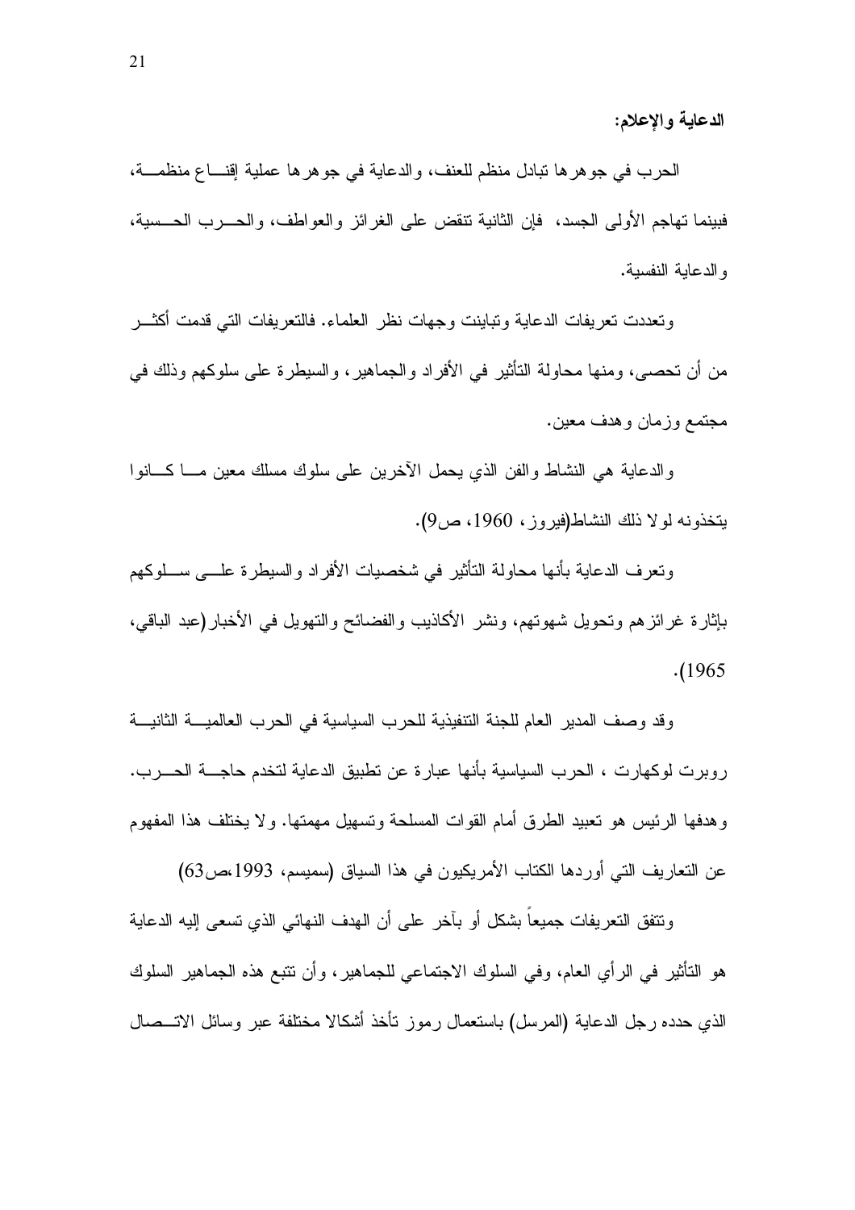**الدعاية والإعلام:**

الحرب في جوهرها تبادل منظم للعنف، والدعاية في جوهرها عملية إقناع منظمة، فبينما تهاجم الأولى الجسد، فإن الثانية تنقض على الغرائز والعواطف، والحرب الحسية، والدعاية النفسية.

وتعددت تعريفات الدعاية وتباينت وجهات نظر العلماء. فالتعريفات التي قدمت أكثر من أن تحصى، ومنها محاولة التأثير في الأفراد والجماهير، والسيطرة على سلوكهم وذلك في مجتمع وزمان وهدف معين.

والدعاية هي النشاط والفن الذي يحمل الآخرين على سلوك مسلك معين ما كانوا يتخذونه لولا ذلك النشاط(فيروز، 1960، ص9).

وتعرف الدعاية بأنها محاولة التأثير في شخصيات الأفراد والسيطرة على سلوكهم بإثارة غرائزهم وتحويل شهوتهم، ونشر الأكاذيب والفضائح والتهويل في الأخبار(عبد الباقي، 1965).

وقد وصف المدير العام للجنة التنفيذية للحرب السياسية في الحرب العالمية الثانية روبرت لوكهارت ، الحرب السياسية بأنها عبارة عن تطبيق الدعاية لتخدم حاجة الحرب. وهدفها الرئيس هو تعبيد الطرق أمام القوات المسلحة وتسهيل مهمتها. ولا يختلف هذا المفهوم عن التعاريف التي أوردها الكتاب الأمريكيون في هذا السياق (سميسم، 1993،ص63)

وتتفق التعريفات جميعاً بشكل أو بآخر على أن الهدف النهائي الذي تسعى إليه الدعاية هو التأثير في الرأي العام، وفي السلوك الاجتماعي للجماهير، وأن تتبع هذه الجماهير السلوك الذي حدده رجل الدعاية (المرسل) باستعمال رموز تأخذ أشكالا مختلفة عبر وسائل الاتصال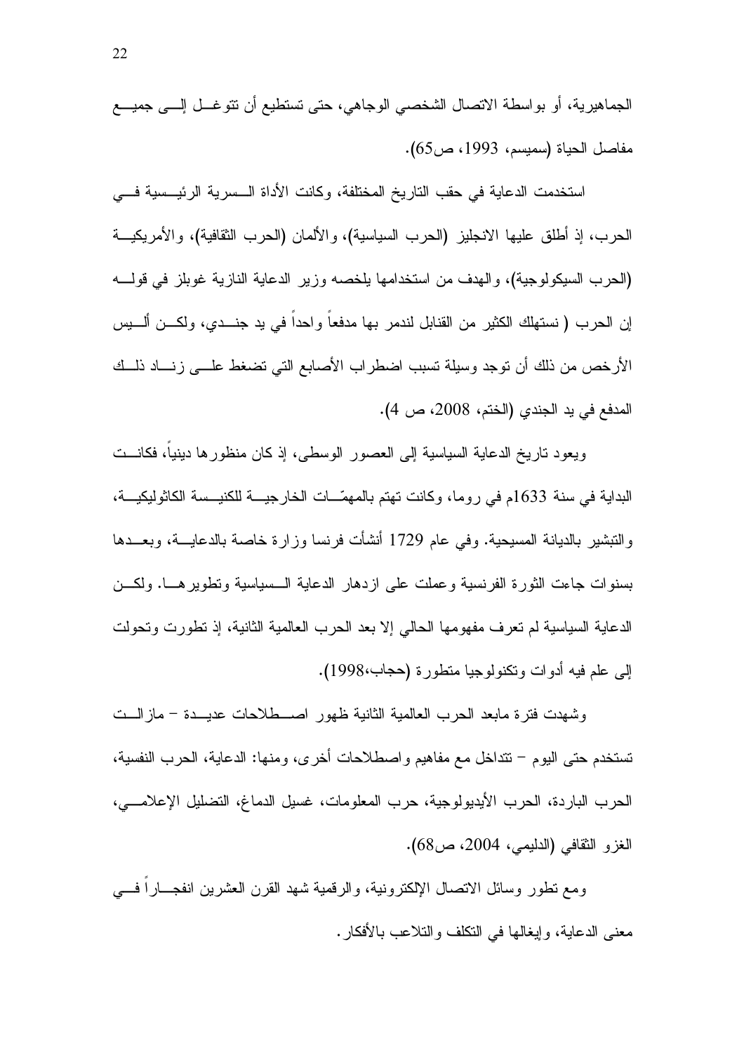الجماهيرية، أو بواسطة الاتصال الشخصي الوجاهي، حتى تستطيع أن تتوغل إلى جميع مفاصل الحياة (سميسم، 1993، ص65).

استخدمت الدعاية في حقب التاريخ المختلفة، وكانت الأداة السرية الرئيسية في الحرب، إذ أطلق عليها الانجليز (الحرب السياسية)، والألمان (الحرب الثقافية)، والأمريكية (الحرب السيكولوجية)، والهدف من استخدامها يلخصه وزير الدعاية النازية غوبلز في قوله إن الحرب ( نستهلك الكثير من القنابل لندمر بها مدفعاً واحداً في يد جندي، ولكن أليس الأرخص من ذلك أن توجد وسيلة تسبب اضطراب الأصابع التي تضغط على زناد ذلك المدفع في يد الجندي (الختم، 2008، ص 4).

ويعود تاريخ الدعاية السياسية إلى العصور الوسطى، إذ كان منظورها دينياً، فكانت البداية في سنة 1633م في روما، وكانت تهتم بالمهمّات الخارجية للكنيسة الكاثوليكية، والتبشير بالديانة المسيحية. وفي عام 1729 أنشأت فرنسا وزارة خاصة بالدعاية، وبعدها بسنوات جاءت الثورة الفرنسية وعملت على ازدهار الدعاية السياسية وتطويرها. ولكن الدعاية السياسية لم تعرف مفهومها الحالي إلا بعد الحرب العالمية الثانية، إذ تطورت وتحولت إلى علم فيه أدوات وتكنولوجيا متطورة (حجاب،1998).

وشهدت فترة مابعد الحرب العالمية الثانية ظهور اصطلاحات عديدة – مازالت تستخدم حتى اليوم – تتداخل مع مفاهيم واصطلاحات أخرى، ومنها: الدعاية، الحرب النفسية، الحرب الباردة، الحرب الأيديولوجية، حرب المعلومات، غسيل الدماغ، التضليل الإعلامي، الغزو الثقافي (الدليمي، 2004، ص68).

ومع تطور وسائل الاتصال الإلكترونية، والرقمية شهد القرن العشرين انفجاراً في معنى الدعاية، وإيغالها في التكلف والتلاعب بالأفكار.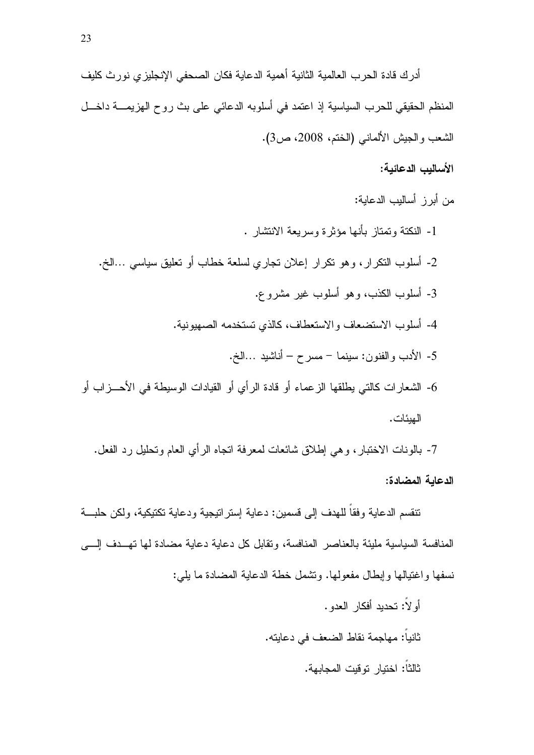أدرك قادة الحرب العالمية الثانية أهمية الدعاية فكان الصحفي الإنجليزي نورث كليف المنظم الحقيقي للحرب السياسية إذ اعتمد في أسلوبه الدعائي على بث روح الهزيمة داخل الشعب والجيش الألماني (الختم، 2008، ص3).

**الأساليب الدعائية:**

من أبرز أساليب الدعاية:

1- النكتة وتمتاز بأنها مؤثرة وسريعة الانتشار .

2- أسلوب التكرار، وهو تكرار إعلان تجاري لسلعة خطاب أو تعليق سياسي ...الخ.

3- أسلوب الكذب، وهو أسلوب غير مشروع.

4- أسلوب الاستضعاف والاستعطاف، كالذي تستخدمه الصهيونية.

5- الأدب والفنون: سينما – مسرح – أناشيد ...الخ.

6- الشعارات كالتي يطلقها الزعماء أو قادة الرأي أو القيادات الوسيطة في الأحزاب أو الهيئات.

7- بالونات الاختبار، وهي إطلاق شائعات لمعرفة اتجاه الرأي العام وتحليل رد الفعل.

**الدعاية المضادة:**

تنقسم الدعاية وفقاً للهدف إلى قسمين: دعاية إستراتيجية ودعاية تكتيكية، ولكن حلبة المنافسة السياسية مليئة بالعناصر المنافسة، وتقابل كل دعاية دعاية مضادة لها تهدف إلى نسفها واغتيالها وإبطال مفعولها. وتشمل خطة الدعاية المضادة ما يلي:

أولاً: تحديد أفكار العدو.

ثانياً: مهاجمة نقاط الضعف في دعايته.

ثالثاً: اختيار توقيت المجابهة.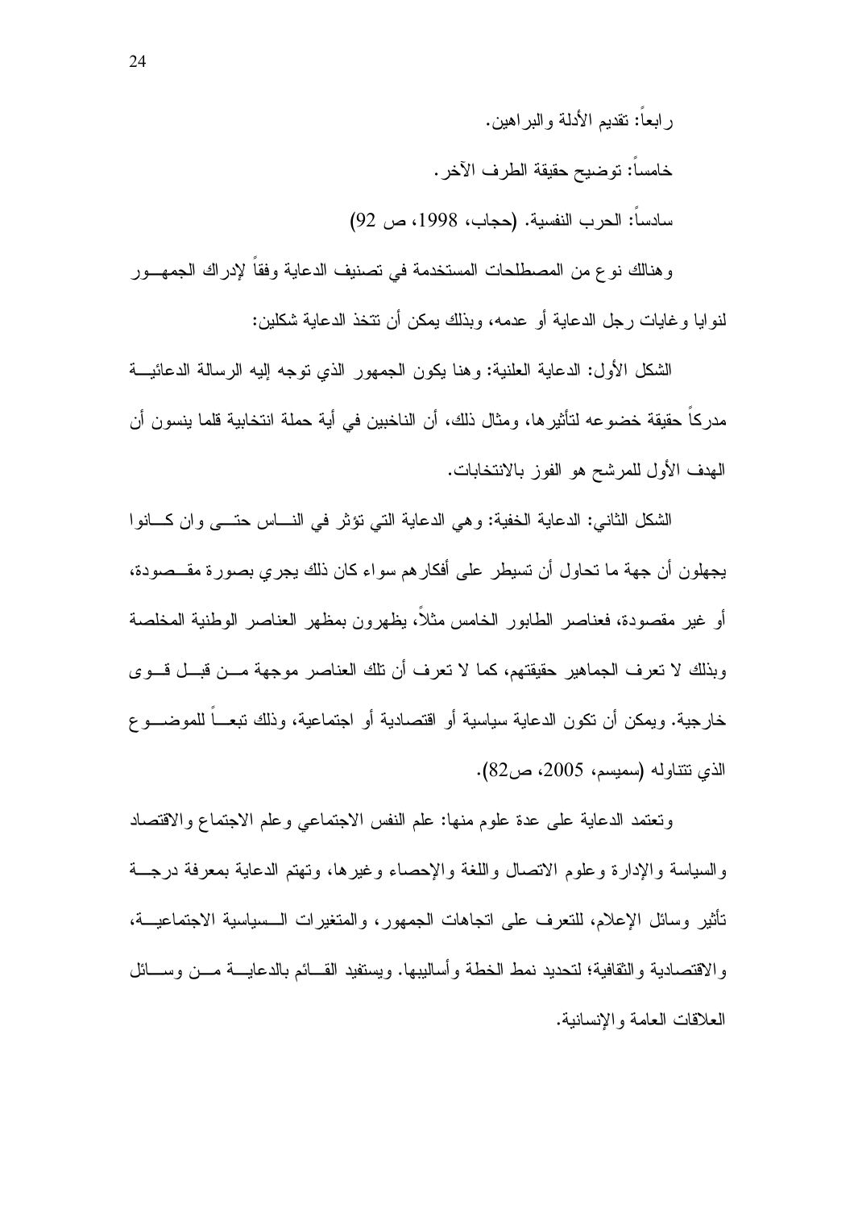رابعاً: تقديم الأدلة والبراهين.

خامساً: توضيح حقيقة الطرف الآخر.

سادساً: الحرب النفسية. (حجاب، 1998، ص 92)

وهنالك نوع من المصطلحات المستخدمة في تصنيف الدعاية وفقاً لإدراك الجمهور لنوايا وغايات رجل الدعاية أو عدمه، وبذلك يمكن أن تتخذ الدعاية شكلين:

الشكل الأول: الدعاية العلنية: وهنا يكون الجمهور الذي توجه إليه الرسالة الدعائية مدركاً حقيقة خضوعه لتأثيرها، ومثال ذلك، أن الناخبين في أية حملة انتخابية قلما ينسون أن الهدف الأول للمرشح هو الفوز بالانتخابات.

الشكل الثاني: الدعاية الخفية: وهي الدعاية التي تؤثر في الناس حتى وان كانوا يجهلون أن جهة ما تحاول أن تسيطر على أفكارهم سواء كان ذلك يجري بصورة مقصودة، أو غير مقصودة، فعناصر الطابور الخامس مثلاً، يظهرون بمظهر العناصر الوطنية المخلصة وبذلك لا تعرف الجماهير حقيقتهم، كما لا تعرف أن تلك العناصر موجهة من قبل قوى خارجية. ويمكن أن تكون الدعاية سياسية أو اقتصادية أو اجتماعية، وذلك تبعاً للموضوع الذي تتناوله (سميسم، 2005، ص82).

وتعتمد الدعاية على عدة علوم منها: علم النفس الاجتماعي وعلم الاجتماع والاقتصاد والسياسة والإدارة وعلوم الاتصال واللغة والإحصاء وغيرها، وتهتم الدعاية بمعرفة درجة تأثير وسائل الإعلام، للتعرف على اتجاهات الجمهور، والمتغيرات السياسية الاجتماعية، والاقتصادية والثقافية؛ لتحديد نمط الخطة وأساليبها. ويستفيد القائم بالدعاية من وسائل العلاقات العامة والإنسانية.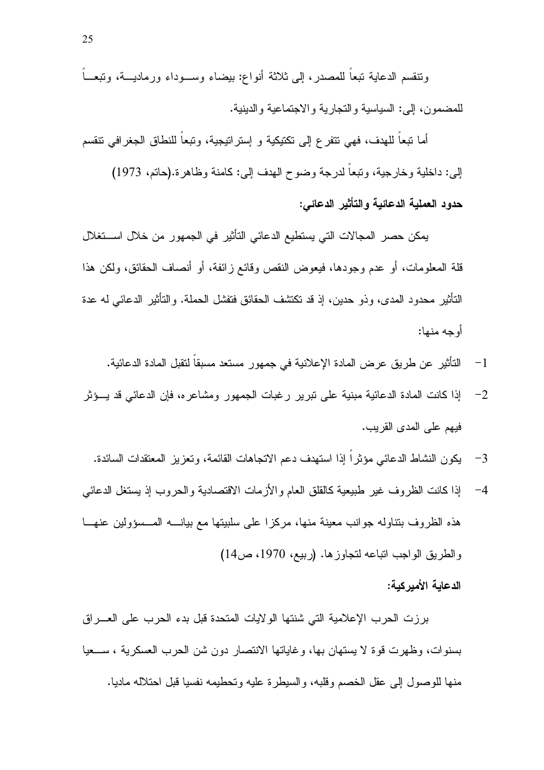وتنقسم الدعاية تبعاً للمصدر، إلى ثلاثة أنواع: بيضاء وسوداء ورمادية، وتبعاً للمضمون، إلى: السياسية والتجارية والاجتماعية والدينية.

أما تبعاً للهدف، فهي تتفرع إلى تكتيكية و إستراتيجية، وتبعاً للنطاق الجغرافي تنقسم إلى: داخلية وخارجية، وتبعاً لدرجة وضوح الهدف إلى: كامنة وظاهرة.(حاتم، 1973)

**حدود العملية الدعائية والتأثير الدعائي:**

يمكن حصر المجالات التي يستطيع الدعائي التأثير في الجمهور من خلال استغلال قلة المعلومات، أو عدم وجودها، فيعوض النقص وقائع زائفة، أو أنصاف الحقائق، ولكن هذا التأثير محدود المدى، وذو حدين، إذ قد تكتشف الحقائق فتفشل الحملة. والتأثير الدعائي له عدة أوجه منها:

1- التأثير عن طريق عرض المادة الإعلانية في جمهور مستعد مسبقاً لتقبل المادة الدعائية.
2- إذا كانت المادة الدعائية مبنية على تبرير رغبات الجمهور ومشاعره، فإن الدعائي قد يؤثر فيهم على المدى القريب.
3- يكون النشاط الدعائي مؤثراً إذا استهدف دعم الاتجاهات القائمة، وتعزيز المعتقدات السائدة.
4- إذا كانت الظروف غير طبيعية كالقلق العام والأزمات الاقتصادية والحروب إذ يستغل الدعائي هذه الظروف بتناوله جوانب معينة منها، مركزا على سلبيتها مع بيانه المسؤولين عنها والطريق الواجب اتباعه لتجاوزها. (ربيع، 1970، ص14)

**الدعاية الأميركية:**

برزت الحرب الإعلامية التي شنتها الولايات المتحدة قبل بدء الحرب على العراق بسنوات، وظهرت قوة لا يستهان بها، وغاياتها الانتصار دون شن الحرب العسكرية ، سعيا منها للوصول إلى عقل الخصم وقلبه، والسيطرة عليه وتحطيمه نفسيا قبل احتلاله ماديا.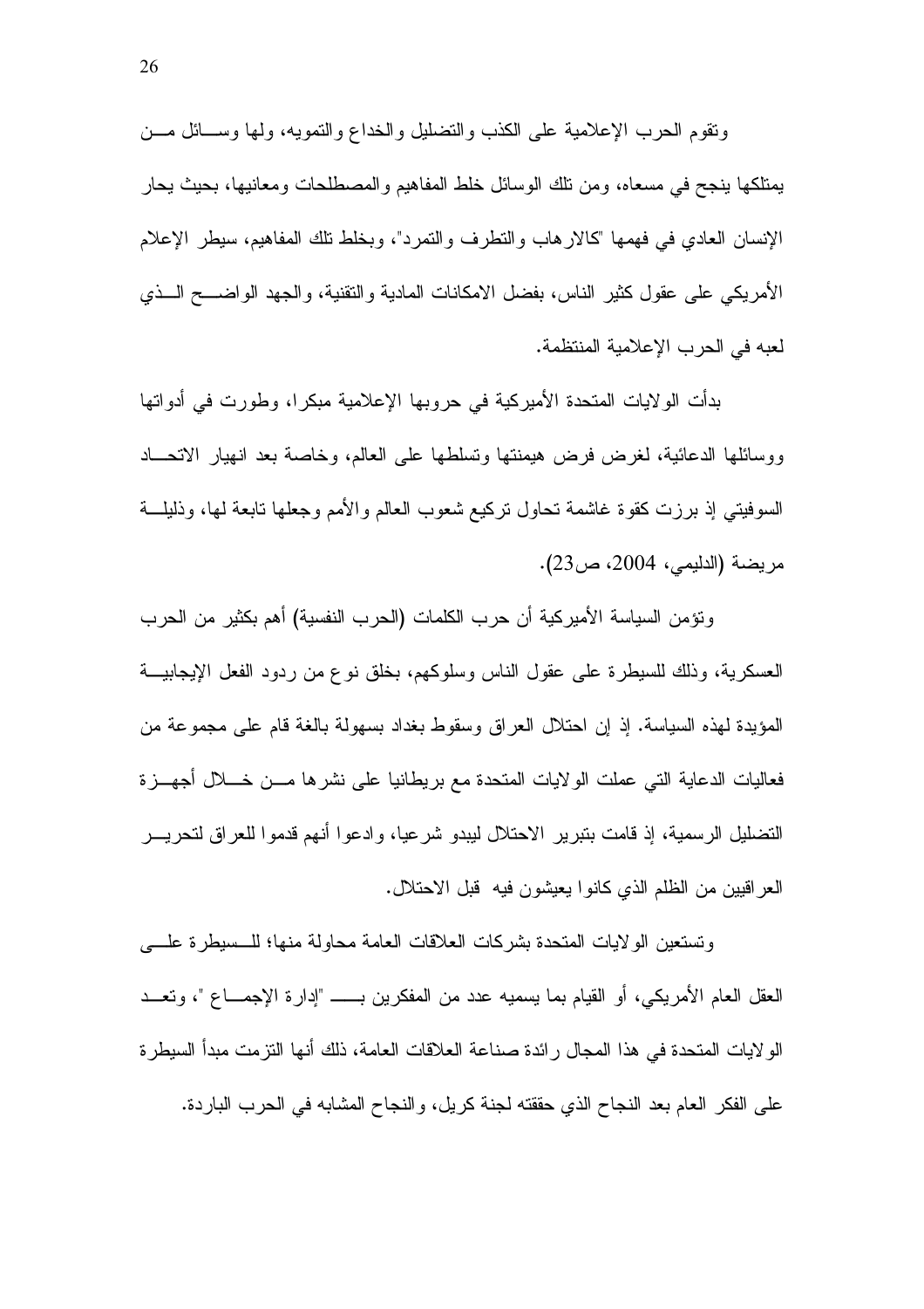وتقوم الحرب الإعلامية على الكذب والتضليل والخداع والتمويه، ولها وسائل من يمتلكها ينجح في مسعاه، ومن تلك الوسائل خلط المفاهيم والمصطلحات ومعانيها، بحيث يحار الإنسان العادي في فهمها "كالارهاب والتطرف والتمرد"، وبخلط تلك المفاهيم، سيطر الإعلام الأمريكي على عقول كثير الناس، بفضل الامكانات المادية والتقنية، والجهد الواضح الذي لعبه في الحرب الإعلامية المنتظمة.

بدأت الولايات المتحدة الأميركية في حروبها الإعلامية مبكرا، وطورت في أدواتها ووسائلها الدعائية، لغرض فرض هيمنتها وتسلطها على العالم، وخاصة بعد انهيار الاتحاد السوفيتي إذ برزت كقوة غاشمة تحاول تركيع شعوب العالم والأمم وجعلها تابعة لها، وذليلة مريضة (الدليمي، 2004، ص23).

وتؤمن السياسة الأميركية أن حرب الكلمات (الحرب النفسية) أهم بكثير من الحرب العسكرية، وذلك للسيطرة على عقول الناس وسلوكهم، بخلق نوع من ردود الفعل الإيجابية المؤيدة لهذه السياسة. إذ إن احتلال العراق وسقوط بغداد بسهولة بالغة قام على مجموعة من فعاليات الدعاية التي عملت الولايات المتحدة مع بريطانيا على نشرها من خلال أجهزة التضليل الرسمية، إذ قامت بتبرير الاحتلال ليبدو شرعيا، وادعوا أنهم قدموا للعراق لتحرير العراقيين من الظلم الذي كانوا يعيشون فيه قبل الاحتلال.

وتستعين الولايات المتحدة بشركات العلاقات العامة محاولة منها؛ للسيطرة على العقل العام الأمريكي، أو القيام بما يسميه عدد من المفكرين بـ "إدارة الإجماع "، وتعد الولايات المتحدة في هذا المجال رائدة صناعة العلاقات العامة، ذلك أنها التزمت مبدأ السيطرة على الفكر العام بعد النجاح الذي حققته لجنة كريل، والنجاح المشابه في الحرب الباردة.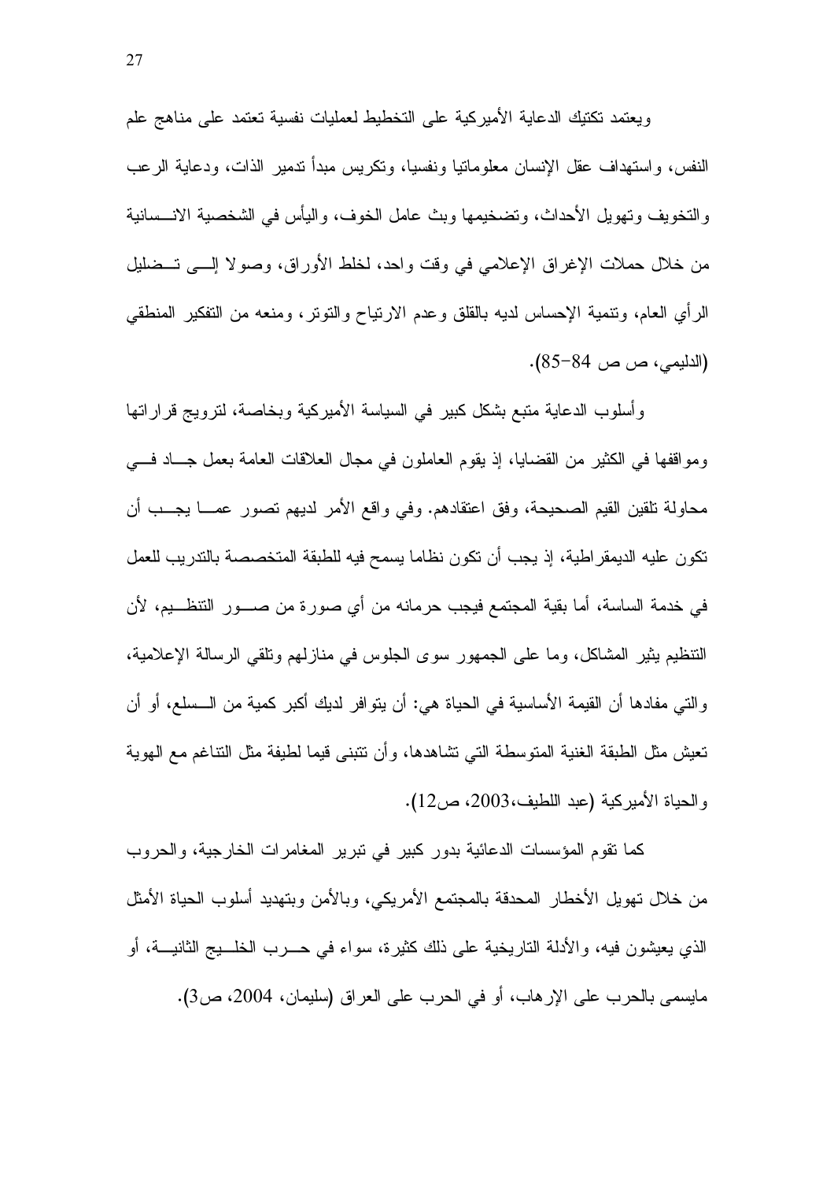ويعتمد تكتيك الدعاية الأميركية على التخطيط لعمليات نفسية تعتمد على مناهج علم النفس، واستهداف عقل الإنسان معلوماتيا ونفسيا، وتكريس مبدأ تدمير الذات، ودعاية الرعب والتخويف وتهويل الأحداث، وتضخيمها وبث عامل الخوف، واليأس في الشخصية الانسانية من خلال حملات الإغراق الإعلامي في وقت واحد، لخلط الأوراق، وصولا إلى تضليل الرأي العام، وتنمية الإحساس لديه بالقلق وعدم الارتياح والتوتر، ومنعه من التفكير المنطقي (الدليمي، ص ص 84-85).

وأسلوب الدعاية متبع بشكل كبير في السياسة الأميركية وبخاصة، لترويج قراراتها ومواقفها في الكثير من القضايا، إذ يقوم العاملون في مجال العلاقات العامة بعمل جاد في محاولة تلقين القيم الصحيحة، وفق اعتقادهم. وفي واقع الأمر لديهم تصور عما يجب أن تكون عليه الديمقراطية، إذ يجب أن تكون نظاما يسمح فيه للطبقة المتخصصة بالتدريب للعمل في خدمة الساسة، أما بقية المجتمع فيجب حرمانه من أي صورة من صور التنظيم، لأن التنظيم يثير المشاكل، وما على الجمهور سوى الجلوس في منازلهم وتلقي الرسالة الإعلامية، والتي مفادها أن القيمة الأساسية في الحياة هي: أن يتوافر لديك أكبر كمية من السلع، أو أن تعيش مثل الطبقة الغنية المتوسطة التي تشاهدها، وأن تتبنى قيما لطيفة مثل التناغم مع الهوية والحياة الأميركية (عبد اللطيف،2003، ص12).

كما تقوم المؤسسات الدعائية بدور كبير في تبرير المغامرات الخارجية، والحروب من خلال تهويل الأخطار المحدقة بالمجتمع الأمريكي، وبالأمن وبتهديد أسلوب الحياة الأمثل الذي يعيشون فيه، والأدلة التاريخية على ذلك كثيرة، سواء في حرب الخليج الثانية، أو مايسمى بالحرب على الإرهاب، أو في الحرب على العراق (سليمان، 2004، ص3).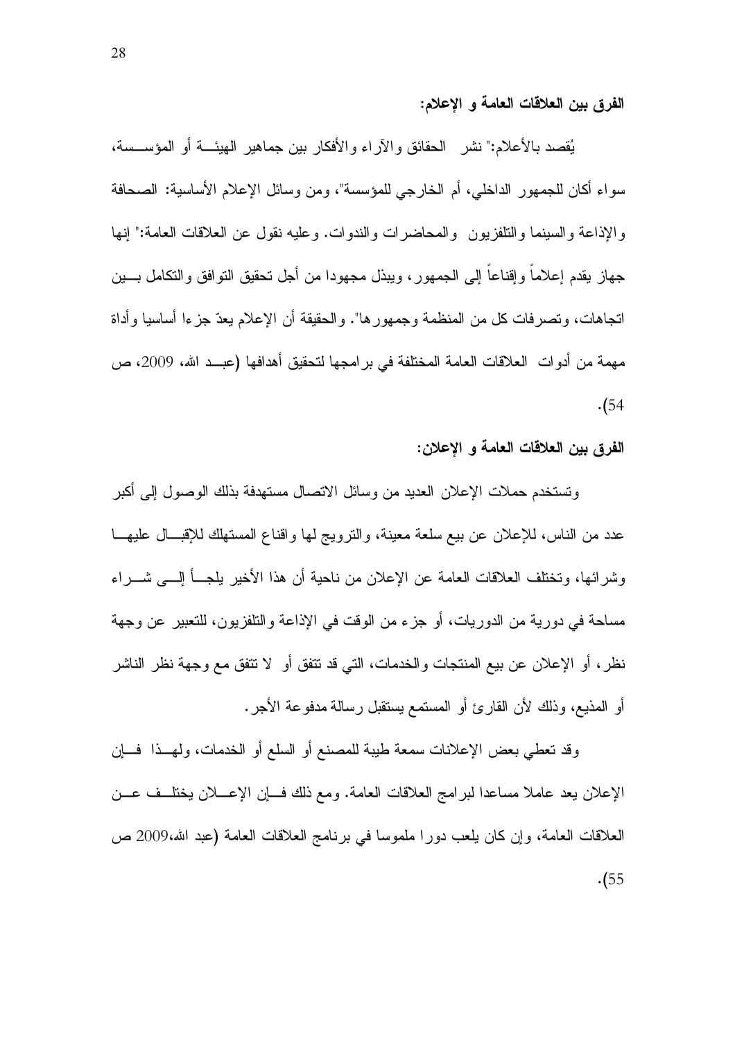**الفرق بين العلاقات العامة و الإعلام:**

يُقصد بالأعلام:" نشر الحقائق والآراء والأفكار بين جماهير الهيئة أو المؤسسة، سواء أكان للجمهور الداخلي، أم الخارجي للمؤسسة"، ومن وسائل الإعلام الأساسية: الصحافة والإذاعة والسينما والتلفزيون والمحاضرات والندوات. وعليه نقول عن العلاقات العامة:" إنها جهاز يقدم إعلاماً وإقناعاً إلى الجمهور، ويبذل مجهودا من أجل تحقيق التوافق والتكامل بين اتجاهات، وتصرفات كل من المنظمة وجمهورها". والحقيقة أن الإعلام يعدّ جزءا أساسيا وأداة مهمة من أدوات العلاقات العامة المختلفة في برامجها لتحقيق أهدافها (عبد الله، 2009، ص 54).

**الفرق بين العلاقات العامة و الإعلان:**

وتستخدم حملات الإعلان العديد من وسائل الاتصال مستهدفة بذلك الوصول إلى أكبر عدد من الناس، للإعلان عن بيع سلعة معينة، والترويج لها واقناع المستهلك للإقبال عليها وشرائها، وتختلف العلاقات العامة عن الإعلان من ناحية أن هذا الأخير يلجأ إلى شراء مساحة في دورية من الدوريات، أو جزء من الوقت في الإذاعة والتلفزيون، للتعبير عن وجهة نظر، أو الإعلان عن بيع المنتجات والخدمات، التي قد تتفق أو لا تتفق مع وجهة نظر الناشر أو المذيع، وذلك لأن القارئ أو المستمع يستقبل رسالة مدفوعة الأجر.

وقد تعطي بعض الإعلانات سمعة طيبة للمصنع أو السلع أو الخدمات، ولهذا فإن الإعلان يعد عاملا مساعدا لبرامج العلاقات العامة. ومع ذلك فإن الإعلان يختلف عن العلاقات العامة، وإن كان يلعب دورا ملموسا في برنامج العلاقات العامة (عبد الله،2009 ص 55).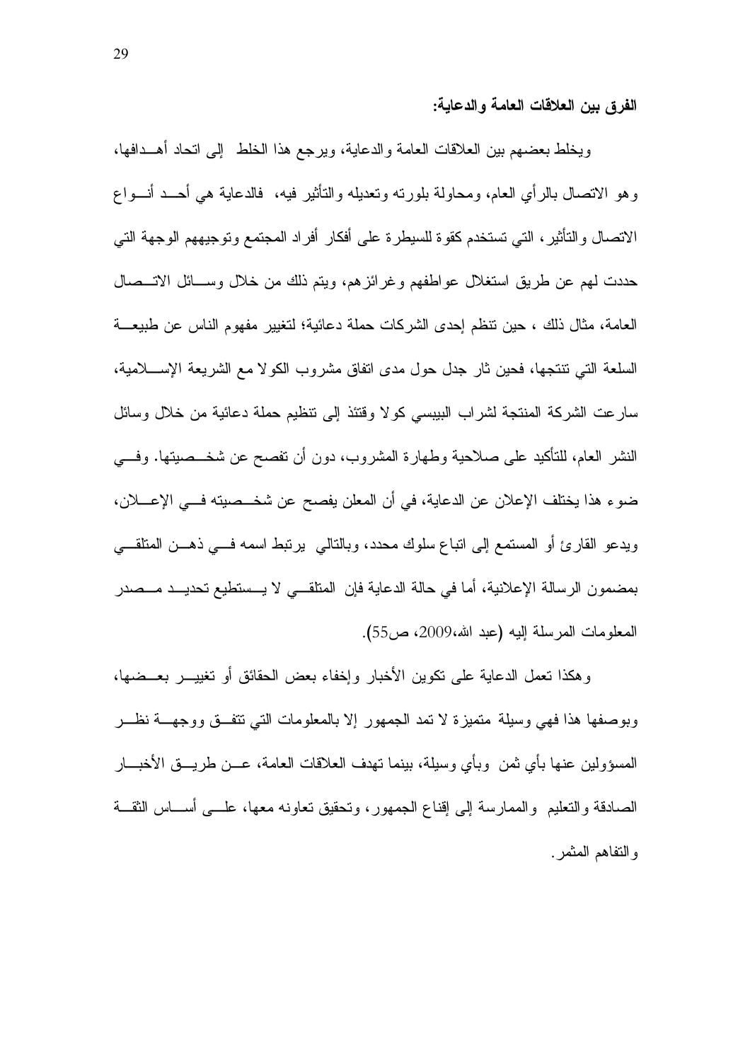**الفرق بين العلاقات العامة والدعاية:**

ويخلط بعضهم بين العلاقات العامة والدعاية، ويرجع هذا الخلط إلى اتحاد أهدافها، وهو الاتصال بالرأي العام، ومحاولة بلورته وتعديله والتأثير فيه، فالدعاية هي أحد أنواع الاتصال والتأثير، التي تستخدم كقوة للسيطرة على أفكار أفراد المجتمع وتوجيههم الوجهة التي حددت لهم عن طريق استغلال عواطفهم وغرائزهم، ويتم ذلك من خلال وسائل الاتصال العامة، مثال ذلك ، حين تنظم إحدى الشركات حملة دعائية؛ لتغيير مفهوم الناس عن طبيعة السلعة التي تنتجها، فحين ثار جدل حول مدى اتفاق مشروب الكولا مع الشريعة الإسلامية، سارعت الشركة المنتجة لشراب البيبسي كولا وقتئذ إلى تنظيم حملة دعائية من خلال وسائل النشر العام، للتأكيد على صلاحية وطهارة المشروب، دون أن تفصح عن شخصيتها. وفي ضوء هذا يختلف الإعلان عن الدعاية، في أن المعلن يفصح عن شخصيته في الإعلان، ويدعو القارئ أو المستمع إلى اتباع سلوك محدد، وبالتالي يرتبط اسمه في ذهن المتلقي بمضمون الرسالة الإعلانية، أما في حالة الدعاية فإن المتلقي لا يستطيع تحديد مصدر المعلومات المرسلة إليه (عبد الله،2009، ص55).

وهكذا تعمل الدعاية على تكوين الأخبار وإخفاء بعض الحقائق أو تغيير بعضها، وبوصفها هذا فهي وسيلة متميزة لا تمد الجمهور إلا بالمعلومات التي تتفق ووجهة نظر المسؤولين عنها بأي ثمن وبأي وسيلة، بينما تهدف العلاقات العامة، عن طريق الأخبار الصادقة والتعليم والممارسة إلى إقناع الجمهور، وتحقيق تعاونه معها، على أساس الثقة والتفاهم المثمر.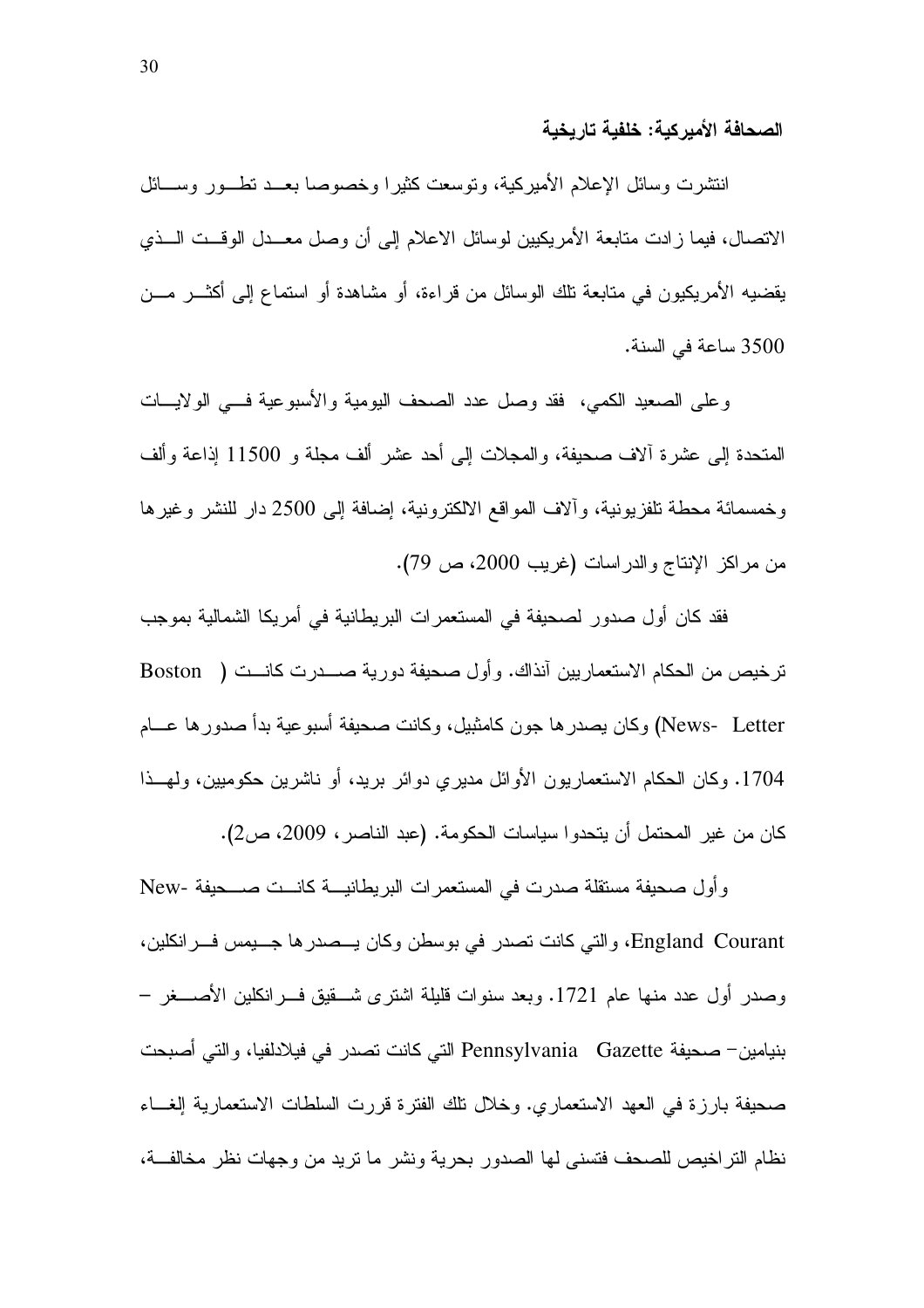**الصحافة الأميركية: خلفية تاريخية**

انتشرت وسائل الإعلام الأميركية، وتوسعت كثيرا وخصوصا بعد تطور وسائل الاتصال، فيما زادت متابعة الأمريكيين لوسائل الاعلام إلى أن وصل معدل الوقت الذي يقضيه الأمريكيون في متابعة تلك الوسائل من قراءة، أو مشاهدة أو استماع إلى أكثر من 3500 ساعة في السنة.

وعلى الصعيد الكمي، فقد وصل عدد الصحف اليومية والأسبوعية في الولايات المتحدة إلى عشرة آلاف صحيفة، والمجلات إلى أحد عشر ألف مجلة و 11500 إذاعة وألف وخمسمائة محطة تلفزيونية، وآلاف المواقع الالكترونية، إضافة إلى 2500 دار للنشر وغيرها من مراكز الإنتاج والدراسات (غريب 2000، ص 79).

فقد كان أول صدور لصحيفة في المستعمرات البريطانية في أمريكا الشمالية بموجب ترخيص من الحكام الاستعماريين آنذاك. وأول صحيفة دورية صدرت كانت ( Boston News- Letter) وكان يصدرها جون كامثبيل، وكانت صحيفة أسبوعية بدأ صدورها عام 1704. وكان الحكام الاستعماريون الأوائل مديري دوائر بريد، أو ناشرين حكوميين، ولهذا كان من غير المحتمل أن يتحدوا سياسات الحكومة. (عبد الناصر، 2009، ص2).

وأول صحيفة مستقلة صدرت في المستعمرات البريطانية كانت صحيفة New-England Courant، والتي كانت تصدر في بوسطن وكان يصدرها جيمس فرانكلين، وصدر أول عدد منها عام 1721. وبعد سنوات قليلة اشترى شقيق فرانكلين الأصغر – بنيامين– صحيفة Pennsylvania Gazette التي كانت تصدر في فيلادلفيا، والتي أصبحت صحيفة بارزة في العهد الاستعماري. وخلال تلك الفترة قررت السلطات الاستعمارية إلغاء نظام التراخيص للصحف فتسنى لها الصدور بحرية ونشر ما تريد من وجهات نظر مخالفة،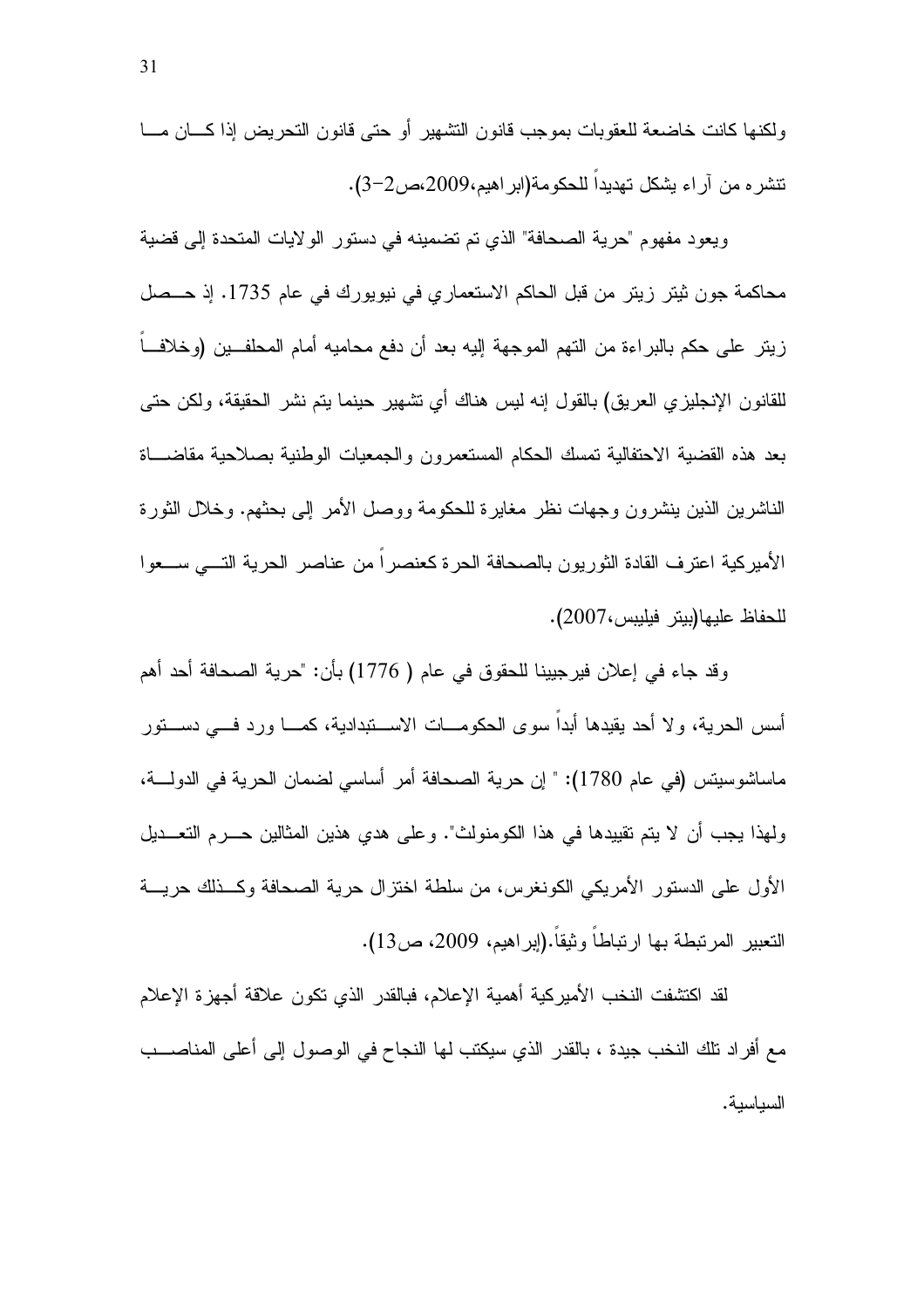ولكنها كانت خاضعة للعقوبات بموجب قانون التشهير أو حتى قانون التحريض إذا كان ما تنشره من آراء يشكل تهديداً للحكومة(ابراهيم،2009،ص2-3).

ويعود مفهوم "حرية الصحافة" الذي تم تضمينه في دستور الولايات المتحدة إلى قضية محاكمة جون ثيتر زيتر من قبل الحاكم الاستعماري في نيويورك في عام 1735. إذ حصل زيتر على حكم بالبراءة من التهم الموجهة إليه بعد أن دفع محاميه أمام المحلفين (وخلافاً للقانون الإنجليزي العريق) بالقول إنه ليس هناك أي تشهير حينما يتم نشر الحقيقة، ولكن حتى بعد هذه القضية الاحتفالية تمسك الحكام المستعمرون والجمعيات الوطنية بصلاحية مقاضاة الناشرين الذين ينشرون وجهات نظر مغايرة للحكومة ووصل الأمر إلى بحثهم. وخلال الثورة الأميركية اعترف القادة الثوريون بالصحافة الحرة كعنصراً من عناصر الحرية التي سعوا للحفاظ عليها(بيتر فيليبس،2007).

وقد جاء في إعلان فيرجينيا للحقوق في عام ( 1776) بأن: "حرية الصحافة أحد أهم أسس الحرية، ولا أحد يقيدها أبداً سوى الحكومات الاستبدادية، كما ورد في دستور ماساشوسيتس (في عام 1780): " إن حرية الصحافة أمر أساسي لضمان الحرية في الدولة، ولهذا يجب أن لا يتم تقييدها في هذا الكومنولث". وعلى هدي هذين المثالين حرم التعديل الأول على الدستور الأمريكي الكونغرس، من سلطة اختزال حرية الصحافة وكذلك حرية التعبير المرتبطة بها ارتباطاً وثيقاً.(إبراهيم، 2009، ص13).

لقد اكتشفت النخب الأميركية أهمية الإعلام، فبالقدر الذي تكون علاقة أجهزة الإعلام مع أفراد تلك النخب جيدة ، بالقدر الذي سيكتب لها النجاح في الوصول إلى أعلى المناصب السياسية.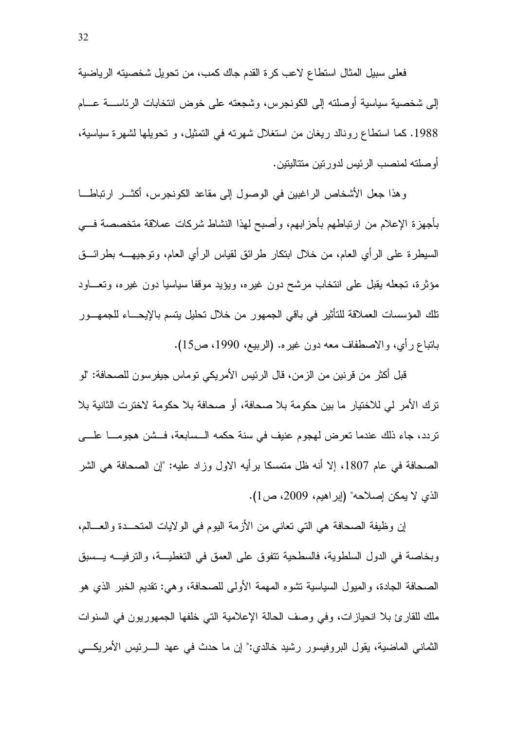فعلى سبيل المثال استطاع لاعب كرة القدم جاك كمب، من تحويل شخصيته الرياضية إلى شخصية سياسية أوصلته إلى الكونجرس، وشجعته على خوض انتخابات الرئاسة عام 1988. كما استطاع رونالد ريغان من استغلال شهرته في التمثيل، و تحويلها لشهرة سياسية، أوصلته لمنصب الرئيس لدورتين متتاليتين.

وهذا جعل الأشخاص الراغبين في الوصول إلى مقاعد الكونجرس، أكثر ارتباطا بأجهزة الإعلام من ارتباطهم بأحزابهم، وأصبح لهذا النشاط شركات عملاقة متخصصة في السيطرة على الرأي العام، من خلال ابتكار طرائق لقياس الرأي العام، وتوجيهه بطرائق مؤثرة، تجعله يقبل على انتخاب مرشح دون غيره، ويؤيد موقفا سياسيا دون غيره، وتعاود تلك المؤسسات العملاقة للتأثير في باقي الجمهور من خلال تحليل يتسم بالإيحاء للجمهور باتباع رأي، والاصطفاف معه دون غيره. (الربيع، 1990، ص15).

قبل أكثر من قرنين من الزمن، قال الرئيس الأمريكي توماس جيفرسون للصحافة: "لو ترك الأمر لي للاختيار ما بين حكومة بلا صحافة، أو صحافة بلا حكومة لاخترت الثانية بلا تردد، جاء ذلك عندما تعرض لهجوم عنيف في سنة حكمه السابعة، فشن هجوما على الصحافة في عام 1807، إلا أنه ظل متمسكا برأيه الاول وزاد عليه: "إن الصحافة هي الشر الذي لا يمكن إصلاحه" (إبراهيم، 2009، ص1).

إن وظيفة الصحافة هي التي تعاني من الأزمة اليوم في الولايات المتحدة والعالم، وبخاصة في الدول السلطوية، فالسطحية تتفوق على العمق في التغطية، والترفيه يسبق الصحافة الجادة، والميول السياسية تشوه المهمة الأولى للصحافة، وهي: تقديم الخبر الذي هو ملك للقارئ بلا انحيازات، وفي وصف الحالة الإعلامية التي خلفها الجمهوريون في السنوات الثماني الماضية، يقول البروفيسور رشيد خالدي:" إن ما حدث في عهد الرئيس الأمريكي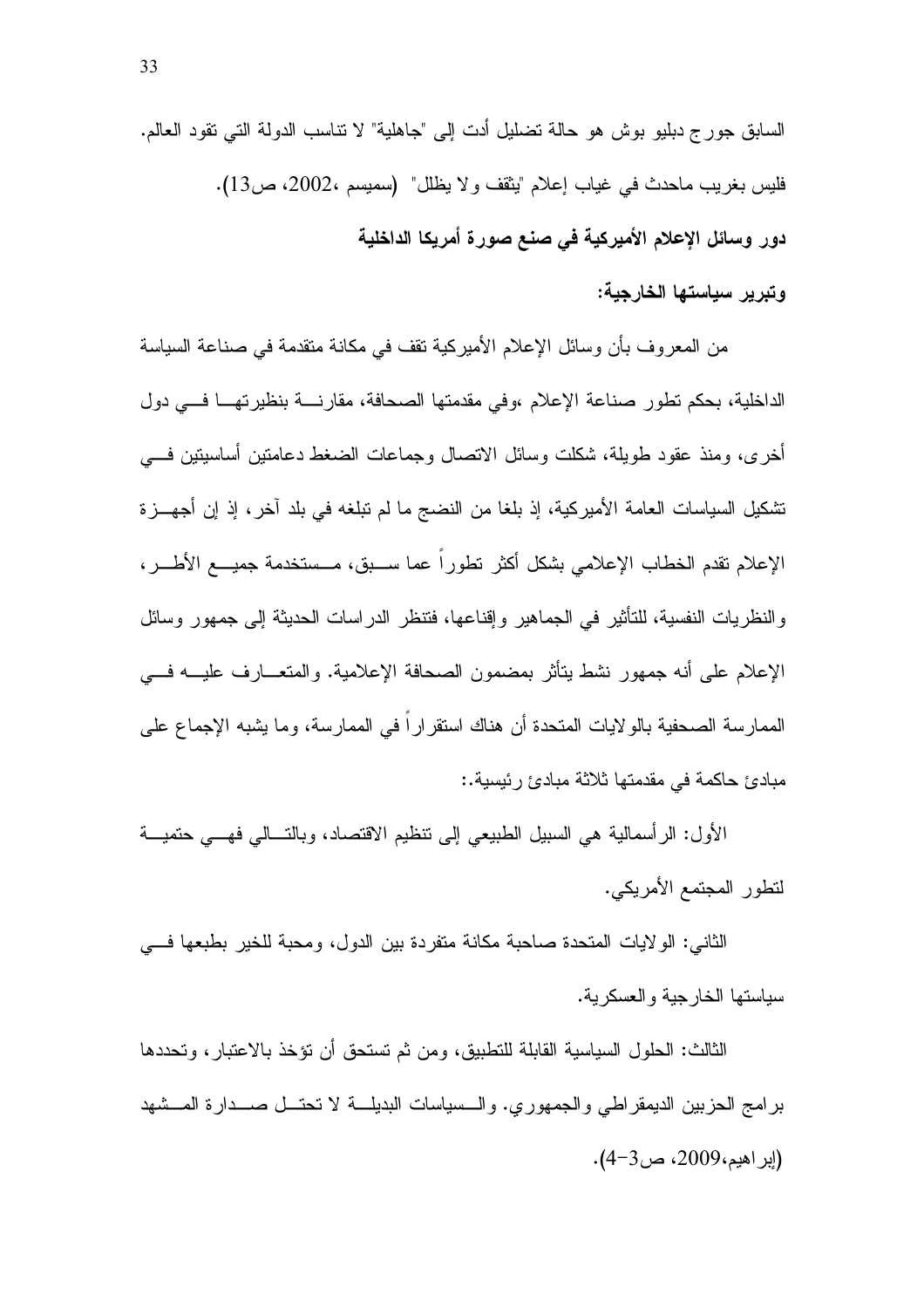السابق جورج دبليو بوش هو حالة تضليل أدت إلى "جاهلية" لا تناسب الدولة التي تقود العالم. فليس بغريب ماحدث في غياب إعلام "يثقف ولا يظلل" (سميسم ،2002، ص13).

**دور وسائل الإعلام الأميركية في صنع صورة أمريكا الداخلية وتبرير سياستها الخارجية:**

من المعروف بأن وسائل الإعلام الأميركية تقف في مكانة متقدمة في صناعة السياسة الداخلية، بحكم تطور صناعة الإعلام ،وفي مقدمتها الصحافة، مقارنة بنظيرتها في دول أخرى، ومنذ عقود طويلة، شكلت وسائل الاتصال وجماعات الضغط دعامتين أساسيتين في تشكيل السياسات العامة الأميركية، إذ بلغا من النضج ما لم تبلغه في بلد آخر، إذ إن أجهزة الإعلام تقدم الخطاب الإعلامي بشكل أكثر تطوراً عما سبق، مستخدمة جميع الأطر، والنظريات النفسية، للتأثير في الجماهير وإقناعها، فتنظر الدراسات الحديثة إلى جمهور وسائل الإعلام على أنه جمهور نشط يتأثر بمضمون الصحافة الإعلامية. والمتعارف عليه في الممارسة الصحفية بالولايات المتحدة أن هناك استقراراً في الممارسة، وما يشبه الإجماع على مبادئ حاكمة في مقدمتها ثلاثة مبادئ رئيسية.:

الأول: الرأسمالية هي السبيل الطبيعي إلى تنظيم الاقتصاد، وبالتالي فهي حتمية لتطور المجتمع الأمريكي.

الثاني: الولايات المتحدة صاحبة مكانة متفردة بين الدول، ومحبة للخير بطبعها في سياستها الخارجية والعسكرية.

الثالث: الحلول السياسية القابلة للتطبيق، ومن ثم تستحق أن تؤخذ بالاعتبار، وتحددها برامج الحزبين الديمقراطي والجمهوري. والسياسات البديلة لا تحتل صدارة المشهد (إبراهيم،2009، ص3-4).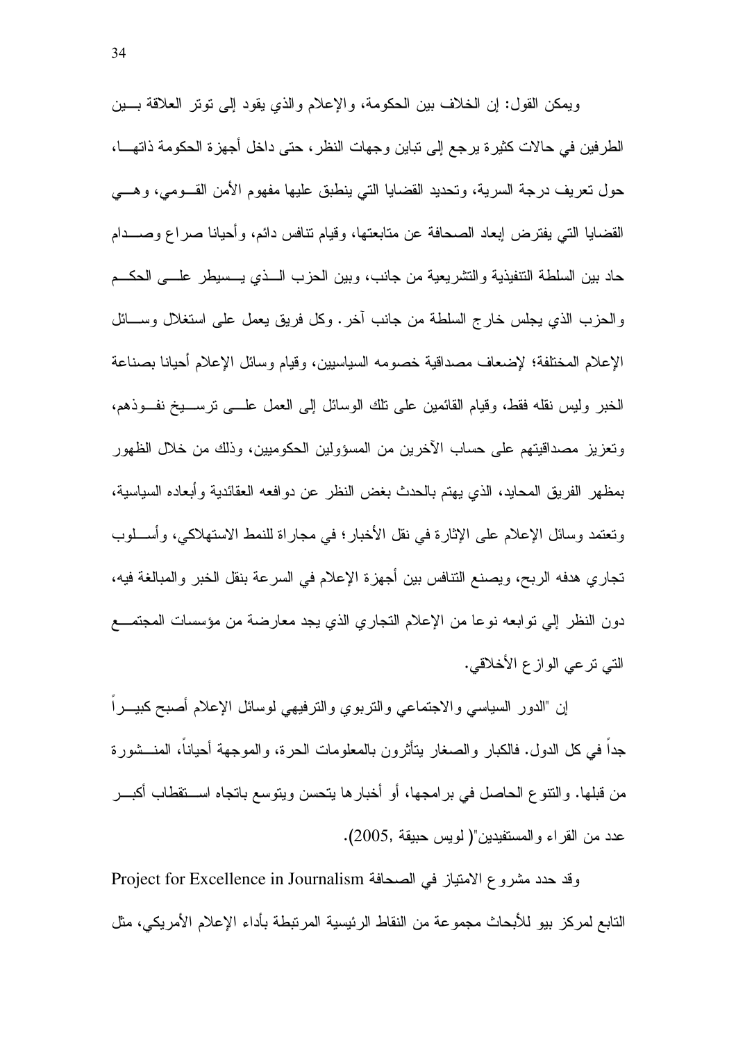ويمكن القول: إن الخلاف بين الحكومة، والإعلام والذي يقود إلى توتر العلاقة بين الطرفين في حالات كثيرة يرجع إلى تباين وجهات النظر، حتى داخل أجهزة الحكومة ذاتها، حول تعريف درجة السرية، وتحديد القضايا التي ينطبق عليها مفهوم الأمن القومي، وهي القضايا التي يفترض إبعاد الصحافة عن متابعتها، وقيام تنافس دائم، وأحيانا صراع وصدام حاد بين السلطة التنفيذية والتشريعية من جانب، وبين الحزب الذي يسيطر على الحكم والحزب الذي يجلس خارج السلطة من جانب آخر. وكل فريق يعمل على استغلال وسائل الإعلام المختلفة؛ لإضعاف مصداقية خصومه السياسيين، وقيام وسائل الإعلام أحيانا بصناعة الخبر وليس نقله فقط، وقيام القائمين على تلك الوسائل إلى العمل على ترسيخ نفوذهم، وتعزيز مصداقيتهم على حساب الآخرين من المسؤولين الحكوميين، وذلك من خلال الظهور بمظهر الفريق المحايد، الذي يهتم بالحدث بغض النظر عن دوافعه العقائدية وأبعاده السياسية، وتعتمد وسائل الإعلام على الإثارة في نقل الأخبار؛ في مجاراة للنمط الاستهلاكي، وأسلوب تجاري هدفه الربح، ويصنع التنافس بين أجهزة الإعلام في السرعة بنقل الخبر والمبالغة فيه، دون النظر إلي توابعه نوعا من الإعلام التجاري الذي يجد معارضة من مؤسسات المجتمع التي ترعي الوازع الأخلاقي.

إن "الدور السياسي والاجتماعي والتربوي والترفيهي لوسائل الإعلام أصبح كبيراً جداً في كل الدول. فالكبار والصغار يتأثرون بالمعلومات الحرة، والموجهة أحياناً، المنشورة من قبلها. والتنوع الحاصل في برامجها، أو أخبارها يتحسن ويتوسع باتجاه استقطاب أكبر عدد من القراء والمستفيدين"( لويس حبيقة ,2005).

وقد حدد مشروع الامتياز في الصحافة Project for Excellence in Journalism التابع لمركز بيو للأبحاث مجموعة من النقاط الرئيسية المرتبطة بأداء الإعلام الأمريكي، مثل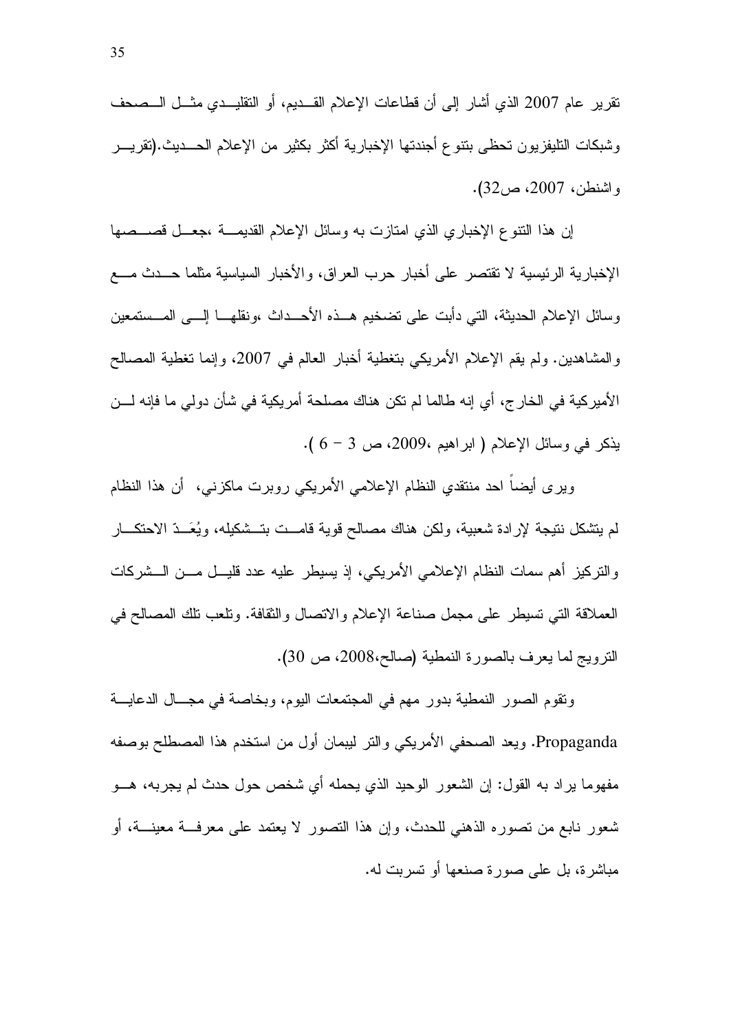تقرير عام 2007 الذي أشار إلى أن قطاعات الإعلام القديم، أو التقليدي مثل الصحف وشبكات التليفزيون تحظى بتنوع أجندتها الإخبارية أكثر بكثير من الإعلام الحديث.(تقرير واشنطن، 2007، ص32).

إن هذا التنوع الإخباري الذي امتازت به وسائل الإعلام القديمة ،جعل قصصها الإخبارية الرئيسية لا تقتصر على أخبار حرب العراق، والأخبار السياسية مثلما حدث مع وسائل الإعلام الحديثة، التي دأبت على تضخيم هذه الأحداث ،ونقلها إلى المستمعين والمشاهدين. ولم يقم الإعلام الأمريكي بتغطية أخبار العالم في 2007، وإنما تغطية المصالح الأميركية في الخارج، أي إنه طالما لم تكن هناك مصلحة أمريكية في شأن دولي ما فإنه لن يذكر في وسائل الإعلام ( ابراهيم ،2009، ص 3 – 6 ).

ويرى أيضاً احد منتقدي النظام الإعلامي الأمريكي روبرت ماكزني، أن هذا النظام لم يتشكل نتيجة لإرادة شعبية، ولكن هناك مصالح قوية قامت بتشكيله، ويُعَدّ الاحتكار والتركيز أهم سمات النظام الإعلامي الأمريكي، إذ يسيطر عليه عدد قليل من الشركات العملاقة التي تسيطر على مجمل صناعة الإعلام والاتصال والثقافة. وتلعب تلك المصالح في الترويج لما يعرف بالصورة النمطية (صالح،2008، ص 30).

وتقوم الصور النمطية بدور مهم في المجتمعات اليوم، وبخاصة في مجال الدعاية Propaganda. ويعد الصحفي الأمريكي والتر ليبمان أول من استخدم هذا المصطلح بوصفه مفهوما يراد به القول: إن الشعور الوحيد الذي يحمله أي شخص حول حدث لم يجربه، هو شعور نابع من تصوره الذهني للحدث، وإن هذا التصور لا يعتمد على معرفة معينة، أو مباشرة، بل على صورة صنعها أو تسربت له.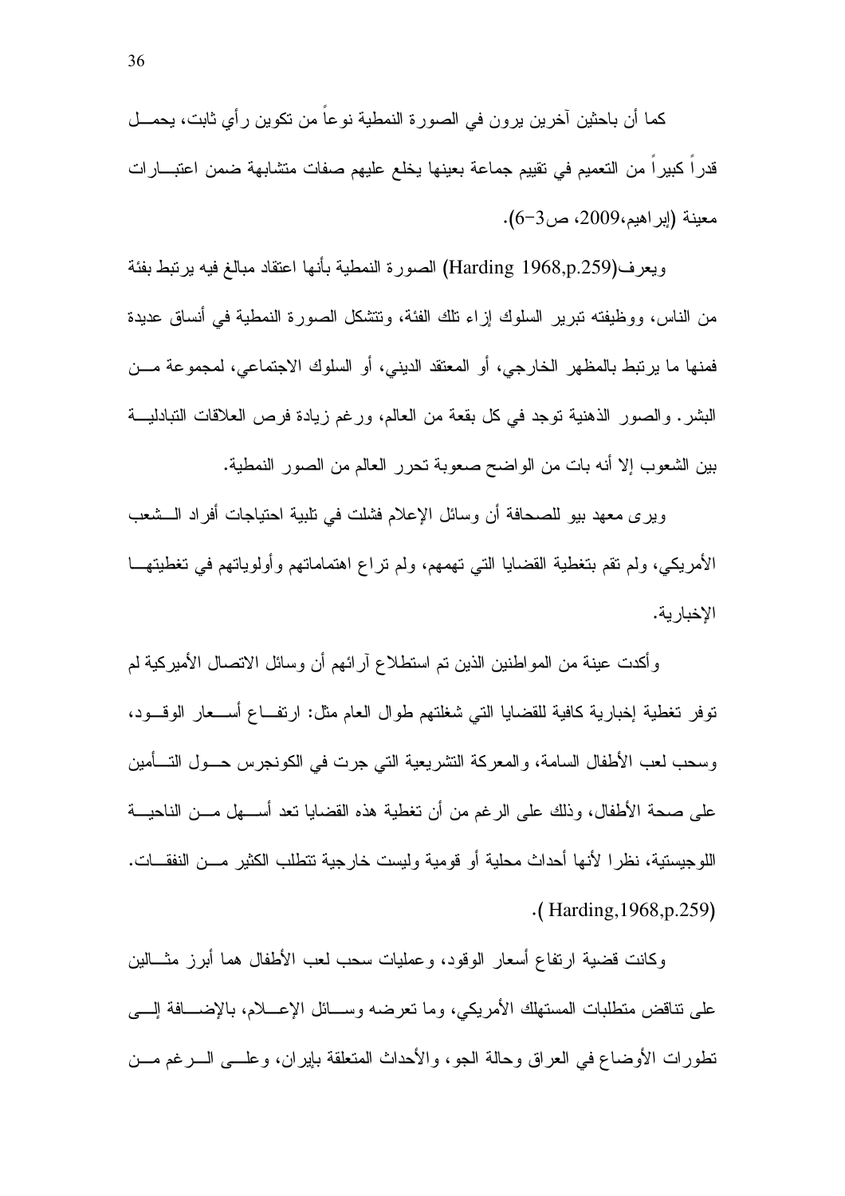كما أن باحثين آخرين يرون في الصورة النمطية نوعاً من تكوين رأي ثابت، يحمل قدراً كبيراً من التعميم في تقييم جماعة بعينها يخلع عليهم صفات متشابهة ضمن اعتبارات معينة (إبراهيم،2009، ص3-6).

ويعرف(Harding 1968,p.259) الصورة النمطية بأنها اعتقاد مبالغ فيه يرتبط بفئة من الناس، ووظيفته تبرير السلوك إزاء تلك الفئة، وتتشكل الصورة النمطية في أنساق عديدة فمنها ما يرتبط بالمظهر الخارجي، أو المعتقد الديني، أو السلوك الاجتماعي، لمجموعة من البشر. والصور الذهنية توجد في كل بقعة من العالم، ورغم زيادة فرص العلاقات التبادلية بين الشعوب إلا أنه بات من الواضح صعوبة تحرر العالم من الصور النمطية.

ويرى معهد بيو للصحافة أن وسائل الإعلام فشلت في تلبية احتياجات أفراد الشعب الأمريكي، ولم تقم بتغطية القضايا التي تهمهم، ولم تراع اهتماماتهم وأولوياتهم في تغطيتها الإخبارية.

وأكدت عينة من المواطنين الذين تم استطلاع آرائهم أن وسائل الاتصال الأميركية لم توفر تغطية إخبارية كافية للقضايا التي شغلتهم طوال العام مثل: ارتفاع أسعار الوقود، وسحب لعب الأطفال السامة، والمعركة التشريعية التي جرت في الكونجرس حول التأمين على صحة الأطفال، وذلك على الرغم من أن تغطية هذه القضايا تعد أسهل من الناحية اللوجيستية، نظرا لأنها أحداث محلية أو قومية وليست خارجية تتطلب الكثير من النفقات. ( Harding,1968,p.259).

وكانت قضية ارتفاع أسعار الوقود، وعمليات سحب لعب الأطفال هما أبرز مثالين على تناقض متطلبات المستهلك الأمريكي، وما تعرضه وسائل الإعلام، بالإضافة إلى تطورات الأوضاع في العراق وحالة الجو، والأحداث المتعلقة بإيران، وعلى الرغم من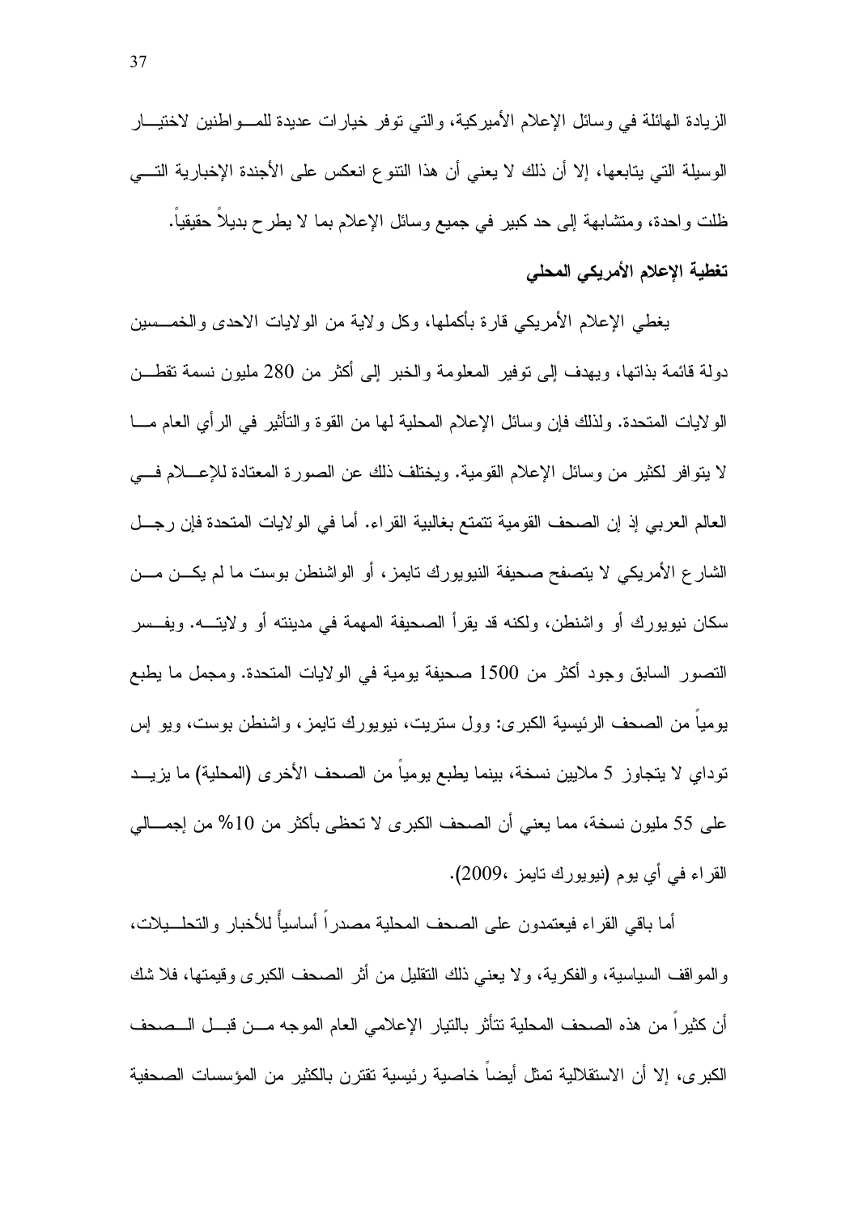الزيادة الهائلة في وسائل الإعلام الأميركية، والتي توفر خيارات عديدة للمواطنين لاختيار الوسيلة التي يتابعها، إلا أن ذلك لا يعني أن هذا التنوع انعكس على الأجندة الإخبارية التي ظلت واحدة، ومتشابهة إلى حد كبير في جميع وسائل الإعلام بما لا يطرح بديلاً حقيقياً.

### تغطية الإعلام الأمريكي المحلي

يغطي الإعلام الأمريكي قارة بأكملها، وكل ولاية من الولايات الاحدى والخمسين دولة قائمة بذاتها، ويهدف إلى توفير المعلومة والخبر إلى أكثر من 280 مليون نسمة تقطن الولايات المتحدة. ولذلك فإن وسائل الإعلام المحلية لها من القوة والتأثير في الرأي العام ما لا يتوافر لكثير من وسائل الإعلام القومية. ويختلف ذلك عن الصورة المعتادة للإعلام في العالم العربي إذ إن الصحف القومية تتمتع بغالبية القراء. أما في الولايات المتحدة فإن رجل الشارع الأمريكي لا يتصفح صحيفة النيويورك تايمز، أو الواشنطن بوست ما لم يكن من سكان نيويورك أو واشنطن، ولكنه قد يقرأ الصحيفة المهمة في مدينته أو ولايته. ويفسر التصور السابق وجود أكثر من 1500 صحيفة يومية في الولايات المتحدة. ومجمل ما يطبع يومياً من الصحف الرئيسية الكبرى: وول ستريت، نيويورك تايمز، واشنطن بوست، ويو إس توداي لا يتجاوز 5 ملايين نسخة، بينما يطبع يومياً من الصحف الأخرى (المحلية) ما يزيد على 55 مليون نسخة، مما يعني أن الصحف الكبرى لا تحظى بأكثر من 10% من إجمالي القراء في أي يوم (نيويورك تايمز ،2009).

أما باقي القراء فيعتمدون على الصحف المحلية مصدراً أساسياً للأخبار والتحليلات، والمواقف السياسية، والفكرية، ولا يعني ذلك التقليل من أثر الصحف الكبرى وقيمتها، فلا شك أن كثيراً من هذه الصحف المحلية تتأثر بالتيار الإعلامي العام الموجه من قبل الصحف الكبرى، إلا أن الاستقلالية تمثل أيضاً خاصية رئيسية تقترن بالكثير من المؤسسات الصحفية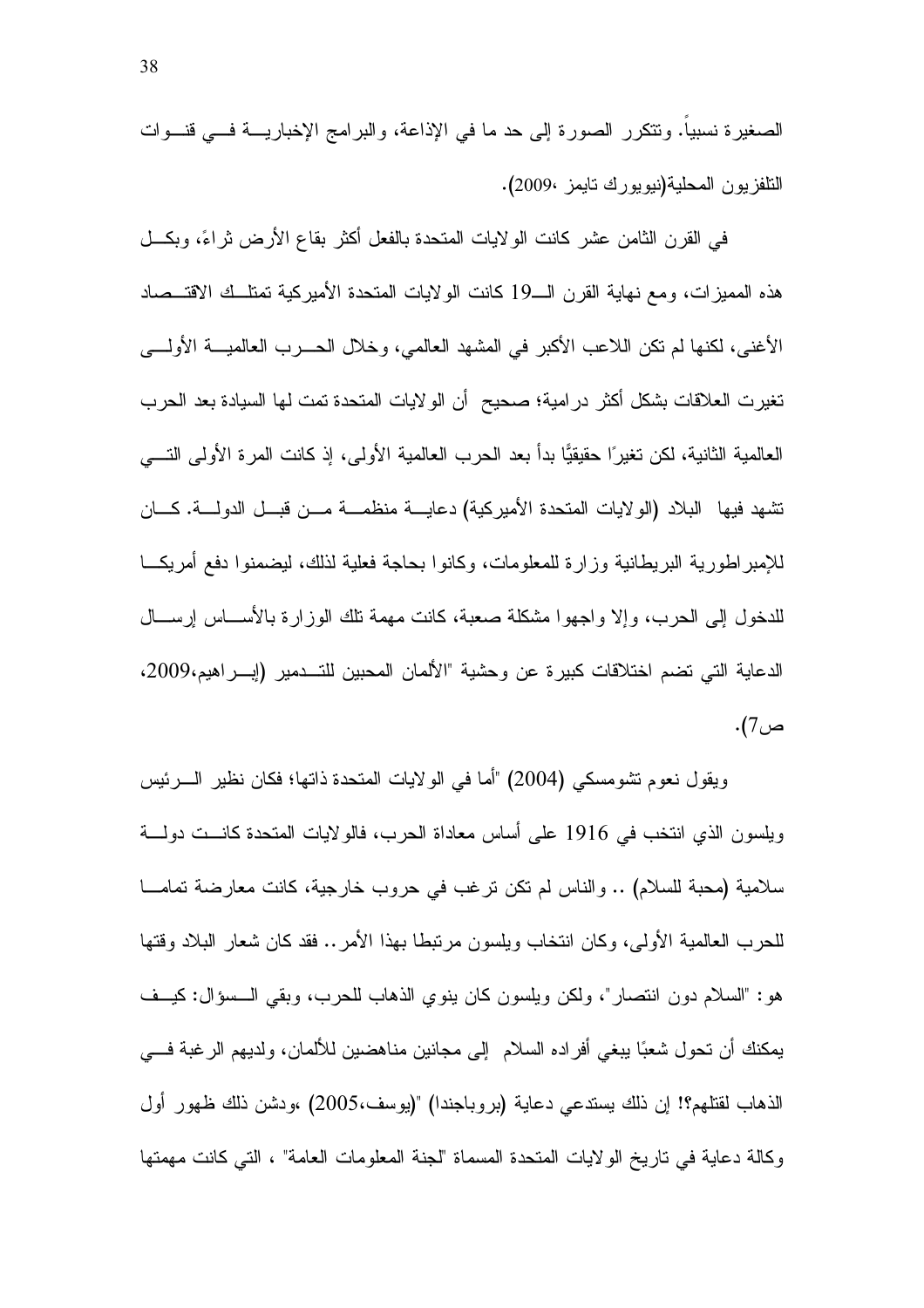الصغيرة نسبياً. وتتكرر الصورة إلى حد ما في الإذاعة، والبرامج الإخبارية في قنوات التلفزيون المحلية(نيويورك تايمز ،2009).

في القرن الثامن عشر كانت الولايات المتحدة بالفعل أكثر بقاع الأرض ثراءً، وبكل هذه المميزات، ومع نهاية القرن الـ19 كانت الولايات المتحدة الأميركية تمتلك الاقتصاد الأغنى، لكنها لم تكن اللاعب الأكبر في المشهد العالمي، وخلال الحرب العالمية الأولى تغيرت العلاقات بشكل أكثر درامية؛ صحيح أن الولايات المتحدة تمت لها السيادة بعد الحرب العالمية الثانية، لكن تغيرًا حقيقيًا بدأ بعد الحرب العالمية الأولى، إذ كانت المرة الأولى التي تشهد فيها البلاد (الولايات المتحدة الأميركية) دعاية منظمة من قبل الدولة. كان للإمبراطورية البريطانية وزارة للمعلومات، وكانوا بحاجة فعلية لذلك، ليضمنوا دفع أمريكا للدخول إلى الحرب، وإلا واجهوا مشكلة صعبة، كانت مهمة تلك الوزارة بالأساس إرسال الدعاية التي تضم اختلاقات كبيرة عن وحشية "الألمان المحبين للتدمير (إبراهيم،2009، ص7).

ويقول نعوم تشومسكي (2004) "أما في الولايات المتحدة ذاتها؛ فكان نظير الرئيس ويلسون الذي انتخب في 1916 على أساس معاداة الحرب، فالولايات المتحدة كانت دولة سلامية (محبة للسلام) .. والناس لم تكن ترغب في حروب خارجية، كانت معارضة تماما للحرب العالمية الأولى، وكان انتخاب ويلسون مرتبطا بهذا الأمر.. فقد كان شعار البلاد وقتها هو: "السلام دون انتصار"، ولكن ويلسون كان ينوي الذهاب للحرب، وبقي السؤال: كيف يمكنك أن تحول شعبًا يبغي أفراده السلام إلى مجانين مناهضين للألمان، ولديهم الرغبة في الذهاب لقتلهم؟! إن ذلك يستدعي دعاية (بروباجندا) "(يوسف،2005) ،ودشن ذلك ظهور أول وكالة دعاية في تاريخ الولايات المتحدة المسماة "لجنة المعلومات العامة" ، التي كانت مهمتها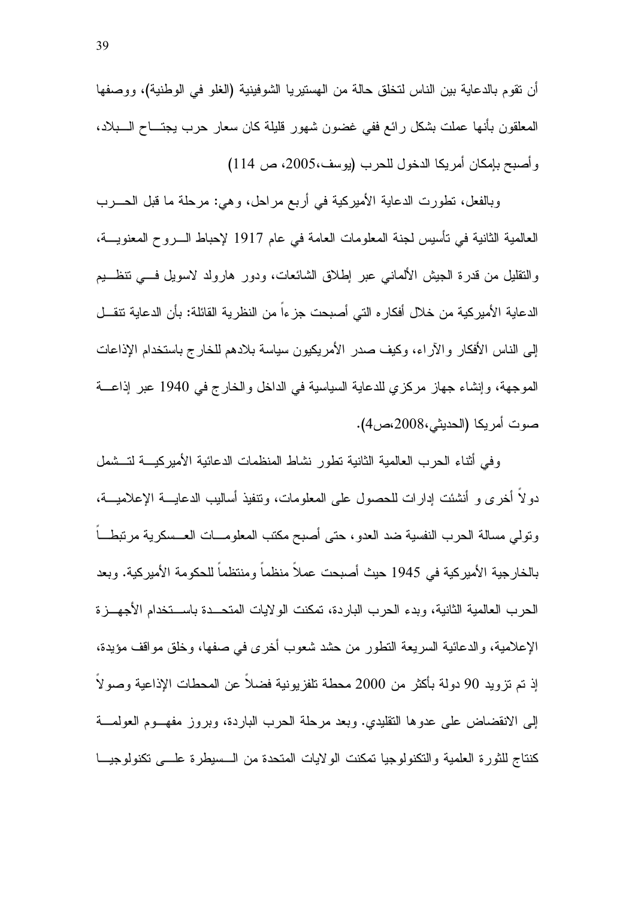أن تقوم بالدعاية بين الناس لتخلق حالة من الهستيريا الشوفينية (الغلو في الوطنية)، ووصفها المعلقون بأنها عملت بشكل رائع ففي غضون شهور قليلة كان سعار حرب يجتاح البلاد، وأصبح بإمكان أمريكا الدخول للحرب (يوسف،2005، ص 114)

وبالفعل، تطورت الدعاية الأميركية في أربع مراحل، وهي: مرحلة ما قبل الحرب العالمية الثانية في تأسيس لجنة المعلومات العامة في عام 1917 لإحباط الروح المعنوية، والتقليل من قدرة الجيش الألماني عبر إطلاق الشائعات، ودور هارولد لاسويل في تنظيم الدعاية الأميركية من خلال أفكاره التي أصبحت جزءاً من النظرية القائلة: بأن الدعاية تنقل إلى الناس الأفكار والآراء، وكيف صدر الأمريكيون سياسة بلادهم للخارج باستخدام الإذاعات الموجهة، وإنشاء جهاز مركزي للدعاية السياسية في الداخل والخارج في 1940 عبر إذاعة صوت أمريكا (الحديثي،2008،ص4).

وفي أثناء الحرب العالمية الثانية تطور نشاط المنظمات الدعائية الأميركية لتشمل دولاً أخرى و أنشئت إدارات للحصول على المعلومات، وتنفيذ أساليب الدعاية الإعلامية، وتولي مسالة الحرب النفسية ضد العدو، حتى أصبح مكتب المعلومات العسكرية مرتبطاً بالخارجية الأميركية في 1945 حيث أصبحت عملاً منظماً ومنتظماً للحكومة الأميركية. وبعد الحرب العالمية الثانية، وبدء الحرب الباردة، تمكنت الولايات المتحدة باستخدام الأجهزة الإعلامية، والدعائية السريعة التطور من حشد شعوب أخرى في صفها، وخلق مواقف مؤيدة، إذ تم تزويد 90 دولة بأكثر من 2000 محطة تلفزيونية فضلاً عن المحطات الإذاعية وصولاً إلى الانقضاض على عدوها التقليدي. وبعد مرحلة الحرب الباردة، وبروز مفهوم العولمة كنتاج للثورة العلمية والتكنولوجيا تمكنت الولايات المتحدة من السيطرة على تكنولوجيا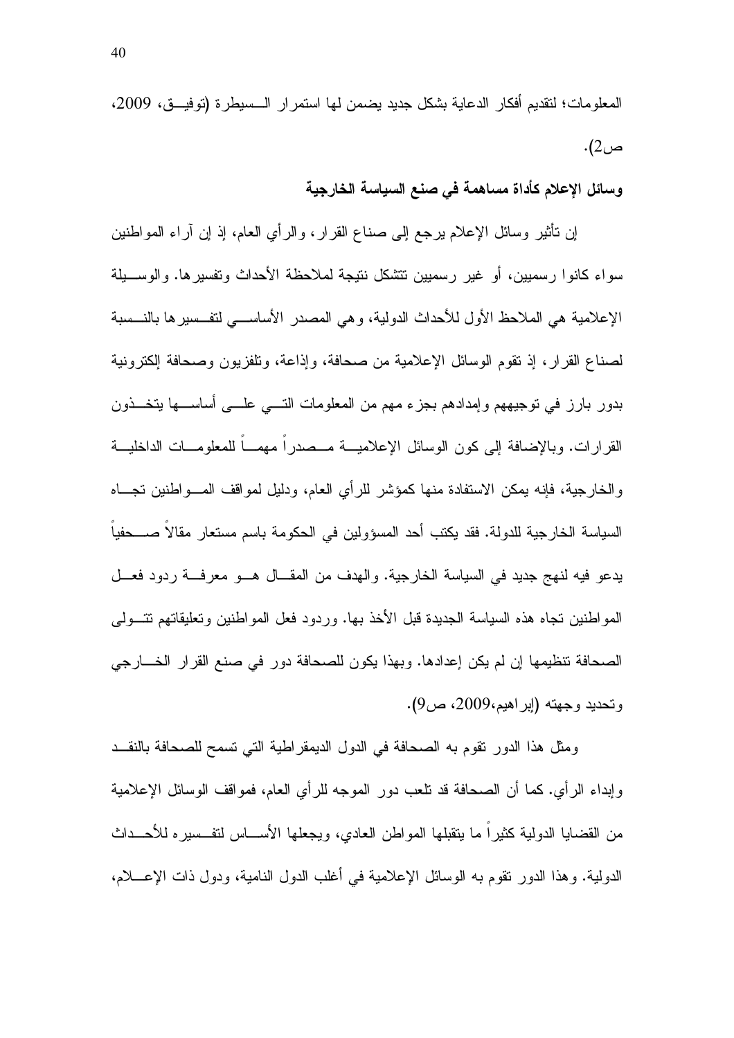المعلومات؛ لتقديم أفكار الدعاية بشكل جديد يضمن لها استمرار السيطرة (توفيق، 2009، ص2).

**وسائل الإعلام كأداة مساهمة في صنع السياسة الخارجية**

إن تأثير وسائل الإعلام يرجع إلى صناع القرار، والرأي العام، إذ إن آراء المواطنين سواء كانوا رسميين، أو غير رسميين تتشكل نتيجة لملاحظة الأحداث وتفسيرها. والوسيلة الإعلامية هي الملاحظ الأول للأحداث الدولية، وهي المصدر الأساسي لتفسيرها بالنسبة لصناع القرار، إذ تقوم الوسائل الإعلامية من صحافة، وإذاعة، وتلفزيون وصحافة إلكترونية بدور بارز في توجيههم وإمدادهم بجزء مهم من المعلومات التي على أساسها يتخذون القرارات. وبالإضافة إلى كون الوسائل الإعلامية مصدراً مهماً للمعلومات الداخلية والخارجية، فإنه يمكن الاستفادة منها كمؤشر للرأي العام، ودليل لمواقف المواطنين تجاه السياسة الخارجية للدولة. فقد يكتب أحد المسؤولين في الحكومة باسم مستعار مقالاً صحفياً يدعو فيه لنهج جديد في السياسة الخارجية. والهدف من المقال هو معرفة ردود فعل المواطنين تجاه هذه السياسة الجديدة قبل الأخذ بها. وردود فعل المواطنين وتعليقاتهم تتولى الصحافة تنظيمها إن لم يكن إعدادها. وبهذا يكون للصحافة دور في صنع القرار الخارجي وتحديد وجهته (إبراهيم،2009، ص9).

ومثل هذا الدور تقوم به الصحافة في الدول الديمقراطية التي تسمح للصحافة بالنقد وإبداء الرأي. كما أن الصحافة قد تلعب دور الموجه للرأي العام، فمواقف الوسائل الإعلامية من القضايا الدولية كثيراً ما يتقبلها المواطن العادي، ويجعلها الأساس لتفسيره للأحداث الدولية. وهذا الدور تقوم به الوسائل الإعلامية في أغلب الدول النامية، ودول ذات الإعلام،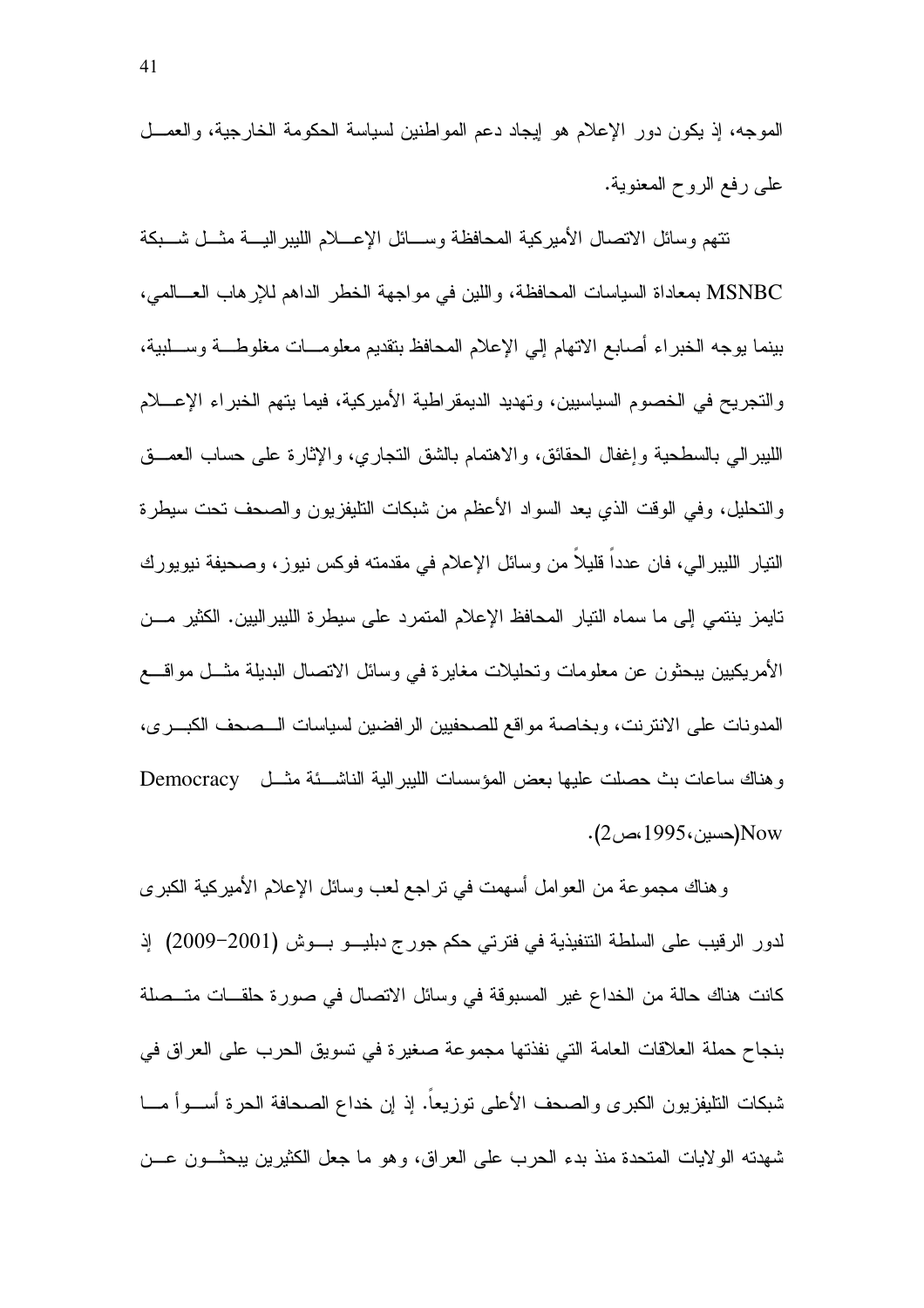الموجه، إذ يكون دور الإعلام هو إيجاد دعم المواطنين لسياسة الحكومة الخارجية، والعمل على رفع الروح المعنوية.

تتهم وسائل الاتصال الأميركية المحافظة وسائل الإعلام الليبرالية مثل شبكة MSNBC بمعاداة السياسات المحافظة، واللين في مواجهة الخطر الداهم للإرهاب العالمي، بينما يوجه الخبراء أصابع الاتهام إلي الإعلام المحافظ بتقديم معلومات مغلوطة وسلبية، والتجريح في الخصوم السياسيين، وتهديد الديمقراطية الأميركية، فيما يتهم الخبراء الإعلام الليبرالي بالسطحية وإغفال الحقائق، والاهتمام بالشق التجاري، والإثارة على حساب العمق والتحليل، وفي الوقت الذي يعد السواد الأعظم من شبكات التليفزيون والصحف تحت سيطرة التيار الليبرالي، فان عدداً قليلاً من وسائل الإعلام في مقدمته فوكس نيوز، وصحيفة نيويورك تايمز ينتمي إلى ما سماه التيار المحافظ الإعلام المتمرد على سيطرة الليبراليين. الكثير من الأمريكيين يبحثون عن معلومات وتحليلات مغايرة في وسائل الاتصال البديلة مثل مواقع المدونات على الانترنت، وبخاصة مواقع للصحفيين الرافضين لسياسات الصحف الكبرى، وهناك ساعات بث حصلت عليها بعض المؤسسات الليبرالية الناشئة مثل Democracy Now(حسين،1995،ص2).

وهناك مجموعة من العوامل أسهمت في تراجع لعب وسائل الإعلام الأميركية الكبرى لدور الرقيب على السلطة التنفيذية في فترتي حكم جورج دبليو بوش (2001-2009) إذ كانت هناك حالة من الخداع غير المسبوقة في وسائل الاتصال في صورة حلقات متصلة بنجاح حملة العلاقات العامة التي نفذتها مجموعة صغيرة في تسويق الحرب على العراق في شبكات التليفزيون الكبرى والصحف الأعلى توزيعاً. إذ إن خداع الصحافة الحرة أسوأ ما شهدته الولايات المتحدة منذ بدء الحرب على العراق، وهو ما جعل الكثيرين يبحثون عن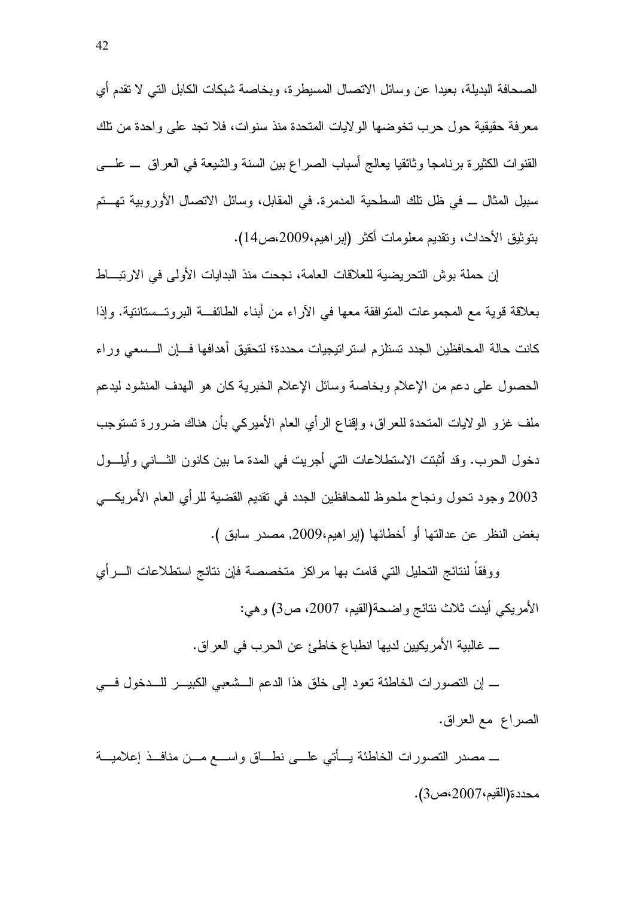الصحافة البديلة، بعيدا عن وسائل الاتصال المسيطرة، وبخاصة شبكات الكابل التي لا تقدم أي معرفة حقيقية حول حرب تخوضها الولايات المتحدة منذ سنوات، فلا تجد على واحدة من تلك القنوات الكثيرة برنامجا وثائقيا يعالج أسباب الصراع بين السنة والشيعة في العراق ــ على سبيل المثال ــ في ظل تلك السطحية المدمرة. في المقابل، وسائل الاتصال الأوروبية تهتم بتوثيق الأحداث، وتقديم معلومات أكثر (إبراهيم،2009،ص14).

إن حملة بوش التحريضية للعلاقات العامة، نجحت منذ البدايات الأولى في الارتباط بعلاقة قوية مع المجموعات المتوافقة معها في الآراء من أبناء الطائفة البروتستانتية. وإذا كانت حالة المحافظين الجدد تستلزم استراتيجيات محددة؛ لتحقيق أهدافها فإن السعي وراء الحصول على دعم من الإعلام وبخاصة وسائل الإعلام الخبرية كان هو الهدف المنشود ليدعم ملف غزو الولايات المتحدة للعراق، وإقناع الرأي العام الأميركي بأن هناك ضرورة تستوجب دخول الحرب. وقد أثبتت الاستطلاعات التي أجريت في المدة ما بين كانون الثاني وأيلول 2003 وجود تحول ونجاح ملحوظ للمحافظين الجدد في تقديم القضية للرأي العام الأمريكي بغض النظر عن عدالتها أو أخطائها (إبراهيم،2009, مصدر سابق ).

ووفقاً لنتائج التحليل التي قامت بها مراكز متخصصة فإن نتائج استطلاعات الرأي الأمريكي أبدت ثلاث نتائج واضحة(القيم، 2007، ص3) وهي:

ــ غالبية الأمريكيين لديها انطباع خاطئ عن الحرب في العراق.

ــ إن التصورات الخاطئة تعود إلى خلق هذا الدعم الشعبي الكبير للدخول في الصراع مع العراق.

ــ مصدر التصورات الخاطئة يأتي على نطاق واسع من منافذ إعلامية محددة(القيم،2007،ص3).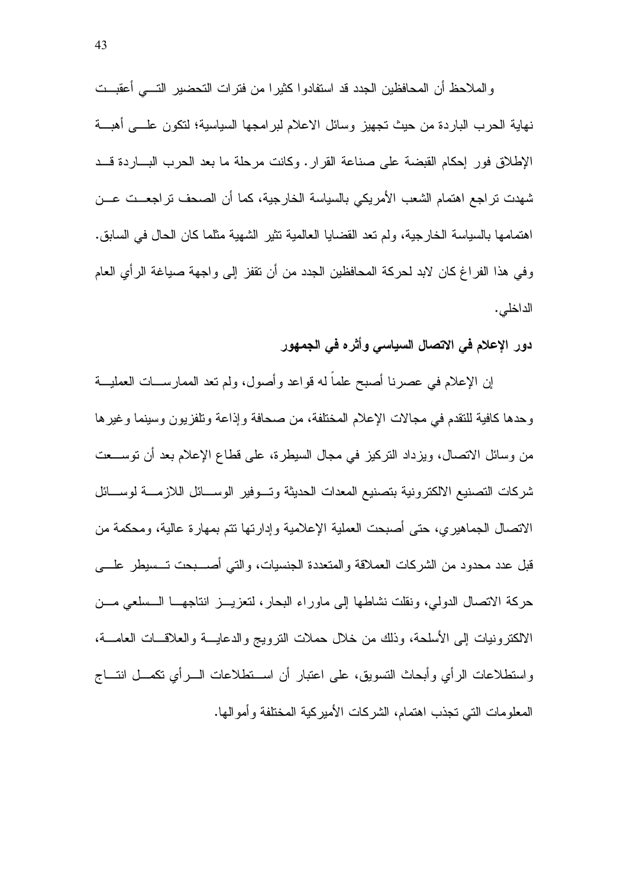والملاحظ أن المحافظين الجدد قد استفادوا كثيرا من فترات التحضير التي أعقبت نهاية الحرب الباردة من حيث تجهيز وسائل الاعلام لبرامجها السياسية؛ لتكون على أهبة الإطلاق فور إحكام القبضة على صناعة القرار. وكانت مرحلة ما بعد الحرب الباردة قد شهدت تراجع اهتمام الشعب الأمريكي بالسياسة الخارجية، كما أن الصحف تراجعت عن اهتمامها بالسياسة الخارجية، ولم تعد القضايا العالمية تثير الشهية مثلما كان الحال في السابق. وفي هذا الفراغ كان لابد لحركة المحافظين الجدد من أن تقفز إلى واجهة صياغة الرأي العام الداخلي.

**دور الإعلام في الاتصال السياسي وأثره في الجمهور**

إن الإعلام في عصرنا أصبح علماً له قواعد وأصول، ولم تعد الممارسات العملية وحدها كافية للتقدم في مجالات الإعلام المختلفة، من صحافة وإذاعة وتلفزيون وسينما وغيرها من وسائل الاتصال، ويزداد التركيز في مجال السيطرة، على قطاع الإعلام بعد أن توسعت شركات التصنيع الالكترونية بتصنيع المعدات الحديثة وتوفير الوسائل اللازمة لوسائل الاتصال الجماهيري، حتى أصبحت العملية الإعلامية وإدارتها تتم بمهارة عالية، ومحكمة من قبل عدد محدود من الشركات العملاقة والمتعددة الجنسيات، والتي أصبحت تسيطر على حركة الاتصال الدولي، ونقلت نشاطها إلى ماوراء البحار، لتعزيز انتاجها السلعي من الالكترونيات إلى الأسلحة، وذلك من خلال حملات الترويج والدعاية والعلاقات العامة، واستطلاعات الرأي وأبحاث التسويق، على اعتبار أن استطلاعات الرأي تكمل انتاج المعلومات التي تجذب اهتمام، الشركات الأميركية المختلفة وأموالها.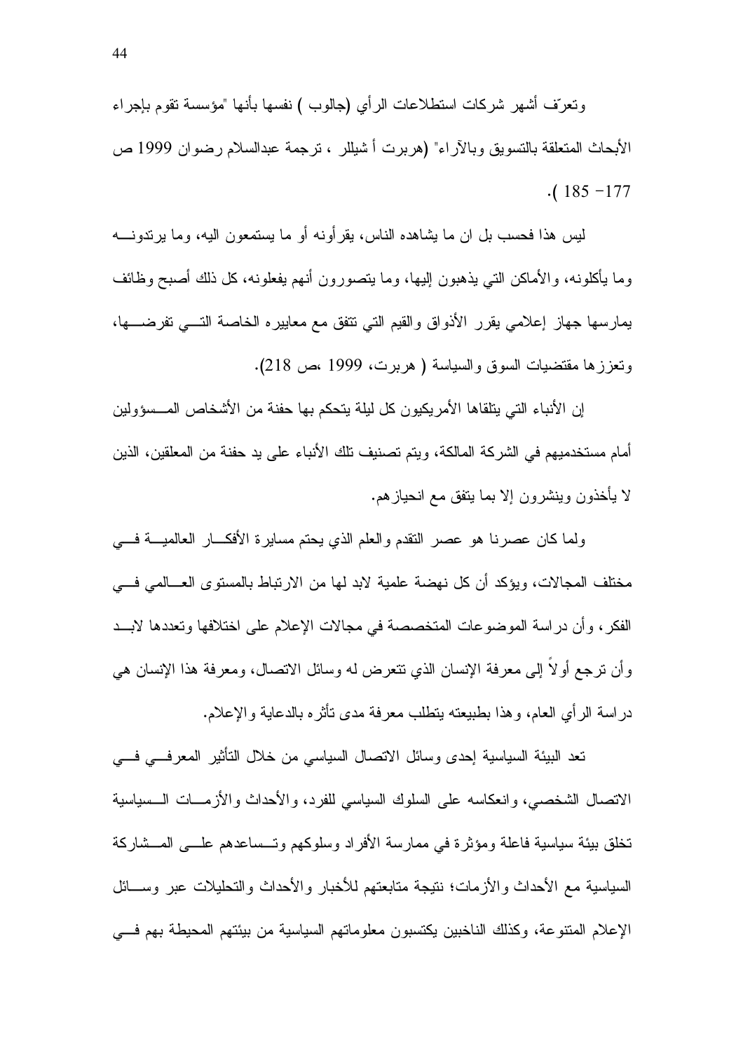وتعرّف أشهر شركات استطلاعات الرأي (جالوب ) نفسها بأنها "مؤسسة تقوم بإجراء الأبحاث المتعلقة بالتسويق وبالآراء" (هربرت أ شيللر ، ترجمة عبدالسلام رضوان 1999 ص 177- 185 ).

ليس هذا فحسب بل ان ما يشاهده الناس، يقرأونه أو ما يستمعون اليه، وما يرتدونه وما يأكلونه، والأماكن التي يذهبون إليها، وما يتصورون أنهم يفعلونه، كل ذلك أصبح وظائف يمارسها جهاز إعلامي يقرر الأذواق والقيم التي تتفق مع معاييره الخاصة التي تفرضها، وتعززها مقتضيات السوق والسياسة ( هربرت، 1999 ،ص 218).

إن الأنباء التي يتلقاها الأمريكيون كل ليلة يتحكم بها حفنة من الأشخاص المسؤولين أمام مستخدميهم في الشركة المالكة، ويتم تصنيف تلك الأنباء على يد حفنة من المعلقين، الذين لا يأخذون وينشرون إلا بما يتفق مع انحيازهم.

ولما كان عصرنا هو عصر التقدم والعلم الذي يحتم مسايرة الأفكار العالمية في مختلف المجالات، ويؤكد أن كل نهضة علمية لابد لها من الارتباط بالمستوى العالمي في الفكر، وأن دراسة الموضوعات المتخصصة في مجالات الإعلام على اختلافها وتعددها لابد وأن ترجع أولاً إلى معرفة الإنسان الذي تتعرض له وسائل الاتصال، ومعرفة هذا الإنسان هي دراسة الرأي العام، وهذا بطبيعته يتطلب معرفة مدى تأثره بالدعاية والإعلام.

تعد البيئة السياسية إحدى وسائل الاتصال السياسي من خلال التأثير المعرفي في الاتصال الشخصي، وانعكاسه على السلوك السياسي للفرد، والأحداث والأزمات السياسية تخلق بيئة سياسية فاعلة ومؤثرة في ممارسة الأفراد وسلوكهم وتساعدهم على المشاركة السياسية مع الأحداث والأزمات؛ نتيجة متابعتهم للأخبار والأحداث والتحليلات عبر وسائل الإعلام المتنوعة، وكذلك الناخبين يكتسبون معلوماتهم السياسية من بيئتهم المحيطة بهم في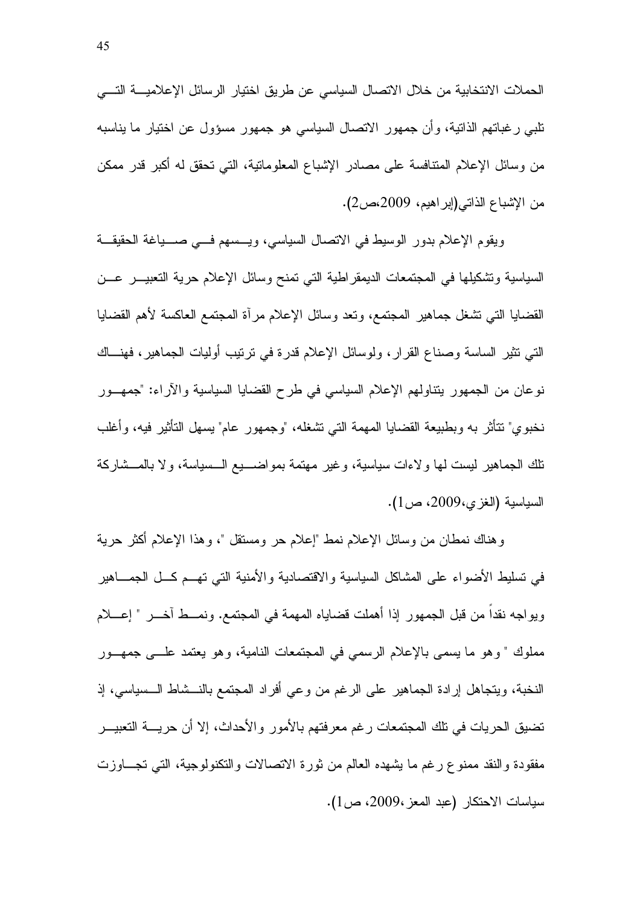الحملات الانتخابية من خلال الاتصال السياسي عن طريق اختيار الرسائل الإعلامية التي تلبي رغباتهم الذاتية، وأن جمهور الاتصال السياسي هو جمهور مسؤول عن اختيار ما يناسبه من وسائل الإعلام المتنافسة على مصادر الإشباع المعلوماتية، التي تحقق له أكبر قدر ممكن من الإشباع الذاتي(إبراهيم، 2009،ص2).

ويقوم الإعلام بدور الوسيط في الاتصال السياسي، ويسهم في صياغة الحقيقة السياسية وتشكيلها في المجتمعات الديمقراطية التي تمنح وسائل الإعلام حرية التعبير عن القضايا التي تشغل جماهير المجتمع، وتعد وسائل الإعلام مرآة المجتمع العاكسة لأهم القضايا التي تثير الساسة وصناع القرار، ولوسائل الإعلام قدرة في ترتيب أوليات الجماهير، فهناك نوعان من الجمهور يتناولهم الإعلام السياسي في طرح القضايا السياسية والآراء: "جمهور نخبوي" تتأثر به وبطبيعة القضايا المهمة التي تشغله، "وجمهور عام" يسهل التأثير فيه، وأغلب تلك الجماهير ليست لها ولاءات سياسية، وغير مهتمة بمواضيع السياسة، ولا بالمشاركة السياسية (الغزي،2009، ص1).

وهناك نمطان من وسائل الإعلام نمط "إعلام حر ومستقل "، وهذا الإعلام أكثر حرية في تسليط الأضواء على المشاكل السياسية والاقتصادية والأمنية التي تهم كل الجماهير ويواجه نقداً من قبل الجمهور إذا أهملت قضاياه المهمة في المجتمع. ونمط آخر " إعلام مملوك " وهو ما يسمى بالإعلام الرسمي في المجتمعات النامية، وهو يعتمد على جمهور النخبة، ويتجاهل إرادة الجماهير على الرغم من وعي أفراد المجتمع بالنشاط السياسي، إذ تضيق الحريات في تلك المجتمعات رغم معرفتهم بالأمور والأحداث، إلا أن حرية التعبير مفقودة والنقد ممنوع رغم ما يشهده العالم من ثورة الاتصالات والتكنولوجية، التي تجاوزت سياسات الاحتكار (عبد المعز،2009، ص1).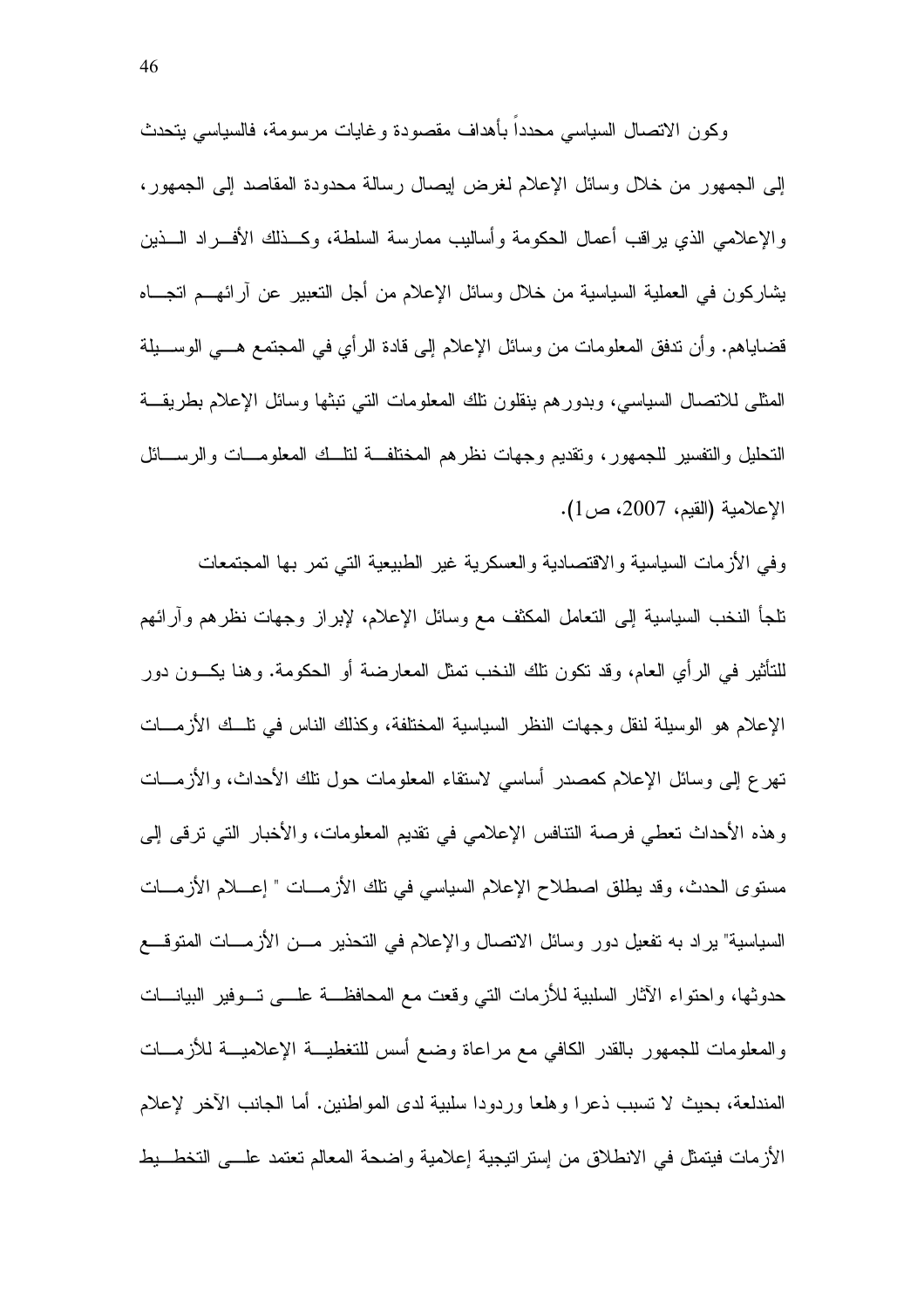وكون الاتصال السياسي محدداً بأهداف مقصودة وغايات مرسومة، فالسياسي يتحدث إلى الجمهور من خلال وسائل الإعلام لغرض إيصال رسالة محدودة المقاصد إلى الجمهور، والإعلامي الذي يراقب أعمال الحكومة وأساليب ممارسة السلطة، وكذلك الأفراد الذين يشاركون في العملية السياسية من خلال وسائل الإعلام من أجل التعبير عن آرائهم اتجاه قضاياهم. وأن تدفق المعلومات من وسائل الإعلام إلى قادة الرأي في المجتمع هي الوسيلة المثلى للاتصال السياسي، وبدورهم ينقلون تلك المعلومات التي تبثها وسائل الإعلام بطريقة التحليل والتفسير للجمهور، وتقديم وجهات نظرهم المختلفة لتلك المعلومات والرسائل الإعلامية (القيم، 2007، ص1).

وفي الأزمات السياسية والاقتصادية والعسكرية غير الطبيعية التي تمر بها المجتمعات تلجأ النخب السياسية إلى التعامل المكثف مع وسائل الإعلام، لإبراز وجهات نظرهم وآرائهم للتأثير في الرأي العام، وقد تكون تلك النخب تمثل المعارضة أو الحكومة. وهنا يكون دور الإعلام هو الوسيلة لنقل وجهات النظر السياسية المختلفة، وكذلك الناس في تلك الأزمات تهرع إلى وسائل الإعلام كمصدر أساسي لاستقاء المعلومات حول تلك الأحداث، والأزمات وهذه الأحداث تعطي فرصة التنافس الإعلامي في تقديم المعلومات، والأخبار التي ترقى إلى مستوى الحدث، وقد يطلق اصطلاح الإعلام السياسي في تلك الأزمات " إعلام الأزمات السياسية" يراد به تفعيل دور وسائل الاتصال والإعلام في التحذير من الأزمات المتوقع حدوثها، واحتواء الآثار السلبية للأزمات التي وقعت مع المحافظة على توفير البيانات والمعلومات للجمهور بالقدر الكافي مع مراعاة وضع أسس للتغطية الإعلامية للأزمات المندلعة، بحيث لا تسبب ذعرا وهلعا وردودا سلبية لدى المواطنين. أما الجانب الآخر لإعلام الأزمات فيتمثل في الانطلاق من إستراتيجية إعلامية واضحة المعالم تعتمد على التخطيط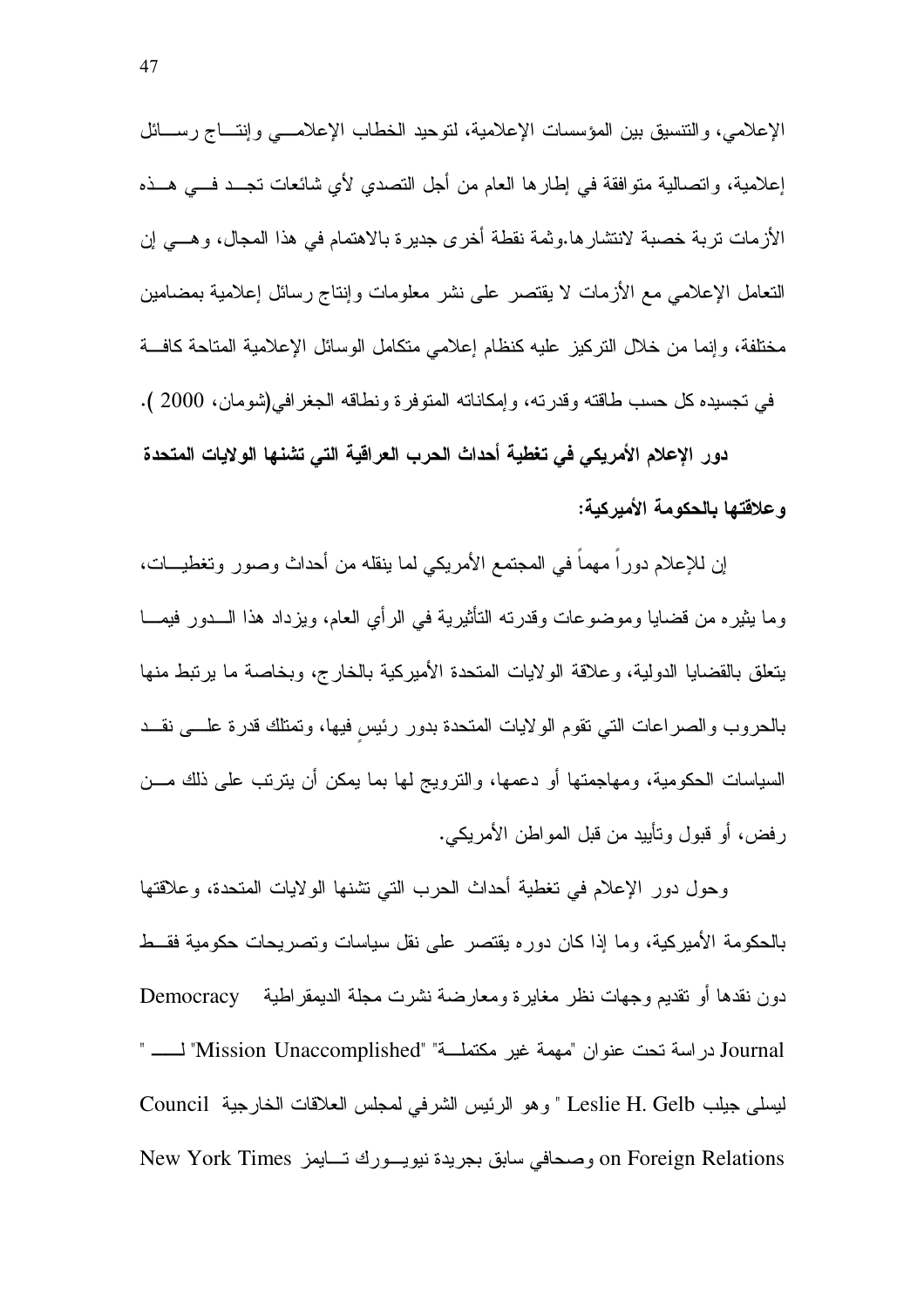الإعلامي، والتنسيق بين المؤسسات الإعلامية، لتوحيد الخطاب الإعلامي وإنتاج رسائل إعلامية، واتصالية متوافقة في إطارها العام من أجل التصدي لأي شائعات تجد في هذه الأزمات تربة خصبة لانتشارها.وثمة نقطة أخرى جديرة بالاهتمام في هذا المجال، وهي إن التعامل الإعلامي مع الأزمات لا يقتصر على نشر معلومات وإنتاج رسائل إعلامية بمضامين مختلفة، وإنما من خلال التركيز عليه كنظام إعلامي متكامل الوسائل الإعلامية المتاحة كافة في تجسيده كل حسب طاقته وقدرته، وإمكاناته المتوفرة ونطاقه الجغرافي(شومان، 2000 ).

**دور الإعلام الأمريكي في تغطية أحداث الحرب العراقية التي تشنها الولايات المتحدة وعلاقتها بالحكومة الأميركية:**

إن للإعلام دوراً مهماً في المجتمع الأمريكي لما ينقله من أحداث وصور وتغطيات، وما يثيره من قضايا وموضوعات وقدرته التأثيرية في الرأي العام، ويزداد هذا الدور فيما يتعلق بالقضايا الدولية، وعلاقة الولايات المتحدة الأميركية بالخارج، وبخاصة ما يرتبط منها بالحروب والصراعات التي تقوم الولايات المتحدة بدور رئيسٍ فيها، وتمتلك قدرة على نقد السياسات الحكومية، ومهاجمتها أو دعمها، والترويج لها بما يمكن أن يترتب على ذلك من رفض، أو قبول وتأييد من قبل المواطن الأمريكي.

وحول دور الإعلام في تغطية أحداث الحرب التي تشنها الولايات المتحدة، وعلاقتها بالحكومة الأميركية، وما إذا كان دوره يقتصر على نقل سياسات وتصريحات حكومية فقط دون نقدها أو تقديم وجهات نظر مغايرة ومعارضة نشرت مجلة الديمقراطية Democracy Journal دراسة تحت عنوان "مهمة غير مكتملة" "Mission Unaccomplished" لـ " ليسلي جيلب Leslie H. Gelb " وهو الرئيس الشرفي لمجلس العلاقات الخارجية Council on Foreign Relations وصحافي سابق بجريدة نيويورك تايمز New York Times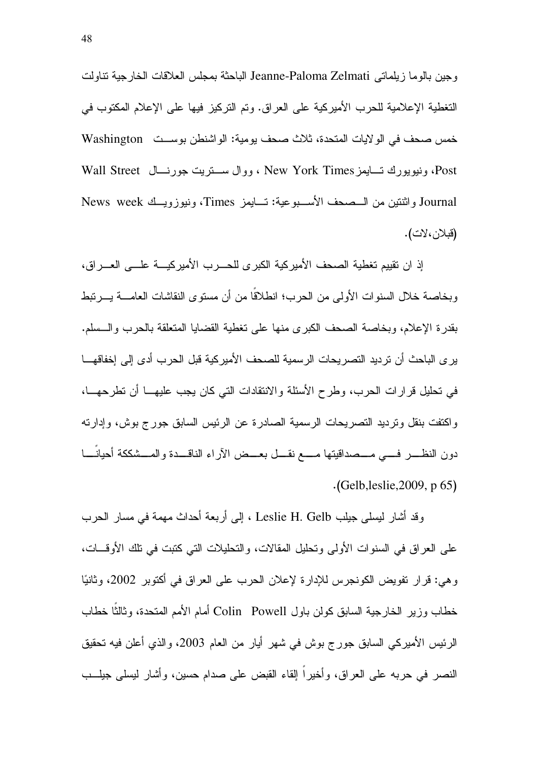وجين بالوما زيلماتي Jeanne-Paloma Zelmati الباحثة بمجلس العلاقات الخارجية تناولت التغطية الإعلامية للحرب الأميركية على العراق. وتم التركيز فيها على الإعلام المكتوب في خمس صحف في الولايات المتحدة، ثلاث صحف يومية: الواشنطن بوست Washington Post، ونيويورك تايمز New York Times ، ووال ستريت جورنال Wall Street Journal واثنتين من الصحف الأسبوعية: تايمز Times، ونيوزويك News week (قبلان،لات).

إذ ان تقييم تغطية الصحف الأميركية الكبرى للحرب الأميركية على العراق، وبخاصة خلال السنوات الأولى من الحرب؛ انطلاقًا من أن مستوى النقاشات العامة يرتبط بقدرة الإعلام، وبخاصة الصحف الكبرى منها على تغطية القضايا المتعلقة بالحرب والسلم. يرى الباحث أن ترديد التصريحات الرسمية للصحف الأميركية قبل الحرب أدى إلى إخفاقها في تحليل قرارات الحرب، وطرح الأسئلة والانتقادات التي كان يجب عليها أن تطرحها، واكتفت بنقل وترديد التصريحات الرسمية الصادرة عن الرئيس السابق جورج بوش، وإدارته دون النظر في مصداقيتها مع نقل بعض الآراء الناقدة والمشككة أحيانًا (Gelb,leslie,2009, p 65).

وقد أشار ليسلي جيلب Leslie H. Gelb ، إلى أربعة أحداث مهمة في مسار الحرب على العراق في السنوات الأولى وتحليل المقالات، والتحليلات التي كتبت في تلك الأوقات، وهي: قرار تفويض الكونجرس للإدارة لإعلان الحرب على العراق في أكتوبر 2002، وثانيًا خطاب وزير الخارجية السابق كولن باول Colin Powell أمام الأمم المتحدة، وثالثًا خطاب الرئيس الأميركي السابق جورج بوش في شهر أيار من العام 2003، والذي أعلن فيه تحقيق النصر في حربه على العراق، وأخيراً إلقاء القبض على صدام حسين، وأشار ليسلي جيلب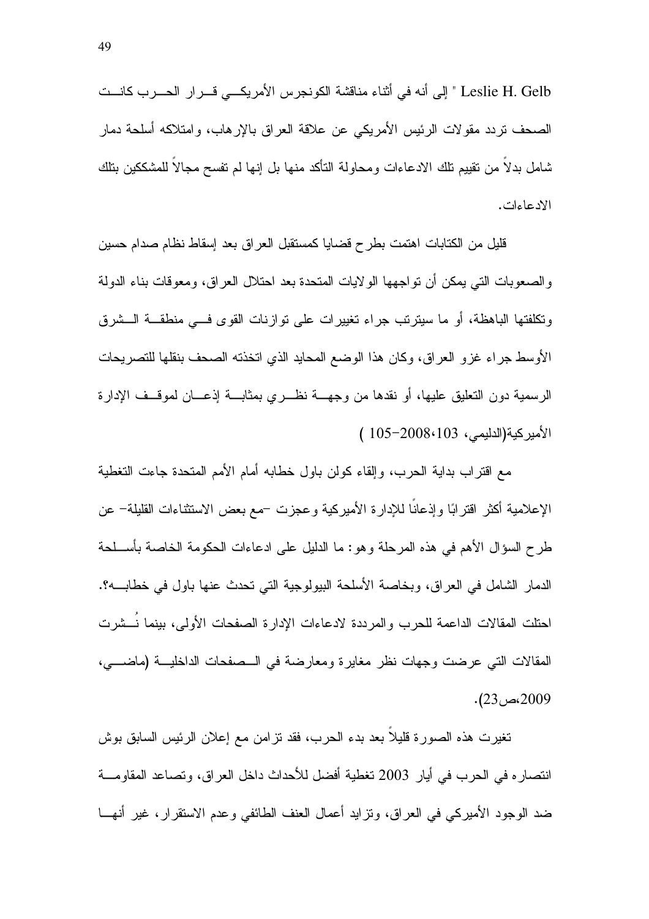Leslie H. Gelb " إلى أنه في أثناء مناقشة الكونجرس الأمريكي قرار الحرب كانت الصحف تردد مقولات الرئيس الأمريكي عن علاقة العراق بالإرهاب، وامتلاكه أسلحة دمار شامل بدلاً من تقييم تلك الادعاءات ومحاولة التأكد منها بل إنها لم تفسح مجالاً للمشككين بتلك الادعاءات.

قليل من الكتابات اهتمت بطرح قضايا كمستقبل العراق بعد إسقاط نظام صدام حسين والصعوبات التي يمكن أن تواجهها الولايات المتحدة بعد احتلال العراق، ومعوقات بناء الدولة وتكلفتها الباهظة، أو ما سيترتب جراء تغييرات على توازنات القوى في منطقة الشرق الأوسط جراء غزو العراق، وكان هذا الوضع المحايد الذي اتخذته الصحف بنقلها للتصريحات الرسمية دون التعليق عليها، أو نقدها من وجهة نظري بمثابة إذعان لموقف الإدارة الأميركية(الدليمي، 2008،103-105 )

مع اقتراب بداية الحرب، وإلقاء كولن باول خطابه أمام الأمم المتحدة جاءت التغطية الإعلامية أكثر اقترابًا وإذعانًا للإدارة الأميركية وعجزت -مع بعض الاستثناءات القليلة- عن طرح السؤال الأهم في هذه المرحلة وهو: ما الدليل على ادعاءات الحكومة الخاصة بأسلحة الدمار الشامل في العراق، وبخاصة الأسلحة البيولوجية التي تحدث عنها باول في خطابه؟. احتلت المقالات الداعمة للحرب والمرددة لادعاءات الإدارة الصفحات الأولى، بينما نُشرت المقالات التي عرضت وجهات نظر مغايرة ومعارضة في الصفحات الداخلية (ماضي، 2009،ص23).

تغيرت هذه الصورة قليلاً بعد بدء الحرب، فقد تزامن مع إعلان الرئيس السابق بوش انتصاره في الحرب في أيار 2003 تغطية أفضل للأحداث داخل العراق، وتصاعد المقاومة ضد الوجود الأميركي في العراق، وتزايد أعمال العنف الطائفي وعدم الاستقرار، غير أنها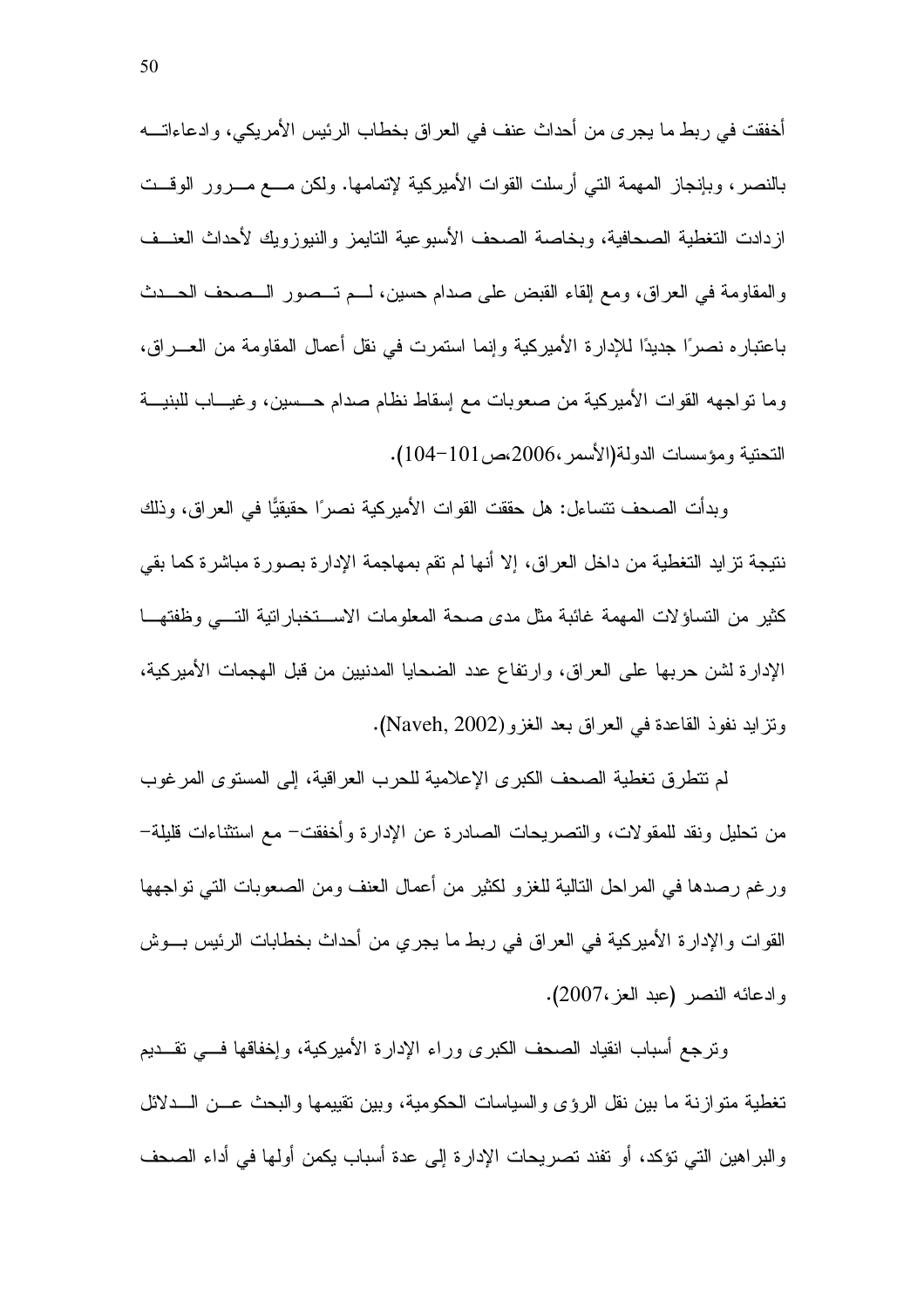أخفقت في ربط ما يجرى من أحداث عنف في العراق بخطاب الرئيس الأمريكي، وادعاءاته بالنصر، وبإنجاز المهمة التي أرسلت القوات الأميركية لإتمامها. ولكن مع مرور الوقت ازدادت التغطية الصحافية، وبخاصة الصحف الأسبوعية التايمز والنيوزويك لأحداث العنف والمقاومة في العراق، ومع إلقاء القبض على صدام حسين، لم تصور الصحف الحدث باعتباره نصرًا جديدًا للإدارة الأميركية وإنما استمرت في نقل أعمال المقاومة من العراق، وما تواجهه القوات الأميركية من صعوبات مع إسقاط نظام صدام حسين، وغياب للبنية التحتية ومؤسسات الدولة(الأسمر،2006،ص101-104).

وبدأت الصحف تتساءل: هل حققت القوات الأميركية نصرًا حقيقيًا في العراق، وذلك نتيجة تزايد التغطية من داخل العراق، إلا أنها لم تقم بمهاجمة الإدارة بصورة مباشرة كما بقي كثير من التساؤلات المهمة غائبة مثل مدى صحة المعلومات الاستخباراتية التي وظفتها الإدارة لشن حربها على العراق، وارتفاع عدد الضحايا المدنيين من قبل الهجمات الأميركية، وتزايد نفوذ القاعدة في العراق بعد الغزو(Naveh, 2002).

لم تتطرق تغطية الصحف الكبرى الإعلامية للحرب العراقية، إلى المستوى المرغوب من تحليل ونقد للمقولات، والتصريحات الصادرة عن الإدارة وأخفقت– مع استثناءات قليلة– ورغم رصدها في المراحل التالية للغزو لكثير من أعمال العنف ومن الصعوبات التي تواجهها القوات والإدارة الأميركية في العراق في ربط ما يجري من أحداث بخطابات الرئيس بوش وادعائه النصر (عبد العز،2007).

وترجع أسباب انقياد الصحف الكبرى وراء الإدارة الأميركية، وإخفاقها في تقديم تغطية متوازنة ما بين نقل الرؤى والسياسات الحكومية، وبين تقييمها والبحث عن الدلائل والبراهين التي تؤكد، أو تفند تصريحات الإدارة إلى عدة أسباب يكمن أولها في أداء الصحف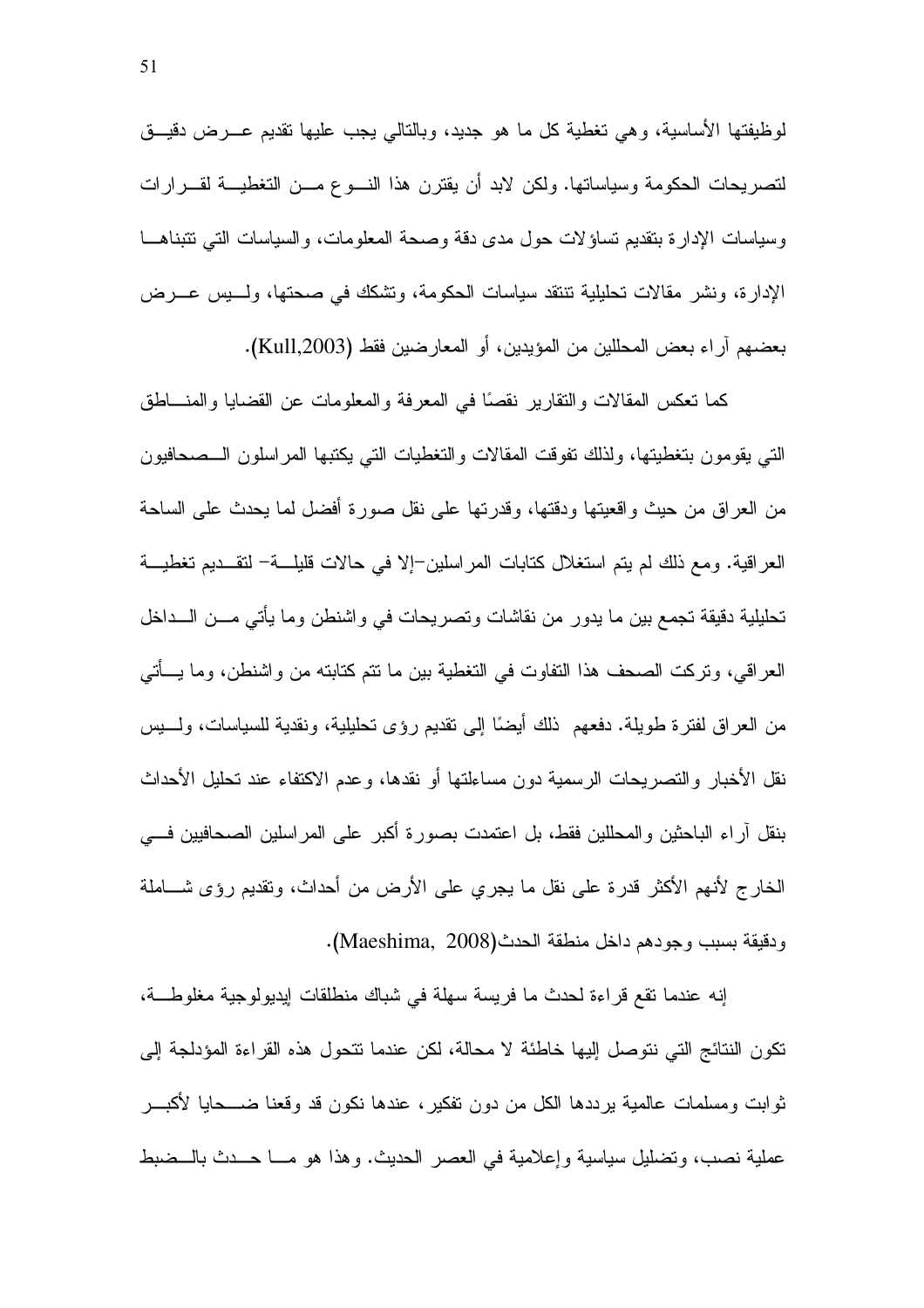لوظيفتها الأساسية، وهي تغطية كل ما هو جديد، وبالتالي يجب عليها تقديم عـرض دقيـق لتصريحات الحكومة وسياساتها. ولكن لابد أن يقترن هذا النـوع مـن التغطيـة لقـرارات وسياسات الإدارة بتقديم تساؤلات حول مدى دقة وصحة المعلومات، والسياسات التي تتبناهـا الإدارة، ونشر مقالات تحليلية تنتقد سياسات الحكومة، وتشكك في صحتها، ولـيس عـرض بعضهم آراء بعض المحللين من المؤيدين، أو المعارضين فقط (Kull,2003).

كما تعكس المقالات والتقارير نقصًا في المعرفة والمعلومات عن القضايا والمنـاطق التي يقومون بتغطيتها، ولذلك تفوقت المقالات والتغطيات التي يكتبها المراسلون الـصحافيون من العراق من حيث واقعيتها ودقتها، وقدرتها على نقل صورة أفضل لما يحدث على الساحة العراقية. ومع ذلك لم يتم استغلال كتابات المراسلين-إلا في حالات قليلـة- لتقـديم تغطيـة تحليلية دقيقة تجمع بين ما يدور من نقاشات وتصريحات في واشنطن وما يأتي مـن الـداخل العراقي، وتركت الصحف هذا التفاوت في التغطية بين ما تتم كتابته من واشنطن، وما يـأتي من العراق لفترة طويلة. دفعهم ذلك أيضًا إلى تقديم رؤى تحليلية، ونقدية للسياسات، ولـيس نقل الأخبار والتصريحات الرسمية دون مساءلتها أو نقدها، وعدم الاكتفاء عند تحليل الأحداث بنقل آراء الباحثين والمحللين فقط، بل اعتمدت بصورة أكبر على المراسلين الصحافيين فـي الخارج لأنهم الأكثر قدرة على نقل ما يجري على الأرض من أحداث، وتقديم رؤى شـاملة ودقيقة بسبب وجودهم داخل منطقة الحدث(Maeshima, 2008).

إنه عندما تقع قراءة لحدث ما فريسة سهلة في شباك منطلقات إيديولوجية مغلوطـة، تكون النتائج التي نتوصل إليها خاطئة لا محالة، لكن عندما تتحول هذه القراءة المؤدلجة إلى ثوابت ومسلمات عالمية يرددها الكل من دون تفكير، عندها نكون قد وقعنا ضـحايا لأكبـر عملية نصب، وتضليل سياسية وإعلامية في العصر الحديث. وهذا هو مـا حـدث بالـضبط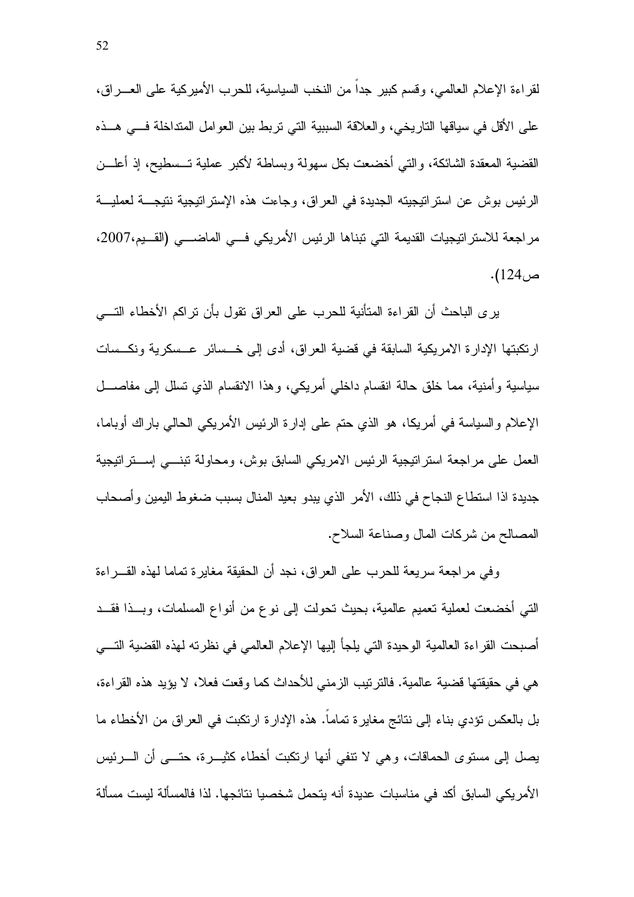لقراءة الإعلام العالمي، وقسم كبير جداً من النخب السياسية، للحرب الأميركية على العراق، على الأقل في سياقها التاريخي، والعلاقة السببية التي تربط بين العوامل المتداخلة في هذه القضية المعقدة الشائكة، والتي أخضعت بكل سهولة وبساطة لأكبر عملية تسطيح، إذ أعلن الرئيس بوش عن استراتيجيته الجديدة في العراق، وجاءت هذه الإستراتيجية نتيجة لعملية مراجعة للاستراتيجيات القديمة التي تبناها الرئيس الأمريكي في الماضي (القيم،2007، ص124).

يرى الباحث أن القراءة المتأنية للحرب على العراق تقول بأن تراكم الأخطاء التي ارتكبتها الإدارة الامريكية السابقة في قضية العراق، أدى إلى خسائر عسكرية ونكسات سياسية وأمنية، مما خلق حالة انقسام داخلي أمريكي، وهذا الانقسام الذي تسلل إلى مفاصل الإعلام والسياسة في أمريكا، هو الذي حتم على إدارة الرئيس الأمريكي الحالي باراك أوباما، العمل على مراجعة استراتيجية الرئيس الامريكي السابق بوش، ومحاولة تبني إستراتيجية جديدة اذا استطاع النجاح في ذلك، الأمر الذي يبدو بعيد المنال بسبب ضغوط اليمين وأصحاب المصالح من شركات المال وصناعة السلاح.

وفي مراجعة سريعة للحرب على العراق، نجد أن الحقيقة مغايرة تماما لهذه القراءة التي أخضعت لعملية تعميم عالمية، بحيث تحولت إلى نوع من أنواع المسلمات، وبذا فقد أصبحت القراءة العالمية الوحيدة التي يلجأ إليها الإعلام العالمي في نظرته لهذه القضية التي هي في حقيقتها قضية عالمية. فالترتيب الزمني للأحداث كما وقعت فعلا، لا يؤيد هذه القراءة، بل بالعكس تؤدي بناء إلى نتائج مغايرة تماماً. هذه الإدارة ارتكبت في العراق من الأخطاء ما يصل إلى مستوى الحماقات، وهي لا تنفي أنها ارتكبت أخطاء كثيرة، حتى أن الرئيس الأمريكي السابق أكد في مناسبات عديدة أنه يتحمل شخصيا نتائجها. لذا فالمسألة ليست مسألة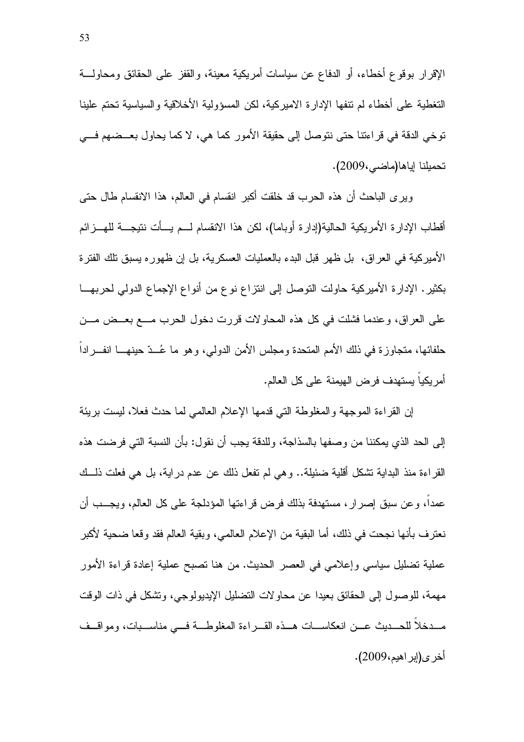الإقرار بوقوع أخطاء، أو الدفاع عن سياسات أمريكية معينة، والقفز على الحقائق ومحاولة التغطية على أخطاء لم تنفها الإدارة الاميركية، لكن المسؤولية الأخلاقية والسياسية تحتم علينا توخي الدقة في قراءتنا حتى نتوصل إلى حقيقة الأمور كما هي، لا كما يحاول بعضهم في تحميلنا إياها(ماضي،2009).

ويرى الباحث أن هذه الحرب قد خلقت أكبر انقسام في العالم، هذا الانقسام طال حتى أقطاب الإدارة الأمريكية الحالية(إدارة أوباما)، لكن هذا الانقسام لم يأت نتيجة للهزائم الأميركية في العراق، بل ظهر قبل البدء بالعمليات العسكرية، بل إن ظهوره يسبق تلك الفترة بكثير. الإدارة الأميركية حاولت التوصل إلى انتزاع نوع من أنواع الإجماع الدولي لحربها على العراق، وعندما فشلت في كل هذه المحاولات قررت دخول الحرب مع بعض من حلفائها، متجاوزة في ذلك الأمم المتحدة ومجلس الأمن الدولي، وهو ما عُدّ حينها انفراداً أمريكياً يستهدف فرض الهيمنة على كل العالم.

إن القراءة الموجهة والمغلوطة التي قدمها الإعلام العالمي لما حدث فعلا، ليست بريئة إلى الحد الذي يمكننا من وصفها بالسذاجة، وللدقة يجب أن نقول: بأن النسبة التي فرضت هذه القراءة منذ البداية تشكل أقلية ضئيلة.. وهي لم تفعل ذلك عن عدم دراية، بل هي فعلت ذلك عمداً، وعن سبق إصرار، مستهدفة بذلك فرض قراءتها المؤدلجة على كل العالم، ويجب أن نعترف بأنها نجحت في ذلك، أما البقية من الإعلام العالمي، وبقية العالم فقد وقعا ضحية لأكبر عملية تضليل سياسي وإعلامي في العصر الحديث. من هنا تصبح عملية إعادة قراءة الأمور مهمة، للوصول إلى الحقائق بعيدا عن محاولات التضليل الإيديولوجي، وتشكل في ذات الوقت مدخلاً للحديث عن انعكاسات هذه القراءة المغلوطة في مناسبات، ومواقف أخرى(إبراهيم،2009).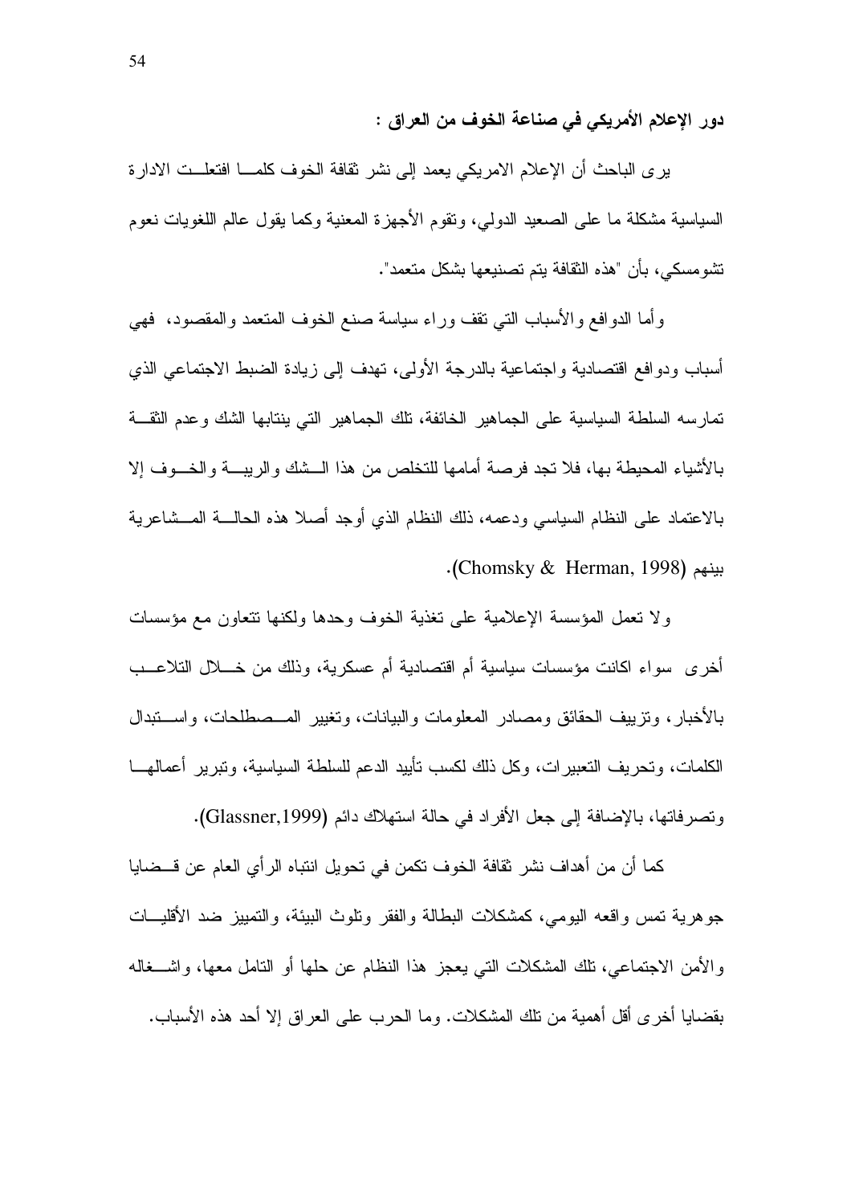**دور الإعلام الأمريكي في صناعة الخوف من العراق :**

يرى الباحث أن الإعلام الامريكي يعمد إلى نشر ثقافة الخوف كلما افتعلت الادارة السياسية مشكلة ما على الصعيد الدولي، وتقوم الأجهزة المعنية وكما يقول عالم اللغويات نعوم تشومسكي، بأن "هذه الثقافة يتم تصنيعها بشكل متعمد".

وأما الدوافع والأسباب التي تقف وراء سياسة صنع الخوف المتعمد والمقصود، فهي أسباب ودوافع اقتصادية واجتماعية بالدرجة الأولى، تهدف إلى زيادة الضبط الاجتماعي الذي تمارسه السلطة السياسية على الجماهير الخائفة، تلك الجماهير التي ينتابها الشك وعدم الثقة بالأشياء المحيطة بها، فلا تجد فرصة أمامها للتخلص من هذا الشك والريبة والخوف إلا بالاعتماد على النظام السياسي ودعمه، ذلك النظام الذي أوجد أصلا هذه الحالة المشاعرية بينهم (Chomsky & Herman, 1998).

ولا تعمل المؤسسة الإعلامية على تغذية الخوف وحدها ولكنها تتعاون مع مؤسسات أخرى سواء اكانت مؤسسات سياسية أم اقتصادية أم عسكرية، وذلك من خلال التلاعب بالأخبار، وتزييف الحقائق ومصادر المعلومات والبيانات، وتغيير المصطلحات، واستبدال الكلمات، وتحريف التعبيرات، وكل ذلك لكسب تأييد الدعم للسلطة السياسية، وتبرير أعمالها وتصرفاتها، بالإضافة إلى جعل الأفراد في حالة استهلاك دائم (Glassner,1999).

كما أن من أهداف نشر ثقافة الخوف تكمن في تحويل انتباه الرأي العام عن قضايا جوهرية تمس واقعه اليومي، كمشكلات البطالة والفقر وتلوث البيئة، والتمييز ضد الأقليات والأمن الاجتماعي، تلك المشكلات التي يعجز هذا النظام عن حلها أو التامل معها، واشغاله بقضايا أخرى أقل أهمية من تلك المشكلات. وما الحرب على العراق إلا أحد هذه الأسباب.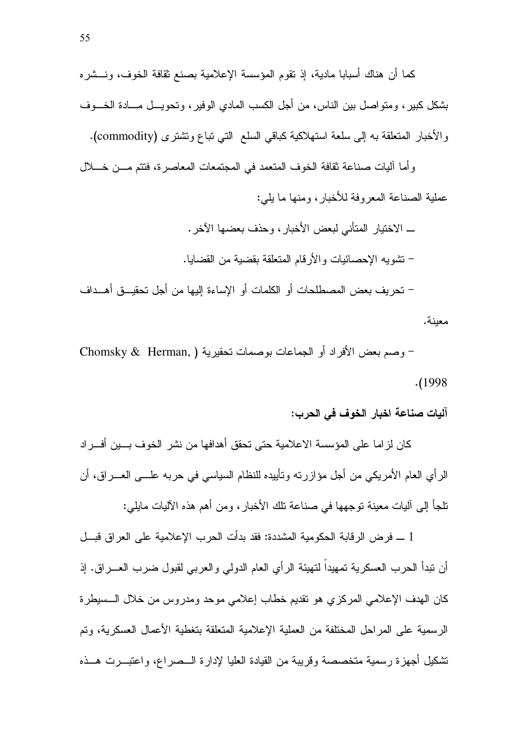كما أن هناك أسبابا مادية، إذ تقوم المؤسسة الإعلامية بصنع ثقافة الخوف، ونشره بشكل كبير، ومتواصل بين الناس، من أجل الكسب المادي الوفير، وتحويل مادة الخوف والأخبار المتعلقة به إلى سلعة استهلاكية كباقي السلع التي تباع وتشترى (commodity).

وأما آليات صناعة ثقافة الخوف المتعمد في المجتمعات المعاصرة، فتتم من خلال عملية الصناعة المعروفة للأخبار، ومنها ما يلي:

ـ الاختيار المتأني لبعض الأخبار، وحذف بعضها الآخر.

– تشويه الإحصائيات والأرقام المتعلقة بقضية من القضايا.

– تحريف بعض المصطلحات أو الكلمات أو الإساءة إليها من أجل تحقيق أهداف معينة.

– وصم بعض الأفراد أو الجماعات بوصمات تحقيرية (Chomsky & Herman, 1998).

**آليات صناعة اخبار الخوف في الحرب:**

كان لزاما على المؤسسة الاعلامية حتى تحقق أهدافها من نشر الخوف بين أفراد الرأي العام الأمريكي من أجل مؤازرته وتأييده للنظام السياسي في حربه على العراق، أن تلجأ إلى آليات معينة توجهها في صناعة تلك الأخبار، ومن أهم هذه الآليات مايلي:

1 ـ فرض الرقابة الحكومية المشددة: فقد بدأت الحرب الإعلامية على العراق قبل أن تبدأ الحرب العسكرية تمهيداً لتهيئة الرأي العام الدولي والعربي لقبول ضرب العراق. إذ كان الهدف الإعلامي المركزي هو تقديم خطاب إعلامي موحد ومدروس من خلال السيطرة الرسمية على المراحل المختلفة من العملية الإعلامية المتعلقة بتغطية الأعمال العسكرية، وتم تشكيل أجهزة رسمية متخصصة وقريبة من القيادة العليا لإدارة الصراع، واعتبرت هذه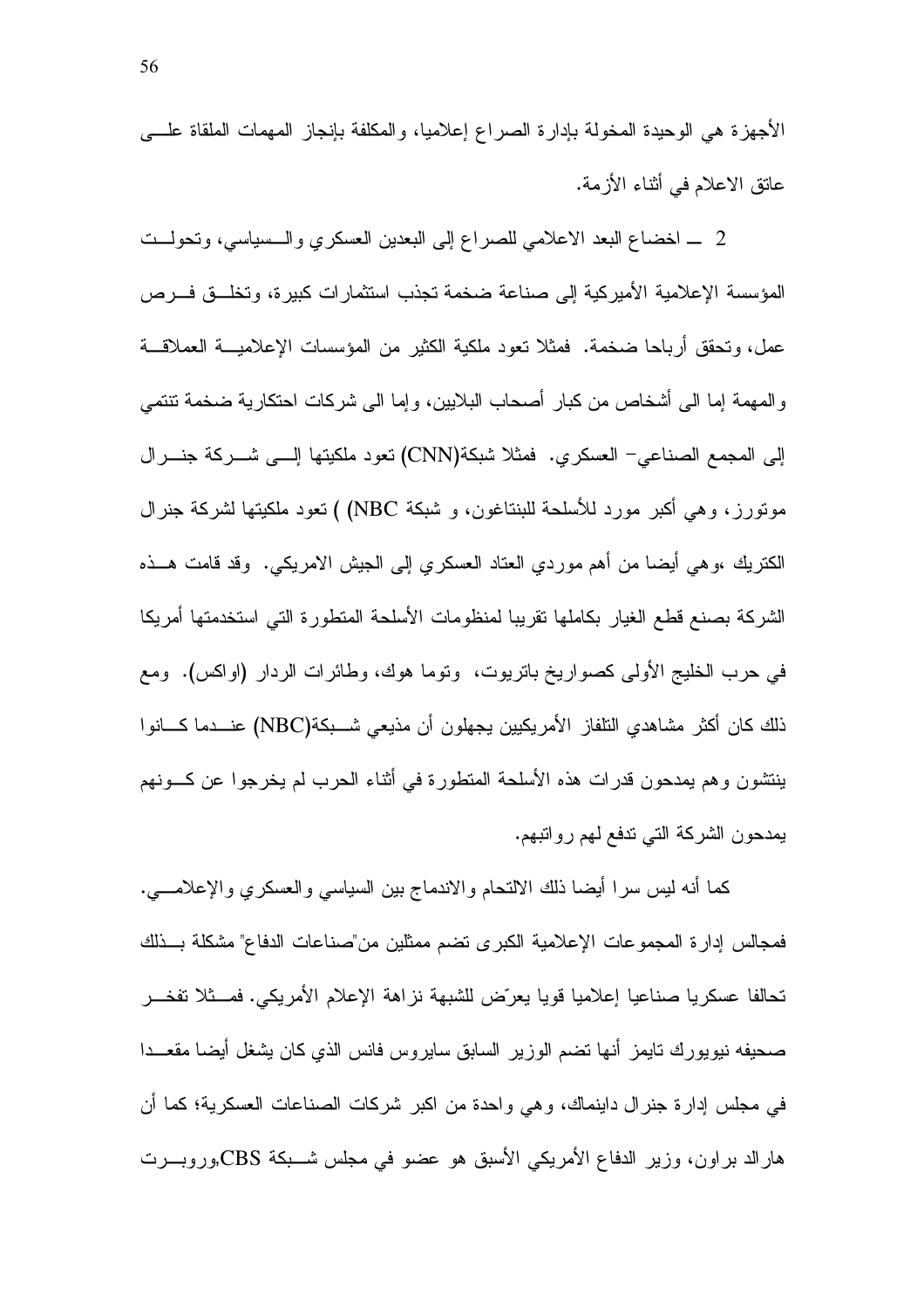الأجهزة هي الوحيدة المخولة بإدارة الصراع إعلاميا، والمكلفة بإنجاز المهمات الملقاة على عاتق الاعلام في أثناء الأزمة.

2 ـ اخضاع البعد الاعلامي للصراع إلى البعدين العسكري والسياسي، وتحولت المؤسسة الإعلامية الأميركية إلى صناعة ضخمة تجذب استثمارات كبيرة، وتخلق فرص عمل، وتحقق أرباحا ضخمة. فمثلا تعود ملكية الكثير من المؤسسات الإعلامية العملاقة والمهمة إما الى أشخاص من كبار أصحاب البلايين، وإما الى شركات احتكارية ضخمة تنتمي إلى المجمع الصناعي- العسكري. فمثلا شبكة(CNN) تعود ملكيتها إلى شركة جنرال موتورز، وهي أكبر مورد للأسلحة للبنتاغون، و شبكة NBC) ) تعود ملكيتها لشركة جنرال الكتريك ،وهي أيضا من أهم موردي العتاد العسكري إلى الجيش الامريكي. وقد قامت هذه الشركة بصنع قطع الغيار بكاملها تقريبا لمنظومات الأسلحة المتطورة التي استخدمتها أمريكا في حرب الخليج الأولى كصواريخ باتريوت، وتوما هوك، وطائرات الردار (اواكس). ومع ذلك كان أكثر مشاهدي التلفاز الأمريكيين يجهلون أن مذيعي شبكة(NBC) عندما كانوا ينتشون وهم يمدحون قدرات هذه الأسلحة المتطورة في أثناء الحرب لم يخرجوا عن كونهم يمدحون الشركة التي تدفع لهم رواتبهم.

كما أنه ليس سرا أيضا ذلك الالتحام والاندماج بين السياسي والعسكري والإعلامي. فمجالس إدارة المجموعات الإعلامية الكبرى تضم ممثلين من"صناعات الدفاع" مشكلة بذلك تحالفا عسكريا صناعيا إعلاميا قويا يعرّض للشبهة نزاهة الإعلام الأمريكي. فمثلا تفخر صحيفه نيويورك تايمز أنها تضم الوزير السابق سايروس فانس الذي كان يشغل أيضا مقعدا في مجلس إدارة جنرال داينماك، وهي واحدة من اكبر شركات الصناعات العسكرية؛ كما أن هارالد براون، وزير الدفاع الأمريكي الأسبق هو عضو في مجلس شبكة CBS,وروبرت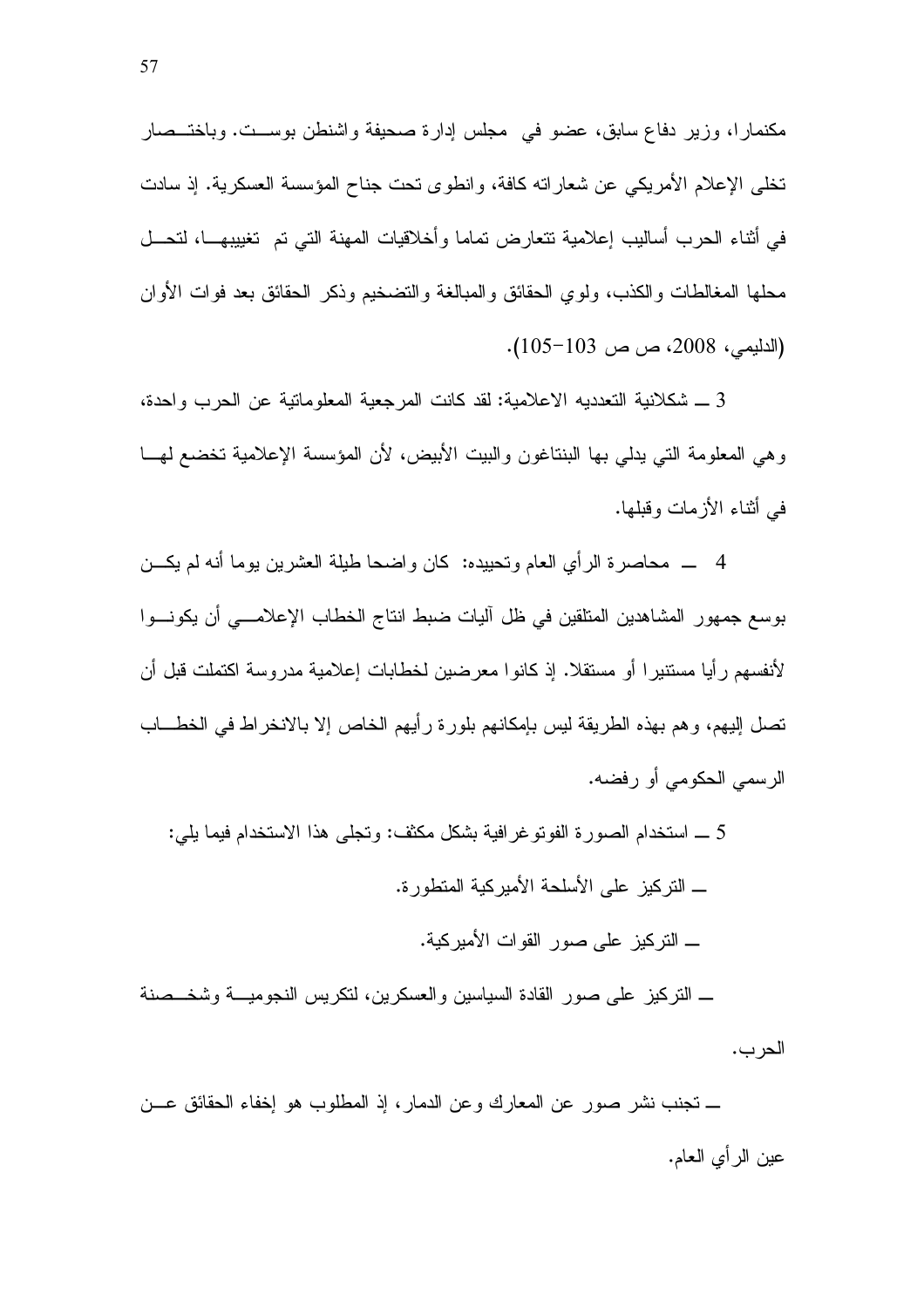مكنمارا، وزير دفاع سابق، عضو في مجلس إدارة صحيفة واشنطن بوست. وباختصار تخلى الإعلام الأمريكي عن شعاراته كافة، وانطوى تحت جناح المؤسسة العسكرية. إذ سادت في أثناء الحرب أساليب إعلامية تتعارض تماما وأخلاقيات المهنة التي تم تغييبها، لتحل محلها المغالطات والكذب، ولوي الحقائق والمبالغة والتضخيم وذكر الحقائق بعد فوات الأوان (الدليمي، 2008، ص ص 103-105).

3 ـ شكلانية التعدديه الاعلامية: لقد كانت المرجعية المعلوماتية عن الحرب واحدة، وهي المعلومة التي يدلي بها البنتاغون والبيت الأبيض، لأن المؤسسة الإعلامية تخضع لها في أثناء الأزمات وقبلها.

4 ـ محاصرة الرأي العام وتحييده: كان واضحا طيلة العشرين يوما أنه لم يكن بوسع جمهور المشاهدين المتلقين في ظل آليات ضبط انتاج الخطاب الإعلامي أن يكونوا لأنفسهم رأيا مستنيرا أو مستقلا. إذ كانوا معرضين لخطابات إعلامية مدروسة اكتملت قبل أن تصل إليهم، وهم بهذه الطريقة ليس بإمكانهم بلورة رأيهم الخاص إلا بالانخراط في الخطاب الرسمي الحكومي أو رفضه.

5 ـ استخدام الصورة الفوتوغرافية بشكل مكثف: وتجلى هذا الاستخدام فيما يلي:

ـ التركيز على الأسلحة الأميركية المتطورة.

ـ التركيز على صور القوات الأميركية.

ـ التركيز على صور القادة السياسين والعسكرين، لتكريس النجومية وشخصنة الحرب.

ـ تجنب نشر صور عن المعارك وعن الدمار، إذ المطلوب هو إخفاء الحقائق عن عين الرأي العام.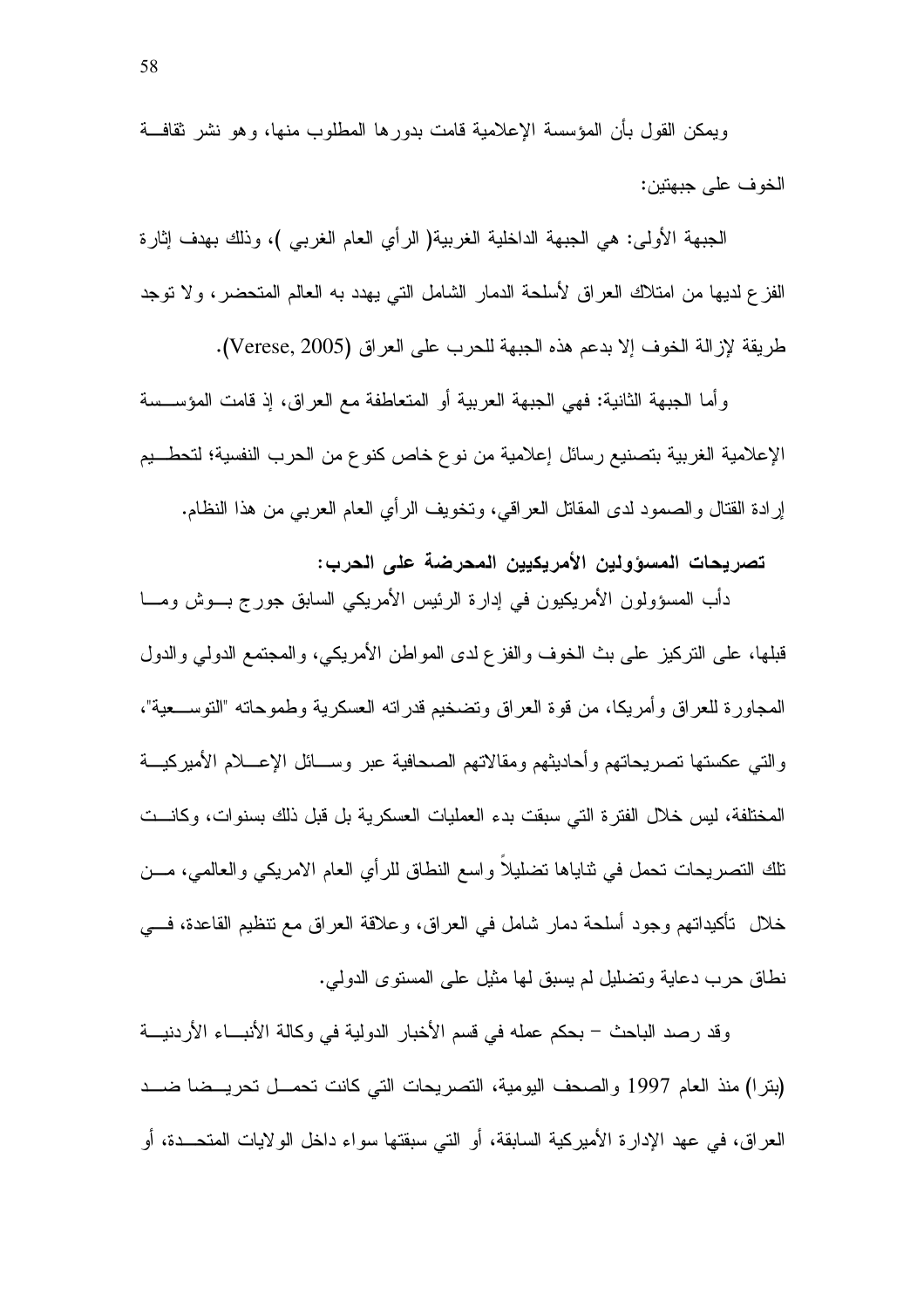ويمكن القول بأن المؤسسة الإعلامية قامت بدورها المطلوب منها، وهو نشر ثقافة الخوف على جبهتين:

الجبهة الأولى: هي الجبهة الداخلية الغربية( الرأي العام الغربي )، وذلك بهدف إثارة الفزع لديها من امتلاك العراق لأسلحة الدمار الشامل التي يهدد به العالم المتحضر، ولا توجد طريقة لإزالة الخوف إلا بدعم هذه الجبهة للحرب على العراق (Verese, 2005).

وأما الجبهة الثانية: فهي الجبهة العربية أو المتعاطفة مع العراق، إذ قامت المؤسسة الإعلامية الغربية بتصنيع رسائل إعلامية من نوع خاص كنوع من الحرب النفسية؛ لتحطيم إرادة القتال والصمود لدى المقاتل العراقي، وتخويف الرأي العام العربي من هذا النظام.

**تصريحات المسؤولين الأمريكيين المحرضة على الحرب:**

دأب المسؤولون الأمريكيون في إدارة الرئيس الأمريكي السابق جورج بوش وما قبلها، على التركيز على بث الخوف والفزع لدى المواطن الأمريكي، والمجتمع الدولي والدول المجاورة للعراق وأمريكا، من قوة العراق وتضخيم قدراته العسكرية وطموحاته "التوسعية"، والتي عكستها تصريحاتهم وأحاديثهم ومقالاتهم الصحافية عبر وسائل الإعلام الأميركية المختلفة، ليس خلال الفترة التي سبقت بدء العمليات العسكرية بل قبل ذلك بسنوات، وكانت تلك التصريحات تحمل في ثناياها تضليلاً واسع النطاق للرأي العام الامريكي والعالمي، من خلال تأكيداتهم وجود أسلحة دمار شامل في العراق، وعلاقة العراق مع تنظيم القاعدة، في نطاق حرب دعاية وتضليل لم يسبق لها مثيل على المستوى الدولي.

وقد رصد الباحث – بحكم عمله في قسم الأخبار الدولية في وكالة الأنباء الأردنية (بترا) منذ العام 1997 والصحف اليومية، التصريحات التي كانت تحمل تحريضا ضد العراق، في عهد الإدارة الأميركية السابقة، أو التي سبقتها سواء داخل الولايات المتحدة، أو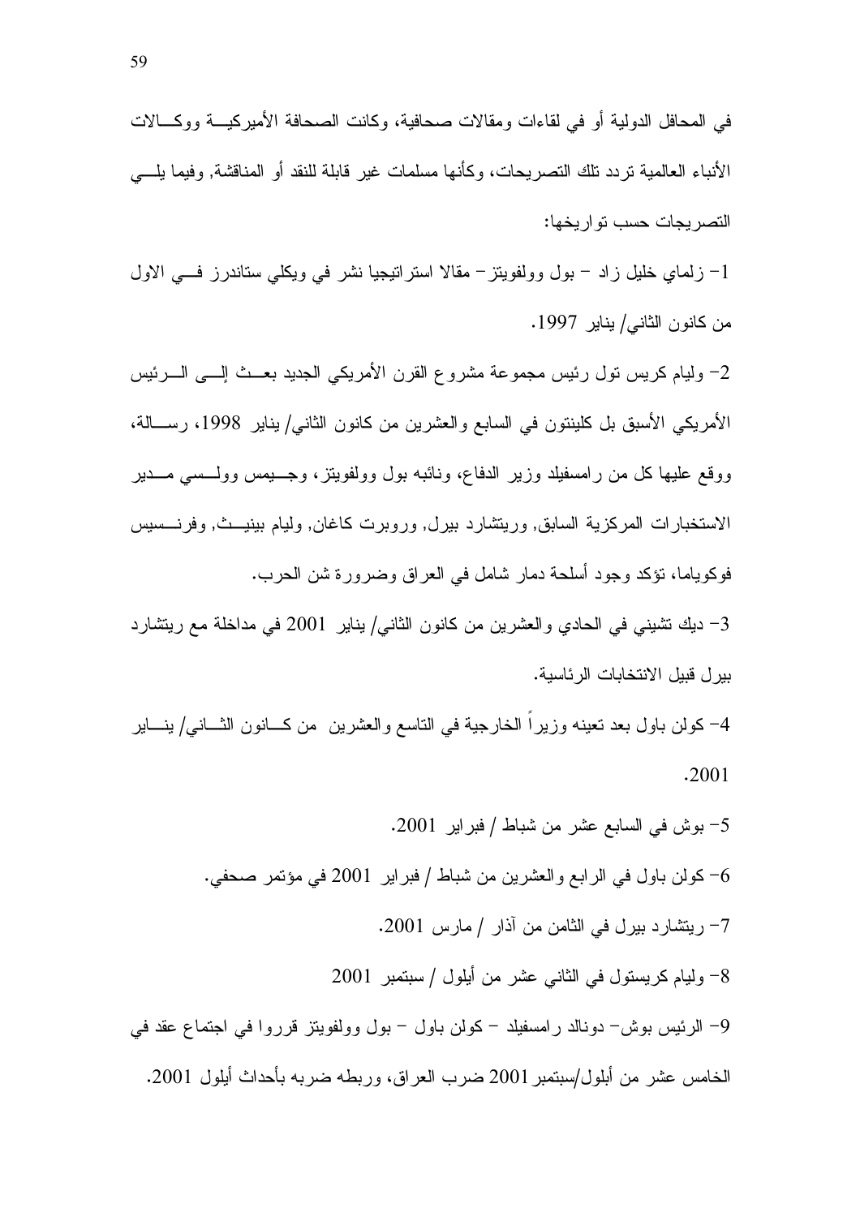في المحافل الدولية أو في لقاءات ومقالات صحافية، وكانت الصحافة الأميركية ووكالات الأنباء العالمية تردد تلك التصريحات، وكأنها مسلمات غير قابلة للنقد أو المناقشة, وفيما يلي التصريحات حسب تواريخها:

1- زلماي خليل زاد - بول وولفويتز- مقالا استراتيجيا نشر في ويكلي ستاندرز في الاول من كانون الثاني/ يناير 1997.

2- وليام كريس تول رئيس مجموعة مشروع القرن الأمريكي الجديد بعث إلى الرئيس الأمريكي الأسبق بل كلينتون في السابع والعشرين من كانون الثاني/ يناير 1998، رسالة، ووقع عليها كل من رامسفيلد وزير الدفاع، ونائبه بول وولفويتز، وجيمس وولسي مدير الاستخبارات المركزية السابق, وريتشارد بيرل, وروبرت كاغان, وليام بينيث, وفرنسيس فوكوياما، تؤكد وجود أسلحة دمار شامل في العراق وضرورة شن الحرب.

3- ديك تشيني في الحادي والعشرين من كانون الثاني/ يناير 2001 في مداخلة مع ريتشارد بيرل قبيل الانتخابات الرئاسية.

4- كولن باول بعد تعينه وزيراً الخارجية في التاسع والعشرين من كانون الثاني/ يناير 2001.

5- بوش في السابع عشر من شباط / فبراير 2001.

6- كولن باول في الرابع والعشرين من شباط / فبراير 2001 في مؤتمر صحفي.

7- ريتشارد بيرل في الثامن من آذار / مارس 2001.

8- وليام كريستول في الثاني عشر من أيلول / سبتمبر 2001

9- الرئيس بوش- دونالد رامسفيلد - كولن باول - بول وولفويتز قرروا في اجتماع عقد في الخامس عشر من أيلول/سبتمبر 2001 ضرب العراق، وربطه ضربه بأحداث أيلول 2001.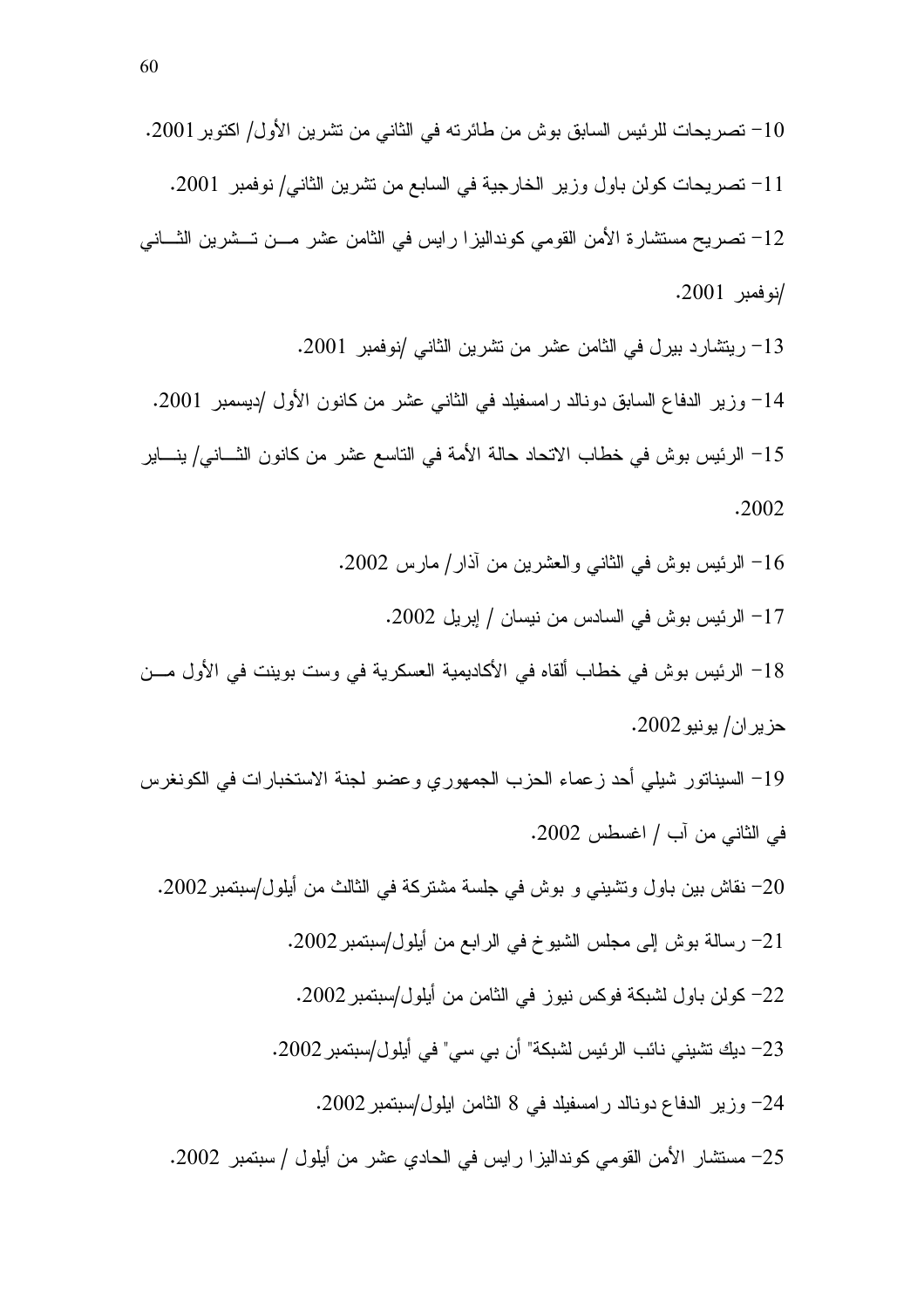10- تصريحات للرئيس السابق بوش من طائرته في الثاني من تشرين الأول/ اكتوبر 2001.

11- تصريحات كولن باول وزير الخارجية في السابع من تشرين الثاني/ نوفمبر 2001.

12- تصريح مستشارة الأمن القومي كونداليزا رايس في الثامن عشر من تشرين الثاني /نوفمبر 2001.

13- ريتشارد بيرل في الثامن عشر من تشرين الثاني /نوفمبر 2001.

14- وزير الدفاع السابق دونالد رامسفيلد في الثاني عشر من كانون الأول /ديسمبر 2001.

15- الرئيس بوش في خطاب الاتحاد حالة الأمة في التاسع عشر من كانون الثاني/ يناير 2002.

16- الرئيس بوش في الثاني والعشرين من آذار/ مارس 2002.

17- الرئيس بوش في السادس من نيسان / إبريل 2002.

18- الرئيس بوش في خطاب ألقاه في الأكاديمية العسكرية في وست بوينت في الأول من حزيران/ يونيو 2002.

19- السيناتور شيلي أحد زعماء الحزب الجمهوري وعضو لجنة الاستخبارات في الكونغرس في الثاني من آب / اغسطس 2002.

20- نقاش بين باول وتشيني و بوش في جلسة مشتركة في الثالث من أيلول/سبتمبر 2002.

21- رسالة بوش إلى مجلس الشيوخ في الرابع من أيلول/سبتمبر 2002.

22- كولن باول لشبكة فوكس نيوز في الثامن من أيلول/سبتمبر 2002.

23- ديك تشيني نائب الرئيس لشبكة" أن بي سي" في أيلول/سبتمبر 2002.

24- وزير الدفاع دونالد رامسفيلد في 8 الثامن ايلول/سبتمبر 2002.

25- مستشار الأمن القومي كونداليزا رايس في الحادي عشر من أيلول / سبتمبر 2002.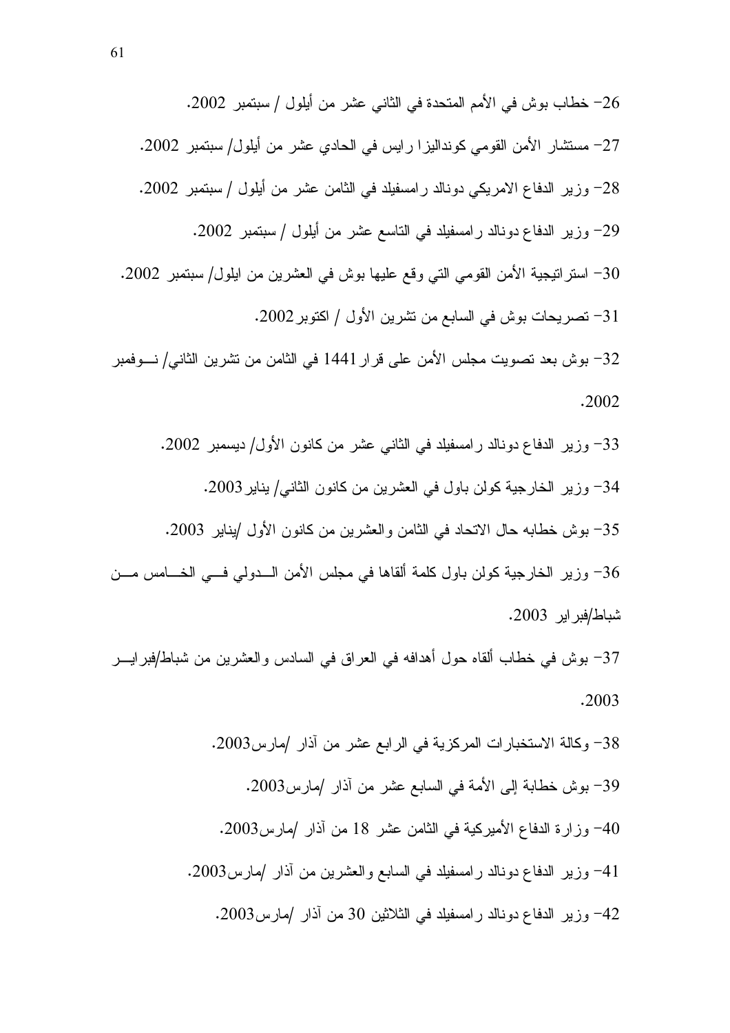26- خطاب بوش في الأمم المتحدة في الثاني عشر من أيلول / سبتمبر 2002.

27- مستشار الأمن القومي كونداليزا رايس في الحادي عشر من أيلول/ سبتمبر 2002.

28- وزير الدفاع الامريكي دونالد رامسفيلد في الثامن عشر من أيلول / سبتمبر 2002.

29- وزير الدفاع دونالد رامسفيلد في التاسع عشر من أيلول / سبتمبر 2002.

30- استراتيجية الأمن القومي التي وقع عليها بوش في العشرين من ايلول/ سبتمبر 2002.

31- تصريحات بوش في السابع من تشرين الأول / اكتوبر2002.

32- بوش بعد تصويت مجلس الأمن على قرار1441 في الثامن من تشرين الثاني/ نوفمبر 2002.

33- وزير الدفاع دونالد رامسفيلد في الثاني عشر من كانون الأول/ ديسمبر 2002.

34- وزير الخارجية كولن باول في العشرين من كانون الثاني/ يناير2003.

35- بوش خطابه حال الاتحاد في الثامن والعشرين من كانون الأول /يناير 2003.

36- وزير الخارجية كولن باول كلمة ألقاها في مجلس الأمن الدولي في الخامس من شباط/فبراير 2003.

37- بوش في خطاب ألقاه حول أهدافه في العراق في السادس والعشرين من شباط/فبراير 2003.

38- وكالة الاستخبارات المركزية في الرابع عشر من آذار /مارس2003.

39- بوش خطابة إلى الأمة في السابع عشر من آذار /مارس2003.

40- وزارة الدفاع الأميركية في الثامن عشر 18 من آذار /مارس2003.

41- وزير الدفاع دونالد رامسفيلد في السابع والعشرين من آذار /مارس2003.

42- وزير الدفاع دونالد رامسفيلد في الثلاثين 30 من آذار /مارس2003.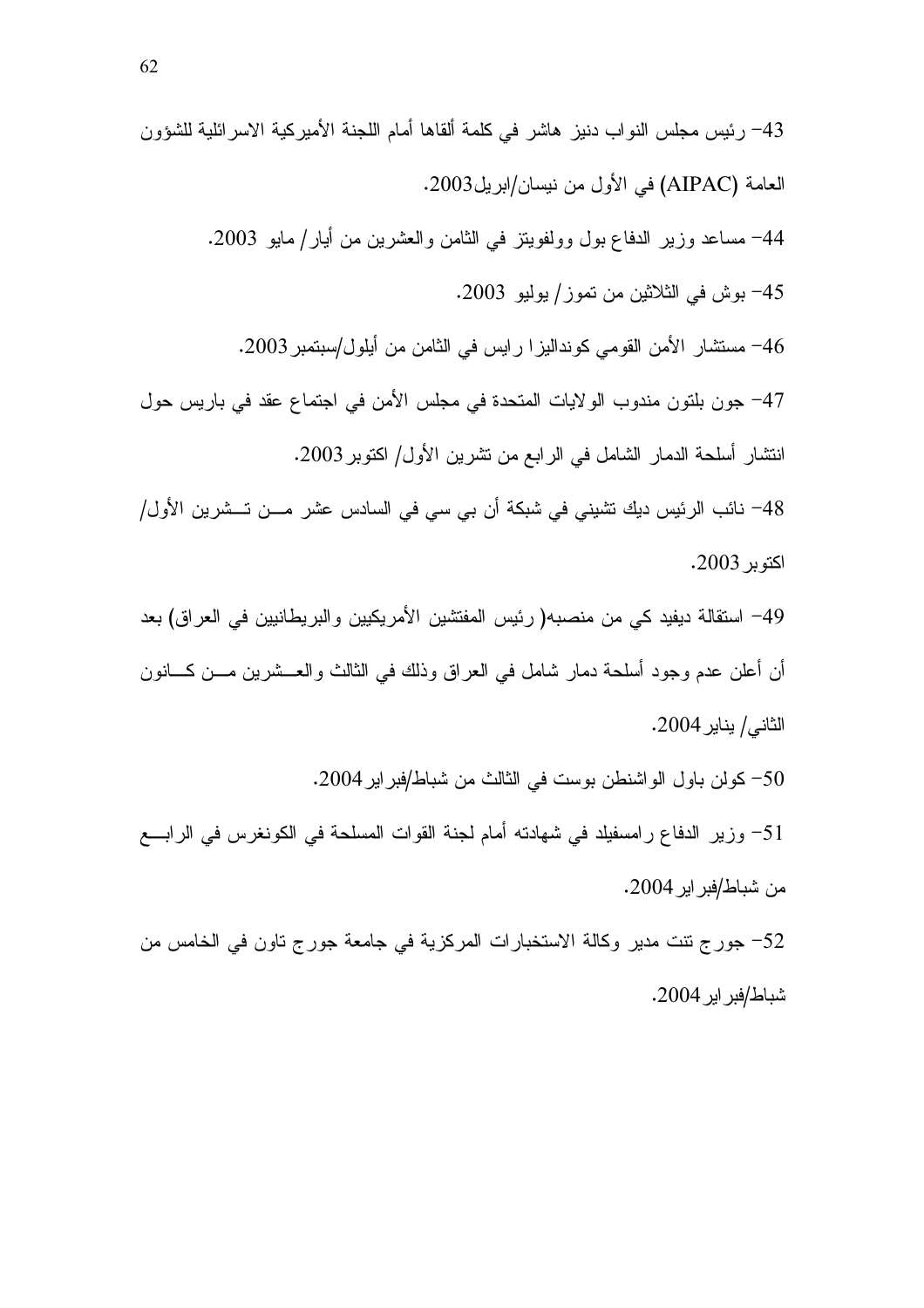43- رئيس مجلس النواب دنيز هاشر في كلمة ألقاها أمام اللجنة الأميركية الاسرائيلية للشؤون العامة (AIPAC) في الأول من نيسان/ابريل2003.

44- مساعد وزير الدفاع بول وولفويتز في الثامن والعشرين من أيار/ مايو 2003.

45- بوش في الثلاثين من تموز/ يوليو 2003.

46- مستشار الأمن القومي كونداليزا رايس في الثامن من أيلول/سبتمبر2003.

47- جون بلتون مندوب الولايات المتحدة في مجلس الأمن في اجتماع عقد في باريس حول انتشار أسلحة الدمار الشامل في الرابع من تشرين الأول/ اكتوبر2003.

48- نائب الرئيس ديك تشيني في شبكة أن بي سي في السادس عشر من تشرين الأول/ اكتوبر2003.

49- استقالة ديفيد كي من منصبه( رئيس المفتشين الأمريكيين والبريطانيين في العراق) بعد أن أعلن عدم وجود أسلحة دمار شامل في العراق وذلك في الثالث والعشرين من كانون الثاني/ يناير2004.

50- كولن باول الواشنطن بوست في الثالث من شباط/فبراير2004.

51- وزير الدفاع رامسفيلد في شهادته أمام لجنة القوات المسلحة في الكونغرس في الرابع من شباط/فبراير2004.

52- جورج تنت مدير وكالة الاستخبارات المركزية في جامعة جورج تاون في الخامس من شباط/فبراير2004.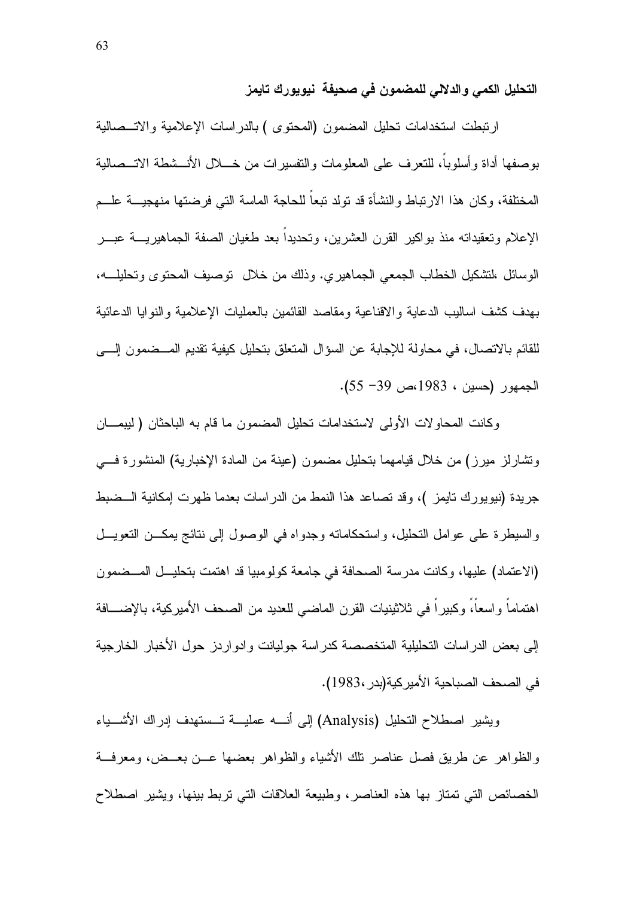**التحليل الكمي والدلالي للمضمون في صحيفة نيويورك تايمز**

ارتبطت استخدامات تحليل المضمون (المحتوى ) بالدراسات الإعلامية والاتصالية بوصفها أداة وأسلوباً، للتعرف على المعلومات والتفسيرات من خلال الأنشطة الاتصالية المختلفة، وكان هذا الارتباط والنشأة قد تولد تبعاً للحاجة الماسة التي فرضتها منهجية علم الإعلام وتعقيداته منذ بواكير القرن العشرين، وتحديداً بعد طغيان الصفة الجماهيرية عبر الوسائل ،لتشكيل الخطاب الجمعي الجماهيري. وذلك من خلال توصيف المحتوى وتحليله، بهدف كشف اساليب الدعاية والاقناعية ومقاصد القائمين بالعمليات الإعلامية والنوايا الدعائية للقائم بالاتصال، في محاولة للإجابة عن السؤال المتعلق بتحليل كيفية تقديم المضمون إلى الجمهور (حسين ، 1983،ص 39- 55).

وكانت المحاولات الأولى لاستخدامات تحليل المضمون ما قام به الباحثان ( ليبمان وتشارلز ميرز) من خلال قيامهما بتحليل مضمون (عينة من المادة الإخبارية) المنشورة في جريدة (نيويورك تايمز )، وقد تصاعد هذا النمط من الدراسات بعدما ظهرت إمكانية الضبط والسيطرة على عوامل التحليل، واستحكاماته وجدواه في الوصول إلى نتائج يمكن التعويل (الاعتماد) عليها، وكانت مدرسة الصحافة في جامعة كولومبيا قد اهتمت بتحليل المضمون اهتماماً واسعاً، وكبيراً في ثلاثينيات القرن الماضي للعديد من الصحف الأميركية، بالإضافة إلى بعض الدراسات التحليلية المتخصصة كدراسة جوليانت وادواردز حول الأخبار الخارجية في الصحف الصباحية الأميركية(بدر،1983).

ويشير اصطلاح التحليل (Analysis) إلى أنه عملية تستهدف إدراك الأشياء والظواهر عن طريق فصل عناصر تلك الأشياء والظواهر بعضها عن بعض، ومعرفة الخصائص التي تمتاز بها هذه العناصر، وطبيعة العلاقات التي تربط بينها، ويشير اصطلاح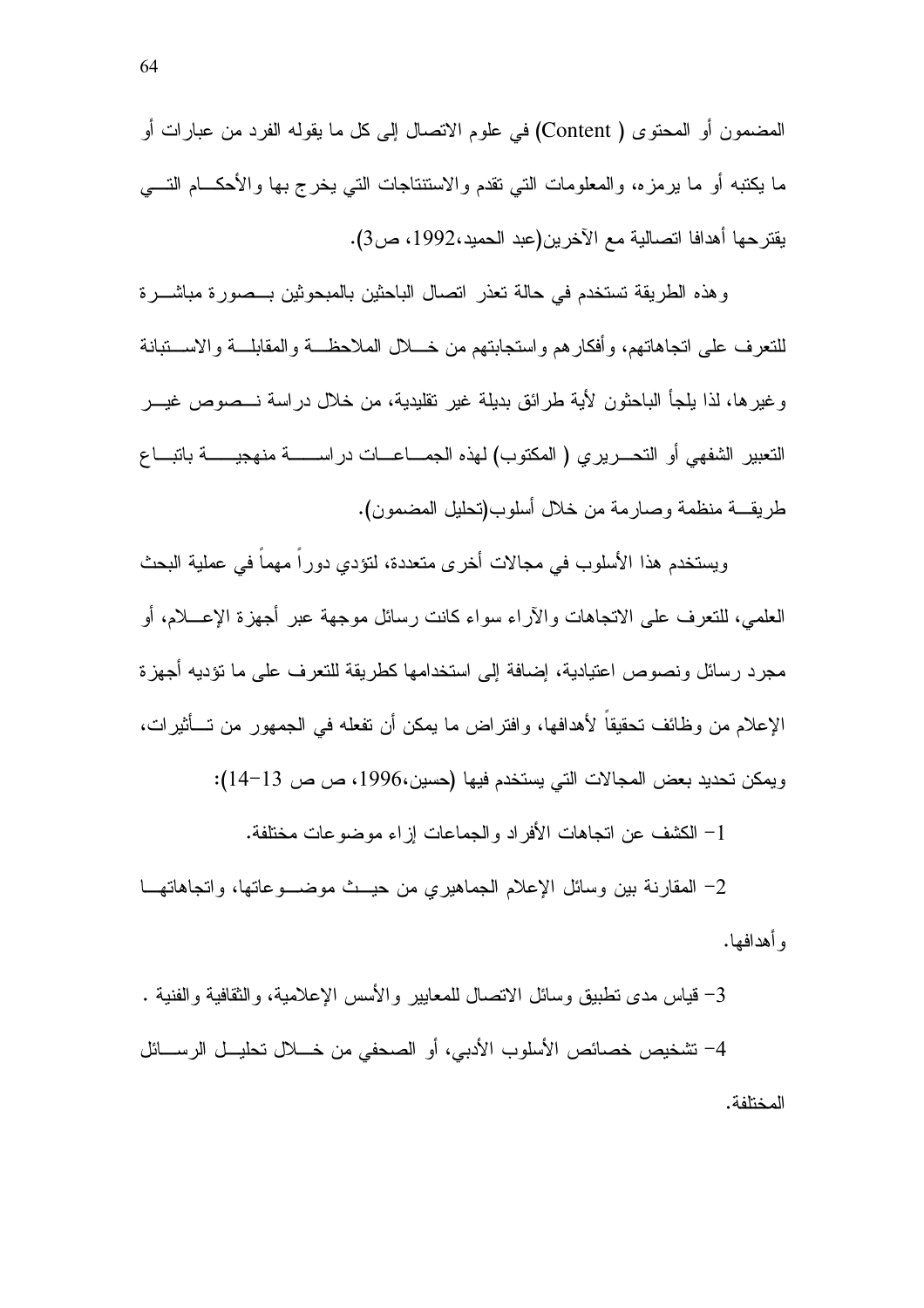المضمون أو المحتوى ( Content) في علوم الاتصال إلى كل ما يقوله الفرد من عبارات أو ما يكتبه أو ما يرمزه، والمعلومات التي تقدم والاستنتاجات التي يخرج بها والأحكام التي يقترحها أهدافا اتصالية مع الآخرين(عبد الحميد،1992، ص3).

وهذه الطريقة تستخدم في حالة تعذر اتصال الباحثين بالمبحوثين بصورة مباشرة للتعرف على اتجاهاتهم، وأفكارهم واستجابتهم من خلال الملاحظة والمقابلة والاستبانة وغيرها، لذا يلجأ الباحثون لأية طرائق بديلة غير تقليدية، من خلال دراسة نصوص غير التعبير الشفهي أو التحريري ( المكتوب) لهذه الجماعات دراسة منهجية باتباع طريقة منظمة وصارمة من خلال أسلوب(تحليل المضمون).

ويستخدم هذا الأسلوب في مجالات أخرى متعددة، لتؤدي دوراً مهماً في عملية البحث العلمي، للتعرف على الاتجاهات والآراء سواء كانت رسائل موجهة عبر أجهزة الإعلام، أو مجرد رسائل ونصوص اعتيادية، إضافة إلى استخدامها كطريقة للتعرف على ما تؤديه أجهزة الإعلام من وظائف تحقيقاً لأهدافها، وافتراض ما يمكن أن تفعله في الجمهور من تأثيرات، ويمكن تحديد بعض المجالات التي يستخدم فيها (حسين،1996، ص ص 13-14):

1- الكشف عن اتجاهات الأفراد والجماعات إزاء موضوعات مختلفة.

2- المقارنة بين وسائل الإعلام الجماهيري من حيث موضوعاتها، واتجاهاتها وأهدافها.

3- قياس مدى تطبيق وسائل الاتصال للمعايير والأسس الإعلامية، والثقافية والفنية .

4- تشخيص خصائص الأسلوب الأدبي، أو الصحفي من خلال تحليل الرسائل المختلفة.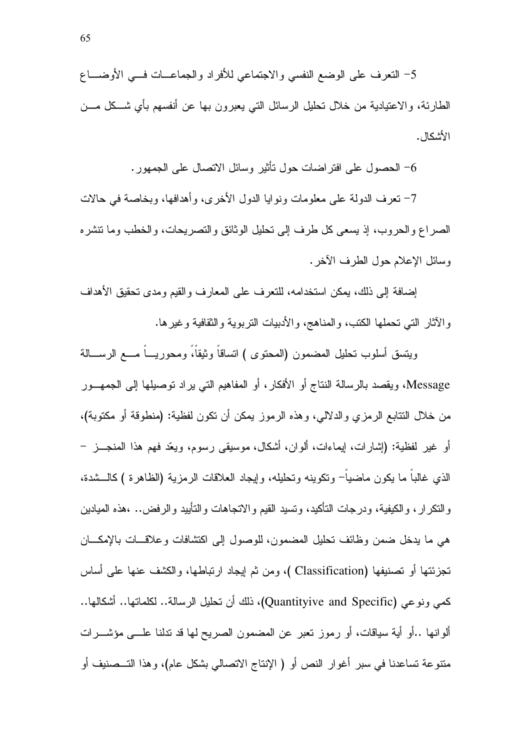5- التعرف على الوضع النفسي والاجتماعي للأفراد والجماعات في الأوضاع الطارئة، والاعتيادية من خلال تحليل الرسائل التي يعبرون بها عن أنفسهم بأي شكل من الأشكال.

6- الحصول على افتراضات حول تأثير وسائل الاتصال على الجمهور.

7- تعرف الدولة على معلومات ونوايا الدول الأخرى، وأهدافها، وبخاصة في حالات الصراع والحروب، إذ يسعى كل طرف إلى تحليل الوثائق والتصريحات، والخطب وما تنشره وسائل الإعلام حول الطرف الآخر.

إضافة إلى ذلك، يمكن استخدامه، للتعرف على المعارف والقيم ومدى تحقيق الأهداف والآثار التي تحملها الكتب، والمناهج، والأدبيات التربوية والثقافية وغيرها.

ويتسق أسلوب تحليل المضمون (المحتوى ) اتساقاً وثيقاً، ومحورياً مع الرسالة Message، ويقصد بالرسالة النتاج أو الأفكار، أو المفاهيم التي يراد توصيلها إلى الجمهور من خلال التتابع الرمزي والدلالي، وهذه الرموز يمكن أن تكون لفظية: (منطوقة أو مكتوبة)، أو غير لفظية: (إشارات، إيماءات، ألوان، أشكال، موسيقى رسوم، ويعّد فهم هذا المنجز – الذي غالباً ما يكون ماضياً– وتكوينه وتحليله، وإيجاد العلاقات الرمزية (الظاهرة ) كالشدة، والتكرار، والكيفية، ودرجات التأكيد، وتسيد القيم والاتجاهات والتأييد والرفض.. ،هذه الميادين هي ما يدخل ضمن وظائف تحليل المضمون، للوصول إلى اكتشافات وعلاقات بالإمكان تجزئتها أو تصنيفها (Classification )، ومن ثم إيجاد ارتباطها، والكشف عنها على أساس كمي ونوعي (Quantityive and Specific)، ذلك أن تحليل الرسالة.. لكلماتها.. أشكالها.. ألوانها ..أو أية سياقات، أو رموز تعبر عن المضمون الصريح لها قد تدلنا على مؤشرات متنوعة تساعدنا في سبر أغوار النص أو ( الإنتاج الاتصالي بشكل عام)، وهذا التصنيف أو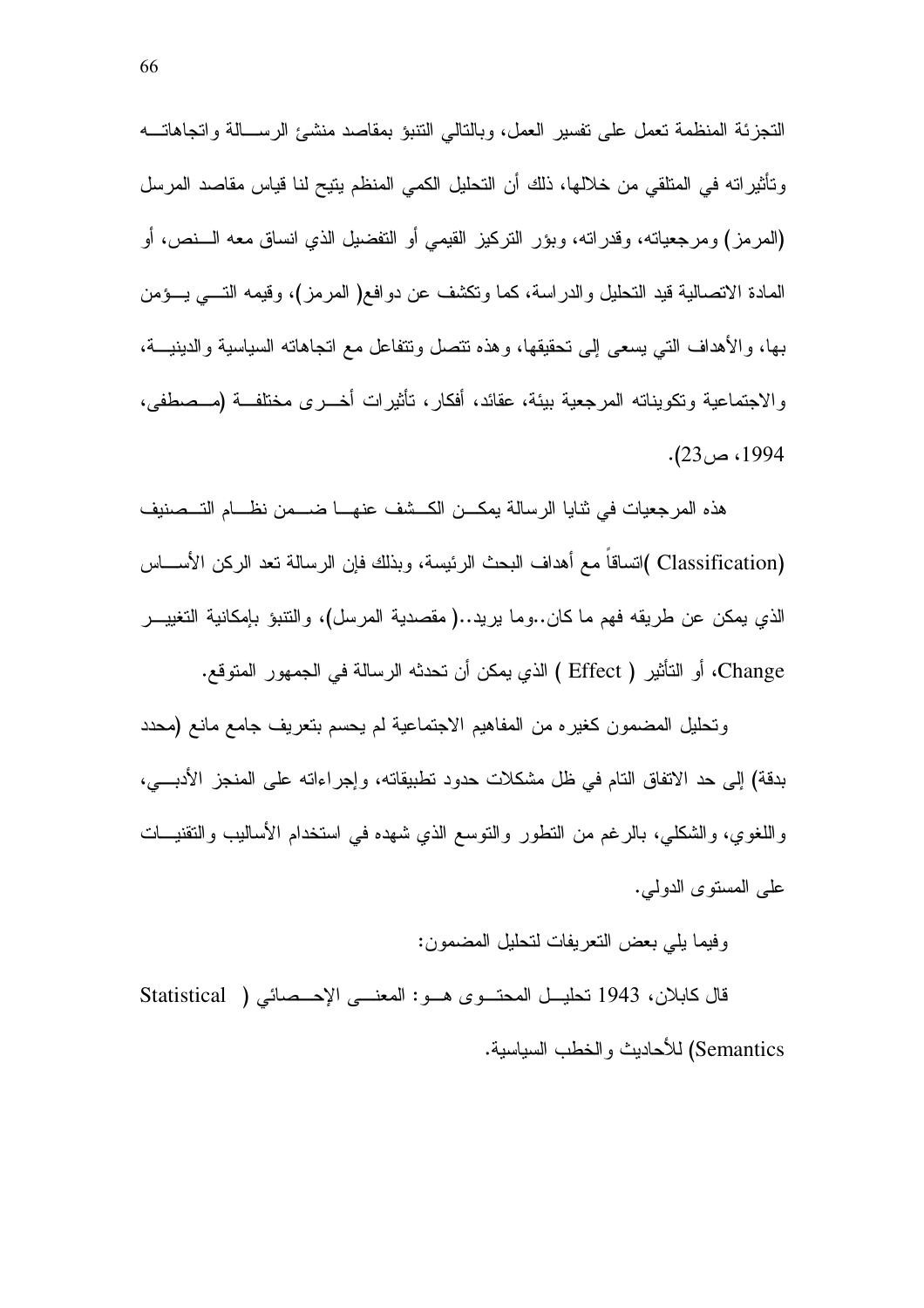التجزئة المنظمة تعمل على تفسير العمل، وبالتالي التنبؤ بمقاصد منشئ الرسالة واتجاهاته وتأثيراته في المتلقي من خلالها، ذلك أن التحليل الكمي المنظم يتيح لنا قياس مقاصد المرسل (المرمز) ومرجعياته، وقدراته، وبؤر التركيز القيمي أو التفضيل الذي انساق معه النص، أو المادة الاتصالية قيد التحليل والدراسة، كما وتكشف عن دوافع( المرمز)، وقيمه التي يؤمن بها، والأهداف التي يسعى إلى تحقيقها، وهذه تتصل وتتفاعل مع اتجاهاته السياسية والدينية، والاجتماعية وتكويناته المرجعية بيئة، عقائد، أفكار، تأثيرات أخرى مختلفة (مصطفى، 1994، ص23).

هذه المرجعيات في ثنايا الرسالة يمكن الكشف عنها ضمن نظام التصنيف (Classification )اتساقاً مع أهداف البحث الرئيسة، وبذلك فإن الرسالة تعد الركن الأساس الذي يمكن عن طريقه فهم ما كان..وما يريد..( مقصدية المرسل)، والتنبؤ بإمكانية التغيير Change، أو التأثير ( Effect ) الذي يمكن أن تحدثه الرسالة في الجمهور المتوقع.

وتحليل المضمون كغيره من المفاهيم الاجتماعية لم يحسم بتعريف جامع مانع (محدد بدقة) إلى حد الاتفاق التام في ظل مشكلات حدود تطبيقاته، وإجراءاته على المنجز الأدبي، واللغوي، والشكلي، بالرغم من التطور والتوسع الذي شهده في استخدام الأساليب والتقنيات على المستوى الدولي.

وفيما يلي بعض التعريفات لتحليل المضمون:

قال كابلان، 1943 تحليل المحتوى هو: المعنى الإحصائي ( Statistical Semantics) للأحاديث والخطب السياسية.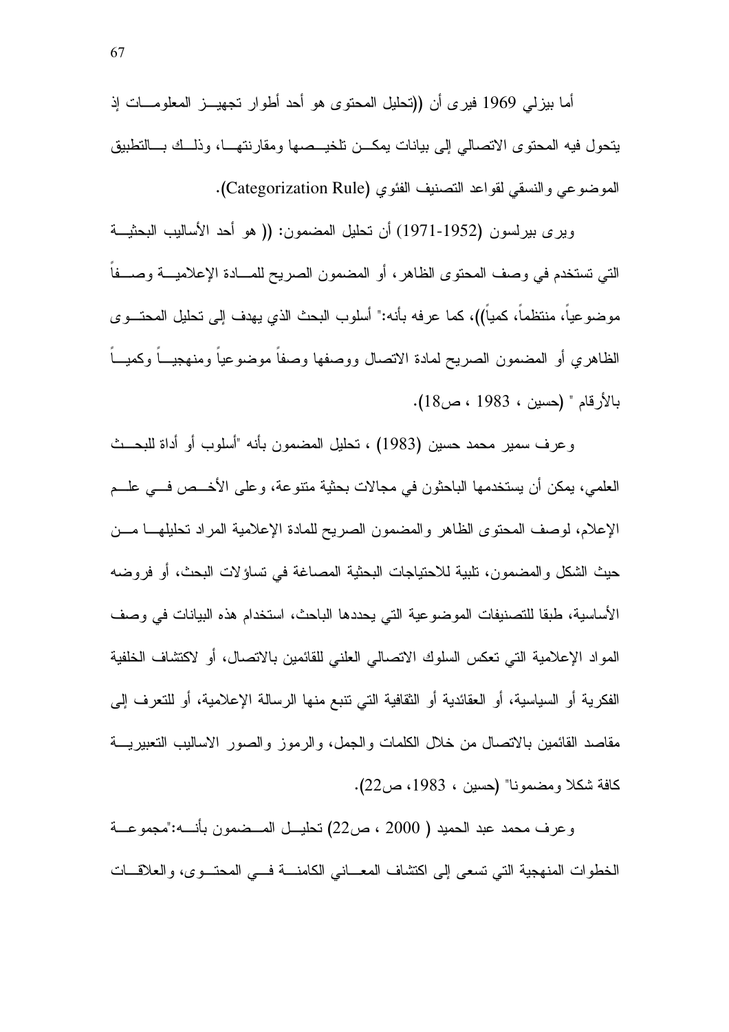أما بيزلي 1969 فيرى أن ((تحليل المحتوى هو أحد أطوار تجهيز المعلومات إذ يتحول فيه المحتوى الاتصالي إلى بيانات يمكن تلخيصها ومقارنتها، وذلك بالتطبيق الموضوعي والنسقي لقواعد التصنيف الفئوي (Categorization Rule).

ويرى بيرلسون (1952-1971) أن تحليل المضمون: (( هو أحد الأساليب البحثية التي تستخدم في وصف المحتوى الظاهر، أو المضمون الصريح للمادة الإعلامية وصفاً موضوعياً، منتظماً، كمياً))، كما عرفه بأنه:" أسلوب البحث الذي يهدف إلى تحليل المحتوى الظاهري أو المضمون الصريح لمادة الاتصال ووصفها وصفاً موضوعياً ومنهجياً وكمياً بالأرقام " (حسين ، 1983 ، ص18).

وعرف سمير محمد حسين (1983) ، تحليل المضمون بأنه "أسلوب أو أداة للبحث العلمي، يمكن أن يستخدمها الباحثون في مجالات بحثية متنوعة، وعلى الأخص في علم الإعلام، لوصف المحتوى الظاهر والمضمون الصريح للمادة الإعلامية المراد تحليلها من حيث الشكل والمضمون، تلبية للاحتياجات البحثية المصاغة في تساؤلات البحث، أو فروضه الأساسية، طبقا للتصنيفات الموضوعية التي يحددها الباحث، استخدام هذه البيانات في وصف المواد الإعلامية التي تعكس السلوك الاتصالي العلني للقائمين بالاتصال، أو لاكتشاف الخلفية الفكرية أو السياسية، أو العقائدية أو الثقافية التي تنبع منها الرسالة الإعلامية، أو للتعرف إلى مقاصد القائمين بالاتصال من خلال الكلمات والجمل، والرموز والصور الاساليب التعبيرية كافة شكلا ومضمونا" (حسين ، 1983، ص22).

وعرف محمد عبد الحميد ( 2000 ، ص22) تحليل المضمون بأنه:"مجموعة الخطوات المنهجية التي تسعى إلى اكتشاف المعاني الكامنة في المحتوى، والعلاقات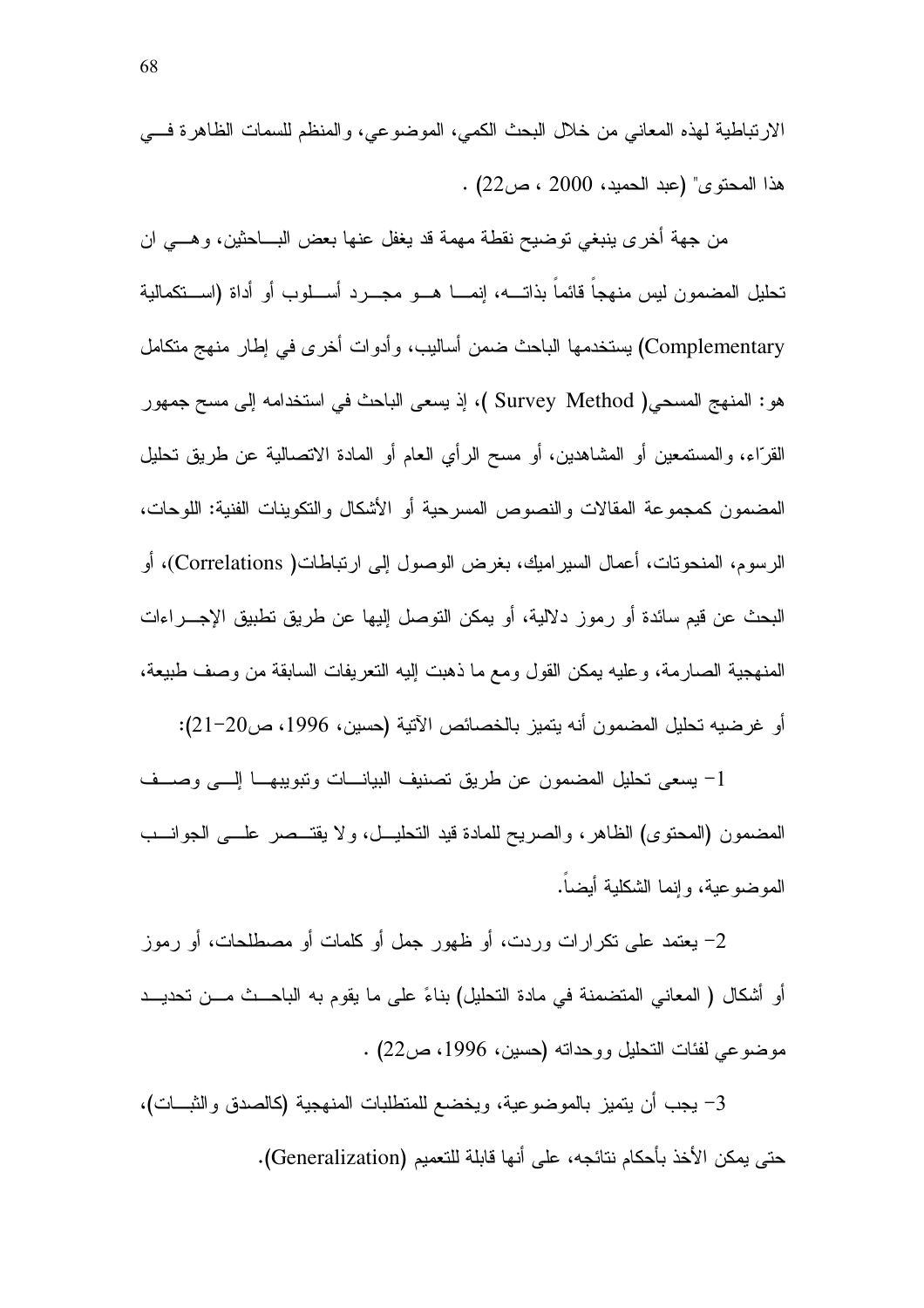الارتباطية لهذه المعاني من خلال البحث الكمي، الموضوعي، والمنظم للسمات الظاهرة في هذا المحتوى" (عبد الحميد، 2000 ، ص22) .

من جهة أخرى ينبغي توضيح نقطة مهمة قد يغفل عنها بعض الباحثين، وهي ان تحليل المضمون ليس منهجاً قائماً بذاته، إنما هو مجرد أسلوب أو أداة (استكمالية Complementary) يستخدمها الباحث ضمن أساليب، وأدوات أخرى في إطار منهج متكامل هو: المنهج المسحي( Survey Method )، إذ يسعى الباحث في استخدامه إلى مسح جمهور القرّاء، والمستمعين أو المشاهدين، أو مسح الرأي العام أو المادة الاتصالية عن طريق تحليل المضمون كمجموعة المقالات والنصوص المسرحية أو الأشكال والتكوينات الفنية: اللوحات، الرسوم، المنحوتات، أعمال السيراميك، بغرض الوصول إلى ارتباطات( Correlations)، أو البحث عن قيم سائدة أو رموز دلالية، أو يمكن التوصل إليها عن طريق تطبيق الإجراءات المنهجية الصارمة، وعليه يمكن القول ومع ما ذهبت إليه التعريفات السابقة من وصف طبيعة، أو غرضيه تحليل المضمون أنه يتميز بالخصائص الآتية (حسين، 1996، ص20-21):

1- يسعى تحليل المضمون عن طريق تصنيف البيانات وتبويبها إلى وصف المضمون (المحتوى) الظاهر، والصريح للمادة قيد التحليل، ولا يقتصر على الجوانب الموضوعية، وإنما الشكلية أيضاً.

2- يعتمد على تكرارات وردت، أو ظهور جمل أو كلمات أو مصطلحات، أو رموز أو أشكال ( المعاني المتضمنة في مادة التحليل) بناءً على ما يقوم به الباحث من تحديد موضوعي لفئات التحليل ووحداته (حسين، 1996، ص22) .

3- يجب أن يتميز بالموضوعية، ويخضع للمتطلبات المنهجية (كالصدق والثبات)، حتى يمكن الأخذ بأحكام نتائجه، على أنها قابلة للتعميم (Generalization).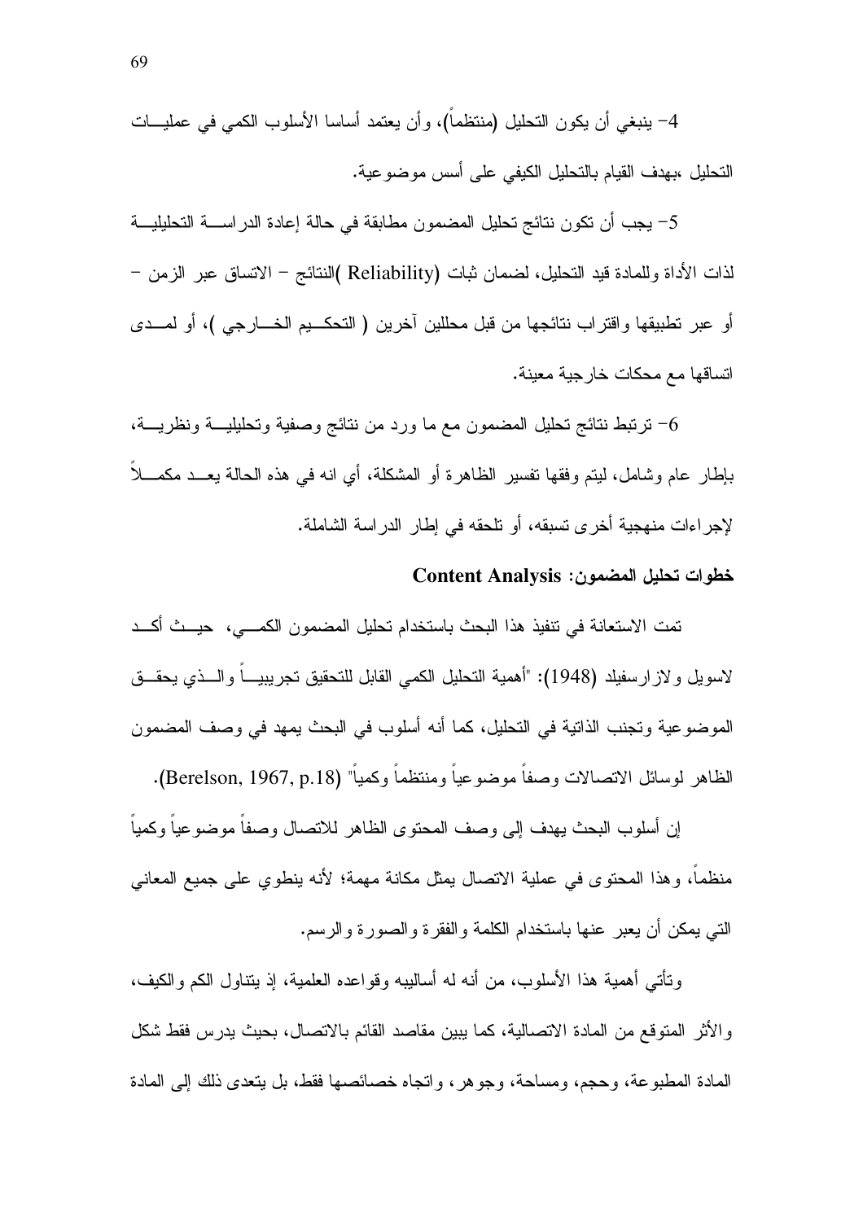4- ينبغي أن يكون التحليل (منتظماً)، وأن يعتمد أساسا الأسلوب الكمي في عمليات التحليل ،بهدف القيام بالتحليل الكيفي على أسس موضوعية.

5- يجب أن تكون نتائج تحليل المضمون مطابقة في حالة إعادة الدراسة التحليلية لذات الأداة وللمادة قيد التحليل، لضمان ثبات (Reliability )النتائج – الاتساق عبر الزمن – أو عبر تطبيقها واقتراب نتائجها من قبل محللين آخرين ( التحكيم الخارجي )، أو لمدى اتساقها مع محكات خارجية معينة.

6- ترتبط نتائج تحليل المضمون مع ما ورد من نتائج وصفية وتحليلية ونظرية، بإطار عام وشامل، ليتم وفقها تفسير الظاهرة أو المشكلة، أي انه في هذه الحالة يعد مكملاً لإجراءات منهجية أخرى تسبقه، أو تلحقه في إطار الدراسة الشاملة.

**خطوات تحليل المضمون: Content Analysis**

تمت الاستعانة في تنفيذ هذا البحث باستخدام تحليل المضمون الكمي، حيث أكد لاسويل ولازارسفيلد (1948): "أهمية التحليل الكمي القابل للتحقيق تجريبياً والذي يحقق الموضوعية وتجنب الذاتية في التحليل، كما أنه أسلوب في البحث يمهد في وصف المضمون الظاهر لوسائل الاتصالات وصفاً موضوعياً ومنتظماً وكمياً" (Berelson, 1967, p.18).

إن أسلوب البحث يهدف إلى وصف المحتوى الظاهر للاتصال وصفاً موضوعياً وكمياً منظماً، وهذا المحتوى في عملية الاتصال يمثل مكانة مهمة؛ لأنه ينطوي على جميع المعاني التي يمكن أن يعبر عنها باستخدام الكلمة والفقرة والصورة والرسم.

وتأتي أهمية هذا الأسلوب، من أنه له أساليبه وقواعده العلمية، إذ يتناول الكم والكيف، والأثر المتوقع من المادة الاتصالية، كما يبين مقاصد القائم بالاتصال، بحيث يدرس فقط شكل المادة المطبوعة، وحجم، ومساحة، وجوهر، واتجاه خصائصها فقط، بل يتعدى ذلك إلى المادة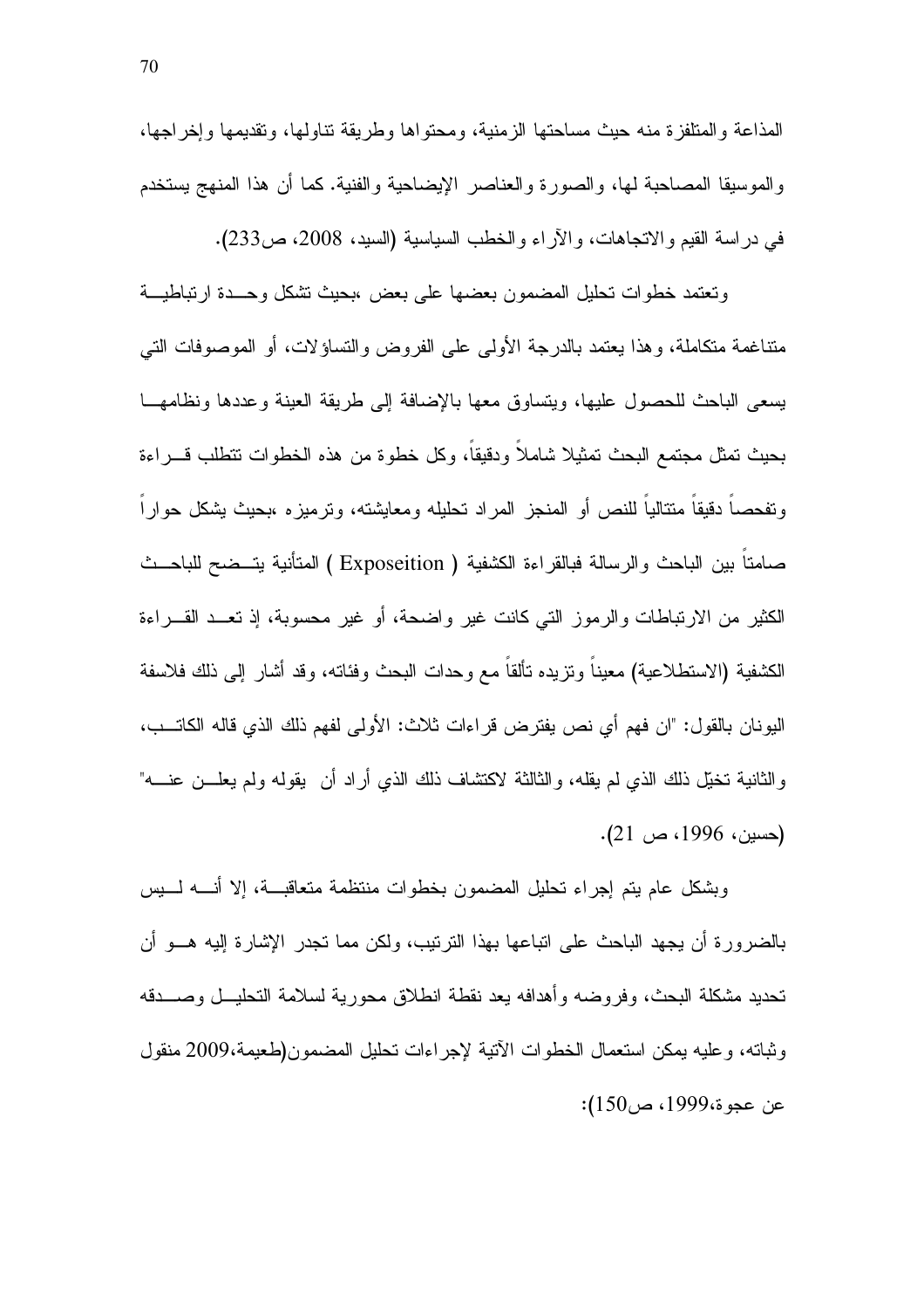المذاعة والمتلفزة منه حيث مساحتها الزمنية، ومحتواها وطريقة تناولها، وتقديمها وإخراجها، والموسيقا المصاحبة لها، والصورة والعناصر الإيضاحية والفنية. كما أن هذا المنهج يستخدم في دراسة القيم والاتجاهات، والآراء والخطب السياسية (السيد، 2008، ص233).

وتعتمد خطوات تحليل المضمون بعضها على بعض ،بحيث تشكل وحدة ارتباطية متناغمة متكاملة، وهذا يعتمد بالدرجة الأولى على الفروض والتساؤلات، أو الموصوفات التي يسعى الباحث للحصول عليها، ويتساوق معها بالإضافة إلى طريقة العينة وعددها ونظامها بحيث تمثل مجتمع البحث تمثيلا شاملاً ودقيقاً، وكل خطوة من هذه الخطوات تتطلب قراءة وتفحصاً دقيقاً متتالياً للنص أو المنجز المراد تحليله ومعايشته، وترميزه ،بحيث يشكل حواراً صامتاً بين الباحث والرسالة فبالقراءة الكشفية ( Exposeition ) المتأنية يتضح للباحث الكثير من الارتباطات والرموز التي كانت غير واضحة، أو غير محسوبة، إذ تعد القراءة الكشفية (الاستطلاعية) معيناً وتزيده تألقاً مع وحدات البحث وفئاته، وقد أشار إلى ذلك فلاسفة اليونان بالقول: "ان فهم أي نص يفترض قراءات ثلاث: الأولى لفهم ذلك الذي قاله الكاتب، والثانية تخيّل ذلك الذي لم يقله، والثالثة لاكتشاف ذلك الذي أراد أن يقوله ولم يعلن عنه" (حسين، 1996، ص 21).

وبشكل عام يتم إجراء تحليل المضمون بخطوات منتظمة متعاقبة، إلا أنه ليس بالضرورة أن يجهد الباحث على اتباعها بهذا الترتيب، ولكن مما تجدر الإشارة إليه هو أن تحديد مشكلة البحث، وفروضه وأهدافه يعد نقطة انطلاق محورية لسلامة التحليل وصدقه وثباته، وعليه يمكن استعمال الخطوات الآتية لإجراءات تحليل المضمون(طعيمة،2009 منقول عن عجوة،1999، ص150):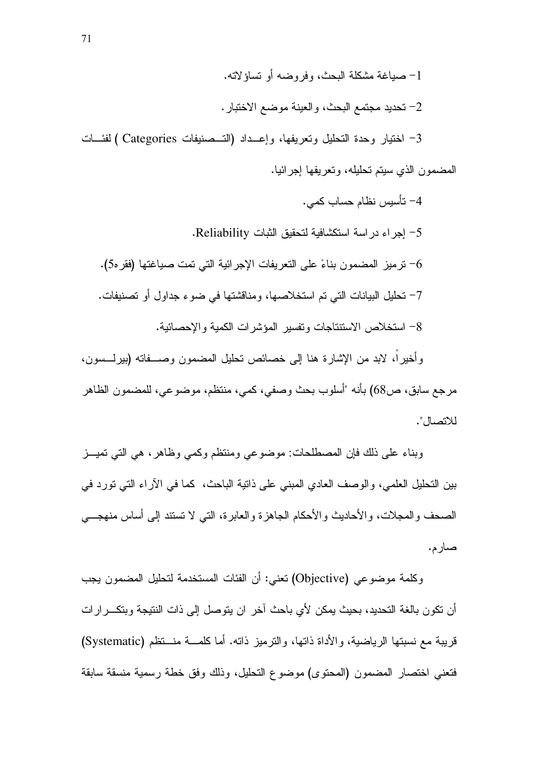1- صياغة مشكلة البحث، وفروضه أو تساؤلاته.

2- تحديد مجتمع البحث، والعينة موضع الاختبار.

3- اختيار وحدة التحليل وتعريفها، وإعداد (التصنيفات Categories ) لفئات المضمون الذي سيتم تحليله، وتعريفها إجرائيا.

4- تأسيس نظام حساب كمي.

5- إجراء دراسة استكشافية لتحقيق الثبات Reliability.

6- ترميز المضمون بناءً على التعريفات الإجرائية التي تمت صياغتها (فقره5).

7- تحليل البيانات التي تم استخلاصها، ومناقشتها في ضوء جداول أو تصنيفات.

8- استخلاص الاستنتاجات وتفسير المؤشرات الكمية والإحصائية.

وأخيراً، لابد من الإشارة هنا إلى خصائص تحليل المضمون وصفاته (بيرلسون، مرجع سابق، ص68) بأنه "أسلوب بحث وصفي، كمي، منتظم، موضوعي، للمضمون الظاهر للاتصال".

وبناء على ذلك فإن المصطلحات: موضوعي ومنتظم وكمي وظاهر، هي التي تميز بين التحليل العلمي، والوصف العادي المبني على ذاتية الباحث، كما في الآراء التي تورد في الصحف والمجلات، والأحاديث والأحكام الجاهزة والعابرة، التي لا تستند إلى أساس منهجي صارم.

وكلمة موضوعي (Objective) تعني: أن الفئات المستخدمة لتحليل المضمون يجب أن تكون بالغة التحديد، بحيث يمكن لأي باحث آخر ان يتوصل إلى ذات النتيجة وبتكرارات قريبة مع نسبتها الرياضية، والأداة ذاتها، والترميز ذاته. أما كلمة منتظم (Systematic) فتعني اختصار المضمون (المحتوى) موضوع التحليل، وذلك وفق خطة رسمية منسقة سابقة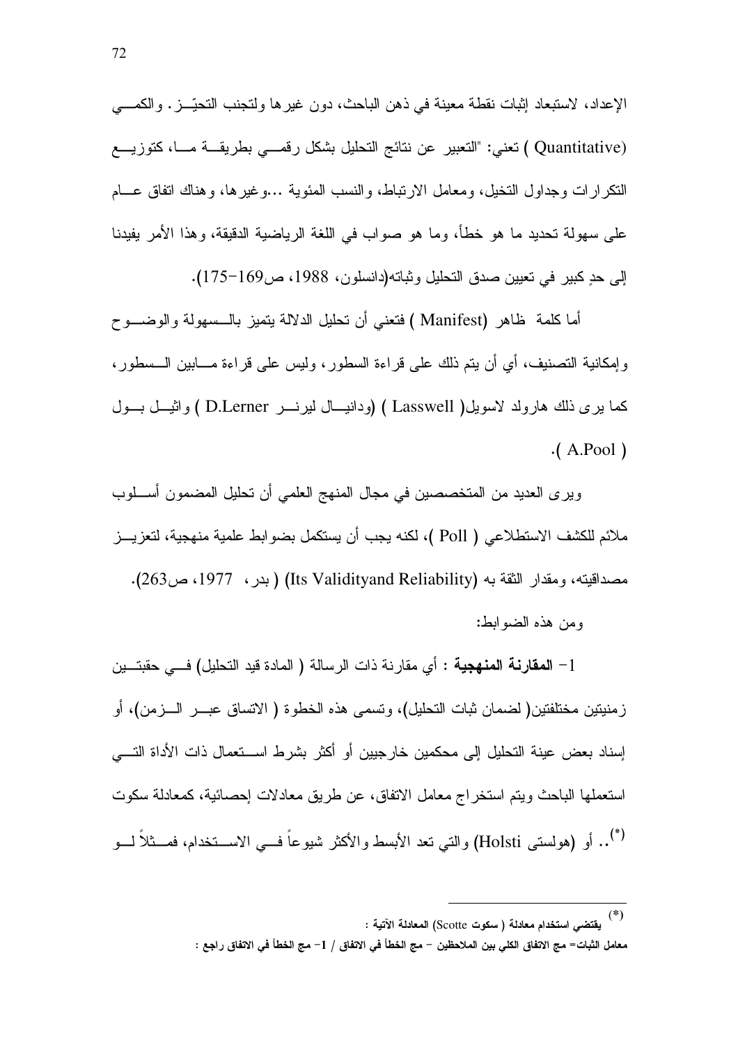الإعداد، لاستبعاد إثبات نقطة معينة في ذهن الباحث، دون غيرها ولتجنب التحيّز. والكمي (Quantitative ) تعني: "التعبير عن نتائج التحليل بشكل رقمي بطريقة ما، كتوزيع التكرارات وجداول التخيل، ومعامل الارتباط، والنسب المئوية ...وغيرها، وهناك اتفاق عام على سهولة تحديد ما هو خطأ، وما هو صواب في اللغة الرياضية الدقيقة، وهذا الأمر يفيدنا إلى حدٍ كبير في تعيين صدق التحليل وثباته(دانسلون، 1988، ص169-175).

أما كلمة ظاهر (Manifest ) فتعني أن تحليل الدلالة يتميز بالسهولة والوضوح وإمكانية التصنيف، أي أن يتم ذلك على قراءة السطور، وليس على قراءة مابين السطور، كما يرى ذلك هارولد لاسويل( Lasswell ) (ودانيال ليرنر D.Lerner ) واثيل بول ( A.Pool ).

ويرى العديد من المتخصصين في مجال المنهج العلمي أن تحليل المضمون أسلوب ملائم للكشف الاستطلاعي ( Poll )، لكنه يجب أن يستكمل بضوابط علمية منهجية، لتعزيز مصداقيته، ومقدار الثقة به (Its Validityand Reliability) ( بدر، 1977، ص263).

ومن هذه الضوابط:

1- **المقارنة المنهجية** : أي مقارنة ذات الرسالة ( المادة قيد التحليل) في حقبتين زمنيتين مختلفتين( لضمان ثبات التحليل)، وتسمى هذه الخطوة ( الاتساق عبر الزمن)، أو إسناد بعض عينة التحليل إلى محكمين خارجيين أو أكثر بشرط استعمال ذات الأداة التي استعملها الباحث ويتم استخراج معامل الاتفاق، عن طريق معادلات إحصائية، كمعادلة سكوت [*].. أو (هولستى Holsti) والتي تعد الأبسط والأكثر شيوعاً في الاستخدام، فمثلاً لو

---

[*] **يقتضي استخدام معادلة ( سكوت Scotte) المعادلة الآتية :**

**معامل الثبات= مج الاتفاق الكلي بين الملاحظين – مج الخطأ في الاتفاق / 1- مج الخطأ في الاتفاق راجع :**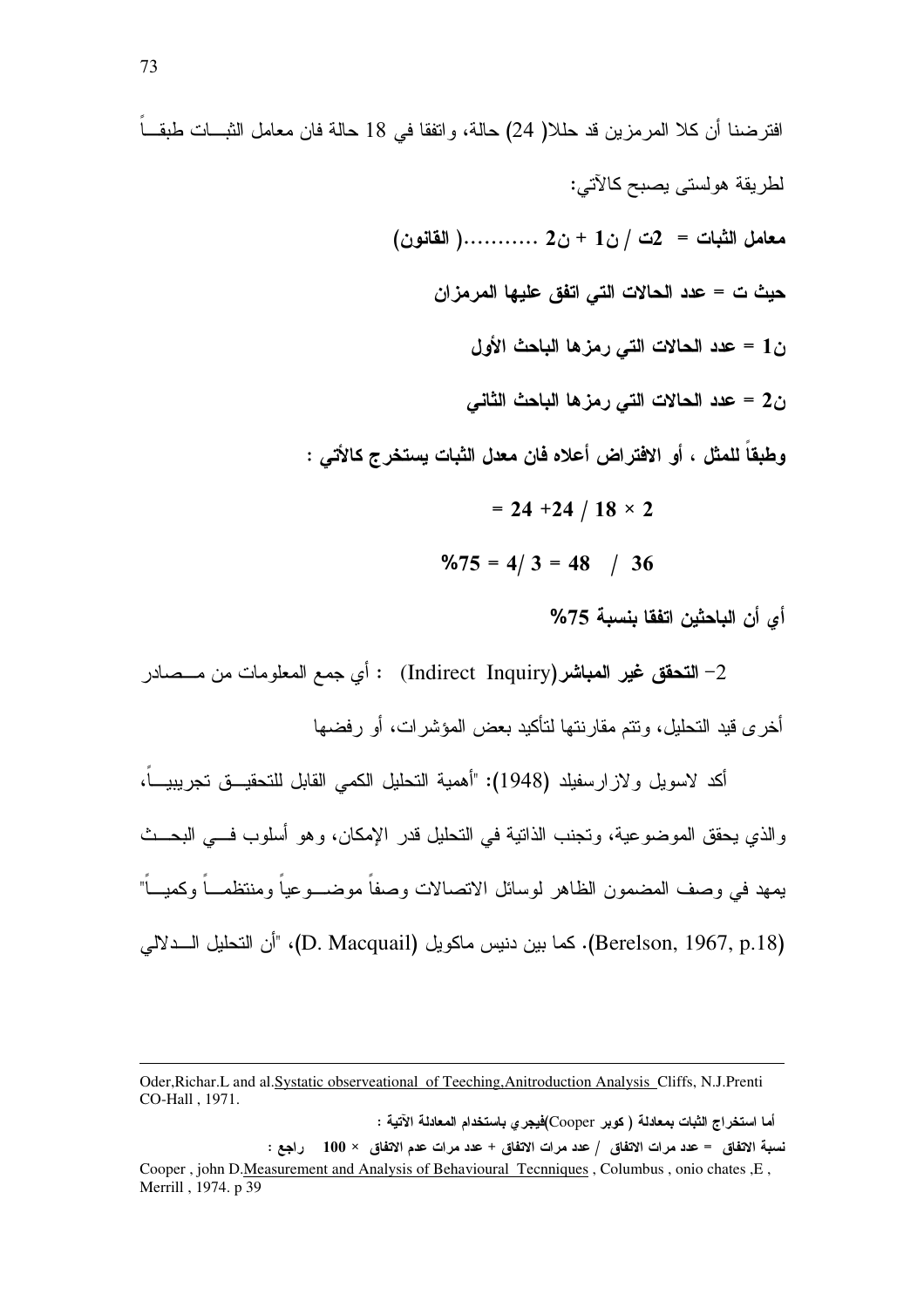افترضنا أن كلا المرمزين قد حللا( 24) حالة، واتفقا في 18 حالة فان معامل الثبات طبقاً لطريقة هولستي يصبح كالآتي:

**معامل الثبات = 2ت / ن1 + ن2 ..........( القانون)**

**حيث ت = عدد الحالات التي اتفق عليها المرمزان**

**ن1 = عدد الحالات التي رمزها الباحث الأول**

**ن2 = عدد الحالات التي رمزها الباحث الثاني**

**وطبقاً للمثل ، أو الافتراض أعلاه فان معدل الثبات يستخرج كالأتي :**

$$= 24 + 24 \,/\, 18 \times 2$$

$$\%75 = 4/3 = 48 \;\; / \;\; 36$$

**أي أن الباحثين اتفقا بنسبة 75%**

2- **التحقق غير المباشر**(Indirect Inquiry) : أي جمع المعلومات من مصادر أخرى قيد التحليل، وتتم مقارنتها لتأكيد بعض المؤشرات، أو رفضها

أكد لاسويل ولازارسفيلد (1948): "أهمية التحليل الكمي القابل للتحقيق تجريبياً، والذي يحقق الموضوعية، وتجنب الذاتية في التحليل قدر الإمكان، وهو أسلوب في البحث يمهد في وصف المضمون الظاهر لوسائل الاتصالات وصفاً موضوعياً ومنتظماً وكمياً" (Berelson, 1967, p.18). كما بين دنيس ماكويل (D. Macquail)، "أن التحليل الدلالي

---

Oder,Richar.L and al.Systatic observeational of Teeching,Anitroduction Analysis Cliffs, N.J.Prenti CO-Hall , 1971.

**أما استخراج الثبات بمعادلة ( كوبر Cooper)فيجري باستخدام المعادلة الآتية :**

**نسبة الاتفاق = عدد مرات الاتفاق / عدد مرات الاتفاق + عدد مرات عدم الاتفاق × 100 راجع :**

Cooper , john D.Measurement and Analysis of Behavioural Tecnniques , Columbus , onio chates ,E , Merrill , 1974. p 39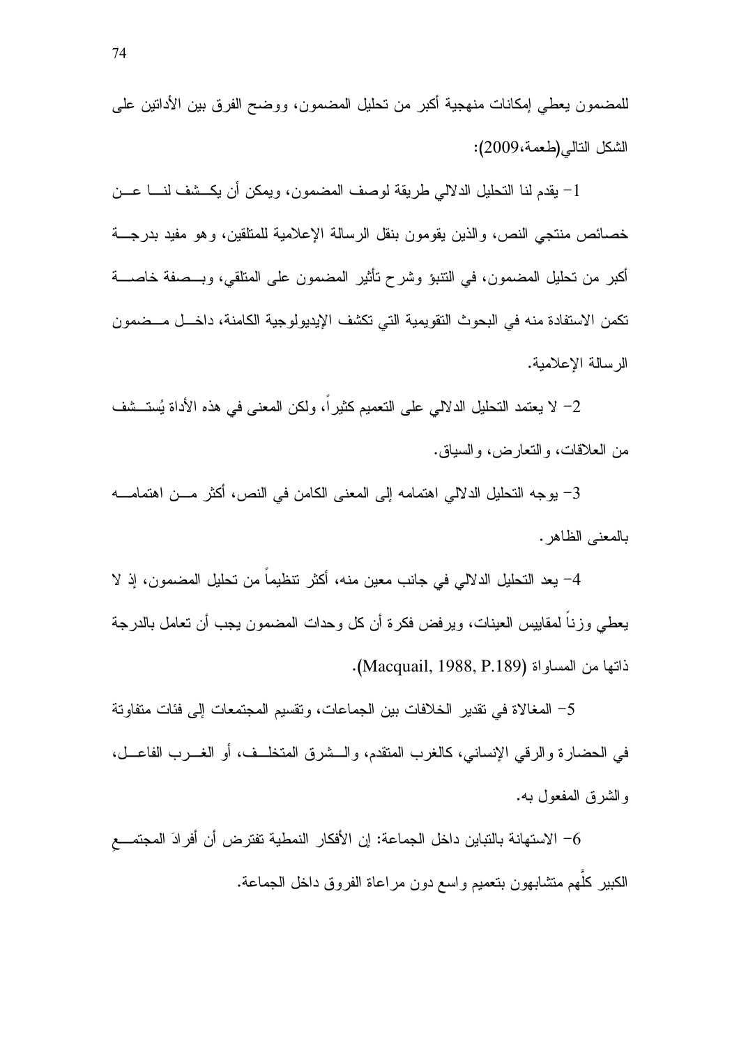للمضمون يعطي إمكانات منهجية أكبر من تحليل المضمون، ووضح الفرق بين الأداتين على الشكل التالي(طعمة،2009):

1- يقدم لنا التحليل الدلالي طريقة لوصف المضمون، ويمكن أن يكشف لنا عن خصائص منتجي النص، والذين يقومون بنقل الرسالة الإعلامية للمتلقين، وهو مفيد بدرجة أكبر من تحليل المضمون، في التنبؤ وشرح تأثير المضمون على المتلقي، وبصفة خاصة تكمن الاستفادة منه في البحوث التقويمية التي تكشف الإيديولوجية الكامنة، داخل مضمون الرسالة الإعلامية.

2- لا يعتمد التحليل الدلالي على التعميم كثيراً، ولكن المعنى في هذه الأداة يُستشف من العلاقات، والتعارض، والسياق.

3- يوجه التحليل الدلالي اهتمامه إلى المعنى الكامن في النص، أكثر من اهتمامه بالمعنى الظاهر.

4- يعد التحليل الدلالي في جانب معين منه، أكثر تنظيماً من تحليل المضمون، إذ لا يعطي وزناً لمقاييس العينات، ويرفض فكرة أن كل وحدات المضمون يجب أن تعامل بالدرجة ذاتها من المساواة (Macquail, 1988, P.189).

5- المغالاة في تقدير الخلافات بين الجماعات، وتقسيم المجتمعات إلى فئات متفاوتة في الحضارة والرقي الإنساني، كالغرب المتقدم، والشرق المتخلف، أو الغرب الفاعل، والشرق المفعول به.

6- الاستهانة بالتباين داخل الجماعة: إن الأفكار النمطية تفترض أن أفرادَ المجتمعِ الكبير كلَّهم متشابهون بتعميم واسع دون مراعاة الفروق داخل الجماعة.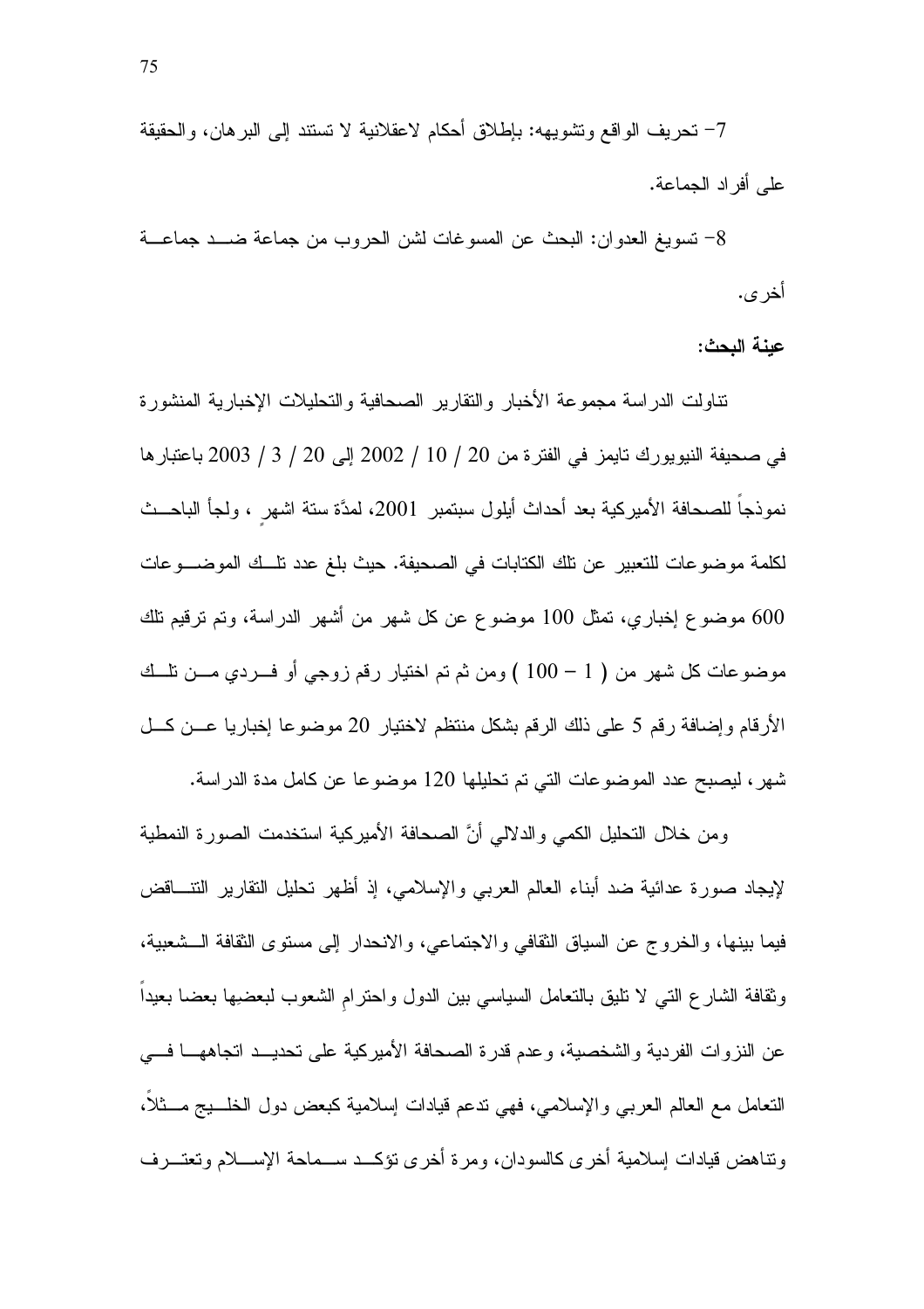7- تحريف الواقع وتشويهه: بإطلاق أحكام لاعقلانية لا تستند إلى البرهان، والحقيقة على أفراد الجماعة.

8- تسويغ العدوان: البحث عن المسوغات لشن الحروب من جماعة ضد جماعة أخرى.

**عينة البحث:**

تناولت الدراسة مجموعة الأخبار والتقارير الصحافية والتحليلات الإخبارية المنشورة في صحيفة النيويورك تايمز في الفترة من 20 / 10 / 2002 إلى 20 / 3 / 2003 باعتبارها نموذجاً للصحافة الأميركية بعد أحداث أيلول سبتمبر 2001، لمدّة ستة اشهرٍ ، ولجأ الباحث لكلمة موضوعات للتعبير عن تلك الكتابات في الصحيفة. حيث بلغ عدد تلك الموضوعات 600 موضوع إخباري، تمثل 100 موضوع عن كل شهر من أشهر الدراسة، وتم ترقيم تلك موضوعات كل شهر من ( 1 – 100 ) ومن ثم تم اختيار رقم زوجي أو فردي من تلك الأرقام وإضافة رقم 5 على ذلك الرقم بشكل منتظم لاختيار 20 موضوعا إخباريا عن كل شهر، ليصبح عدد الموضوعات التي تم تحليلها 120 موضوعا عن كامل مدة الدراسة.

ومن خلال التحليل الكمي والدلالي أنَّ الصحافة الأميركية استخدمت الصورة النمطية لإيجاد صورة عدائية ضد أبناء العالم العربي والإسلامي، إذ أظهر تحليل التقارير التناقض فيما بينها، والخروج عن السياق الثقافي والاجتماعي، والانحدار إلى مستوى الثقافة الشعبية، وثقافة الشارع التي لا تليق بالتعامل السياسي بين الدول واحترامِ الشعوب لبعضِها بعضا بعيداً عن النزوات الفردية والشخصية، وعدم قدرة الصحافة الأميركية على تحديد اتجاهها في التعامل مع العالم العربي والإسلامي، فهي تدعم قيادات إسلامية كبعض دول الخليج مثلاً، وتناهض قيادات إسلامية أخرى كالسودان، ومرة أخرى تؤكد سماحة الإسلام وتعترف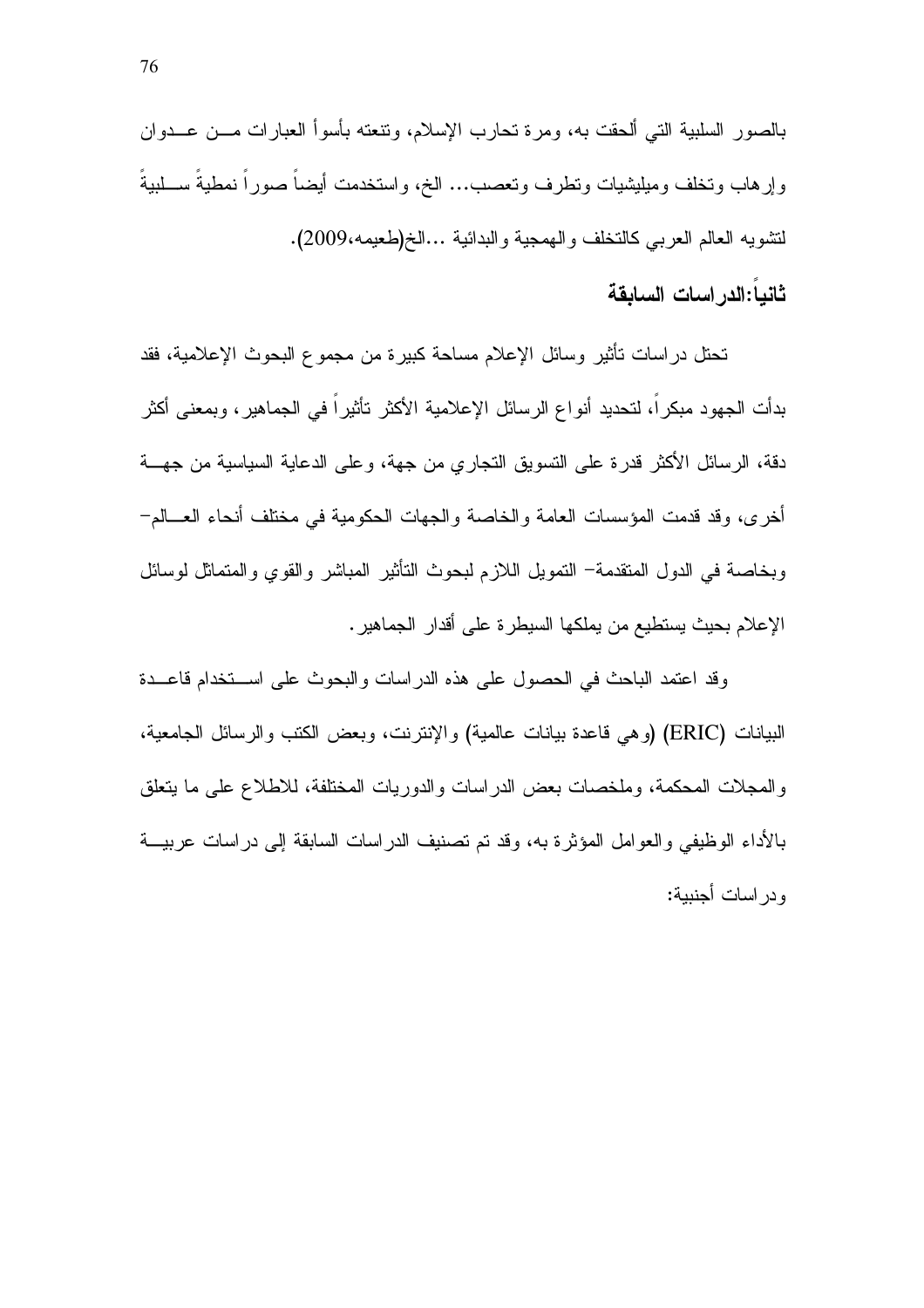بالصور السلبية التي ألحقت به، ومرة تحارب الإسلام، وتنعته بأسوأ العبارات من عدوان وإرهاب وتخلف وميليشيات وتطرف وتعصب... الخ، واستخدمت أيضاً صوراً نمطيةً سلبيةً لتشويه العالم العربي كالتخلف والهمجية والبدائية ...الخ(طعيمه،2009).

## ثانياً:الدراسات السابقة

تحتل دراسات تأثير وسائل الإعلام مساحة كبيرة من مجموع البحوث الإعلامية، فقد بدأت الجهود مبكراً، لتحديد أنواع الرسائل الإعلامية الأكثر تأثيراً في الجماهير، وبمعنى أكثر دقة، الرسائل الأكثر قدرة على التسويق التجاري من جهة، وعلى الدعاية السياسية من جهة أخرى، وقد قدمت المؤسسات العامة والخاصة والجهات الحكومية في مختلف أنحاء العالم- وبخاصة في الدول المتقدمة- التمويل اللازم لبحوث التأثير المباشر والقوي والمتماثل لوسائل الإعلام بحيث يستطيع من يملكها السيطرة على أقدار الجماهير.

وقد اعتمد الباحث في الحصول على هذه الدراسات والبحوث على استخدام قاعدة البيانات (ERIC) (وهي قاعدة بيانات عالمية) والإنترنت، وبعض الكتب والرسائل الجامعية، والمجلات المحكمة، وملخصات بعض الدراسات والدوريات المختلفة، للاطلاع على ما يتعلق بالأداء الوظيفي والعوامل المؤثرة به، وقد تم تصنيف الدراسات السابقة إلى دراسات عربية ودراسات أجنبية: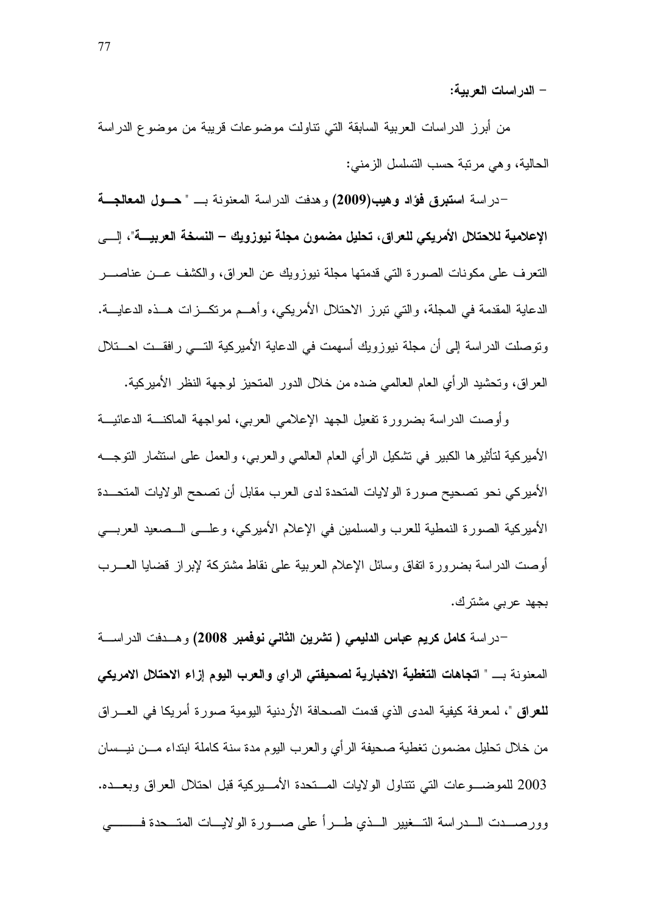**- الدراسات العربية:**

من أبرز الدراسات العربية السابقة التي تناولت موضوعات قريبة من موضوع الدراسة الحالية، وهي مرتبة حسب التسلسل الزمني:

-دراسة **استبرق فؤاد وهيب(2009)** وهدفت الدراسة المعنونة بـ " **حول المعالجة الإعلامية للاحتلال الأمريكي للعراق، تحليل مضمون مجلة نيوزويك – النسخة العربية**"، إلى التعرف على مكونات الصورة التي قدمتها مجلة نيوزويك عن العراق، والكشف عن عناصر الدعاية المقدمة في المجلة، والتي تبرز الاحتلال الأمريكي، وأهم مرتكزات هذه الدعاية. وتوصلت الدراسة إلى أن مجلة نيوزويك أسهمت في الدعاية الأميركية التي رافقت احتلال العراق، وتحشيد الرأي العام العالمي ضده من خلال الدور المتحيز لوجهة النظر الأميركية.

وأوصت الدراسة بضرورة تفعيل الجهد الإعلامي العربي، لمواجهة الماكنة الدعائية الأميركية لتأثيرها الكبير في تشكيل الرأي العام العالمي والعربي، والعمل على استثمار التوجه الأميركي نحو تصحيح صورة الولايات المتحدة لدى العرب مقابل أن تصحح الولايات المتحدة الأميركية الصورة النمطية للعرب والمسلمين في الإعلام الأميركي، وعلى الصعيد العربي أوصت الدراسة بضرورة اتفاق وسائل الإعلام العربية على نقاط مشتركة لإبراز قضايا العرب بجهد عربي مشترك.

-دراسة **كامل كريم عباس الدليمي ( تشرين الثاني نوفمبر 2008)** وهدفت الدراسة المعنونة بـ " **اتجاهات التغطية الاخبارية لصحيفتي الراي والعرب اليوم إزاء الاحتلال الامريكي للعراق** "، لمعرفة كيفية المدى الذي قدمت الصحافة الأردنية اليومية صورة أمريكا في العراق من خلال تحليل مضمون تغطية صحيفة الرأي والعرب اليوم مدة سنة كاملة ابتداء من نيسان 2003 للموضوعات التي تتناول الولايات المتحدة الأميركية قبل احتلال العراق وبعده. ورصدت الدراسة التغيير الذي طرأ على صورة الولايات المتحدة في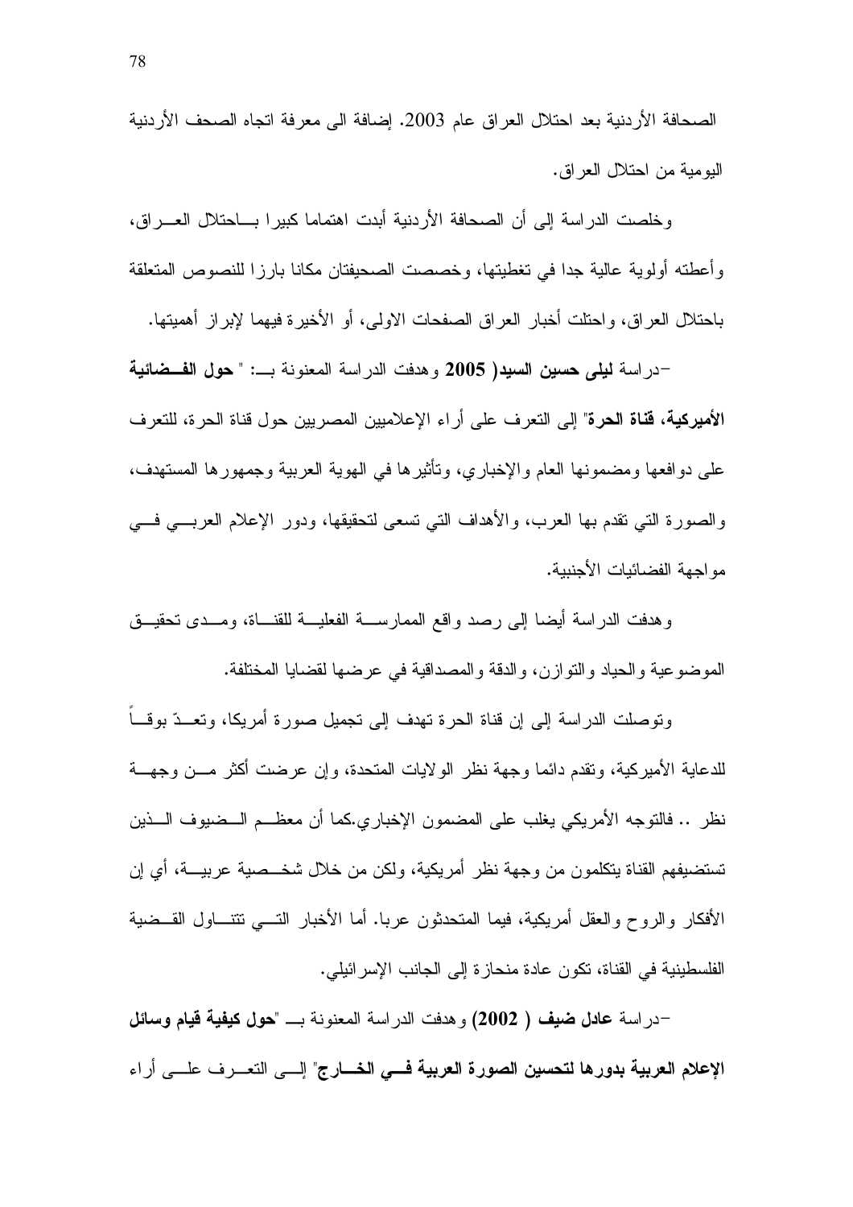الصحافة الأردنية بعد احتلال العراق عام 2003. إضافة الى معرفة اتجاه الصحف الأردنية اليومية من احتلال العراق.

وخلصت الدراسة إلى أن الصحافة الأردنية أبدت اهتماما كبيرا بـاحتلال العـراق، وأعطته أولوية عالية جدا في تغطيتها، وخصصت الصحيفتان مكانا بارزا للنصوص المتعلقة باحتلال العراق، واحتلت أخبار العراق الصفحات الاولى، أو الأخيرة فيهما لإبراز أهميتها.

-دراسة **ليلى حسين السيد( 2005** وهدفت الدراسة المعنونة بـ: " **حول الفضائية الأميركية، قناة الحرة**" إلى التعرف على أراء الإعلاميين المصريين حول قناة الحرة، للتعرف على دوافعها ومضمونها العام والإخباري، وتأثيرها في الهوية العربية وجمهورها المستهدف، والصورة التي تقدم بها العرب، والأهداف التي تسعى لتحقيقها، ودور الإعلام العربي في مواجهة الفضائيات الأجنبية.

وهدفت الدراسة أيضا إلى رصد واقع الممارسة الفعلية للقناة، ومدى تحقيق الموضوعية والحياد والتوازن، والدقة والمصداقية في عرضها لقضايا المختلفة.

وتوصلت الدراسة إلى إن قناة الحرة تهدف إلى تجميل صورة أمريكا، وتعدّ بوقاً للدعاية الأميركية، وتقدم دائما وجهة نظر الولايات المتحدة، وإن عرضت أكثر من وجهة نظر .. فالتوجه الأمريكي يغلب على المضمون الإخباري.كما أن معظم الضيوف الذين تستضيفهم القناة يتكلمون من وجهة نظر أمريكية، ولكن من خلال شخصية عربية، أي إن الأفكار والروح والعقل أمريكية، فيما المتحدثون عربا. أما الأخبار التي تتناول القضية الفلسطينية في القناة، تكون عادة منحازة إلى الجانب الإسرائيلي.

-دراسة **عادل ضيف ( 2002)** وهدفت الدراسة المعنونة بـ "**حول كيفية قيام وسائل الإعلام العربية بدورها لتحسين الصورة العربية في الخارج**" إلى التعرف على أراء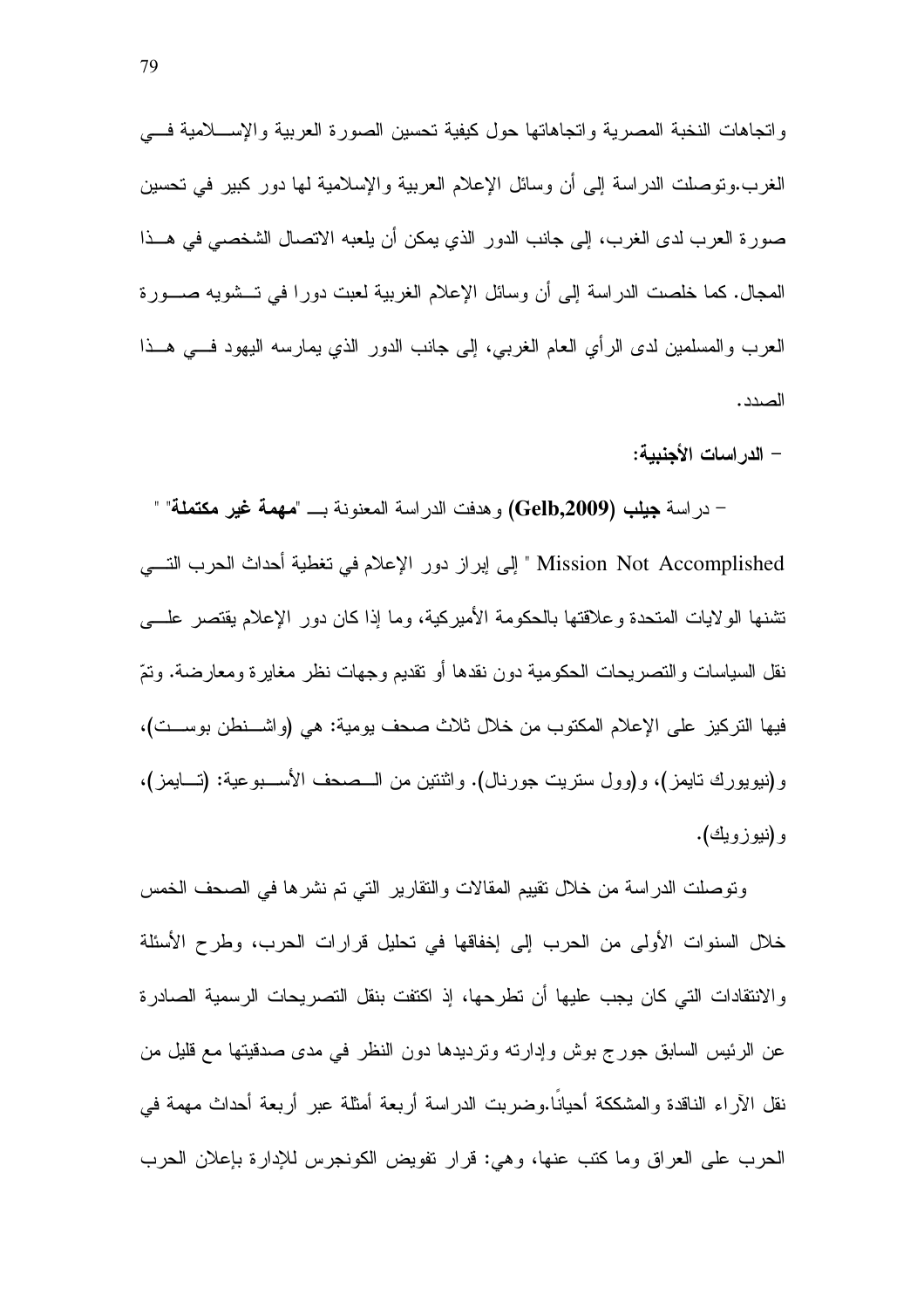واتجاهات النخبة المصرية واتجاهاتها حول كيفية تحسين الصورة العربية والإسلامية في الغرب.وتوصلت الدراسة إلى أن وسائل الإعلام العربية والإسلامية لها دور كبير في تحسين صورة العرب لدى الغرب، إلى جانب الدور الذي يمكن أن يلعبه الاتصال الشخصي في هذا المجال. كما خلصت الدراسة إلى أن وسائل الإعلام الغربية لعبت دورا في تشويه صورة العرب والمسلمين لدى الرأي العام الغربي، إلى جانب الدور الذي يمارسه اليهود في هذا الصدد.

- **الدراسات الأجنبية:**

- دراسة **جيلب (Gelb,2009)** وهدفت الدراسة المعنونة بـ "**مهمة غير مكتملة**" " Mission Not Accomplished " إلى إبراز دور الإعلام في تغطية أحداث الحرب التي تشنها الولايات المتحدة وعلاقتها بالحكومة الأميركية، وما إذا كان دور الإعلام يقتصر على نقل السياسات والتصريحات الحكومية دون نقدها أو تقديم وجهات نظر مغايرة ومعارضة. وتمّ فيها التركيز على الإعلام المكتوب من خلال ثلاث صحف يومية: هي (واشنطن بوست)، و(نيويورك تايمز)، و(وول ستريت جورنال). واثنتين من الصحف الأسبوعية: (تايمز)، و(نيوزويك).

وتوصلت الدراسة من خلال تقييم المقالات والتقارير التي تم نشرها في الصحف الخمس خلال السنوات الأولى من الحرب إلى إخفاقها في تحليل قرارات الحرب، وطرح الأسئلة والانتقادات التي كان يجب عليها أن تطرحها، إذ اكتفت بنقل التصريحات الرسمية الصادرة عن الرئيس السابق جورج بوش وإدارته وترديدها دون النظر في مدى صدقيتها مع قليل من نقل الآراء الناقدة والمشككة أحيانًا.وضربت الدراسة أربعة أمثلة عبر أربعة أحداث مهمة في الحرب على العراق وما كتب عنها، وهي: قرار تفويض الكونجرس للإدارة بإعلان الحرب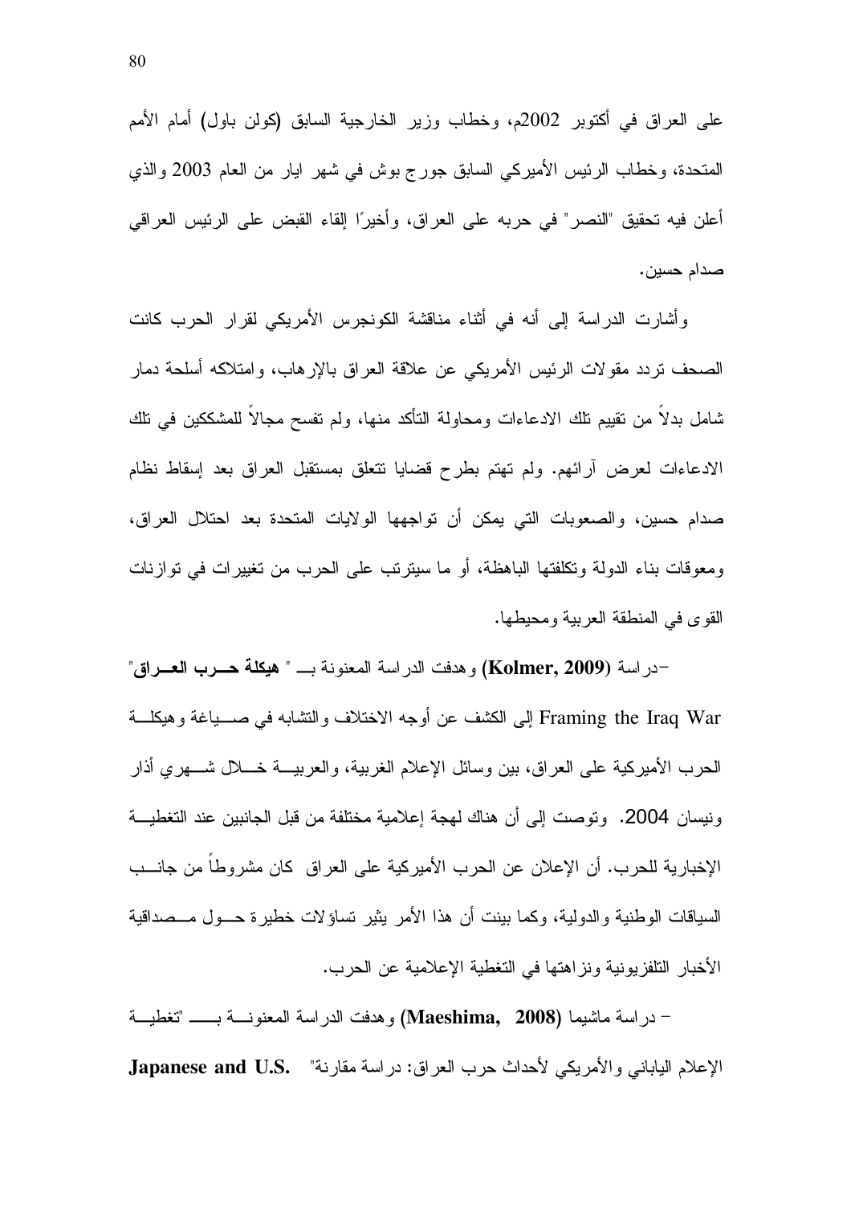على العراق في أكتوبر 2002م، وخطاب وزير الخارجية السابق (كولن باول) أمام الأمم المتحدة، وخطاب الرئيس الأميركي السابق جورج بوش في شهر ايار من العام 2003 والذي أعلن فيه تحقيق "النصر" في حربه على العراق، وأخيرًا إلقاء القبض على الرئيس العراقي صدام حسين.

وأشارت الدراسة إلى أنه في أثناء مناقشة الكونجرس الأمريكي لقرار الحرب كانت الصحف تردد مقولات الرئيس الأمريكي عن علاقة العراق بالإرهاب، وامتلاكه أسلحة دمار شامل بدلاً من تقييم تلك الادعاءات ومحاولة التأكد منها، ولم تفسح مجالاً للمشككين في تلك الادعاءات لعرض آرائهم. ولم تهتم بطرح قضايا تتعلق بمستقبل العراق بعد إسقاط نظام صدام حسين، والصعوبات التي يمكن أن تواجهها الولايات المتحدة بعد احتلال العراق، ومعوقات بناء الدولة وتكلفتها الباهظة، أو ما سيترتب على الحرب من تغييرات في توازنات القوى في المنطقة العربية ومحيطها.

-دراسة **(Kolmer, 2009)** وهدفت الدراسة المعنونة بـ " **هيكلة حـرب العـراق**" Framing the Iraq War إلى الكشف عن أوجه الاختلاف والتشابه في صياغة وهيكلة الحرب الأميركية على العراق، بين وسائل الإعلام الغربية، والعربية خلال شهري أذار ونيسان 2004. وتوصت إلى أن هناك لهجة إعلامية مختلفة من قبل الجانبين عند التغطية الإخبارية للحرب. أن الإعلان عن الحرب الأميركية على العراق كان مشروطاً من جانب السياقات الوطنية والدولية، وكما بينت أن هذا الأمر يثير تساؤلات خطيرة حول مصداقية الأخبار التلفزيونية ونزاهتها في التغطية الإعلامية عن الحرب.

- دراسة ماشيما **(Maeshima, 2008)** وهدفت الدراسة المعنونة بـ "تغطية الإعلام الياباني والأمريكي لأحداث حرب العراق: دراسة مقارنة" **Japanese and U.S.**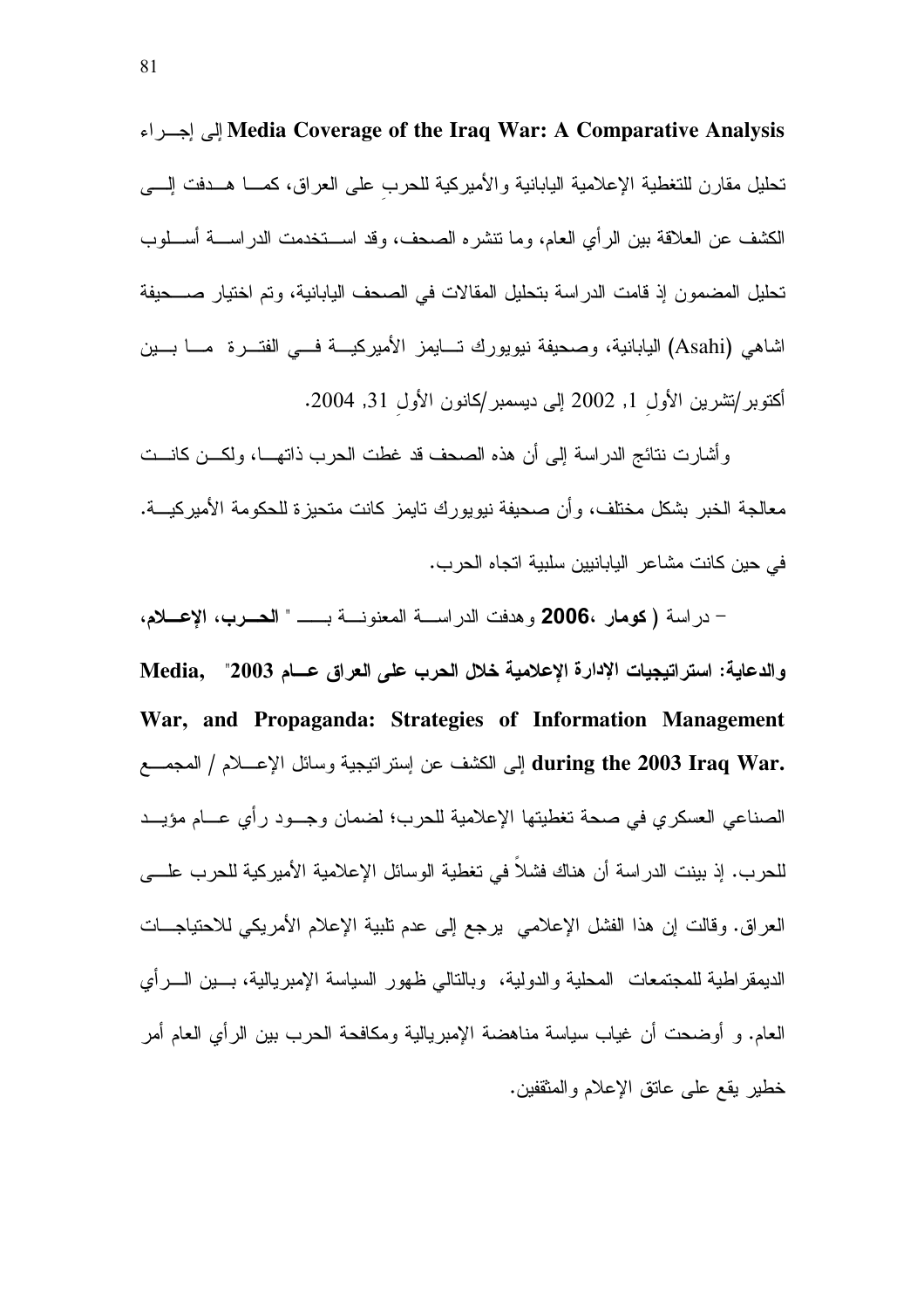**Media Coverage of the Iraq War: A Comparative Analysis** إلى إجـراء تحليل مقارن للتغطية الإعلامية اليابانية والأميركية للحربِ على العراق، كمـا هـدفت إلـى الكشف عن العلاقة بين الرأي العام، وما تنشره الصحف، وقد اسـتخدمت الدراسـة أسـلوب تحليل المضمون إذ قامت الدراسة بتحليل المقالات في الصحف اليابانية، وتم اختيار صـحيفة اشاهي (Asahi) اليابانية، وصحيفة نيويورك تـايمز الأميركيـة فـي الفتـرة مـا بـين أكتوبر/تشرين الأولِ 1, 2002 إلى ديسمبر/كانون الأولِ 31, 2004.

وأشارت نتائج الدراسة إلى أن هذه الصحف قد غطت الحرب ذاتهـا، ولكـن كانـت معالجة الخبر بشكل مختلف، وأن صحيفة نيويورك تايمز كانت متحيزة للحكومة الأميركيـة. في حين كانت مشاعر اليابانيين سلبية اتجاه الحرب.

- دراسة **( كومار ،2006** وهدفت الدراسـة المعنونـة بـــ " **الحــرب، الإعــلام، والدعاية: استراتيجيات الإدارة الإعلامية خلال الحرب على العراق عــام 2003" Media, War, and Propaganda: Strategies of Information Management during the 2003 Iraq War.** إلى الكشف عن إستراتيجية وسائل الإعــلام / المجمــع الصناعي العسكري في صحة تغطيتها الإعلامية للحرب؛ لضمان وجــود رأي عــام مؤيــد للحرب. إذ بينت الدراسة أن هناك فشلاً في تغطية الوسائل الإعلامية الأميركية للحرب علــى العراق. وقالت إن هذا الفشل الإعلامي يرجع إلى عدم تلبية الإعلام الأمريكي للاحتياجــات الديمقراطية للمجتمعات المحلية والدولية، وبالتالي ظهور السياسة الإمبريالية، بــين الــرأي العام. و أوضحت أن غياب سياسة مناهضة الإمبريالية ومكافحة الحرب بين الرأي العام أمر خطير يقع على عاتق الإعلام والمثقفين.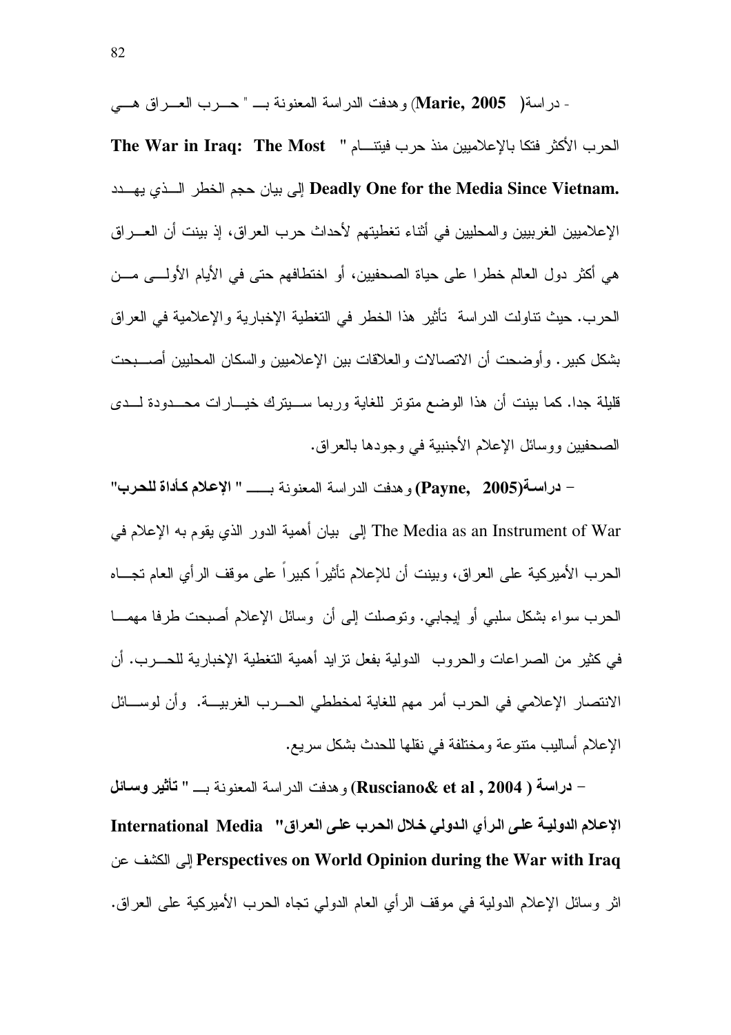- دراسة( Marie, 2005) وهدفت الدراسة المعنونة بـ " حـرب العـراق هـي الحرب الأكثر فتكا بالإعلاميين منذ حرب فيتنـام " **The War in Iraq: The Most Deadly One for the Media Since Vietnam.** إلى بيان حجم الخطر الـذي يهـدد الإعلاميين الغربيين والمحليين في أثناء تغطيتهم لأحداث حرب العراق، إذ بينت أن العـراق هي أكثر دول العالم خطرا على حياة الصحفيين، أو اختطافهم حتى في الأيام الأولـى مـن الحرب. حيث تناولت الدراسة تأثير هذا الخطر في التغطية الإخبارية والإعلامية في العراق بشكل كبير. وأوضحت أن الاتصالات والعلاقات بين الإعلاميين والسكان المحليين أصـبحت قليلة جدا. كما بينت أن هذا الوضع متوتر للغاية وربما سـيترك خيـارات محـدودة لـدى الصحفيين ووسائل الإعلام الأجنبية في وجودها بالعراق.

- **دراسة(Payne, 2005)** وهدفت الدراسة المعنونة بـ **" الإعلام كأداة للحرب"** The Media as an Instrument of War إلى بيان أهمية الدور الذي يقوم به الإعلام في الحرب الأميركية على العراق، وبينت أن للإعلام تأثيراً كبيراً على موقف الرأي العام تجـاه الحرب سواء بشكل سلبي أو إيجابي. وتوصلت إلى أن وسائل الإعلام أصبحت طرفا مهمـا في كثير من الصراعات والحروب الدولية بفعل تزايد أهمية التغطية الإخبارية للحـرب. أن الانتصار الإعلامي في الحرب أمر مهم للغاية لمخططي الحـرب الغربيـة. وأن لوسـائل الإعلام أساليب متنوعة ومختلفة في نقلها للحدث بشكل سريع.

- **دراسة ( Rusciano& et al , 2004)** وهدفت الدراسة المعنونة بـ **" تأثير وسائل الإعلام الدولية على الرأي الدولي خلال الحرب على العراق" International Media Perspectives on World Opinion during the War with Iraq** إلى الكشف عن اثر وسائل الإعلام الدولية في موقف الرأي العام الدولي تجاه الحرب الأميركية على العراق.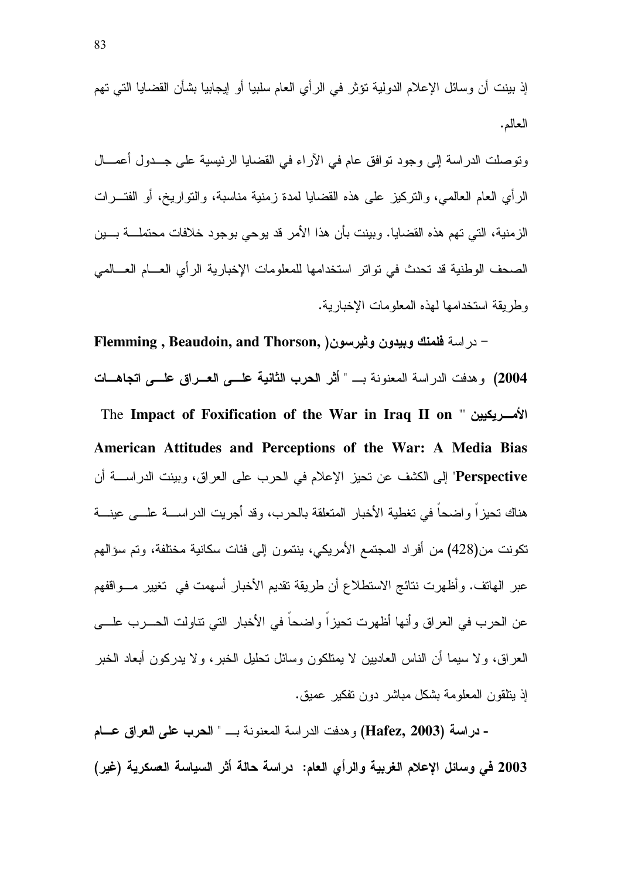إذ بينت أن وسائل الإعلام الدولية تؤثر في الرأي العام سلبيا أو إيجابيا بشأن القضايا التي تهم العالم.

وتوصلت الدراسة إلى وجود توافق عام في الآراء في القضايا الرئيسية على جدول أعمال الرأي العام العالمي، والتركيز على هذه القضايا لمدة زمنية مناسبة، والتواريخ، أو الفترات الزمنية، التي تهم هذه القضايا. وبينت بأن هذا الأمر قد يوحي بوجود خلافات محتملة بين الصحف الوطنية قد تحدث في تواتر استخدامها للمعلومات الإخبارية الرأي العام العالمي وطريقة استخدامها لهذه المعلومات الإخبارية.

- دراسة **فلمنك وبيدون وثيرسون( Flemming , Beaudoin, and Thorson, 2004)** وهدفت الدراسة المعنونة بـ " **أثر الحرب الثانية على العراق على اتجاهات الأمريكيين** "" **The Impact of Foxification of the War in Iraq II on American Attitudes and Perceptions of the War: A Media Bias Perspective**" إلى الكشف عن تحيز الإعلام في الحرب على العراق، وبينت الدراسة أن هناك تحيزاً واضحاً في تغطية الأخبار المتعلقة بالحرب، وقد أجريت الدراسة على عينة تكونت من(428) من أفراد المجتمع الأمريكي، ينتمون إلى فئات سكانية مختلفة، وتم سؤالهم عبر الهاتف. وأظهرت نتائج الاستطلاع أن طريقة تقديم الأخبار أسهمت في تغيير مواقفهم عن الحرب في العراق وأنها أظهرت تحيزاً واضحاً في الأخبار التي تناولت الحرب على العراق، ولا سيما أن الناس العاديين لا يمتلكون وسائل تحليل الخبر، ولا يدركون أبعاد الخبر إذ يتلقون المعلومة بشكل مباشر دون تفكير عميق.

- **دراسة (Hafez, 2003)** وهدفت الدراسة المعنونة بـ " **الحرب على العراق عام 2003 في وسائل الإعلام الغربية والرأي العام: دراسة حالة أثر السياسة العسكرية (غير)**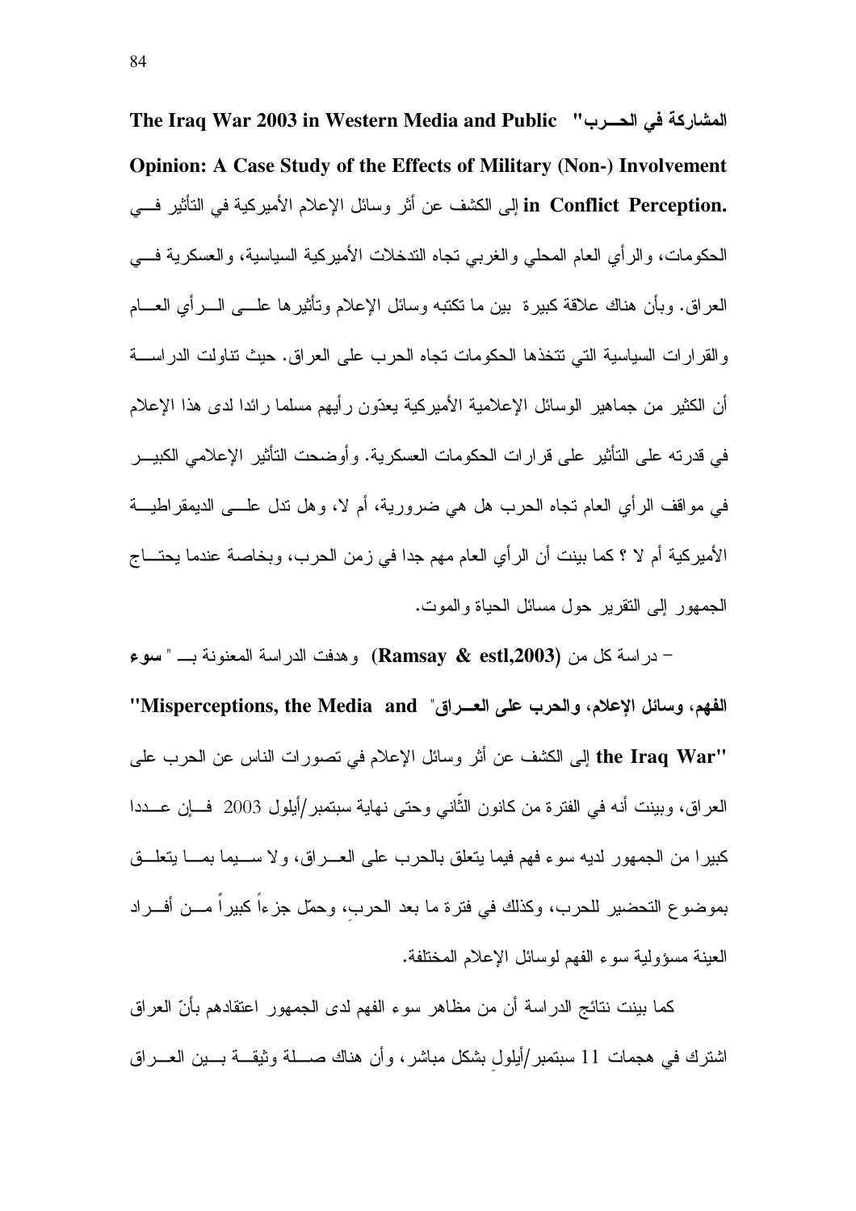**المشاركة في الحـــرب" The Iraq War 2003 in Western Media and Public Opinion: A Case Study of the Effects of Military (Non-) Involvement in Conflict Perception.** إلى الكشف عن أثر وسائل الإعلام الأميركية في التأثير فـــي الحكومات، والرأي العام المحلي والغربي تجاه التدخلات الأميركية السياسية، والعسكرية فـــي العراق. وبأن هناك علاقة كبيرة بين ما تكتبه وسائل الإعلام وتأثيرها علـــى الـــرأي العـــام والقرارات السياسية التي تتخذها الحكومات تجاه الحرب على العراق. حيث تناولت الدراســـة أن الكثير من جماهير الوسائل الإعلامية الأميركية يعدّون رأيهم مسلما رائدا لدى هذا الإعلام في قدرته على التأثير على قرارات الحكومات العسكرية. وأوضحت التأثير الإعلامي الكبيـــر في مواقف الرأي العام تجاه الحرب هل هي ضرورية، أم لا، وهل تدل علـــى الديمقراطيـــة الأميركية أم لا ؟ كما بينت أن الرأي العام مهم جدا في زمن الحرب، وبخاصة عندما يحتـــاج الجمهور إلى التقرير حول مسائل الحياة والموت.

- دراسة كل من **(Ramsay & estl,2003)** وهدفت الدراسة المعنونة بـــ " **سوء الفهم، وسائل الإعلام، والحرب على العـــراق" "Misperceptions, the Media and the Iraq War"** إلى الكشف عن أثر وسائل الإعلام في تصورات الناس عن الحرب على العراق، وبينت أنه في الفترة من كانون الثّاني وحتى نهاية سبتمبر/أيلول 2003 فـــإن عـــددا كبيرا من الجمهور لديه سوء فهم فيما يتعلق بالحرب على العـــراق، ولا ســـيما بمـــا يتعلـــق بموضوع التحضير للحرب، وكذلك في فترة ما بعد الحربِ، وحمّل جزءاً كبيراً مـــن أفـــراد العينة مسؤولية سوء الفهم لوسائل الإعلام المختلفة.

كما بينت نتائج الدراسة أن من مظاهر سوء الفهم لدى الجمهور اعتقادهم بأنّ العراق اشترك في هجمات 11 سبتمبر/أيلولِ بشكل مباشر، وأن هناك صـــلة وثيقـــة بـــين العـــراق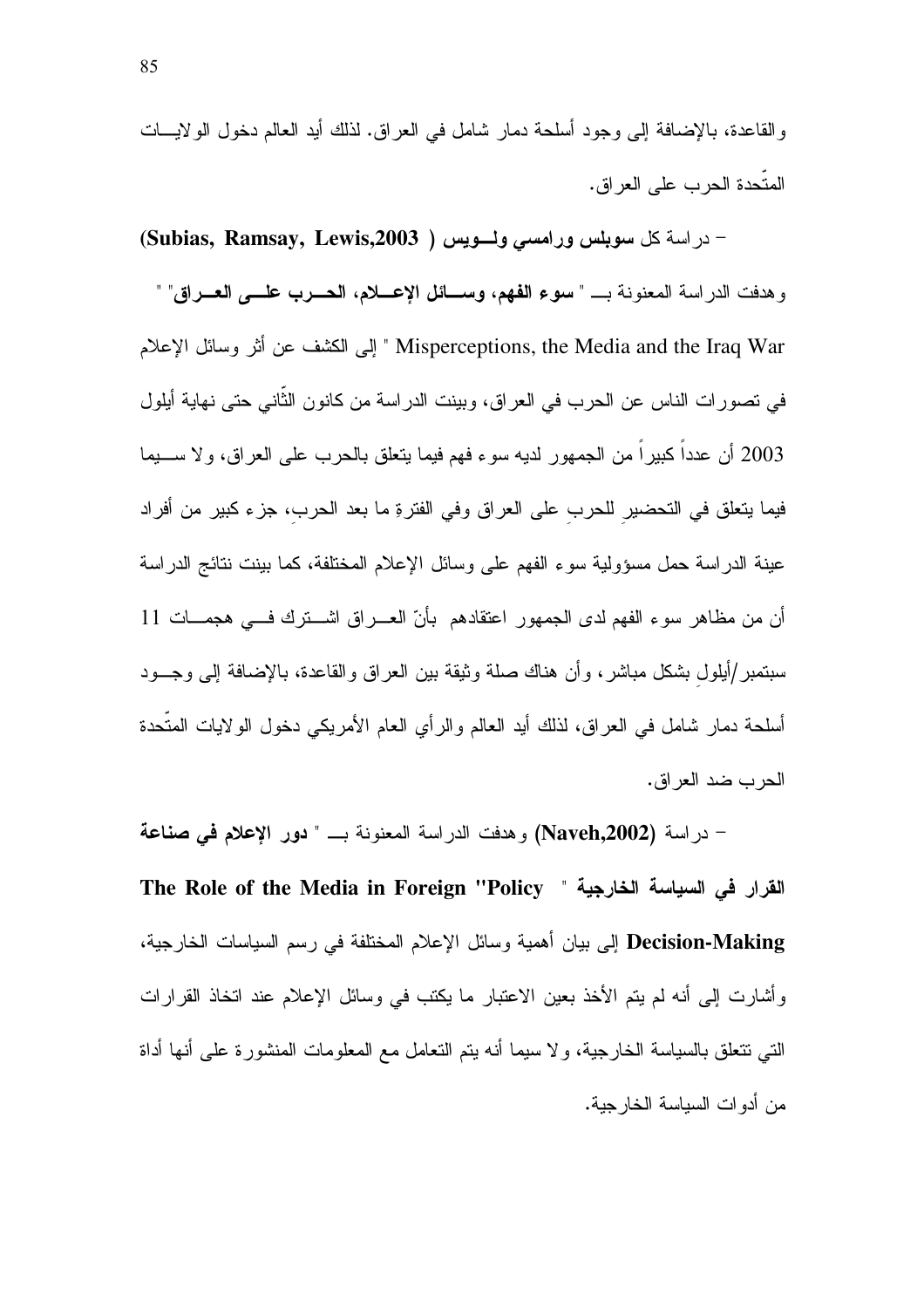والقاعدة، بالإضافة إلى وجود أسلحة دمار شامل في العراق. لذلك أيد العالم دخول الولايــات المتّحدة الحرب على العراق.

- دراسة كل **سوبلس ورامسي ولــويس ( (Subias, Ramsay, Lewis,2003**

وهدفت الدراسة المعنونة بــ " **سوء الفهم، وســائل الإعــلام، الحــرب علــى العــراق**" " Misperceptions, the Media and the Iraq War " إلى الكشف عن أثر وسائل الإعلام في تصورات الناس عن الحرب في العراق، وبينت الدراسة من كانون الثّاني حتى نهاية أيلول 2003 أن عدداً كبيراً من الجمهور لديه سوء فهم فيما يتعلق بالحرب على العراق، ولا ســيما فيما يتعلق في التحضيرِ للحربِ على العراق وفي الفترةِ ما بعد الحربِ، جزء كبير من أفراد عينة الدراسة حمل مسؤولية سوء الفهم على وسائل الإعلام المختلفة، كما بينت نتائج الدراسة أن من مظاهر سوء الفهم لدى الجمهور اعتقادهم بأنّ العــراق اشــترك فــي هجمــات 11 سبتمبر/أيلولِ بشكل مباشر، وأن هناك صلة وثيقة بين العراق والقاعدة، بالإضافة إلى وجــود أسلحة دمار شامل في العراق، لذلك أيد العالم والرأي العام الأمريكي دخول الولايات المتّحدة الحرب ضد العراق.

- دراسة **(Naveh,2002)** وهدفت الدراسة المعنونة بــ " **دور الإعلام في صناعة القرار في السياسة الخارجية** " **The Role of the Media in Foreign "Policy Decision-Making** إلى بيان أهمية وسائل الإعلام المختلفة في رسم السياسات الخارجية، وأشارت إلى أنه لم يتم الأخذ بعين الاعتبار ما يكتب في وسائل الإعلام عند اتخاذ القرارات التي تتعلق بالسياسة الخارجية، ولا سيما أنه يتم التعامل مع المعلومات المنشورة على أنها أداة من أدوات السياسة الخارجية.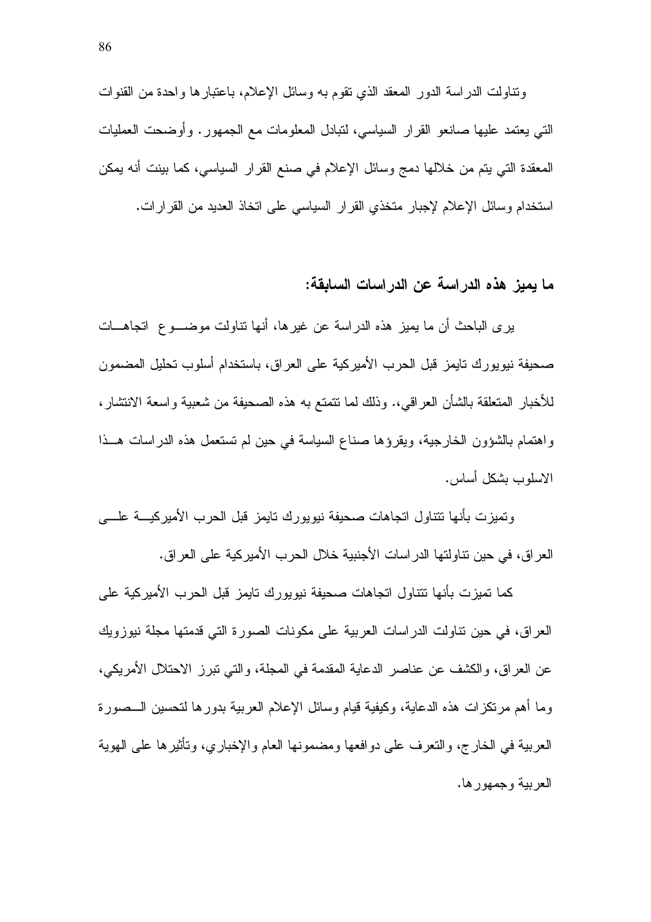وتناولت الدراسة الدور المعقد الذي تقوم به وسائل الإعلام، باعتبارها واحدة من القنوات التي يعتمد عليها صانعو القرار السياسي، لتبادل المعلومات مع الجمهور. وأوضحت العمليات المعقدة التي يتم من خلالها دمج وسائل الإعلام في صنع القرار السياسي، كما بينت أنه يمكن استخدام وسائل الإعلام لإجبار متخذي القرار السياسي على اتخاذ العديد من القرارات.

## ما يميز هذه الدراسة عن الدراسات السابقة:

يرى الباحث أن ما يميز هذه الدراسة عن غيرها، أنها تناولت موضوع اتجاهات صحيفة نيويورك تايمز قبل الحرب الأميركية على العراق، باستخدام أسلوب تحليل المضمون للأخبار المتعلقة بالشأن العراقي،. وذلك لما تتمتع به هذه الصحيفة من شعبية واسعة الانتشار، واهتمام بالشؤون الخارجية، ويقرؤها صناع السياسة في حين لم تستعمل هذه الدراسات هذا الاسلوب بشكل أساس.

وتميزت بأنها تتناول اتجاهات صحيفة نيويورك تايمز قبل الحرب الأميركية على العراق، في حين تناولتها الدراسات الأجنبية خلال الحرب الأميركية على العراق.

كما تميزت بأنها تتناول اتجاهات صحيفة نيويورك تايمز قبل الحرب الأميركية على العراق، في حين تناولت الدراسات العربية على مكونات الصورة التي قدمتها مجلة نيوزويك عن العراق، والكشف عن عناصر الدعاية المقدمة في المجلة، والتي تبرز الاحتلال الأمريكي، وما أهم مرتكزات هذه الدعاية، وكيفية قيام وسائل الإعلام العربية بدورها لتحسين الصورة العربية في الخارج، والتعرف على دوافعها ومضمونها العام والإخباري، وتأثيرها على الهوية العربية وجمهورها.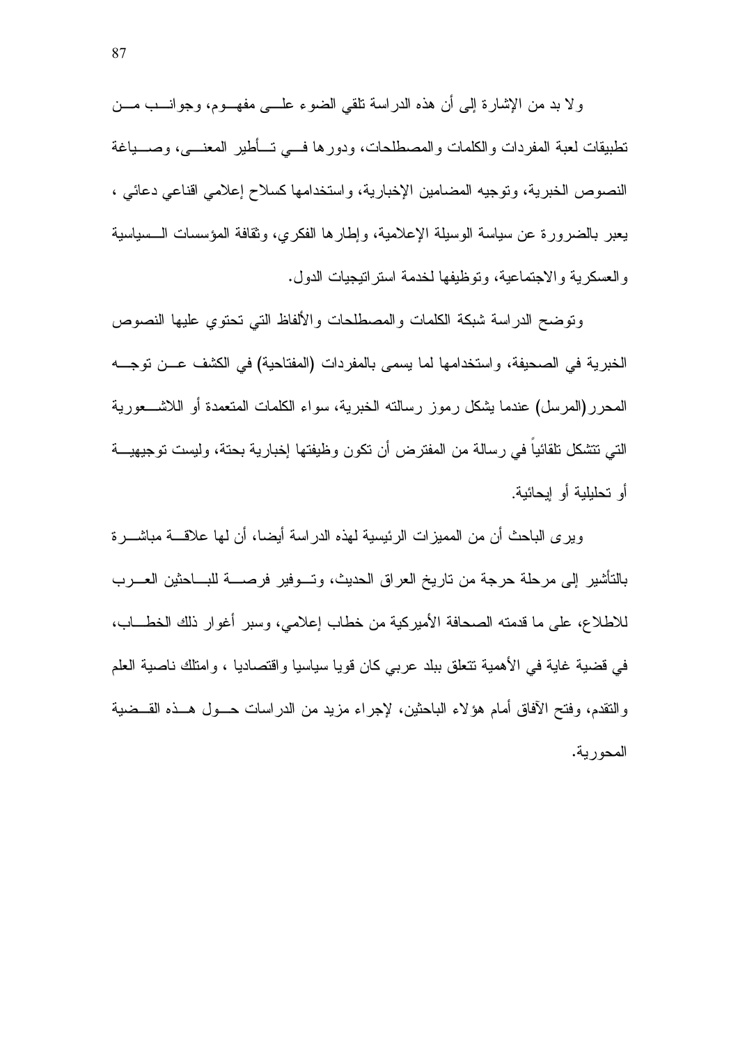ولا بد من الإشارة إلى أن هذه الدراسة تلقي الضوء على مفهوم، وجوانب من تطبيقات لعبة المفردات والكلمات والمصطلحات، ودورها في تأطير المعنى، وصياغة النصوص الخبرية، وتوجيه المضامين الإخبارية، واستخدامها كسلاح إعلامي اقناعي دعائي ، يعبر بالضرورة عن سياسة الوسيلة الإعلامية، وإطارها الفكري، وثقافة المؤسسات السياسية والعسكرية والاجتماعية، وتوظيفها لخدمة استراتيجيات الدول.

وتوضح الدراسة شبكة الكلمات والمصطلحات والألفاظ التي تحتوي عليها النصوص الخبرية في الصحيفة، واستخدامها لما يسمى بالمفردات (المفتاحية) في الكشف عن توجه المحرر(المرسل) عندما يشكل رموز رسالته الخبرية، سواء الكلمات المتعمدة أو اللاشعورية التي تتشكل تلقائياً في رسالة من المفترض أن تكون وظيفتها إخبارية بحتة، وليست توجيهية أو تحليلية أو إيحائية.

ويرى الباحث أن من المميزات الرئيسية لهذه الدراسة أيضا، أن لها علاقة مباشرة بالتأشير إلى مرحلة حرجة من تاريخ العراق الحديث، وتوفير فرصة للباحثين العرب للاطلاع، على ما قدمته الصحافة الأميركية من خطاب إعلامي، وسبر أغوار ذلك الخطاب، في قضية غاية في الأهمية تتعلق ببلد عربي كان قويا سياسيا واقتصاديا ، وامتلك ناصية العلم والتقدم، وفتح الآفاق أمام هؤلاء الباحثين، لإجراء مزيد من الدراسات حول هذه القضية المحورية.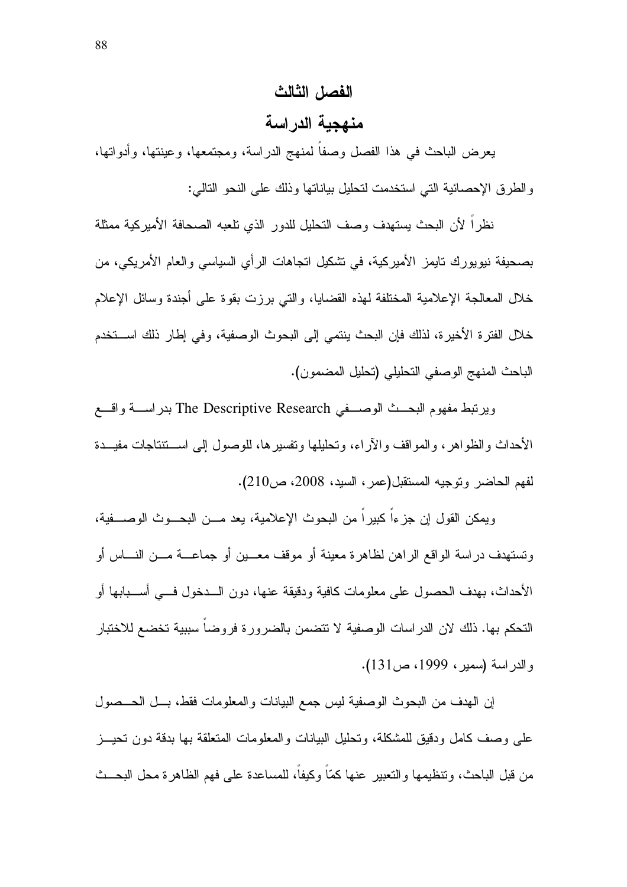# الفصل الثالث

## منهجية الدراسة

يعرض الباحث في هذا الفصل وصفاً لمنهج الدراسة، ومجتمعها، وعينتها، وأدواتها، والطرق الإحصائية التي استخدمت لتحليل بياناتها وذلك على النحو التالي:

نظراً لأن البحث يستهدف وصف التحليل للدور الذي تلعبه الصحافة الأميركية ممثلة بصحيفة نيويورك تايمز الأميركية، في تشكيل اتجاهات الرأي السياسي والعام الأمريكي، من خلال المعالجة الإعلامية المختلفة لهذه القضايا، والتي برزت بقوة على أجندة وسائل الإعلام خلال الفترة الأخيرة، لذلك فإن البحث ينتمي إلى البحوث الوصفية، وفي إطار ذلك استخدم الباحث المنهج الوصفي التحليلي (تحليل المضمون).

ويرتبط مفهوم البحث الوصفي The Descriptive Research بدراسة واقع الأحداث والظواهر، والمواقف والآراء، وتحليلها وتفسيرها، للوصول إلى استنتاجات مفيدة لفهم الحاضر وتوجيه المستقبل(عمر، السيد، 2008، ص210).

ويمكن القول إن جزءاً كبيراً من البحوث الإعلامية، يعد من البحوث الوصفية، وتستهدف دراسة الواقع الراهن لظاهرة معينة أو موقف معين أو جماعة من الناس أو الأحداث، بهدف الحصول على معلومات كافية ودقيقة عنها، دون الدخول في أسبابها أو التحكم بها. ذلك لان الدراسات الوصفية لا تتضمن بالضرورة فروضاً سببية تخضع للاختبار والدراسة (سمير، 1999، ص131).

إن الهدف من البحوث الوصفية ليس جمع البيانات والمعلومات فقط، بل الحصول على وصف كامل ودقيق للمشكلة، وتحليل البيانات والمعلومات المتعلقة بها بدقة دون تحيز من قبل الباحث، وتنظيمها والتعبير عنها كمّاً وكيفاً، للمساعدة على فهم الظاهرة محل البحث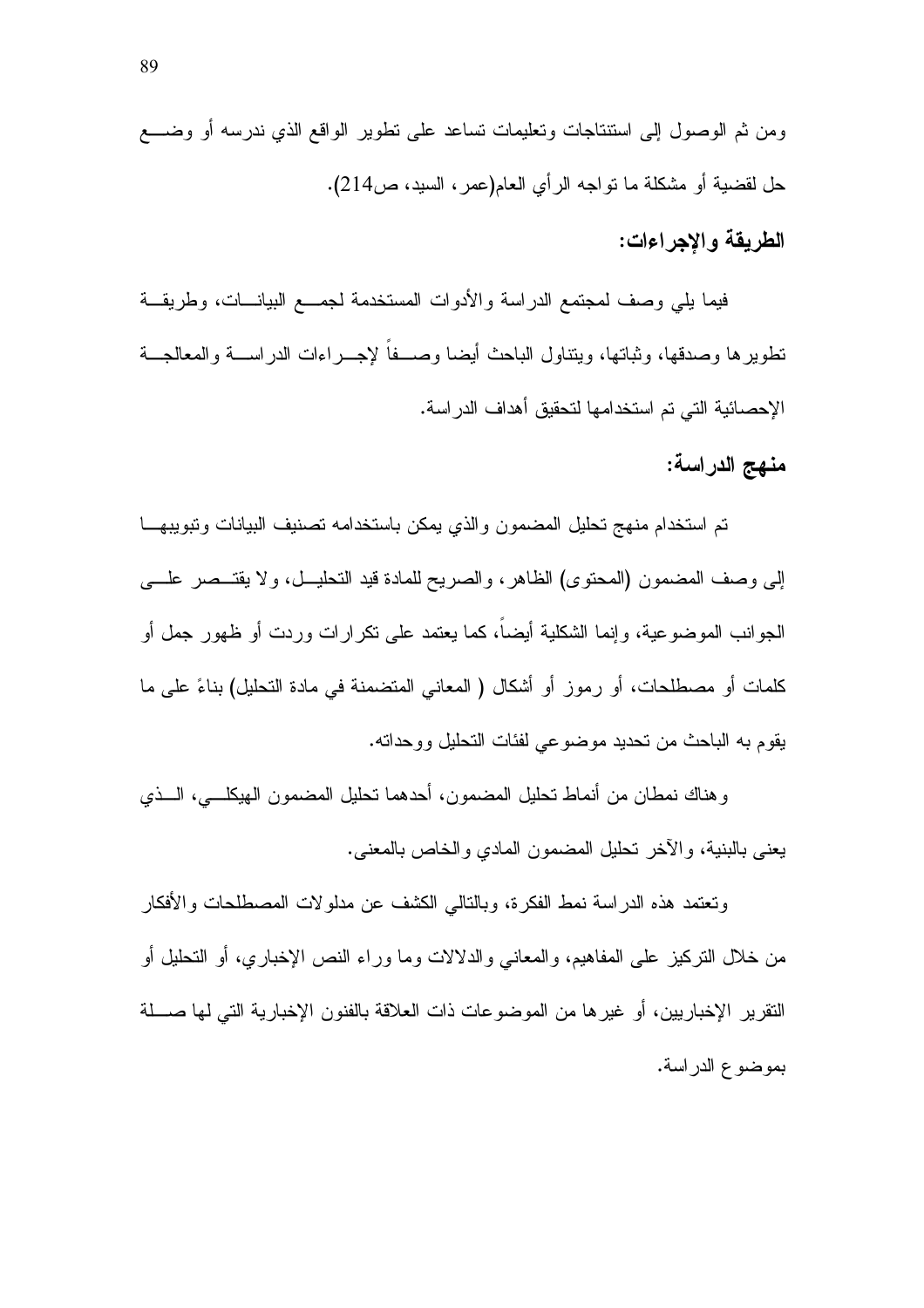ومن ثم الوصول إلى استنتاجات وتعليمات تساعد على تطوير الواقع الذي ندرسه أو وضع حل لقضية أو مشكلة ما تواجه الرأي العام(عمر، السيد، ص214).

### الطريقة والإجراءات:

فيما يلي وصف لمجتمع الدراسة والأدوات المستخدمة لجمع البيانات، وطريقة تطويرها وصدقها، وثباتها، ويتناول الباحث أيضا وصفاً لإجراءات الدراسة والمعالجة الإحصائية التي تم استخدامها لتحقيق أهداف الدراسة.

### منهج الدراسة:

تم استخدام منهج تحليل المضمون والذي يمكن باستخدامه تصنيف البيانات وتبويبها إلى وصف المضمون (المحتوى) الظاهر، والصريح للمادة قيد التحليل، ولا يقتصر على الجوانب الموضوعية، وإنما الشكلية أيضاً، كما يعتمد على تكرارات وردت أو ظهور جمل أو كلمات أو مصطلحات، أو رموز أو أشكال ( المعاني المتضمنة في مادة التحليل) بناءً على ما يقوم به الباحث من تحديد موضوعي لفئات التحليل ووحداته.

وهناك نمطان من أنماط تحليل المضمون، أحدهما تحليل المضمون الهيكلي، الذي يعنى بالبنية، والآخر تحليل المضمون المادي والخاص بالمعنى.

وتعتمد هذه الدراسة نمط الفكرة، وبالتالي الكشف عن مدلولات المصطلحات والأفكار من خلال التركيز على المفاهيم، والمعاني والدلالات وما وراء النص الإخباري، أو التحليل أو التقرير الإخباريين، أو غيرها من الموضوعات ذات العلاقة بالفنون الإخبارية التي لها صلة بموضوع الدراسة.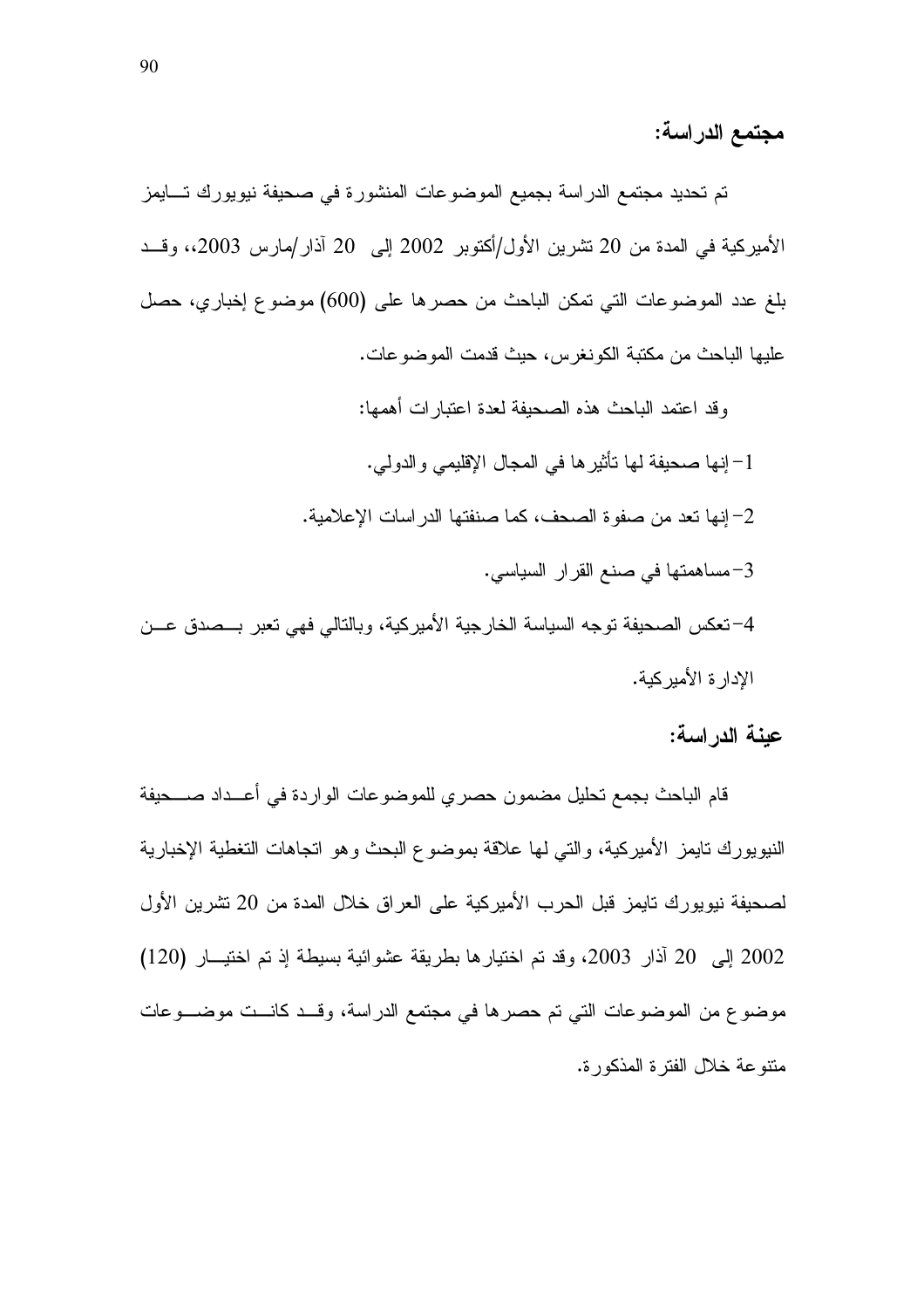## مجتمع الدراسة:

تم تحديد مجتمع الدراسة بجميع الموضوعات المنشورة في صحيفة نيويورك تايمز الأميركية في المدة من 20 تشرين الأول/أكتوبر 2002 إلى 20 آذار/مارس 2003،، وقد بلغ عدد الموضوعات التي تمكن الباحث من حصرها على (600) موضوع إخباري، حصل عليها الباحث من مكتبة الكونغرس، حيث قدمت الموضوعات.

وقد اعتمد الباحث هذه الصحيفة لعدة اعتبارات أهمها:

1- إنها صحيفة لها تأثيرها في المجال الإقليمي والدولي.

2- إنها تعد من صفوة الصحف، كما صنفتها الدراسات الإعلامية.

3- مساهمتها في صنع القرار السياسي.

4- تعكس الصحيفة توجه السياسة الخارجية الأميركية، وبالتالي فهي تعبر بصدق عن الإدارة الأميركية.

## عينة الدراسة:

قام الباحث بجمع تحليل مضمون حصري للموضوعات الواردة في أعداد صحيفة النيويورك تايمز الأميركية، والتي لها علاقة بموضوع البحث وهو اتجاهات التغطية الإخبارية لصحيفة نيويورك تايمز قبل الحرب الأميركية على العراق خلال المدة من 20 تشرين الأول 2002 إلى 20 آذار 2003، وقد تم اختيارها بطريقة عشوائية بسيطة إذ تم اختيار (120) موضوع من الموضوعات التي تم حصرها في مجتمع الدراسة، وقد كانت موضوعات متنوعة خلال الفترة المذكورة.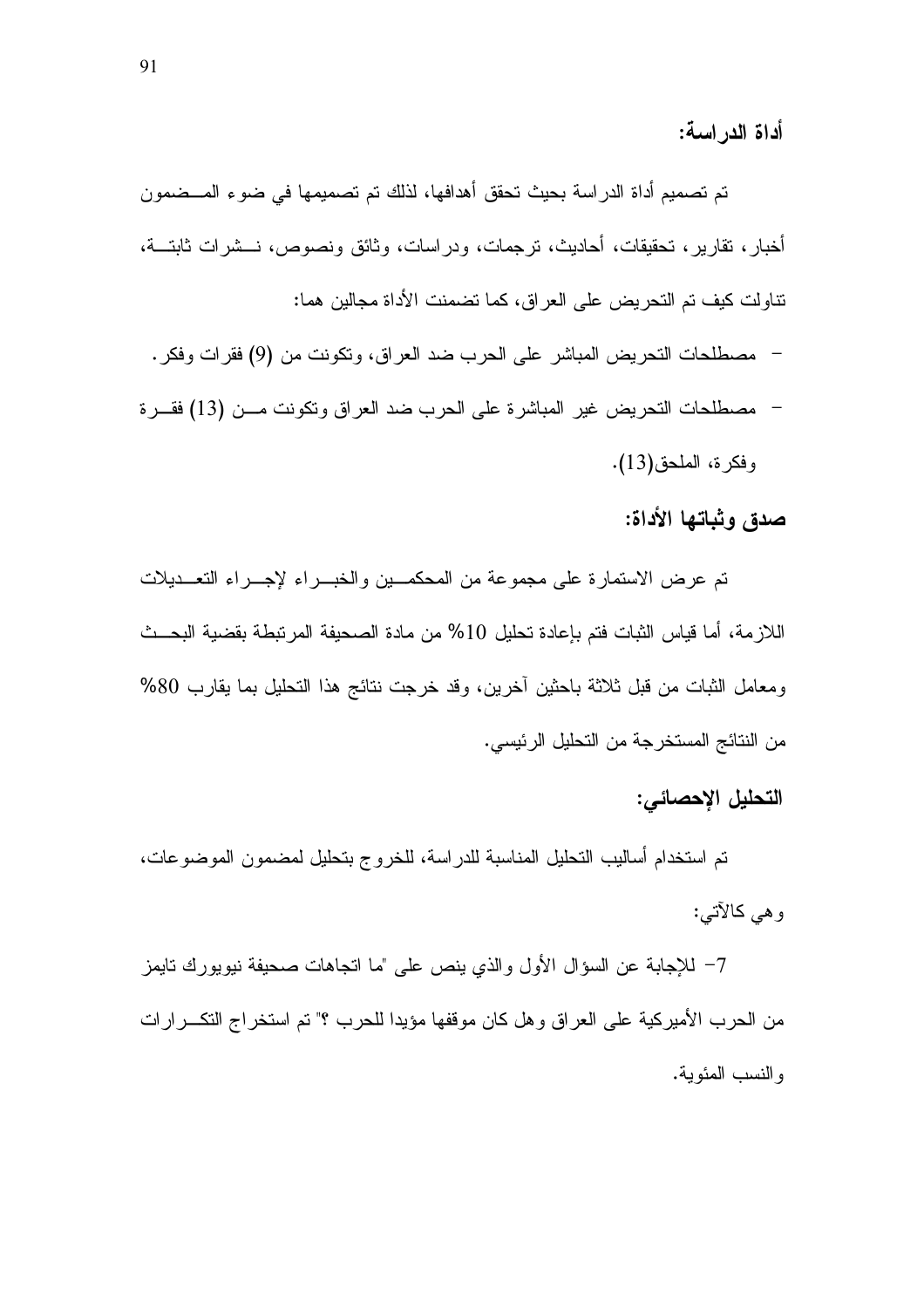## أداة الدراسة:

تم تصميم أداة الدراسة بحيث تحقق أهدافها، لذلك تم تصميمها في ضوء المضمون أخبار، تقارير، تحقيقات، أحاديث، ترجمات، ودراسات، وثائق ونصوص، نشرات ثابتة، تناولت كيف تم التحريض على العراق، كما تضمنت الأداة مجالين هما:

- مصطلحات التحريض المباشر على الحرب ضد العراق، وتكونت من (9) فقرات وفكر.
- مصطلحات التحريض غير المباشرة على الحرب ضد العراق وتكونت من (13) فقرة وفكرة، الملحق(13).

## صدق وثباتها الأداة:

تم عرض الاستمارة على مجموعة من المحكمين والخبراء لإجراء التعديلات اللازمة، أما قياس الثبات فتم بإعادة تحليل 10% من مادة الصحيفة المرتبطة بقضية البحث ومعامل الثبات من قبل ثلاثة باحثين آخرين، وقد خرجت نتائج هذا التحليل بما يقارب 80% من النتائج المستخرجة من التحليل الرئيسي.

## التحليل الإحصائي:

تم استخدام أساليب التحليل المناسبة للدراسة، للخروج بتحليل لمضمون الموضوعات، وهي كالآتي:

7- للإجابة عن السؤال الأول والذي ينص على "ما اتجاهات صحيفة نيويورك تايمز من الحرب الأميركية على العراق وهل كان موقفها مؤيدا للحرب ؟" تم استخراج التكرارات والنسب المئوية.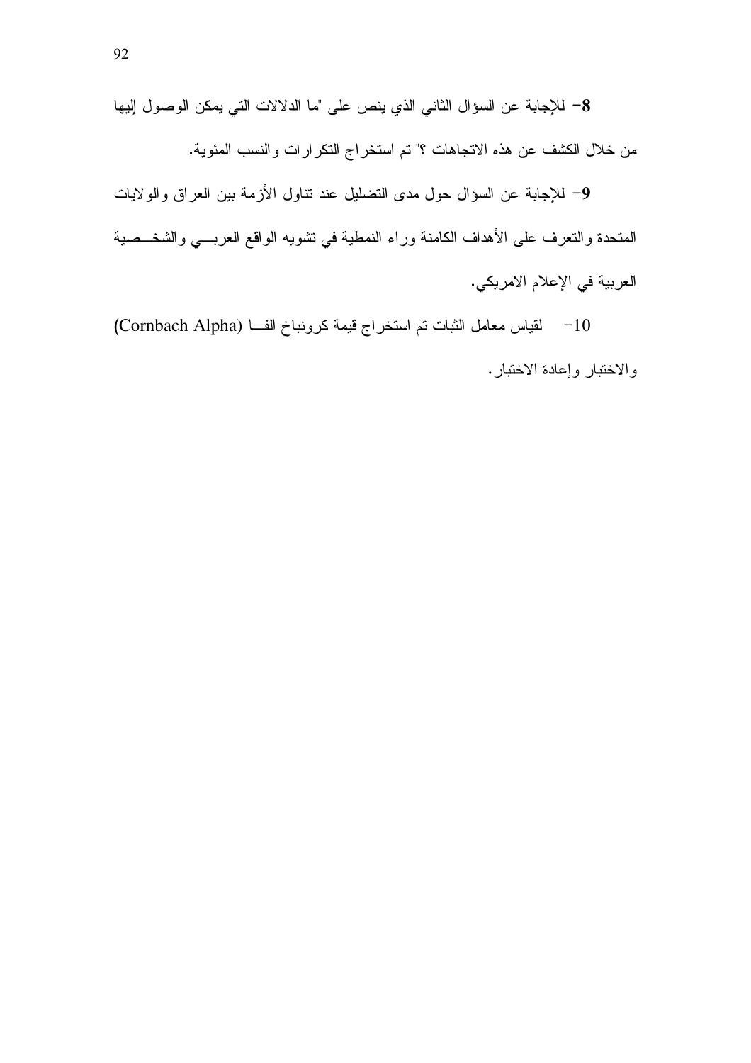**8-** للإجابة عن السؤال الثاني الذي ينص على "ما الدلالات التي يمكن الوصول إليها من خلال الكشف عن هذه الاتجاهات ؟" تم استخراج التكرارات والنسب المئوية.

**9-** للإجابة عن السؤال حول مدى التضليل عند تناول الأزمة بين العراق والولايات المتحدة والتعرف على الأهداف الكامنة وراء النمطية في تشويه الواقع العربي والشخصية العربية في الإعلام الامريكي.

10- لقياس معامل الثبات تم استخراج قيمة كرونباخ الفا (Cornbach Alpha) والاختبار وإعادة الاختبار.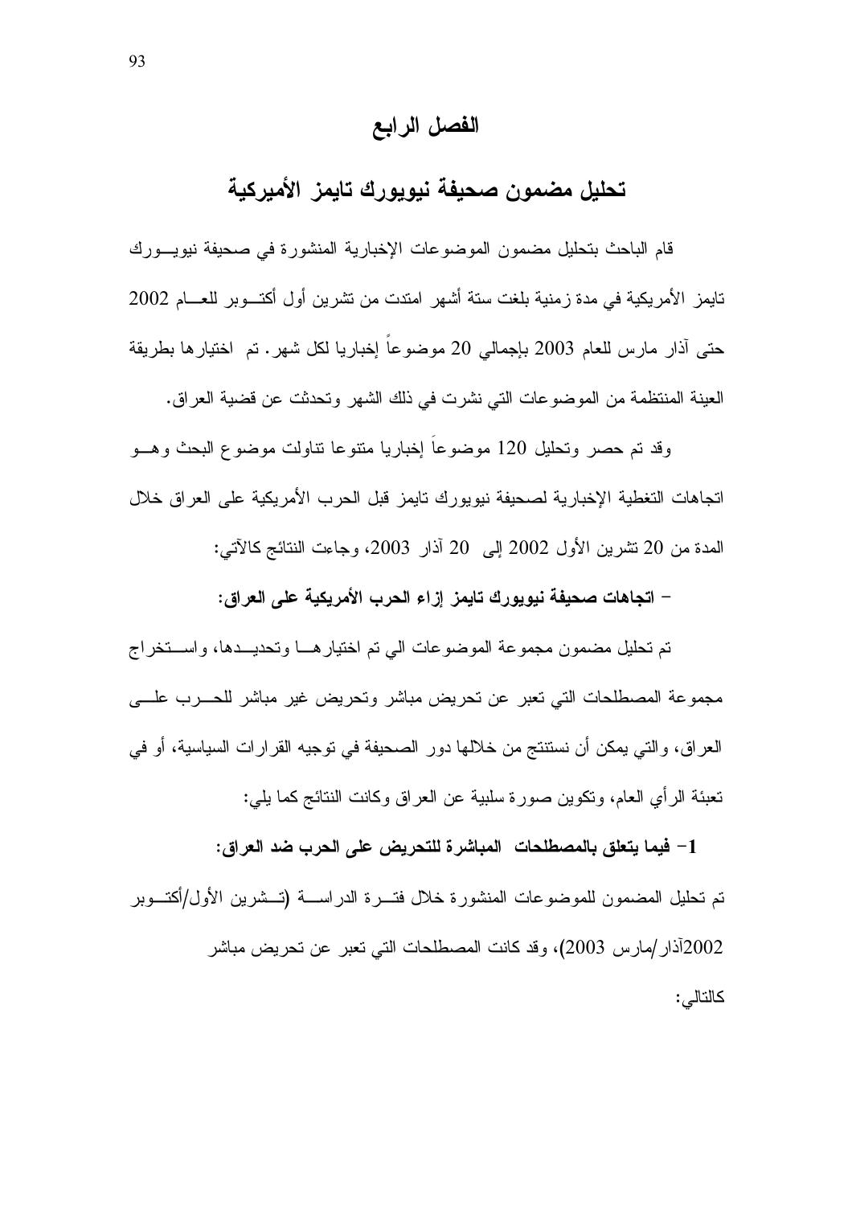# الفصل الرابع

## تحليل مضمون صحيفة نيويورك تايمز الأميركية

قام الباحث بتحليل مضمون الموضوعات الإخبارية المنشورة في صحيفة نيويورك تايمز الأمريكية في مدة زمنية بلغت ستة أشهر امتدت من تشرين أول أكتوبر للعام 2002 حتى آذار مارس للعام 2003 بإجمالي 20 موضوعاً إخباريا لكل شهر. تم اختيارها بطريقة العينة المنتظمة من الموضوعات التي نشرت في ذلك الشهر وتحدثت عن قضية العراق.

وقد تم حصر وتحليل 120 موضوعاً إخباريا متنوعا تناولت موضوع البحث وهو اتجاهات التغطية الإخبارية لصحيفة نيويورك تايمز قبل الحرب الأمريكية على العراق خلال المدة من 20 تشرين الأول 2002 إلى 20 آذار 2003، وجاءت النتائج كالآتي:

**- اتجاهات صحيفة نيويورك تايمز إزاء الحرب الأمريكية على العراق:**

تم تحليل مضمون مجموعة الموضوعات الي تم اختيارها وتحديدها، واستخراج مجموعة المصطلحات التي تعبر عن تحريض مباشر وتحريض غير مباشر للحرب على العراق، والتي يمكن أن نستنتج من خلالها دور الصحيفة في توجيه القرارات السياسية، أو في تعبئة الرأي العام، وتكوين صورة سلبية عن العراق وكانت النتائج كما يلي:

**1- فيما يتعلق بالمصطلحات المباشرة للتحريض على الحرب ضد العراق:**

تم تحليل المضمون للموضوعات المنشورة خلال فترة الدراسة (تشرين الأول/أكتوبر 2002آذار/مارس 2003)، وقد كانت المصطلحات التي تعبر عن تحريض مباشر كالتالي: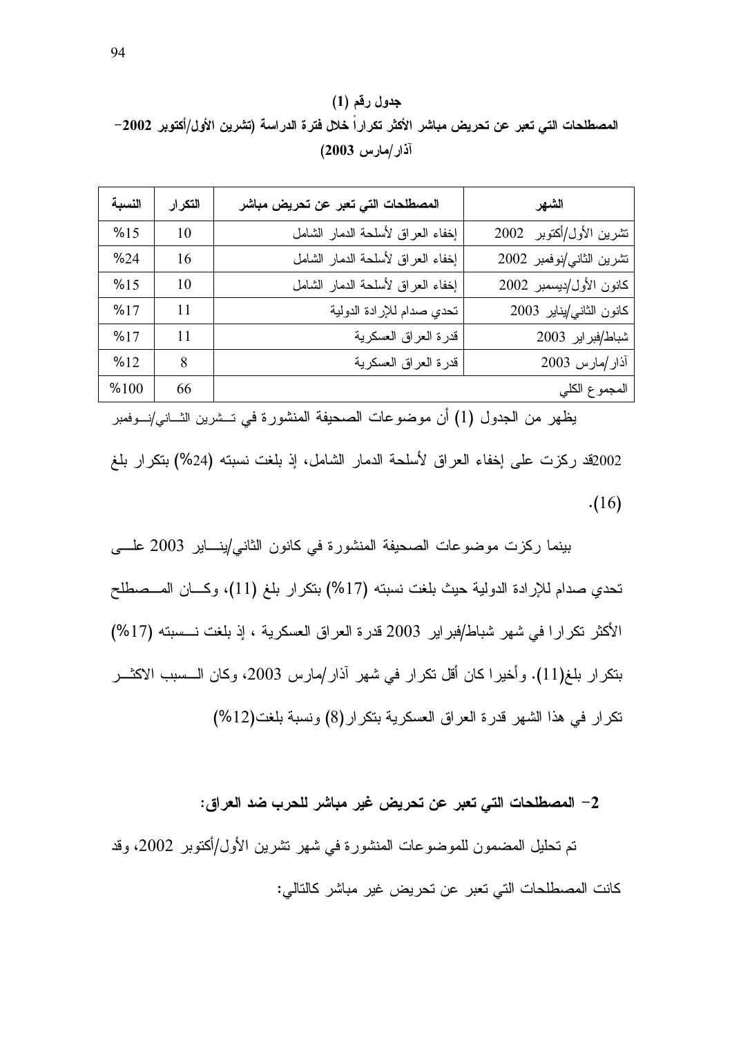**جدول رقم (1)**

**المصطلحات التي تعبر عن تحريض مباشر الأكثر تكراراً خلال فترة الدراسة (تشرين الأول/أكتوبر 2002- آذار/مارس 2003)**

| الشهر | المصطلحات التي تعبر عن تحريض مباشر | التكرار | النسبة |
|---|---|---|---|
| تشرين الأول/أكتوبر 2002 | إخفاء العراق لأسلحة الدمار الشامل | 10 | %15 |
| تشرين الثاني/نوفمبر 2002 | إخفاء العراق لأسلحة الدمار الشامل | 16 | %24 |
| كانون الأول/ديسمبر 2002 | إخفاء العراق لأسلحة الدمار الشامل | 10 | %15 |
| كانون الثاني/يناير 2003 | تحدي صدام للإرادة الدولية | 11 | %17 |
| شباط/فبراير 2003 | قدرة العراق العسكرية | 11 | %17 |
| آذار/مارس 2003 | قدرة العراق العسكرية | 8 | %12 |
| المجموع الكلي | | 66 | %100 |

يظهر من الجدول (1) أن موضوعات الصحيفة المنشورة في تشرين الثاني/نوفمبر 2002قد ركزت على إخفاء العراق لأسلحة الدمار الشامل، إذ بلغت نسبته (24%) بتكرار بلغ (16).

بينما ركزت موضوعات الصحيفة المنشورة في كانون الثاني/يناير 2003 على تحدي صدام للإرادة الدولية حيث بلغت نسبته (17%) بتكرار بلغ (11)، وكان المصطلح الأكثر تكرارا في شهر شباط/فبراير 2003 قدرة العراق العسكرية ، إذ بلغت نسبته (17%) بتكرار بلغ(11). وأخيرا كان أقل تكرار في شهر آذار/مارس 2003، وكان السبب الاكثر تكرار في هذا الشهر قدرة العراق العسكرية بتكرار(8) ونسبة بلغت(12%)

**2- المصطلحات التي تعبر عن تحريض غير مباشر للحرب ضد العراق:**

تم تحليل المضمون للموضوعات المنشورة في شهر تشرين الأول/أكتوبر 2002، وقد كانت المصطلحات التي تعبر عن تحريض غير مباشر كالتالي: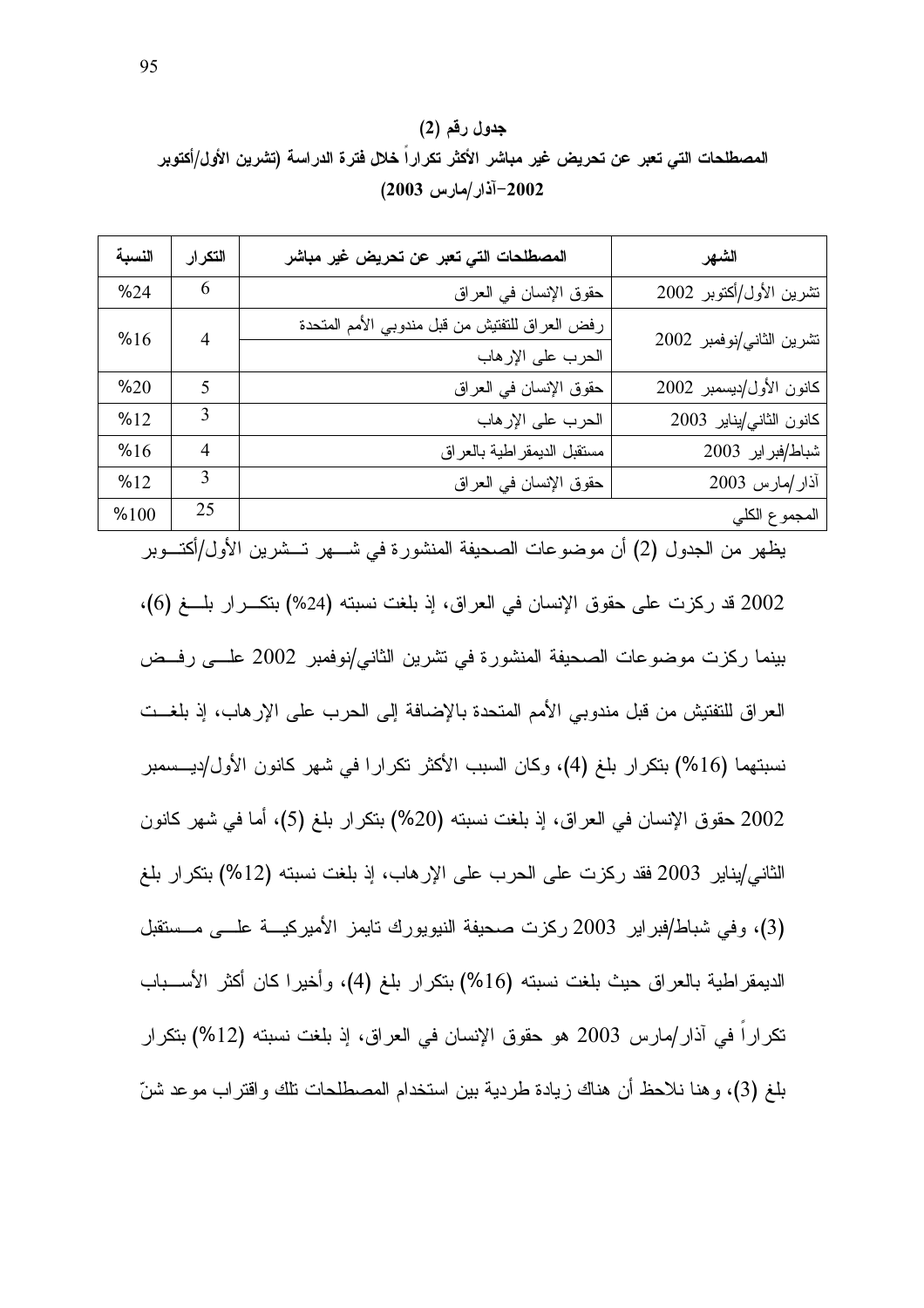**جدول رقم (2)**

**المصطلحات التي تعبر عن تحريض غير مباشر الأكثر تكراراً خلال فترة الدراسة (تشرين الأول/أكتوبر 2002–آذار/مارس 2003)**

| الشهر | المصطلحات التي تعبر عن تحريض غير مباشر | التكرار | النسبة |
|---|---|---|---|
| تشرين الأول/أكتوبر 2002 | حقوق الإنسان في العراق | 6 | %24 |
| تشرين الثاني/نوفمبر 2002 | رفض العراق للتفتيش من قبل مندوبي الأمم المتحدة | 4 | %16 |
| | الحرب على الإرهاب | | |
| كانون الأول/ديسمبر 2002 | حقوق الإنسان في العراق | 5 | %20 |
| كانون الثاني/يناير 2003 | الحرب على الإرهاب | 3 | %12 |
| شباط/فبراير 2003 | مستقبل الديمقراطية بالعراق | 4 | %16 |
| آذار/مارس 2003 | حقوق الإنسان في العراق | 3 | %12 |
| المجموع الكلي | | 25 | %100 |

يظهر من الجدول (2) أن موضوعات الصحيفة المنشورة في شهر تشرين الأول/أكتوبر 2002 قد ركزت على حقوق الإنسان في العراق، إذ بلغت نسبته (24%) بتكرار بلغ (6)، بينما ركزت موضوعات الصحيفة المنشورة في تشرين الثاني/نوفمبر 2002 على رفض العراق للتفتيش من قبل مندوبي الأمم المتحدة بالإضافة إلى الحرب على الإرهاب، إذ بلغت نسبتهما (16%) بتكرار بلغ (4)، وكان السبب الأكثر تكرارا في شهر كانون الأول/ديسمبر 2002 حقوق الإنسان في العراق، إذ بلغت نسبته (20%) بتكرار بلغ (5)، أما في شهر كانون الثاني/يناير 2003 فقد ركزت على الحرب على الإرهاب، إذ بلغت نسبته (12%) بتكرار بلغ (3)، وفي شباط/فبراير 2003 ركزت صحيفة النيويورك تايمز الأميركية على مستقبل الديمقراطية بالعراق حيث بلغت نسبته (16%) بتكرار بلغ (4)، وأخيرا كان أكثر الأسباب تكراراً في آذار/مارس 2003 هو حقوق الإنسان في العراق، إذ بلغت نسبته (12%) بتكرار بلغ (3)، وهنا نلاحظ أن هناك زيادة طردية بين استخدام المصطلحات تلك واقتراب موعد شنّ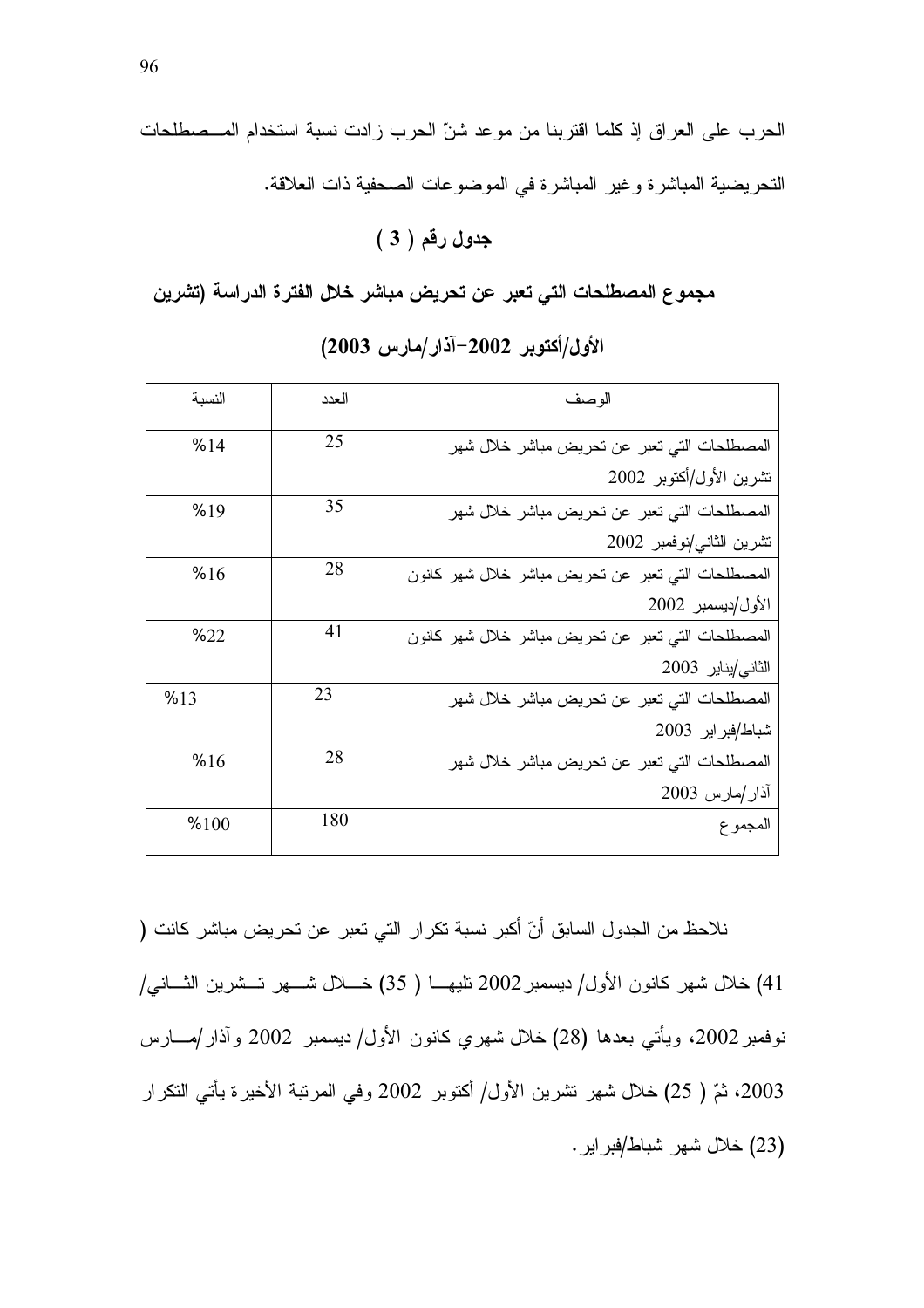الحرب على العراق إذ كلما اقتربنا من موعد شنّ الحرب زادت نسبة استخدام المصطلحات التحريضية المباشرة وغير المباشرة في الموضوعات الصحفية ذات العلاقة.

**جدول رقم ( 3 )**

**مجموع المصطلحات التي تعبر عن تحريض مباشر خلال الفترة الدراسة (تشرين الأول/أكتوبر 2002–آذار/مارس 2003)**

| الوصف | العدد | النسبة |
|---|---|---|
| المصطلحات التي تعبر عن تحريض مباشر خلال شهر تشرين الأول/أكتوبر 2002 | 25 | %14 |
| المصطلحات التي تعبر عن تحريض مباشر خلال شهر تشرين الثاني/نوفمبر 2002 | 35 | %19 |
| المصطلحات التي تعبر عن تحريض مباشر خلال شهر كانون الأول/ديسمبر 2002 | 28 | %16 |
| المصطلحات التي تعبر عن تحريض مباشر خلال شهر كانون الثاني/يناير 2003 | 41 | %22 |
| المصطلحات التي تعبر عن تحريض مباشر خلال شهر شباط/فبراير 2003 | 23 | %13 |
| المصطلحات التي تعبر عن تحريض مباشر خلال شهر آذار/مارس 2003 | 28 | %16 |
| المجموع | 180 | %100 |

نلاحظ من الجدول السابق أنّ أكبر نسبة تكرار التي تعبر عن تحريض مباشر كانت ( 41) خلال شهر كانون الأول/ ديسمبر 2002 تليها ( 35) خلال شهر تشرين الثاني/ نوفمبر 2002، ويأتي بعدها (28) خلال شهري كانون الأول/ ديسمبر 2002 وآذار/مارس 2003، ثمّ ( 25) خلال شهر تشرين الأول/ أكتوبر 2002 وفي المرتبة الأخيرة يأتي التكرار (23) خلال شهر شباط/فبراير.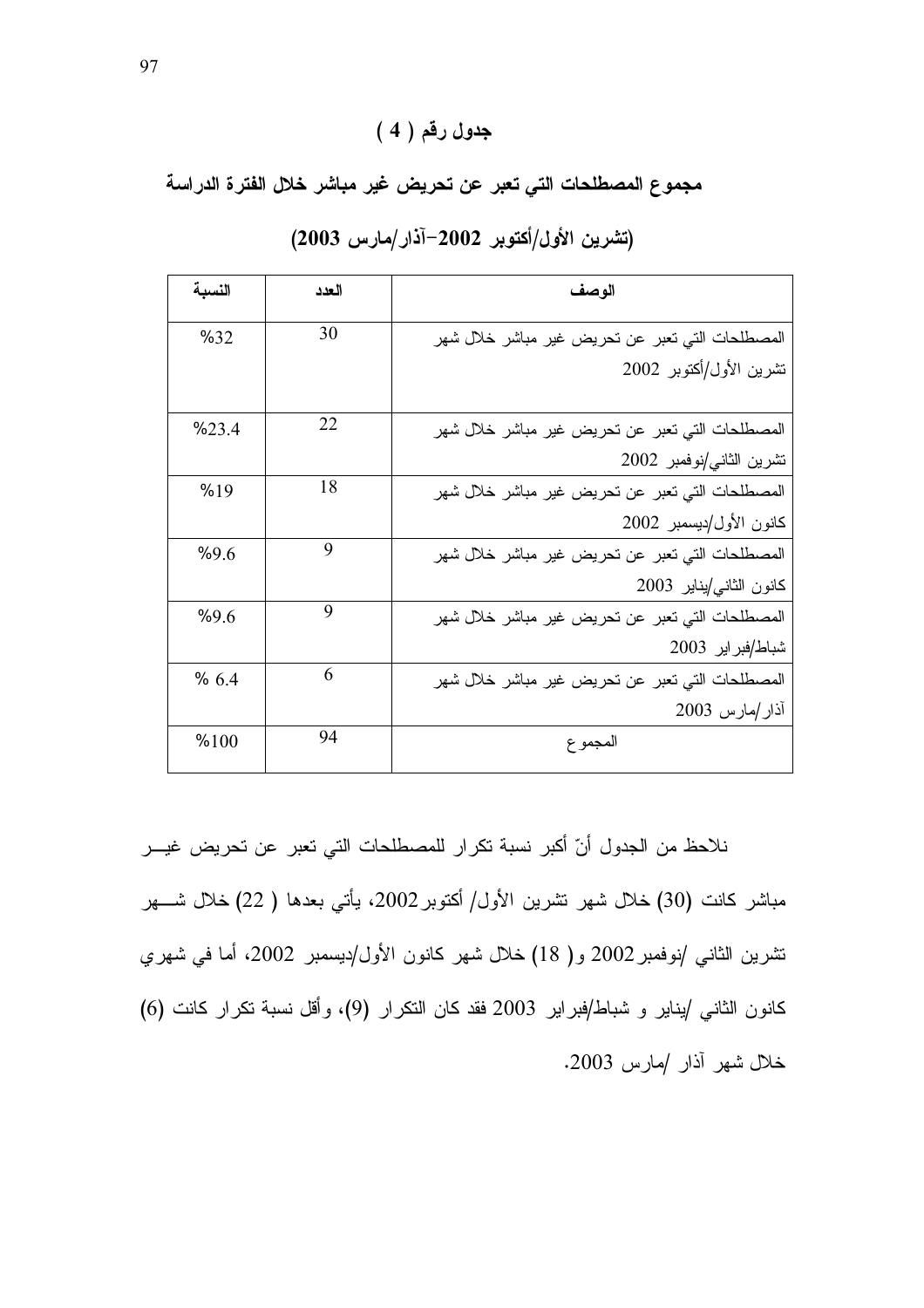## جدول رقم ( 4 )

### مجموع المصطلحات التي تعبر عن تحريض غير مباشر خلال الفترة الدراسة

### (تشرين الأول/أكتوبر 2002-آذار/مارس 2003)

| الوصف | العدد | النسبة |
|---|---|---|
| المصطلحات التي تعبر عن تحريض غير مباشر خلال شهر تشرين الأول/أكتوبر 2002 | 30 | %32 |
| المصطلحات التي تعبر عن تحريض غير مباشر خلال شهر تشرين الثاني/نوفمبر 2002 | 22 | %23.4 |
| المصطلحات التي تعبر عن تحريض غير مباشر خلال شهر كانون الأول/ديسمبر 2002 | 18 | %19 |
| المصطلحات التي تعبر عن تحريض غير مباشر خلال شهر كانون الثاني/يناير 2003 | 9 | %9.6 |
| المصطلحات التي تعبر عن تحريض غير مباشر خلال شهر شباط/فبراير 2003 | 9 | %9.6 |
| المصطلحات التي تعبر عن تحريض غير مباشر خلال شهر آذار/مارس 2003 | 6 | % 6.4 |
| المجموع | 94 | %100 |

نلاحظ من الجدول أنّ أكبر نسبة تكرار للمصطلحات التي تعبر عن تحريض غير مباشر كانت (30) خلال شهر تشرين الأول/ أكتوبر2002، يأتي بعدها ( 22) خلال شهر تشرين الثاني /نوفمبر2002 و( 18) خلال شهر كانون الأول/ديسمبر 2002، أما في شهري كانون الثاني /يناير و شباط/فبراير 2003 فقد كان التكرار (9)، وأقل نسبة تكرار كانت (6) خلال شهر آذار /مارس 2003.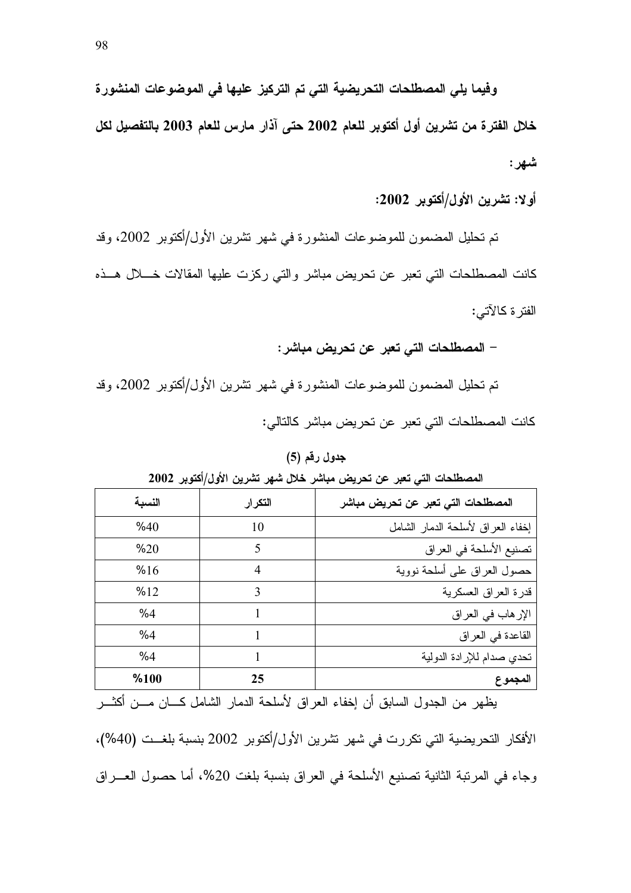**وفيما يلي المصطلحات التحريضية التي تم التركيز عليها في الموضوعات المنشورة خلال الفترة من تشرين أول أكتوبر للعام 2002 حتى آذار مارس للعام 2003 بالتفصيل لكل شهر:**

**أولا: تشرين الأول/أكتوبر 2002:**

تم تحليل المضمون للموضوعات المنشورة في شهر تشرين الأول/أكتوبر 2002، وقد كانت المصطلحات التي تعبر عن تحريض مباشر والتي ركزت عليها المقالات خلال هذه الفترة كالآتي:

**- المصطلحات التي تعبر عن تحريض مباشر:**

تم تحليل المضمون للموضوعات المنشورة في شهر تشرين الأول/أكتوبر 2002، وقد كانت المصطلحات التي تعبر عن تحريض مباشر كالتالي:

**جدول رقم (5)**

**المصطلحات التي تعبر عن تحريض مباشر خلال شهر تشرين الأول/أكتوبر 2002**

| المصطلحات التي تعبر عن تحريض مباشر | التكرار | النسبة |
|---|---|---|
| إخفاء العراق لأسلحة الدمار الشامل | 10 | %40 |
| تصنيع الأسلحة في العراق | 5 | %20 |
| حصول العراق على أسلحة نووية | 4 | %16 |
| قدرة العراق العسكرية | 3 | %12 |
| الإرهاب في العراق | 1 | %4 |
| القاعدة في العراق | 1 | %4 |
| تحدي صدام للإرادة الدولية | 1 | %4 |
| **المجموع** | **25** | **%100** |

يظهر من الجدول السابق أن إخفاء العراق لأسلحة الدمار الشامل كان من أكثر الأفكار التحريضية التي تكررت في شهر تشرين الأول/أكتوبر 2002 بنسبة بلغت (40%)، وجاء في المرتبة الثانية تصنيع الأسلحة في العراق بنسبة بلغت 20%، أما حصول العراق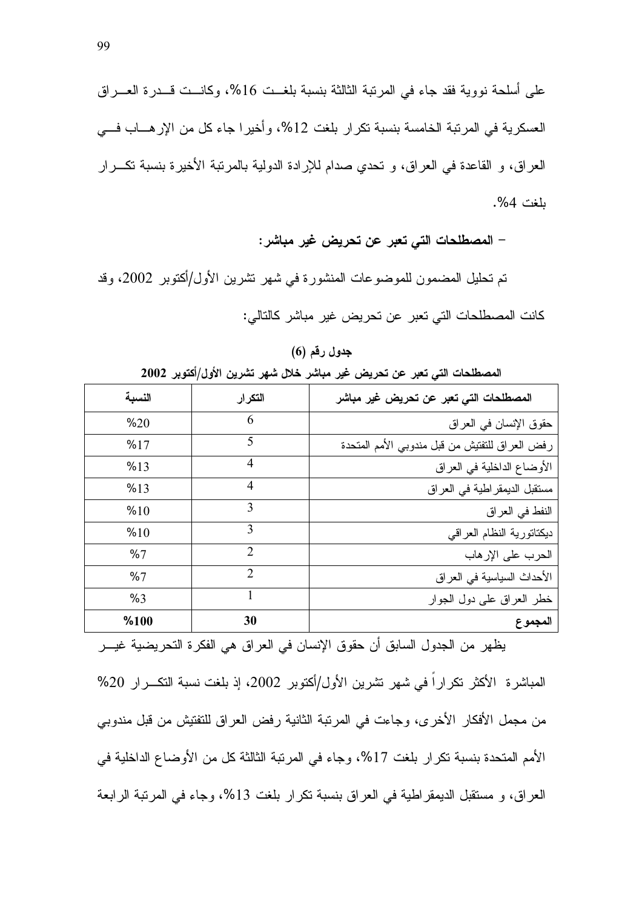على أسلحة نووية فقد جاء في المرتبة الثالثة بنسبة بلغت 16%، وكانت قدرة العراق العسكرية في المرتبة الخامسة بنسبة تكرار بلغت 12%، وأخيرا جاء كل من الإرهاب في العراق، و القاعدة في العراق، و تحدي صدام للإرادة الدولية بالمرتبة الأخيرة بنسبة تكرار بلغت 4%.

**- المصطلحات التي تعبر عن تحريض غير مباشر:**

تم تحليل المضمون للموضوعات المنشورة في شهر تشرين الأول/أكتوبر 2002، وقد كانت المصطلحات التي تعبر عن تحريض غير مباشر كالتالي:

**جدول رقم (6)**

**المصطلحات التي تعبر عن تحريض غير مباشر خلال شهر تشرين الأول/أكتوبر 2002**

| المصطلحات التي تعبر عن تحريض غير مباشر | التكرار | النسبة |
|---|---|---|
| حقوق الإنسان في العراق | 6 | %20 |
| رفض العراق للتفتيش من قبل مندوبي الأمم المتحدة | 5 | %17 |
| الأوضاع الداخلية في العراق | 4 | %13 |
| مستقبل الديمقراطية في العراق | 4 | %13 |
| النفط في العراق | 3 | %10 |
| ديكتاتورية النظام العراقي | 3 | %10 |
| الحرب على الإرهاب | 2 | %7 |
| الأحداث السياسية في العراق | 2 | %7 |
| خطر العراق على دول الجوار | 1 | %3 |
| **المجموع** | **30** | **%100** |

يظهر من الجدول السابق أن حقوق الإنسان في العراق هي الفكرة التحريضية غير المباشرة الأكثر تكراراً في شهر تشرين الأول/أكتوبر 2002، إذ بلغت نسبة التكرار 20% من مجمل الأفكار الأخرى، وجاءت في المرتبة الثانية رفض العراق للتفتيش من قبل مندوبي الأمم المتحدة بنسبة تكرار بلغت 17%، وجاء في المرتبة الثالثة كل من الأوضاع الداخلية في العراق، و مستقبل الديمقراطية في العراق بنسبة تكرار بلغت 13%، وجاء في المرتبة الرابعة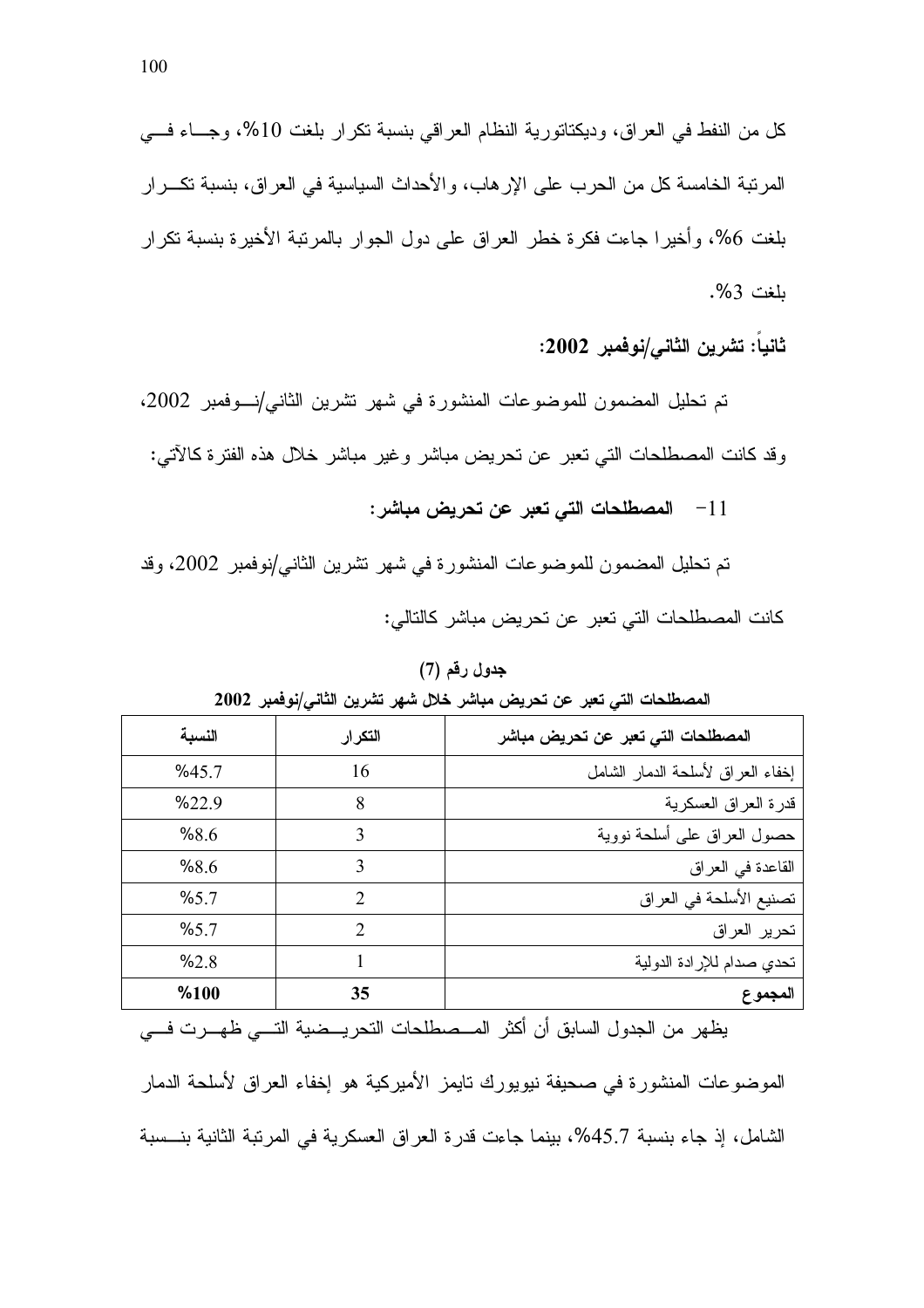كل من النفط في العراق، وديكتاتورية النظام العراقي بنسبة تكرار بلغت 10%، وجـاء فـي المرتبة الخامسة كل من الحرب على الإرهاب، والأحداث السياسية في العراق، بنسبة تكـرار بلغت 6%، وأخيرا جاءت فكرة خطر العراق على دول الجوار بالمرتبة الأخيرة بنسبة تكرار بلغت 3%.

**ثانياً: تشرين الثاني/نوفمبر 2002:**

تم تحليل المضمون للموضوعات المنشورة في شهر تشرين الثاني/نـوفمبر 2002، وقد كانت المصطلحات التي تعبر عن تحريض مباشر وغير مباشر خلال هذه الفترة كالآتي:

**11- المصطلحات التي تعبر عن تحريض مباشر:**

تم تحليل المضمون للموضوعات المنشورة في شهر تشرين الثاني/نوفمبر 2002، وقد كانت المصطلحات التي تعبر عن تحريض مباشر كالتالي:

**جدول رقم (7)**

**المصطلحات التي تعبر عن تحريض مباشر خلال شهر تشرين الثاني/نوفمبر 2002**

| المصطلحات التي تعبر عن تحريض مباشر | التكرار | النسبة |
|---|---|---|
| إخفاء العراق لأسلحة الدمار الشامل | 16 | %45.7 |
| قدرة العراق العسكرية | 8 | %22.9 |
| حصول العراق على أسلحة نووية | 3 | %8.6 |
| القاعدة في العراق | 3 | %8.6 |
| تصنيع الأسلحة في العراق | 2 | %5.7 |
| تحرير العراق | 2 | %5.7 |
| تحدي صدام للإرادة الدولية | 1 | %2.8 |
| **المجموع** | **35** | **%100** |

يظهر من الجدول السابق أن أكثر المـصطلحات التحريـضية التـي ظهـرت فـي الموضوعات المنشورة في صحيفة نيويورك تايمز الأميركية هو إخفاء العراق لأسلحة الدمار الشامل، إذ جاء بنسبة 45.7%، بينما جاءت قدرة العراق العسكرية في المرتبة الثانية بنـسبة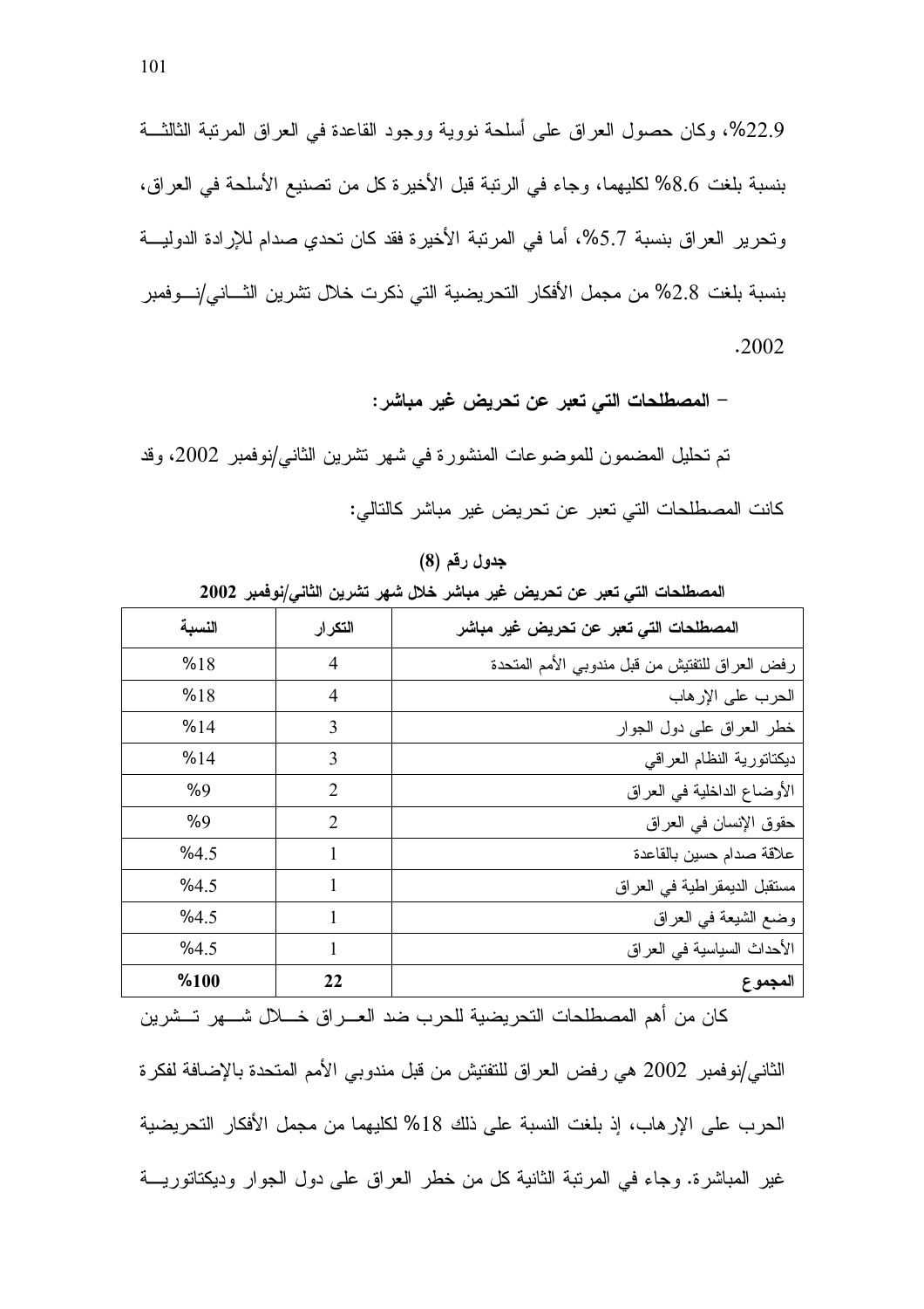22.9%، وكان حصول العراق على أسلحة نووية ووجود القاعدة في العراق المرتبة الثالثة بنسبة بلغت 8.6% لكليهما، وجاء في الرتبة قبل الأخيرة كل من تصنيع الأسلحة في العراق، وتحرير العراق بنسبة 5.7%، أما في المرتبة الأخيرة فقد كان تحدي صدام للإرادة الدولية بنسبة بلغت 2.8% من مجمل الأفكار التحريضية التي ذكرت خلال تشرين الثاني/نوفمبر 2002.

- **المصطلحات التي تعبر عن تحريض غير مباشر:**

تم تحليل المضمون للموضوعات المنشورة في شهر تشرين الثاني/نوفمبر 2002، وقد كانت المصطلحات التي تعبر عن تحريض غير مباشر كالتالي:

**جدول رقم (8)**

**المصطلحات التي تعبر عن تحريض غير مباشر خلال شهر تشرين الثاني/نوفمبر 2002**

| المصطلحات التي تعبر عن تحريض غير مباشر | التكرار | النسبة |
|---|---|---|
| رفض العراق للتفتيش من قبل مندوبي الأمم المتحدة | 4 | %18 |
| الحرب على الإرهاب | 4 | %18 |
| خطر العراق على دول الجوار | 3 | %14 |
| ديكتاتورية النظام العراقي | 3 | %14 |
| الأوضاع الداخلية في العراق | 2 | %9 |
| حقوق الإنسان في العراق | 2 | %9 |
| علاقة صدام حسين بالقاعدة | 1 | %4.5 |
| مستقبل الديمقراطية في العراق | 1 | %4.5 |
| وضع الشيعة في العراق | 1 | %4.5 |
| الأحداث السياسية في العراق | 1 | %4.5 |
| **المجموع** | **22** | **%100** |

كان من أهم المصطلحات التحريضية للحرب ضد العراق خلال شهر تشرين الثاني/نوفمبر 2002 هي رفض العراق للتفتيش من قبل مندوبي الأمم المتحدة بالإضافة لفكرة الحرب على الإرهاب، إذ بلغت النسبة على ذلك 18% لكليهما من مجمل الأفكار التحريضية غير المباشرة. وجاء في المرتبة الثانية كل من خطر العراق على دول الجوار وديكتاتورية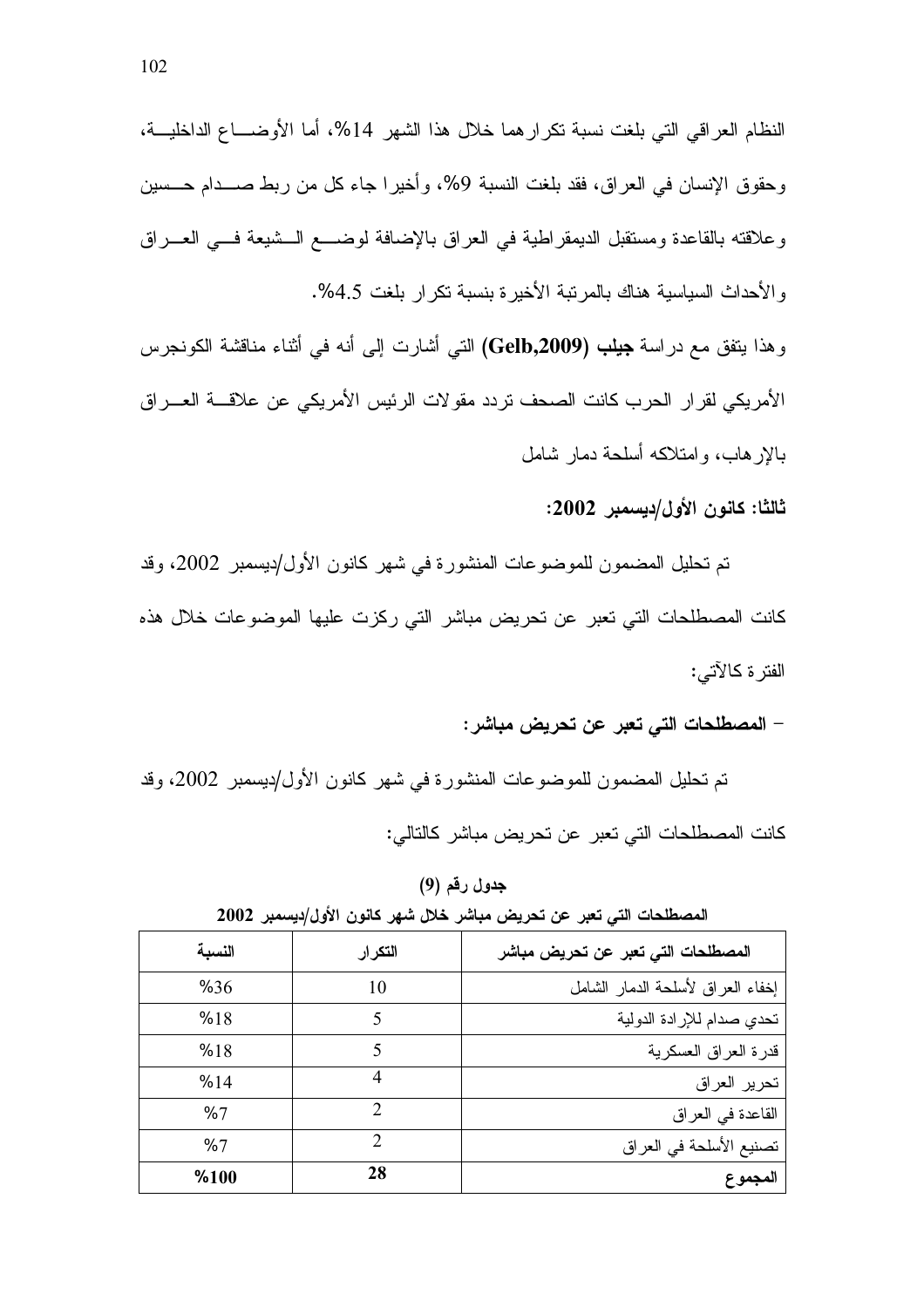النظام العراقي التي بلغت نسبة تكرارهما خلال هذا الشهر 14%، أما الأوضاع الداخلية، وحقوق الإنسان في العراق، فقد بلغت النسبة 9%، وأخيرا جاء كل من ربط صدام حسين وعلاقته بالقاعدة ومستقبل الديمقراطية في العراق بالإضافة لوضع الشيعة في العراق والأحداث السياسية هناك بالمرتبة الأخيرة بنسبة تكرار بلغت 4.5%.

وهذا يتفق مع دراسة **جيلب (Gelb,2009)** التي أشارت إلى أنه في أثناء مناقشة الكونجرس الأمريكي لقرار الحرب كانت الصحف تردد مقولات الرئيس الأمريكي عن علاقة العراق بالإرهاب، وامتلاكه أسلحة دمار شامل

**ثالثا: كانون الأول/ديسمبر 2002:**

تم تحليل المضمون للموضوعات المنشورة في شهر كانون الأول/ديسمبر 2002، وقد كانت المصطلحات التي تعبر عن تحريض مباشر التي ركزت عليها الموضوعات خلال هذه الفترة كالآتي:

**- المصطلحات التي تعبر عن تحريض مباشر:**

تم تحليل المضمون للموضوعات المنشورة في شهر كانون الأول/ديسمبر 2002، وقد كانت المصطلحات التي تعبر عن تحريض مباشر كالتالي:

**جدول رقم (9)**

**المصطلحات التي تعبر عن تحريض مباشر خلال شهر كانون الأول/ديسمبر 2002**

| المصطلحات التي تعبر عن تحريض مباشر | التكرار | النسبة |
|---|---|---|
| إخفاء العراق لأسلحة الدمار الشامل | 10 | %36 |
| تحدي صدام للإرادة الدولية | 5 | %18 |
| قدرة العراق العسكرية | 5 | %18 |
| تحرير العراق | 4 | %14 |
| القاعدة في العراق | 2 | %7 |
| تصنيع الأسلحة في العراق | 2 | %7 |
| **المجموع** | **28** | **%100** |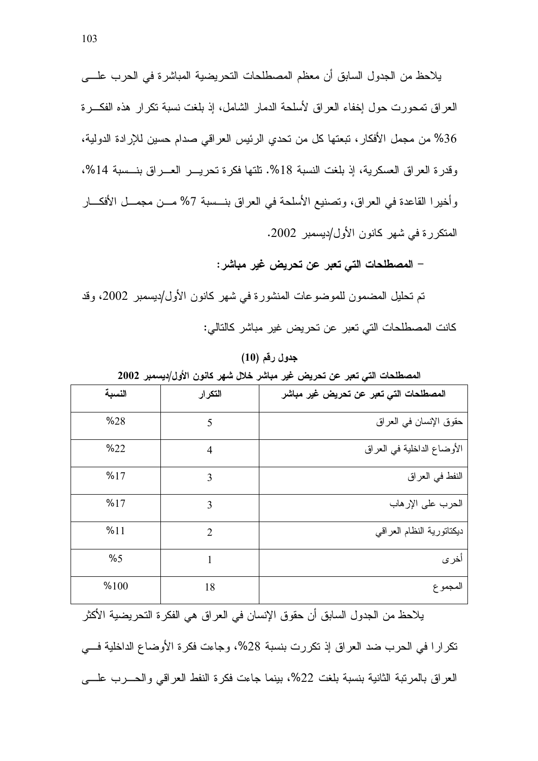يلاحظ من الجدول السابق أن معظم المصطلحات التحريضية المباشرة في الحرب على العراق تمحورت حول إخفاء العراق لأسلحة الدمار الشامل، إذ بلغت نسبة تكرار هذه الفكرة 36% من مجمل الأفكار، تبعتها كل من تحدي الرئيس العراقي صدام حسين للإرادة الدولية، وقدرة العراق العسكرية، إذ بلغت النسبة 18%. تلتها فكرة تحرير العراق بنسبة 14%، وأخيرا القاعدة في العراق، وتصنيع الأسلحة في العراق بنسبة 7% من مجمل الأفكار المتكررة في شهر كانون الأول/ديسمبر 2002.

- **المصطلحات التي تعبر عن تحريض غير مباشر:**

تم تحليل المضمون للموضوعات المنشورة في شهر كانون الأول/ديسمبر 2002، وقد كانت المصطلحات التي تعبر عن تحريض غير مباشر كالتالي:

**جدول رقم (10)**

**المصطلحات التي تعبر عن تحريض غير مباشر خلال شهر كانون الأول/ديسمبر 2002**

| المصطلحات التي تعبر عن تحريض غير مباشر | التكرار | النسبة |
|---|---|---|
| حقوق الإنسان في العراق | 5 | %28 |
| الأوضاع الداخلية في العراق | 4 | %22 |
| النفط في العراق | 3 | %17 |
| الحرب على الإرهاب | 3 | %17 |
| ديكتاتورية النظام العراقي | 2 | %11 |
| أخرى | 1 | %5 |
| المجموع | 18 | %100 |

يلاحظ من الجدول السابق أن حقوق الإنسان في العراق هي الفكرة التحريضية الأكثر تكرارا في الحرب ضد العراق إذ تكررت بنسبة 28%، وجاءت فكرة الأوضاع الداخلية في العراق بالمرتبة الثانية بنسبة بلغت 22%، بينما جاءت فكرة النفط العراقي والحرب على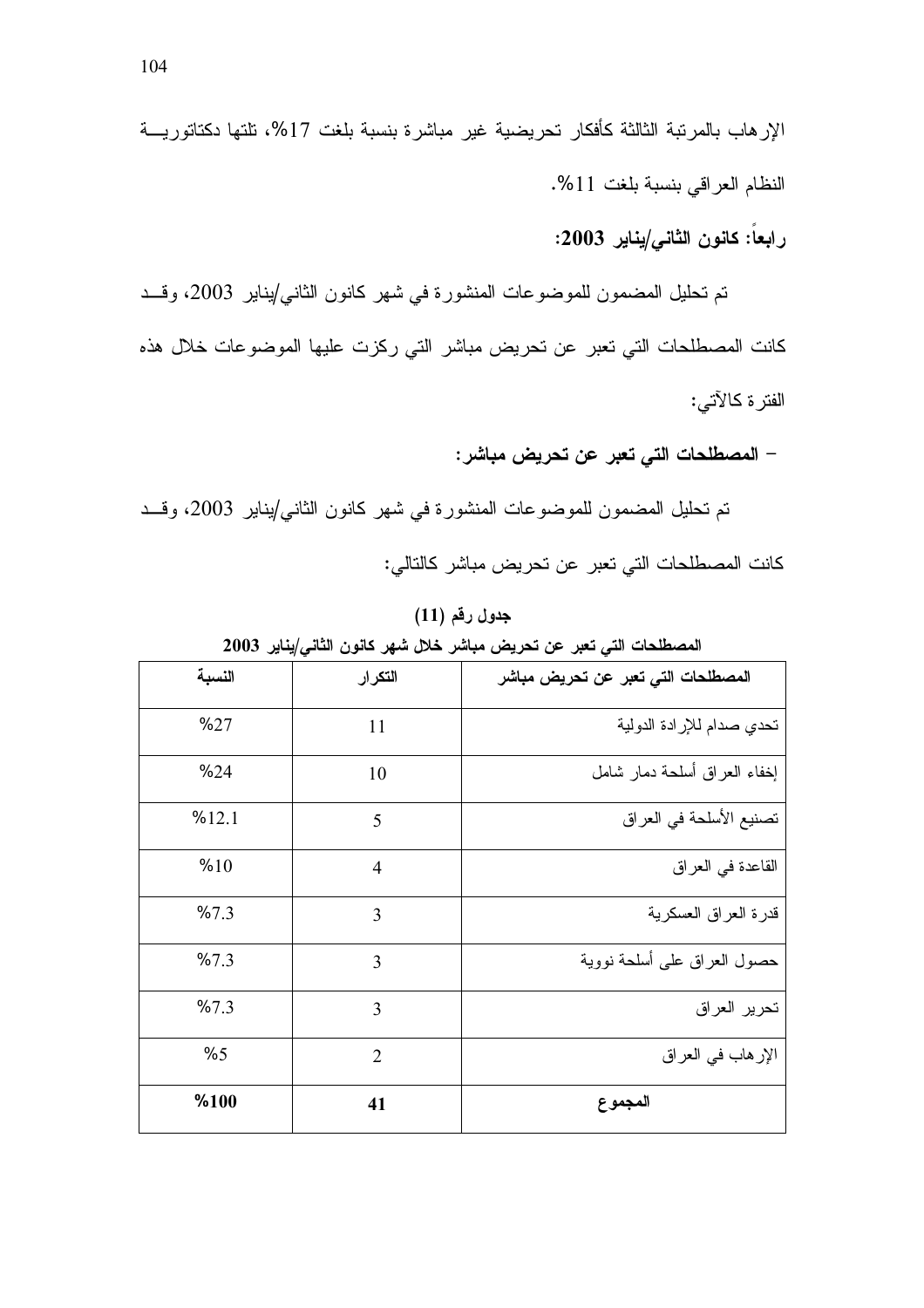الإرهاب بالمرتبة الثالثة كأفكار تحريضية غير مباشرة بنسبة بلغت 17%، تلتها دكتاتورية النظام العراقي بنسبة بلغت 11%.

**رابعاً: كانون الثاني/يناير 2003:**

تم تحليل المضمون للموضوعات المنشورة في شهر كانون الثاني/يناير 2003، وقد كانت المصطلحات التي تعبر عن تحريض مباشر التي ركزت عليها الموضوعات خلال هذه الفترة كالآتي:

**- المصطلحات التي تعبر عن تحريض مباشر:**

تم تحليل المضمون للموضوعات المنشورة في شهر كانون الثاني/يناير 2003، وقد كانت المصطلحات التي تعبر عن تحريض مباشر كالتالي:

**جدول رقم (11)**

**المصطلحات التي تعبر عن تحريض مباشر خلال شهر كانون الثاني/يناير 2003**

| المصطلحات التي تعبر عن تحريض مباشر | التكرار | النسبة |
|---|---|---|
| تحدي صدام للإرادة الدولية | 11 | %27 |
| إخفاء العراق أسلحة دمار شامل | 10 | %24 |
| تصنيع الأسلحة في العراق | 5 | %12.1 |
| القاعدة في العراق | 4 | %10 |
| قدرة العراق العسكرية | 3 | %7.3 |
| حصول العراق على أسلحة نووية | 3 | %7.3 |
| تحرير العراق | 3 | %7.3 |
| الإرهاب في العراق | 2 | %5 |
| **المجموع** | **41** | **%100** |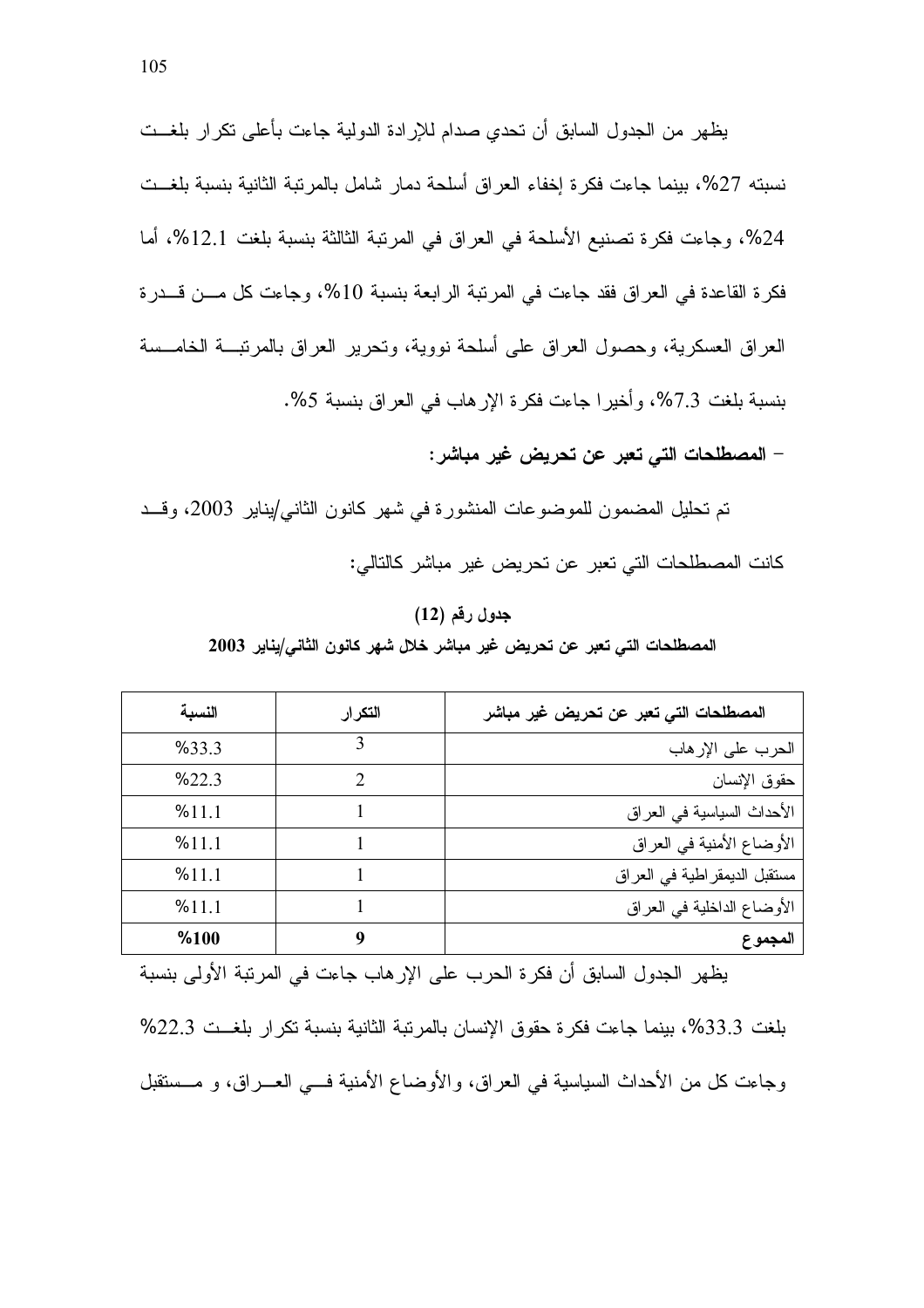يظهر من الجدول السابق أن تحدي صدام للإرادة الدولية جاءت بأعلى تكرار بلغت نسبته 27%، بينما جاءت فكرة إخفاء العراق أسلحة دمار شامل بالمرتبة الثانية بنسبة بلغت 24%، وجاءت فكرة تصنيع الأسلحة في العراق في المرتبة الثالثة بنسبة بلغت 12.1%، أما فكرة القاعدة في العراق فقد جاءت في المرتبة الرابعة بنسبة 10%، وجاءت كل من قدرة العراق العسكرية، وحصول العراق على أسلحة نووية، وتحرير العراق بالمرتبة الخامسة بنسبة بلغت 7.3%، وأخيرا جاءت فكرة الإرهاب في العراق بنسبة 5%.

- **المصطلحات التي تعبر عن تحريض غير مباشر:**

تم تحليل المضمون للموضوعات المنشورة في شهر كانون الثاني/يناير 2003، وقد كانت المصطلحات التي تعبر عن تحريض غير مباشر كالتالي:

**جدول رقم (12)**

**المصطلحات التي تعبر عن تحريض غير مباشر خلال شهر كانون الثاني/يناير 2003**

| المصطلحات التي تعبر عن تحريض غير مباشر | التكرار | النسبة |
|---|---|---|
| الحرب على الإرهاب | 3 | %33.3 |
| حقوق الإنسان | 2 | %22.3 |
| الأحداث السياسية في العراق | 1 | %11.1 |
| الأوضاع الأمنية في العراق | 1 | %11.1 |
| مستقبل الديمقراطية في العراق | 1 | %11.1 |
| الأوضاع الداخلية في العراق | 1 | %11.1 |
| **المجموع** | **9** | **%100** |

يظهر الجدول السابق أن فكرة الحرب على الإرهاب جاءت في المرتبة الأولى بنسبة بلغت 33.3%، بينما جاءت فكرة حقوق الإنسان بالمرتبة الثانية بنسبة تكرار بلغت 22.3% وجاءت كل من الأحداث السياسية في العراق، والأوضاع الأمنية في العراق، و مستقبل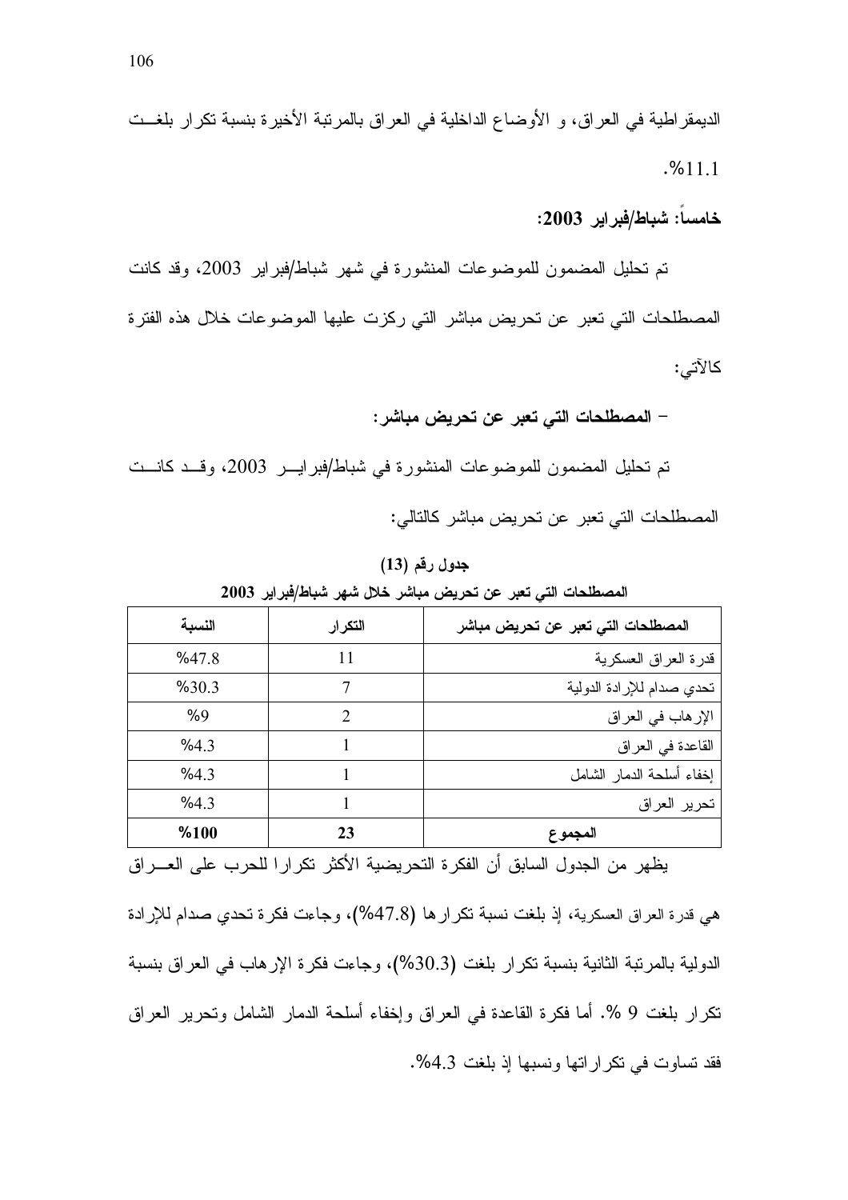الديمقراطية في العراق، و الأوضاع الداخلية في العراق بالمرتبة الأخيرة بنسبة تكرار بلغت 11.1%.

**خامساً: شباط/فبراير 2003:**

تم تحليل المضمون للموضوعات المنشورة في شهر شباط/فبراير 2003، وقد كانت المصطلحات التي تعبر عن تحريض مباشر التي ركزت عليها الموضوعات خلال هذه الفترة كالآتي:

**- المصطلحات التي تعبر عن تحريض مباشر:**

تم تحليل المضمون للموضوعات المنشورة في شباط/فبراير 2003، وقد كانت المصطلحات التي تعبر عن تحريض مباشر كالتالي:

**جدول رقم (13)**

**المصطلحات التي تعبر عن تحريض مباشر خلال شهر شباط/فبراير 2003**

| المصطلحات التي تعبر عن تحريض مباشر | التكرار | النسبة |
|---|---|---|
| قدرة العراق العسكرية | 11 | 47.8% |
| تحدي صدام للإرادة الدولية | 7 | 30.3% |
| الإرهاب في العراق | 2 | 9% |
| القاعدة في العراق | 1 | 4.3% |
| إخفاء أسلحة الدمار الشامل | 1 | 4.3% |
| تحرير العراق | 1 | 4.3% |
| **المجموع** | **23** | **100%** |

يظهر من الجدول السابق أن الفكرة التحريضية الأكثر تكرارا للحرب على العراق هي قدرة العراق العسكرية، إذ بلغت نسبة تكرارها (47.8%)، وجاءت فكرة تحدي صدام للإرادة الدولية بالمرتبة الثانية بنسبة تكرار بلغت (30.3%)، وجاءت فكرة الإرهاب في العراق بنسبة تكرار بلغت 9 %. أما فكرة القاعدة في العراق وإخفاء أسلحة الدمار الشامل وتحرير العراق فقد تساوت في تكراراتها ونسبها إذ بلغت 4.3%.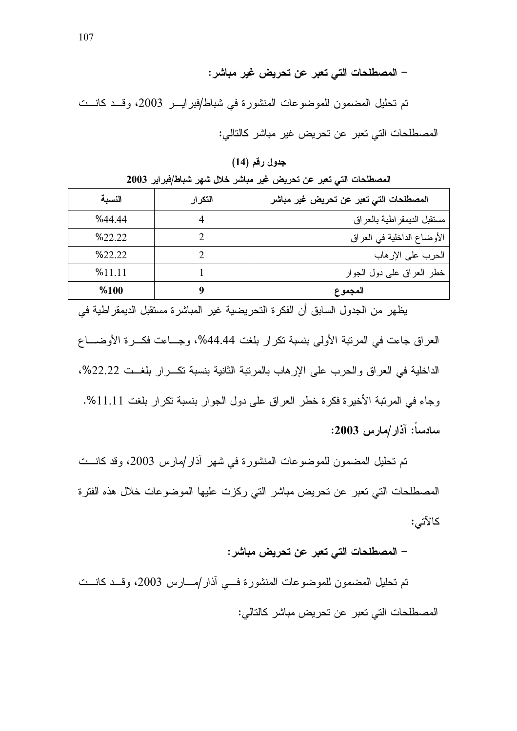- **المصطلحات التي تعبر عن تحريض غير مباشر:**

تم تحليل المضمون للموضوعات المنشورة في شباط/فبراير 2003، وقد كانت المصطلحات التي تعبر عن تحريض غير مباشر كالتالي:

**جدول رقم (14)**

**المصطلحات التي تعبر عن تحريض غير مباشر خلال شهر شباط/فبراير 2003**

| المصطلحات التي تعبر عن تحريض غير مباشر | التكرار | النسبة |
|---|---|---|
| مستقبل الديمقراطية بالعراق | 4 | %44.44 |
| الأوضاع الداخلية في العراق | 2 | %22.22 |
| الحرب على الإرهاب | 2 | %22.22 |
| خطر العراق على دول الجوار | 1 | %11.11 |
| **المجموع** | **9** | **%100** |

يظهر من الجدول السابق أن الفكرة التحريضية غير المباشرة مستقبل الديمقراطية في العراق جاءت في المرتبة الأولى بنسبة تكرار بلغت 44.44%، وجاءت فكرة الأوضاع الداخلية في العراق والحرب على الإرهاب بالمرتبة الثانية بنسبة تكرار بلغت 22.22%، وجاء في المرتبة الأخيرة فكرة خطر العراق على دول الجوار بنسبة تكرار بلغت 11.11%.

**سادساً: آذار/مارس 2003:**

تم تحليل المضمون للموضوعات المنشورة في شهر آذار/مارس 2003، وقد كانت المصطلحات التي تعبر عن تحريض مباشر التي ركزت عليها الموضوعات خلال هذه الفترة كالآتي:

- **المصطلحات التي تعبر عن تحريض مباشر:**

تم تحليل المضمون للموضوعات المنشورة في آذار/مارس 2003، وقد كانت المصطلحات التي تعبر عن تحريض مباشر كالتالي: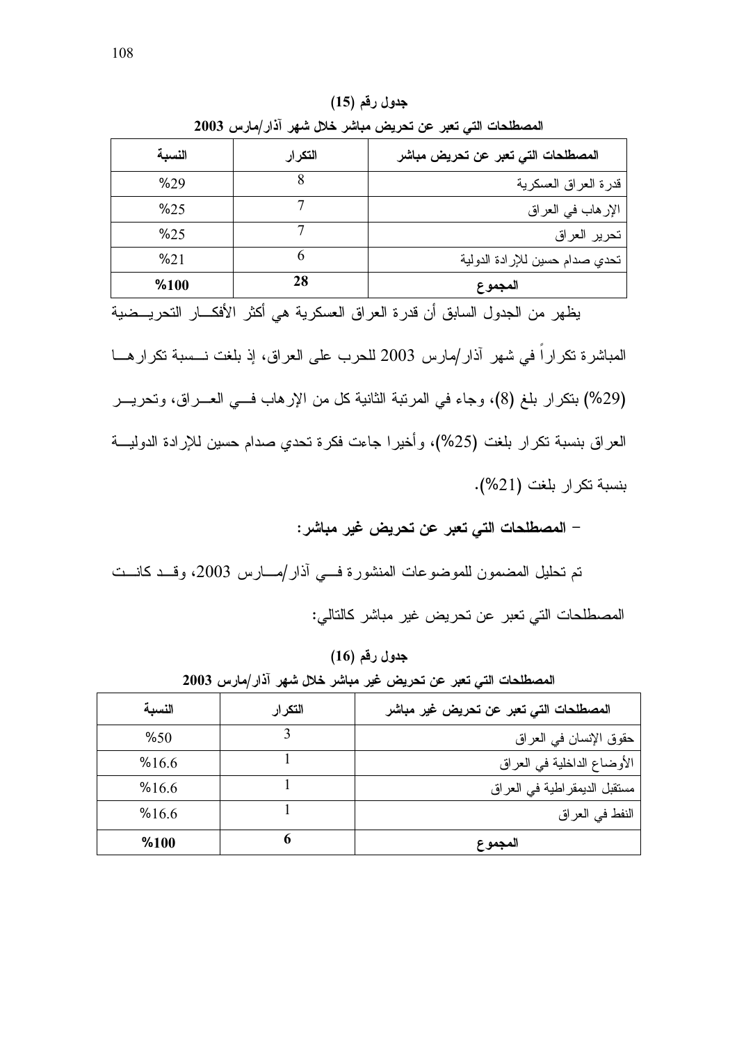**جدول رقم (15)**

**المصطلحات التي تعبر عن تحريض مباشر خلال شهر آذار/مارس 2003**

| المصطلحات التي تعبر عن تحريض مباشر | التكرار | النسبة |
|---|---|---|
| قدرة العراق العسكرية | 8 | %29 |
| الإرهاب في العراق | 7 | %25 |
| تحرير العراق | 7 | %25 |
| تحدي صدام حسين للإرادة الدولية | 6 | %21 |
| **المجموع** | **28** | **%100** |

يظهر من الجدول السابق أن قدرة العراق العسكرية هي أكثر الأفكار التحريضية المباشرة تكراراً في شهر آذار/مارس 2003 للحرب على العراق، إذ بلغت نسبة تكرارها (29%) بتكرار بلغ (8)، وجاء في المرتبة الثانية كل من الإرهاب في العراق، وتحرير العراق بنسبة تكرار بلغت (25%)، وأخيرا جاءت فكرة تحدي صدام حسين للإرادة الدولية بنسبة تكرار بلغت (21%).

- **المصطلحات التي تعبر عن تحريض غير مباشر:**

تم تحليل المضمون للموضوعات المنشورة في آذار/مارس 2003، وقد كانت المصطلحات التي تعبر عن تحريض غير مباشر كالتالي:

**جدول رقم (16)**

**المصطلحات التي تعبر عن تحريض غير مباشر خلال شهر آذار/مارس 2003**

| المصطلحات التي تعبر عن تحريض غير مباشر | التكرار | النسبة |
|---|---|---|
| حقوق الإنسان في العراق | 3 | %50 |
| الأوضاع الداخلية في العراق | 1 | %16.6 |
| مستقبل الديمقراطية في العراق | 1 | %16.6 |
| النفط في العراق | 1 | %16.6 |
| **المجموع** | **6** | **%100** |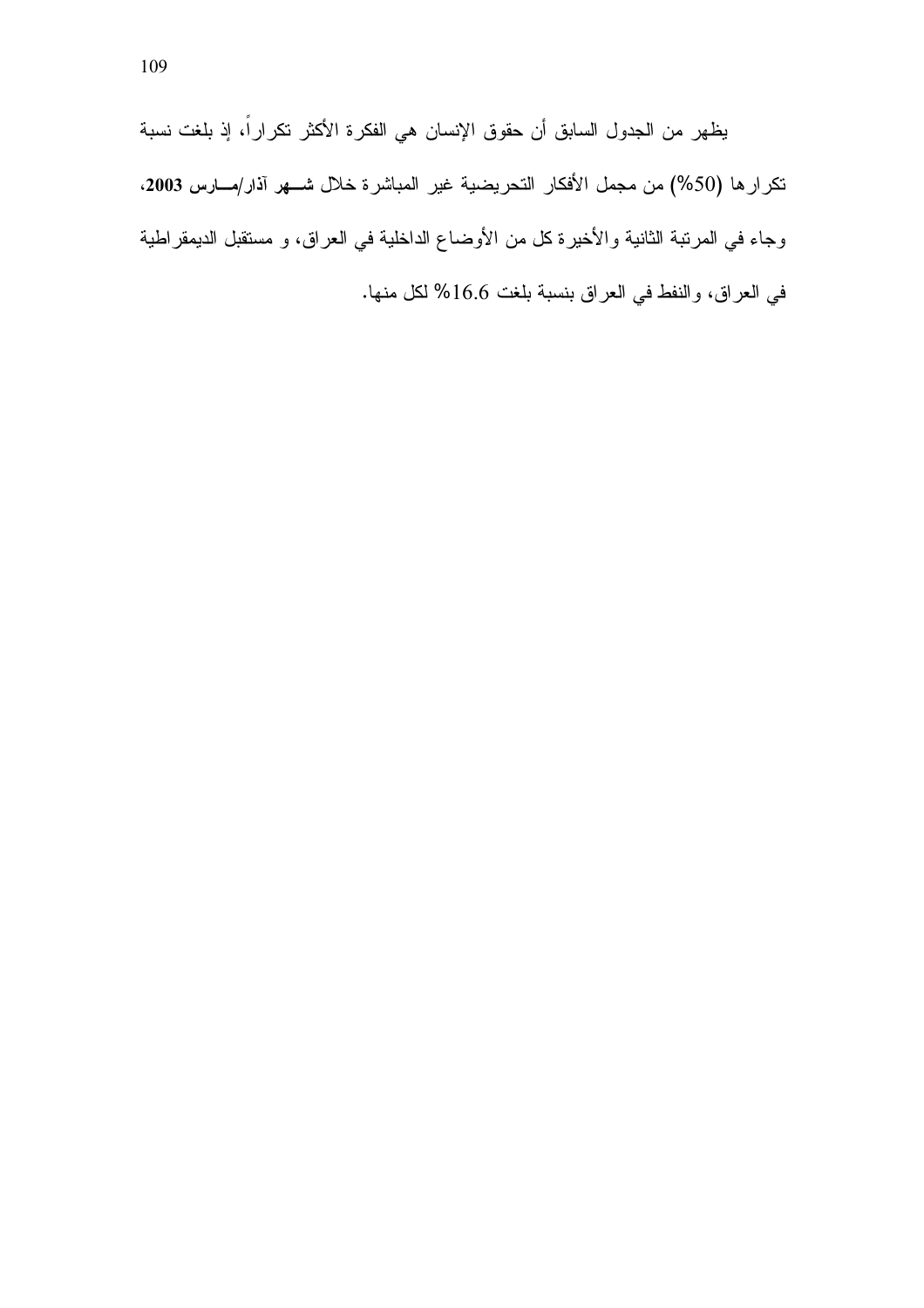يظهر من الجدول السابق أن حقوق الإنسان هي الفكرة الأكثر تكراراً، إذ بلغت نسبة تكرارها (50%) من مجمل الأفكار التحريضية غير المباشرة خلال **شهر آذار/مارس 2003**، وجاء في المرتبة الثانية والأخيرة كل من الأوضاع الداخلية في العراق، و مستقبل الديمقراطية في العراق، والنفط في العراق بنسبة بلغت 16.6% لكل منها.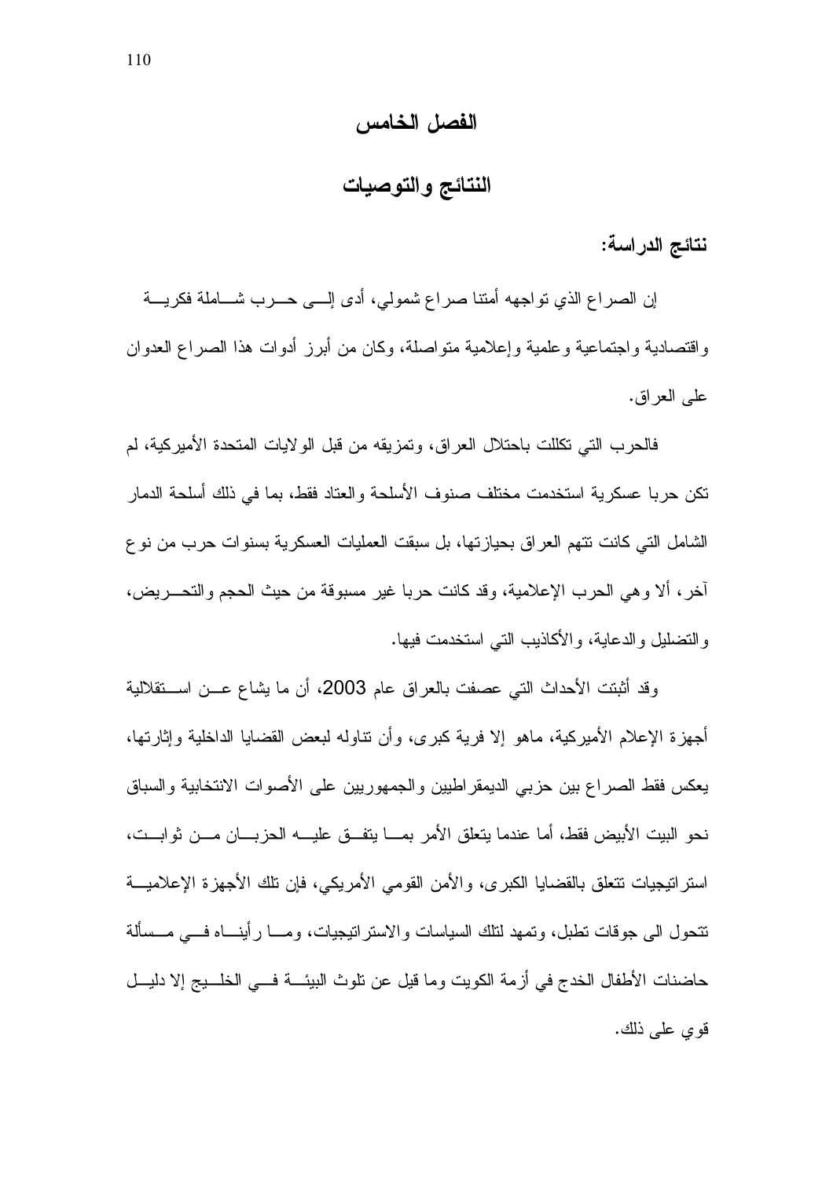# الفصل الخامس

## النتائج والتوصيات

### نتائج الدراسة:

إن الصراع الذي تواجهه أمتنا صراع شمولي، أدى إلى حرب شاملة فكرية واقتصادية واجتماعية وعلمية وإعلامية متواصلة، وكان من أبرز أدوات هذا الصراع العدوان على العراق.

فالحرب التي تكللت باحتلال العراق، وتمزيقه من قبل الولايات المتحدة الأميركية، لم تكن حربا عسكرية استخدمت مختلف صنوف الأسلحة والعتاد فقط، بما في ذلك أسلحة الدمار الشامل التي كانت تتهم العراق بحيازتها، بل سبقت العمليات العسكرية بسنوات حرب من نوع آخر، ألا وهي الحرب الإعلامية، وقد كانت حربا غير مسبوقة من حيث الحجم والتحريض، والتضليل والدعاية، والأكاذيب التي استخدمت فيها.

وقد أثبتت الأحداث التي عصفت بالعراق عام 2003، أن ما يشاع عن استقلالية أجهزة الإعلام الأميركية، ماهو إلا فرية كبرى، وأن تناوله لبعض القضايا الداخلية وإثارتها، يعكس فقط الصراع بين حزبي الديمقراطيين والجمهوريين على الأصوات الانتخابية والسباق نحو البيت الأبيض فقط، أما عندما يتعلق الأمر بما يتفق عليه الحزبان من ثوابت، استراتيجيات تتعلق بالقضايا الكبرى، والأمن القومي الأمريكي، فإن تلك الأجهزة الإعلامية تتحول الى جوقات تطبل، وتمهد لتلك السياسات والاستراتيجيات، وما رأيناه في مسألة حاضنات الأطفال الخدج في أزمة الكويت وما قيل عن تلوث البيئة في الخليج إلا دليل قوي على ذلك.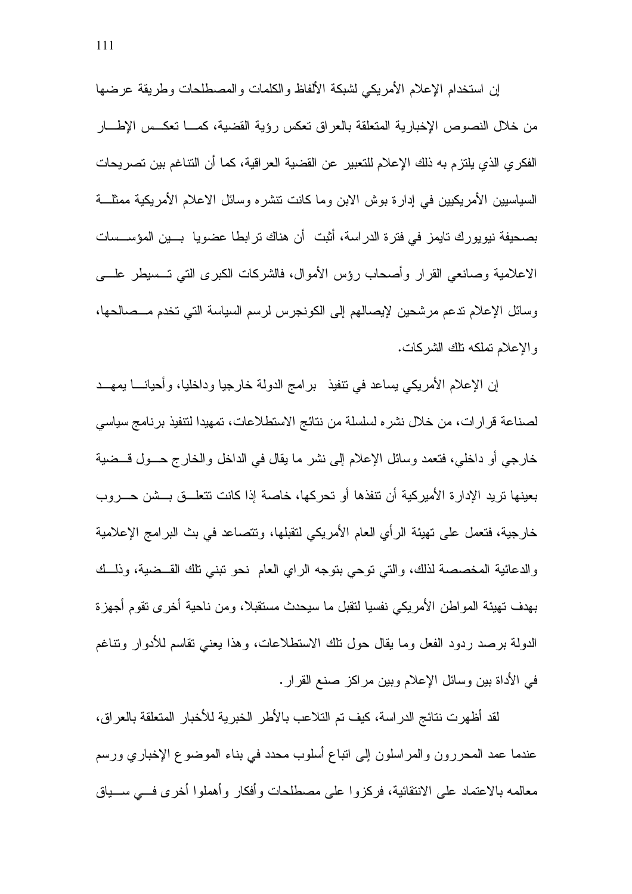إن استخدام الإعلام الأمريكي لشبكة الألفاظ والكلمات والمصطلحات وطريقة عرضها من خلال النصوص الإخبارية المتعلقة بالعراق تعكس رؤية القضية، كما تعكس الإطار الفكري الذي يلتزم به ذلك الإعلام للتعبير عن القضية العراقية، كما أن التناغم بين تصريحات السياسيين الأمريكيين في إدارة بوش الابن وما كانت تنشره وسائل الاعلام الأمريكية ممثلة بصحيفة نيويورك تايمز في فترة الدراسة، أثبت أن هناك ترابطا عضويا بين المؤسسات الاعلامية وصانعي القرار وأصحاب رؤس الأموال، فالشركات الكبرى التي تسيطر على وسائل الإعلام تدعم مرشحين لإيصالهم إلى الكونجرس لرسم السياسة التي تخدم مصالحها، والإعلام تملكه تلك الشركات.

إن الإعلام الأمريكي يساعد في تنفيذ برامج الدولة خارجيا وداخليا، وأحيانا يمهد لصناعة قرارات، من خلال نشره لسلسلة من نتائج الاستطلاعات، تمهيدا لتنفيذ برنامج سياسي خارجي أو داخلي، فتعمد وسائل الإعلام إلى نشر ما يقال في الداخل والخارج حول قضية بعينها تريد الإدارة الأميركية أن تنفذها أو تحركها، خاصة إذا كانت تتعلق بشن حروب خارجية، فتعمل على تهيئة الرأي العام الأمريكي لتقبلها، وتتصاعد في بث البرامج الإعلامية والدعائية المخصصة لذلك، والتي توحي بتوجه الراي العام نحو تبني تلك القضية، وذلك بهدف تهيئة المواطن الأمريكي نفسيا لتقبل ما سيحدث مستقبلا، ومن ناحية أخرى تقوم أجهزة الدولة برصد ردود الفعل وما يقال حول تلك الاستطلاعات، وهذا يعني تقاسم للأدوار وتناغم في الأداة بين وسائل الإعلام وبين مراكز صنع القرار.

لقد أظهرت نتائج الدراسة، كيف تم التلاعب بالأطر الخبرية للأخبار المتعلقة بالعراق، عندما عمد المحررون والمراسلون إلى اتباع أسلوب محدد في بناء الموضوع الإخباري ورسم معالمه بالاعتماد على الانتقائية، فركزوا على مصطلحات وأفكار وأهملوا أخرى في سياق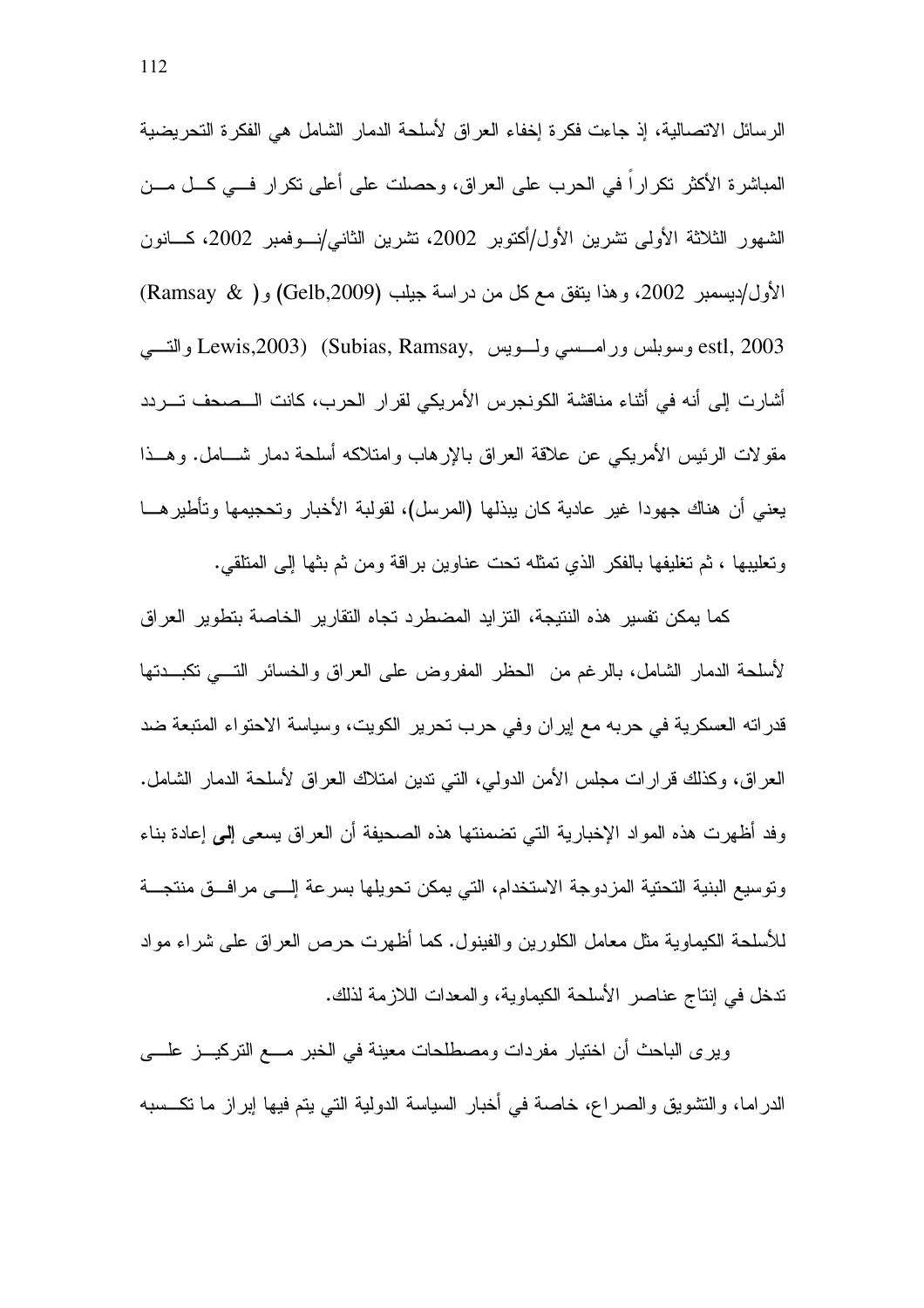الرسائل الاتصالية، إذ جاءت فكرة إخفاء العراق لأسلحة الدمار الشامل هي الفكرة التحريضية المباشرة الأكثر تكراراً في الحرب على العراق، وحصلت على أعلى تكرار في كل من الشهور الثلاثة الأولى تشرين الأول/أكتوبر 2002، تشرين الثاني/نوفمبر 2002، كانون الأول/ديسمبر 2002، وهذا يتفق مع كل من دراسة جيلب (Gelb,2009) و( Ramsay & Lewis,2003) (Subias, Ramsay, estl, 2003 وسوبلس ورامسي ولويس والتي أشارت إلى أنه في أثناء مناقشة الكونجرس الأمريكي لقرار الحرب، كانت الصحف تردد مقولات الرئيس الأمريكي عن علاقة العراق بالإرهاب وامتلاكه أسلحة دمار شامل. وهذا يعني أن هناك جهودا غير عادية كان يبذلها (المرسل)، لقولبة الأخبار وتحجيمها وتأطيرها وتعليبها ، ثم تغليفها بالفكر الذي تمثله تحت عناوين براقة ومن ثم بثها إلى المتلقي.

كما يمكن تفسير هذه النتيجة، التزايد المضطرد تجاه التقارير الخاصة بتطوير العراق لأسلحة الدمار الشامل، بالرغم من الحظر المفروض على العراق والخسائر التي تكبدتها قدراته العسكرية في حربه مع إيران وفي حرب تحرير الكويت، وسياسة الاحتواء المتبعة ضد العراق، وكذلك قرارات مجلس الأمن الدولي، التي تدين امتلاك العراق لأسلحة الدمار الشامل. وقد أظهرت هذه المواد الإخبارية التي تضمنتها هذه الصحيفة أن العراق يسعى **إلى** إعادة بناء وتوسيع البنية التحتية المزدوجة الاستخدام، التي يمكن تحويلها بسرعة إلى مرافق منتجة للأسلحة الكيماوية مثل معامل الكلورين والفينول. كما أظهرت حرص العراق على شراء مواد تدخل في إنتاج عناصر الأسلحة الكيماوية، والمعدات اللازمة لذلك.

ويرى الباحث أن اختيار مفردات ومصطلحات معينة في الخبر مع التركيز على الدراما، والتشويق والصراع، خاصة في أخبار السياسة الدولية التي يتم فيها إبراز ما تكسبه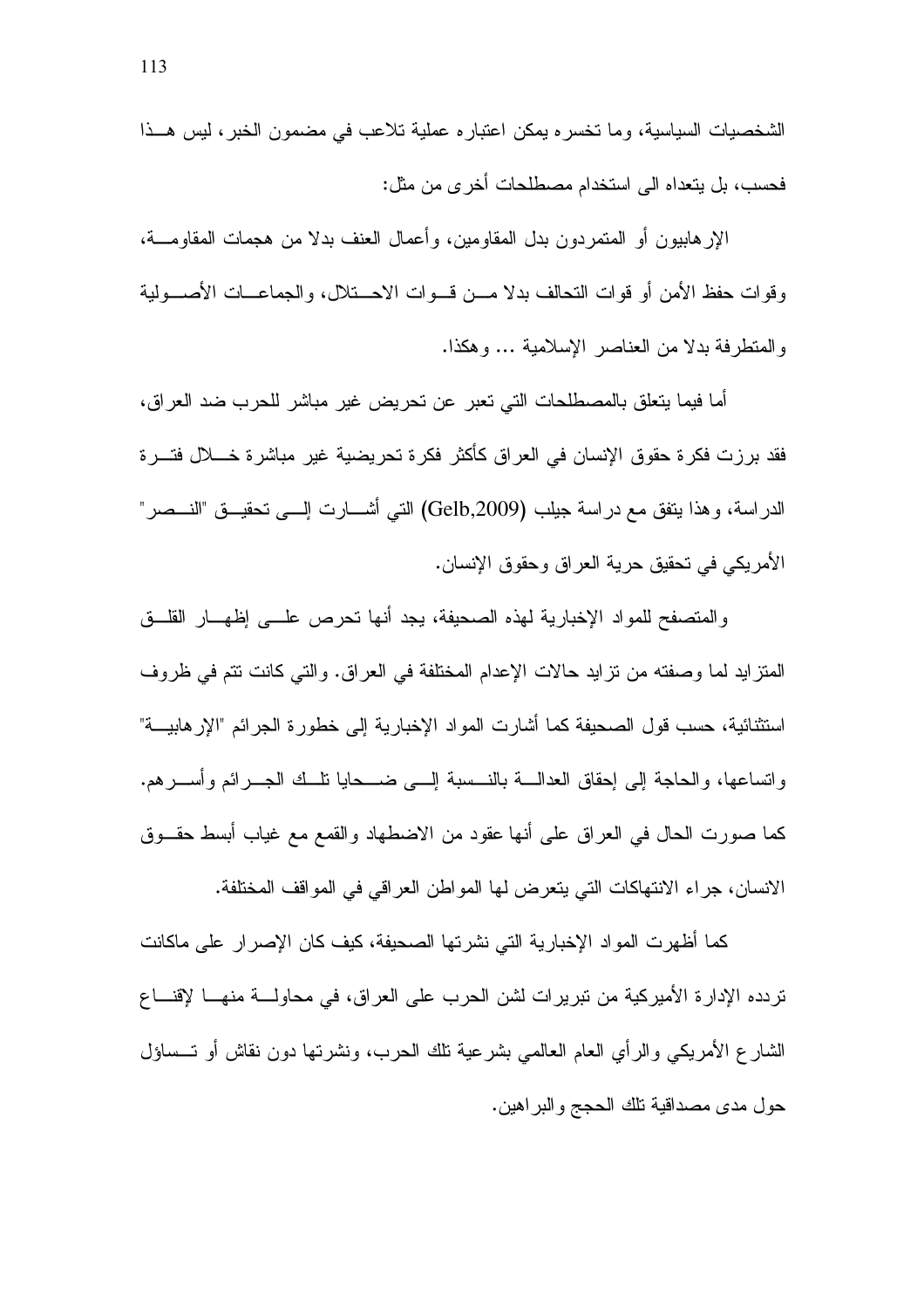الشخصيات السياسية، وما تخسره يمكن اعتباره عملية تلاعب في مضمون الخبر، ليس هذا فحسب، بل يتعداه الى استخدام مصطلحات أخرى من مثل:

الإرهابيون أو المتمردون بدل المقاومين، وأعمال العنف بدلا من هجمات المقاومة، وقوات حفظ الأمن أو قوات التحالف بدلا من قوات الاحتلال، والجماعات الأصولية والمتطرفة بدلا من العناصر الإسلامية ... وهكذا.

أما فيما يتعلق بالمصطلحات التي تعبر عن تحريض غير مباشر للحرب ضد العراق، فقد برزت فكرة حقوق الإنسان في العراق كأكثر فكرة تحريضية غير مباشرة خلال فترة الدراسة، وهذا يتفق مع دراسة جيلب (Gelb,2009) التي أشارت إلى تحقيق "النصر" الأمريكي في تحقيق حرية العراق وحقوق الإنسان.

والمتصفح للمواد الإخبارية لهذه الصحيفة، يجد أنها تحرص على إظهار القلق المتزايد لما وصفته من تزايد حالات الإعدام المختلفة في العراق. والتي كانت تتم في ظروف استثنائية، حسب قول الصحيفة كما أشارت المواد الإخبارية إلى خطورة الجرائم "الإرهابية" واتساعها، والحاجة إلى إحقاق العدالة بالنسبة إلى ضحايا تلك الجرائم وأسرهم. كما صورت الحال في العراق على أنها عقود من الاضطهاد والقمع مع غياب أبسط حقوق الانسان، جراء الانتهاكات التي يتعرض لها المواطن العراقي في المواقف المختلفة.

كما أظهرت المواد الإخبارية التي نشرتها الصحيفة، كيف كان الإصرار على ماكانت تردده الإدارة الأميركية من تبريرات لشن الحرب على العراق، في محاولة منها لإقناع الشارع الأمريكي والرأي العام العالمي بشرعية تلك الحرب، ونشرتها دون نقاش أو تساؤل حول مدى مصداقية تلك الحجج والبراهين.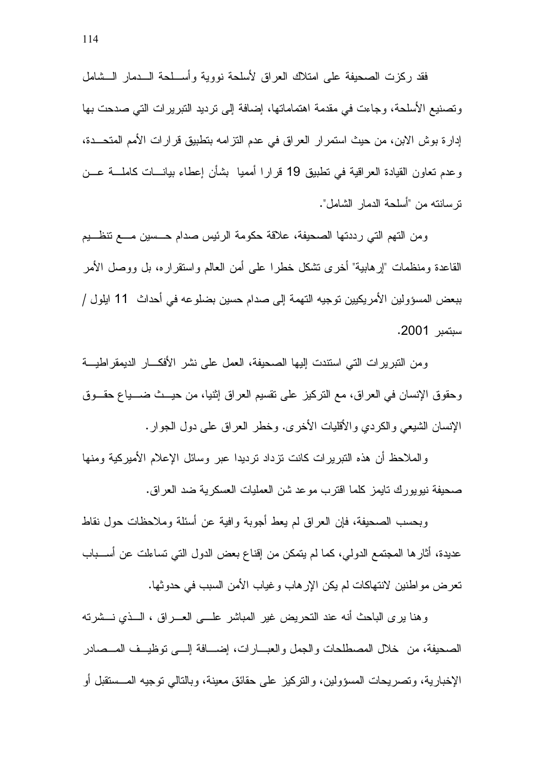فقد ركزت الصحيفة على امتلاك العراق لأسلحة نووية وأسلحة الدمار الشامل وتصنيع الأسلحة، وجاءت في مقدمة اهتماماتها، إضافة إلى ترديد التبريرات التي صدحت بها إدارة بوش الابن، من حيث استمرار العراق في عدم التزامه بتطبيق قرارات الأمم المتحدة، وعدم تعاون القيادة العراقية في تطبيق 19 قرارا أمميا بشأن إعطاء بيانات كاملة عن ترسانته من "أسلحة الدمار الشامل".

ومن التهم التي رددتها الصحيفة، علاقة حكومة الرئيس صدام حسين مع تنظيم القاعدة ومنظمات "إرهابية" أخرى تشكل خطرا على أمن العالم واستقراره، بل ووصل الأمر ببعض المسؤولين الأمريكيين توجيه التهمة إلى صدام حسين بضلوعه في أحداث 11 ايلول / سبتمبر 2001.

ومن التبريرات التي استندت إليها الصحيفة، العمل على نشر الأفكار الديمقراطية وحقوق الإنسان في العراق، مع التركيز على تقسيم العراق إثنيا، من حيث ضياع حقوق الإنسان الشيعي والكردي والأقليات الأخرى. وخطر العراق على دول الجوار.

والملاحظ أن هذه التبريرات كانت تزداد ترديدا عبر وسائل الإعلام الأميركية ومنها صحيفة نيويورك تايمز كلما اقترب موعد شن العمليات العسكرية ضد العراق.

وبحسب الصحيفة، فإن العراق لم يعط أجوبة وافية عن أسئلة وملاحظات حول نقاط عديدة، أثارها المجتمع الدولي، كما لم يتمكن من إقناع بعض الدول التي تساءلت عن أسباب تعرض مواطنين لانتهاكات لم يكن الإرهاب وغياب الأمن السبب في حدوثها.

وهنا يرى الباحث أنه عند التحريض غير المباشر على العراق ، الذي نشرته الصحيفة، من خلال المصطلحات والجمل والعبارات، إضافة إلى توظيف المصادر الإخبارية، وتصريحات المسؤولين، والتركيز على حقائق معينة، وبالتالي توجيه المستقبل أو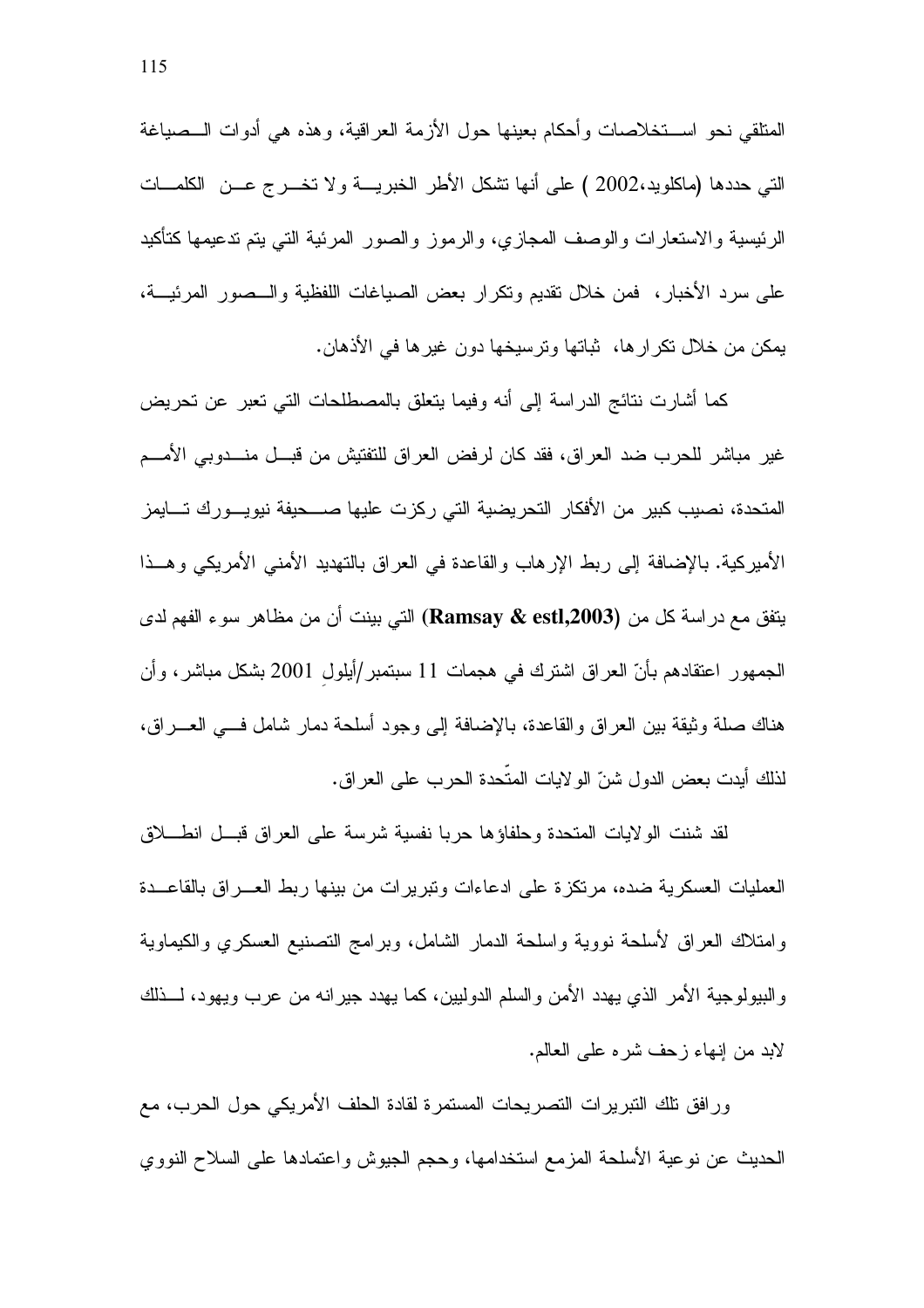المتلقي نحو استخلاصات وأحكام بعينها حول الأزمة العراقية، وهذه هي أدوات الصياغة التي حددها (ماكلويد،2002 ) على أنها تشكل الأطر الخبرية ولا تخرج عن الكلمات الرئيسية والاستعارات والوصف المجازي، والرموز والصور المرئية التي يتم تدعيمها كتأكيد على سرد الأخبار، فمن خلال تقديم وتكرار بعض الصياغات اللفظية والصور المرئية، يمكن من خلال تكرارها، ثباتها وترسيخها دون غيرها في الأذهان.

كما أشارت نتائج الدراسة إلى أنه وفيما يتعلق بالمصطلحات التي تعبر عن تحريض غير مباشر للحرب ضد العراق، فقد كان لرفض العراق للتفتيش من قبل مندوبي الأمم المتحدة، نصيب كبير من الأفكار التحريضية التي ركزت عليها صحيفة نيويورك تايمز الأميركية. بالإضافة إلى ربط الإرهاب والقاعدة في العراق بالتهديد الأمني الأمريكي وهذا يتفق مع دراسة كل من **(Ramsay & estl,2003)** التي بينت أن من مظاهر سوء الفهم لدى الجمهور اعتقادهم بأنّ العراق اشترك في هجمات 11 سبتمبر/أيلولِ 2001 بشكل مباشر، وأن هناك صلة وثيقة بين العراق والقاعدة، بالإضافة إلى وجود أسلحة دمار شامل في العراق، لذلك أيدت بعض الدول شنّ الولايات المتّحدة الحرب على العراق.

لقد شنت الولايات المتحدة وحلفاؤها حربا نفسية شرسة على العراق قبل انطلاق العمليات العسكرية ضده، مرتكزة على ادعاءات وتبريرات من بينها ربط العراق بالقاعدة وامتلاك العراق لأسلحة نووية واسلحة الدمار الشامل، وبرامج التصنيع العسكري والكيماوية والبيولوجية الأمر الذي يهدد الأمن والسلم الدوليين، كما يهدد جيرانه من عرب ويهود، لذلك لابد من إنهاء زحف شره على العالم.

ورافق تلك التبريرات التصريحات المستمرة لقادة الحلف الأمريكي حول الحرب، مع الحديث عن نوعية الأسلحة المزمع استخدامها، وحجم الجيوش واعتمادها على السلاح النووي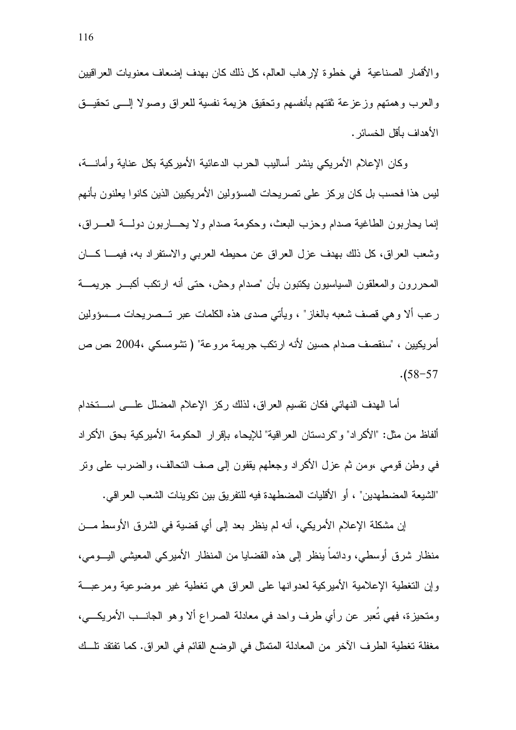والأقمار الصناعية في خطوة لإرهاب العالم، كل ذلك كان بهدف إضعاف معنويات العراقيين والعرب وهمتهم وزعزعة ثقتهم بأنفسهم وتحقيق هزيمة نفسية للعراق وصولا إلى تحقيق الأهداف بأقل الخسائر.

وكان الإعلام الأمريكي ينشر أساليب الحرب الدعائية الأميركية بكل عناية وأمانة، ليس هذا فحسب بل كان يركز على تصريحات المسؤولين الأمريكيين الذين كانوا يعلنون بأنهم إنما يحاربون الطاغية صدام وحزب البعث، وحكومة صدام ولا يحاربون دولة العراق، وشعب العراق، كل ذلك بهدف عزل العراق عن محيطه العربي والاستفراد به، فيما كان المحررون والمعلقون السياسيون يكتبون بأن "صدام وحش، حتى أنه ارتكب أكبر جريمة رعب ألا وهي قصف شعبه بالغاز" ، ويأتي صدى هذه الكلمات عبر تصريحات مسؤولين أمريكيين ، "سنقصف صدام حسين لأنه ارتكب جريمة مروعة" ( تشومسكي ،2004 ،ص ص 57-58).

أما الهدف النهائي فكان تقسيم العراق، لذلك ركز الإعلام المضلل على استخدام ألفاظ من مثل: "الأكراد" و"كردستان العراقية" للإيحاء بإقرار الحكومة الأميركية بحق الأكراد في وطن قومي ،ومن ثم عزل الأكراد وجعلهم يقفون إلى صف التحالف، والضرب على وتر "الشيعة المضطهدين" ، أو الأقليات المضطهدة فيه للتفريق بين تكوينات الشعب العراقي.

إن مشكلة الإعلام الأمريكي، أنه لم ينظر بعد إلى أي قضية في الشرق الأوسط من منظار شرق أوسطي، ودائماً ينظر إلى هذه القضايا من المنظار الأميركي المعيشي اليومي، وإن التغطية الإعلامية الأميركية لعدوانها على العراق هي تغطية غير موضوعية ومرعبة ومتحيزة، فهي تُعبر عن رأي طرف واحد في معادلة الصراع ألا وهو الجانب الأمريكي، مغفلة تغطية الطرف الآخر من المعادلة المتمثل في الوضع القائم في العراق. كما تفتقد تلك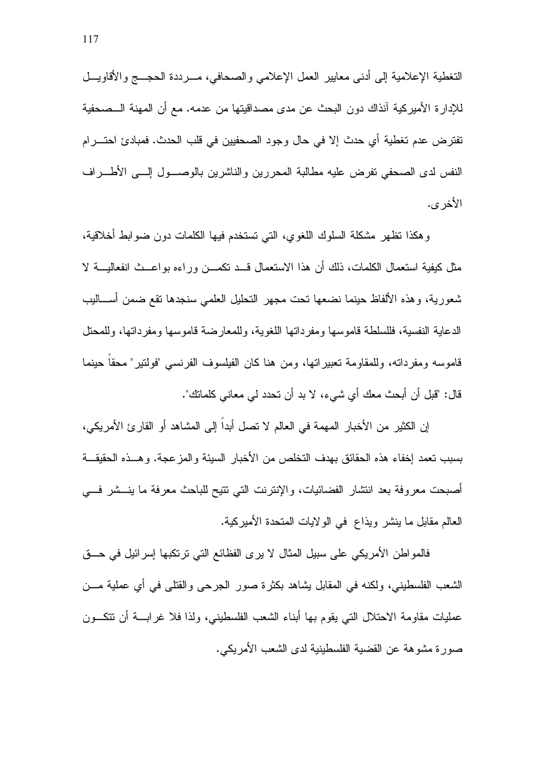التغطية الإعلامية إلى أدنى معايير العمل الإعلامي والصحافي، مرددة الحجج والأقاويل للإدارة الأميركية آنذاك دون البحث عن مدى مصداقيتها من عدمه. مع أن المهنة الصحفية تفترض عدم تغطية أي حدث إلا في حال وجود الصحفيين في قلب الحدث. فمبادئ احترام النفس لدى الصحفي تفرض عليه مطالبة المحررين والناشرين بالوصول إلى الأطراف الأخرى.

وهكذا تظهر مشكلة السلوك اللغوي، التي تستخدم فيها الكلمات دون ضوابط أخلاقية، مثل كيفية استعمال الكلمات، ذلك أن هذا الاستعمال قد تكمن وراءه بواعث انفعالية لا شعورية، وهذه الألفاظ حينما نضعها تحت مجهر التحليل العلمي سنجدها تقع ضمن أساليب الدعاية النفسية، فللسلطة قاموسها ومفرداتها اللغوية، وللمعارضة قاموسها ومفرداتها، وللمحتل قاموسه ومفرداته، وللمقاومة تعبيراتها، ومن هنا كان الفيلسوف الفرنسي "فولتير" محقاً حينما قال: "قبل أن أبحث معك أي شيء، لا بد أن تحدد لي معاني كلماتك".

إن الكثير من الأخبار المهمة في العالم لا تصل أبداً إلى المشاهد أو القارئ الأمريكي، بسبب تعمد إخفاء هذه الحقائق بهدف التخلص من الأخبار السيئة والمزعجة. وهذه الحقيقة أصبحت معروفة بعد انتشار الفضائيات، والإنترنت التي تتيح للباحث معرفة ما ينشر في العالم مقابل ما ينشر ويذاع في الولايات المتحدة الأميركية.

فالمواطن الأمريكي على سبيل المثال لا يرى الفظائع التي ترتكبها إسرائيل في حق الشعب الفلسطيني، ولكنه في المقابل يشاهد بكثرة صور الجرحى والقتلى في أي عملية من عمليات مقاومة الاحتلال التي يقوم بها أبناء الشعب الفلسطيني، ولذا فلا غرابة أن تتكون صورة مشوهة عن القضية الفلسطينية لدى الشعب الأمريكي.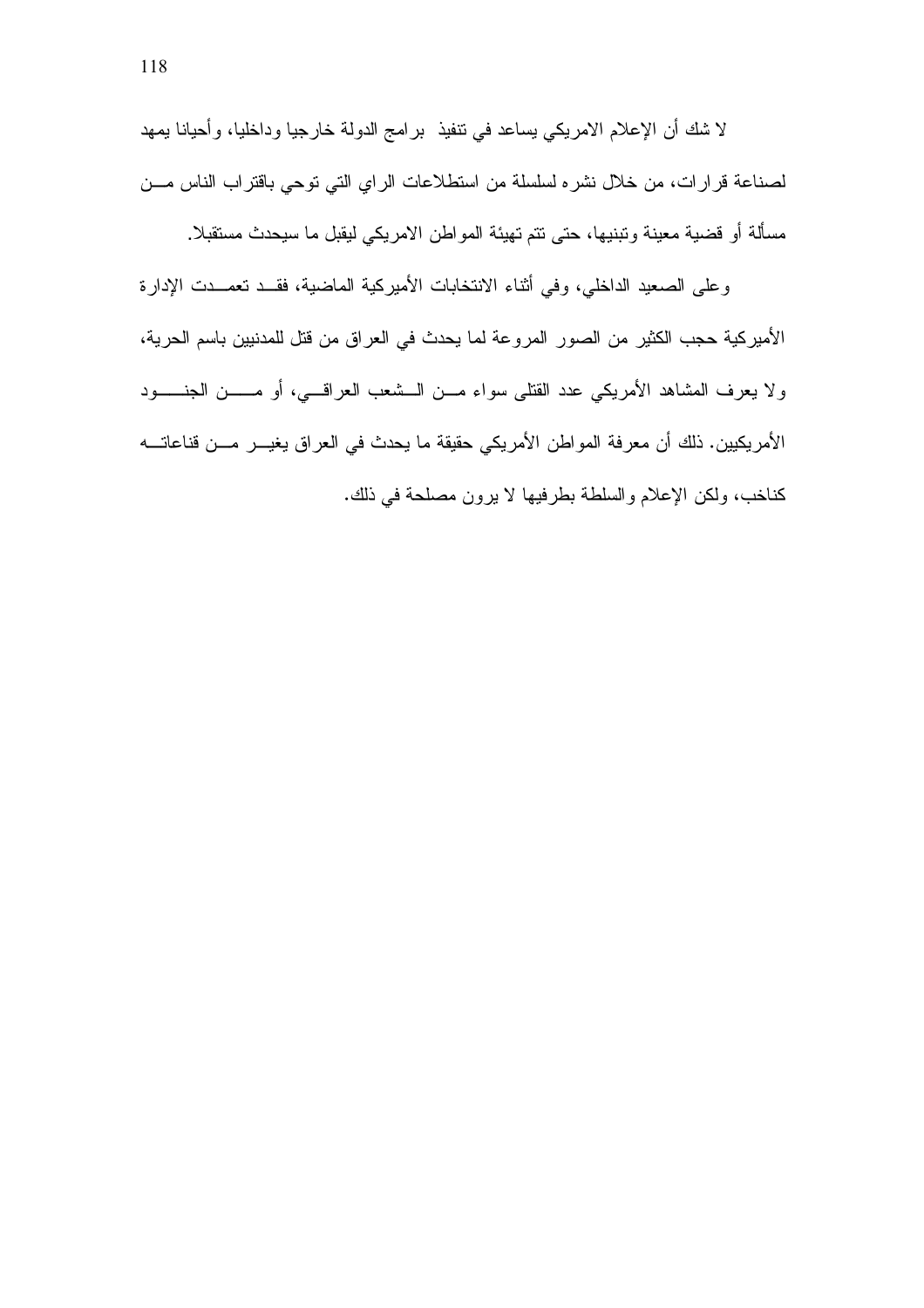لا شك أن الإعلام الامريكي يساعد في تنفيذ  برامج الدولة خارجيا وداخليا، وأحيانا يمهد لصناعة قرارات، من خلال نشره لسلسلة من استطلاعات الراي التي توحي باقتراب الناس من مسألة أو قضية معينة وتبنيها، حتى تتم تهيئة المواطن الامريكي ليقبل ما سيحدث مستقبلا.

وعلى الصعيد الداخلي، وفي أثناء الانتخابات الأميركية الماضية، فقد تعمدت الإدارة الأميركية حجب الكثير من الصور المروعة لما يحدث في العراق من قتل للمدنيين باسم الحرية، ولا يعرف المشاهد الأمريكي عدد القتلى سواء من الشعب العراقي، أو من الجنود الأمريكيين. ذلك أن معرفة المواطن الأمريكي حقيقة ما يحدث في العراق يغير من قناعاته كناخب، ولكن الإعلام والسلطة بطرفيها لا يرون مصلحة في ذلك.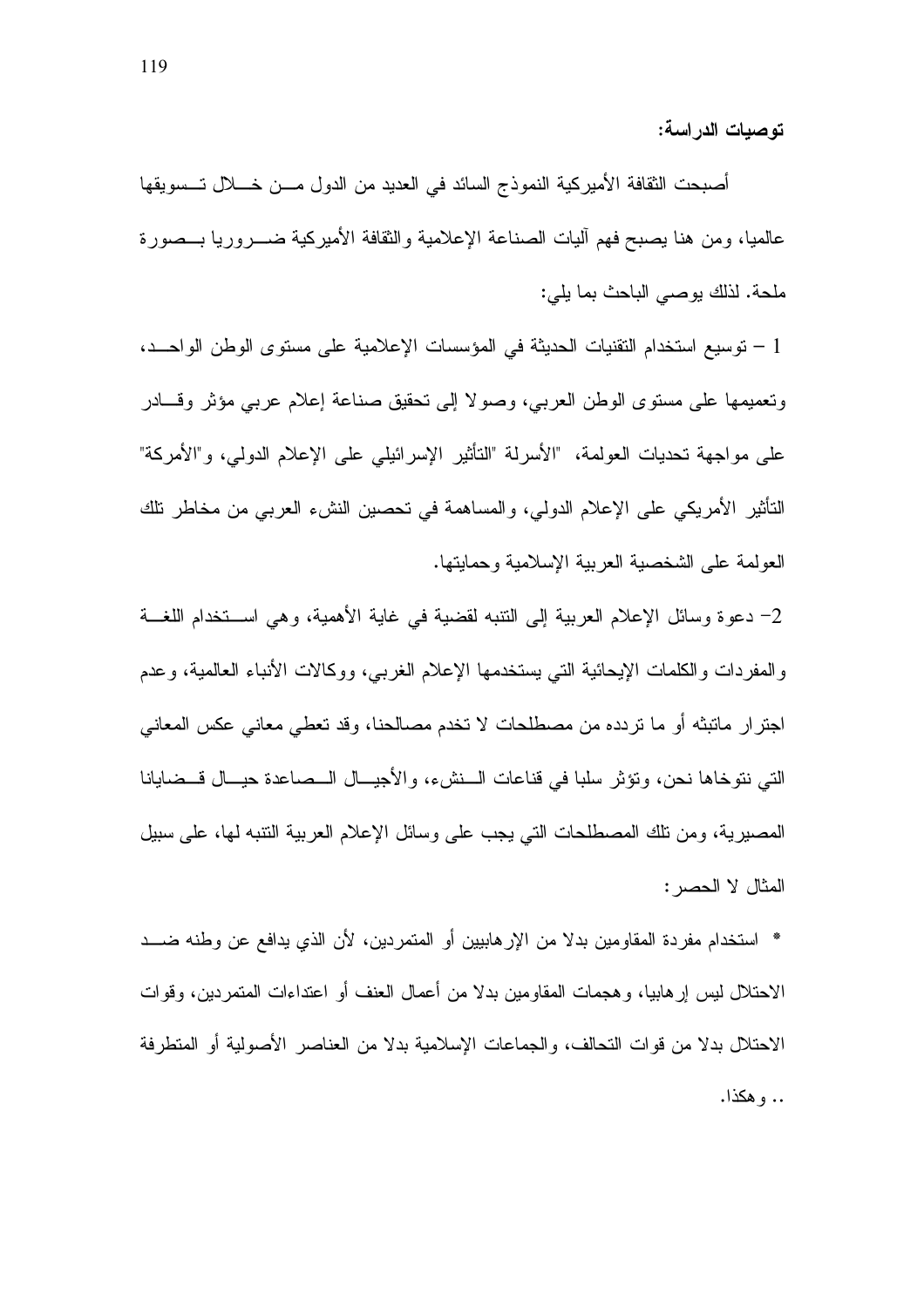**توصيات الدراسة:**

أصبحت الثقافة الأميركية النموذج السائد في العديد من الدول من خلال تسويقها عالميا، ومن هنا يصبح فهم آليات الصناعة الإعلامية والثقافة الأميركية ضروريا بصورة ملحة. لذلك يوصي الباحث بما يلي:

1 – توسيع استخدام التقنيات الحديثة في المؤسسات الإعلامية على مستوى الوطن الواحد، وتعميمها على مستوى الوطن العربي، وصولا إلى تحقيق صناعة إعلام عربي مؤثر وقادر على مواجهة تحديات العولمة، "الأسرلة "التأثير الإسرائيلي على الإعلام الدولي، و"الأمركة" التأثير الأمريكي على الإعلام الدولي، والمساهمة في تحصين النشء العربي من مخاطر تلك العولمة على الشخصية العربية الإسلامية وحمايتها.

2- دعوة وسائل الإعلام العربية إلى التنبه لقضية في غاية الأهمية، وهي استخدام اللغة والمفردات والكلمات الإيحائية التي يستخدمها الإعلام الغربي، ووكالات الأنباء العالمية، وعدم اجترار ماتبثه أو ما تردده من مصطلحات لا تخدم مصالحنا، وقد تعطي معاني عكس المعاني التي نتوخاها نحن، وتؤثر سلبا في قناعات النشء، والأجيال الصاعدة حيال قضايانا المصيرية، ومن تلك المصطلحات التي يجب على وسائل الإعلام العربية التنبه لها، على سبيل المثال لا الحصر:

* استخدام مفردة المقاومين بدلا من الإرهابيين أو المتمردين، لأن الذي يدافع عن وطنه ضد الاحتلال ليس إرهابيا، وهجمات المقاومين بدلا من أعمال العنف أو اعتداءات المتمردين، وقوات الاحتلال بدلا من قوات التحالف، والجماعات الإسلامية بدلا من العناصر الأصولية أو المتطرفة .. وهكذا.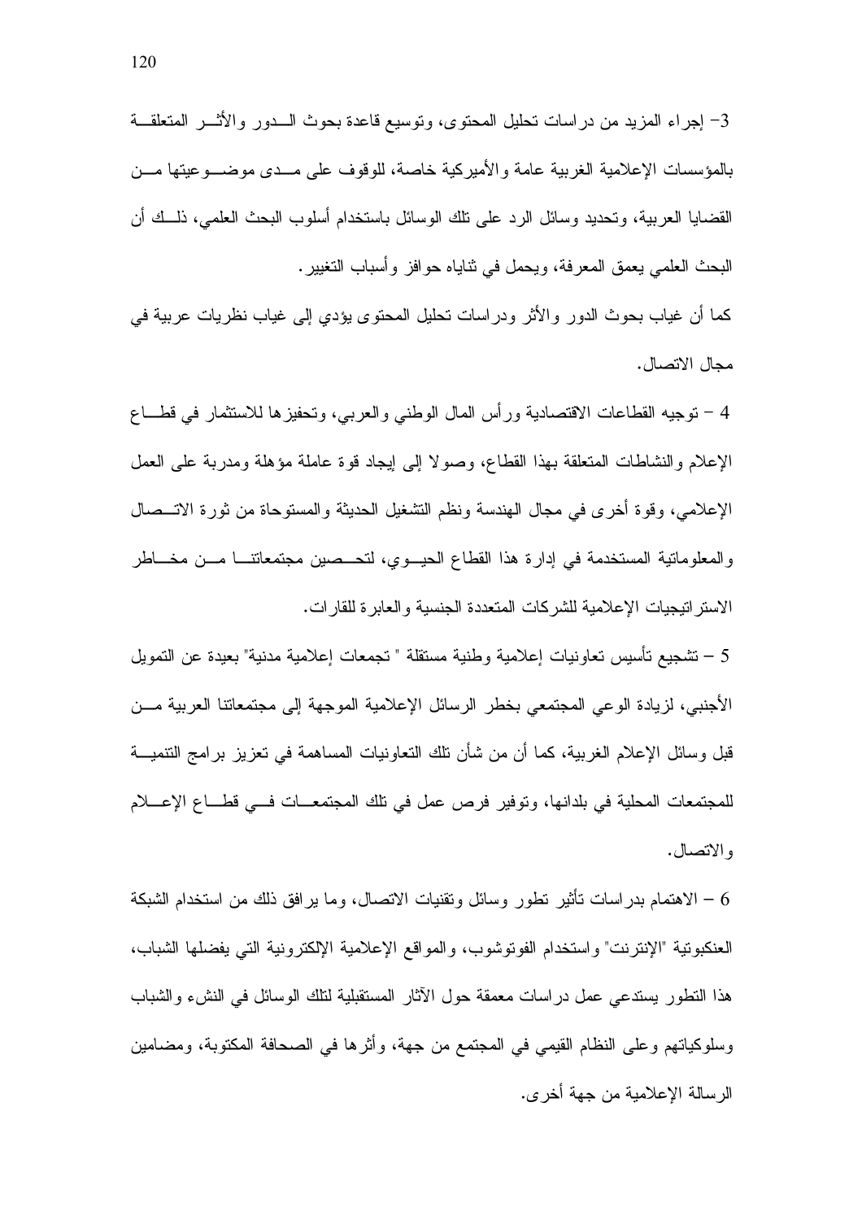3- إجراء المزيد من دراسات تحليل المحتوى، وتوسيع قاعدة بحوث الدور والأثر المتعلقة بالمؤسسات الإعلامية الغربية عامة والأميركية خاصة، للوقوف على مدى موضوعيتها من القضايا العربية، وتحديد وسائل الرد على تلك الوسائل باستخدام أسلوب البحث العلمي، ذلك أن البحث العلمي يعمق المعرفة، ويحمل في ثناياه حوافز وأسباب التغيير.

كما أن غياب بحوث الدور والأثر ودراسات تحليل المحتوى يؤدي إلى غياب نظريات عربية في مجال الاتصال.

4 – توجيه القطاعات الاقتصادية ورأس المال الوطني والعربي، وتحفيزها للاستثمار في قطاع الإعلام والنشاطات المتعلقة بهذا القطاع، وصولا إلى إيجاد قوة عاملة مؤهلة ومدربة على العمل الإعلامي، وقوة أخرى في مجال الهندسة ونظم التشغيل الحديثة والمستوحاة من ثورة الاتصال والمعلوماتية المستخدمة في إدارة هذا القطاع الحيوي، لتحصين مجتمعاتنا من مخاطر الاستراتيجيات الإعلامية للشركات المتعددة الجنسية والعابرة للقارات.

5 – تشجيع تأسيس تعاونيات إعلامية وطنية مستقلة " تجمعات إعلامية مدنية" بعيدة عن التمويل الأجنبي، لزيادة الوعي المجتمعي بخطر الرسائل الإعلامية الموجهة إلى مجتمعاتنا العربية من قبل وسائل الإعلام الغربية، كما أن من شأن تلك التعاونيات المساهمة في تعزيز برامج التنمية للمجتمعات المحلية في بلدانها، وتوفير فرص عمل في تلك المجتمعات في قطاع الإعلام والاتصال.

6 – الاهتمام بدراسات تأثير تطور وسائل وتقنيات الاتصال، وما يرافق ذلك من استخدام الشبكة العنكبوتية "الإنترنت" واستخدام الفوتوشوب، والمواقع الإعلامية الإلكترونية التي يفضلها الشباب، هذا التطور يستدعي عمل دراسات معمقة حول الآثار المستقبلية لتلك الوسائل في النشء والشباب وسلوكياتهم وعلى النظام القيمي في المجتمع من جهة، وأثرها في الصحافة المكتوبة، ومضامين الرسالة الإعلامية من جهة أخرى.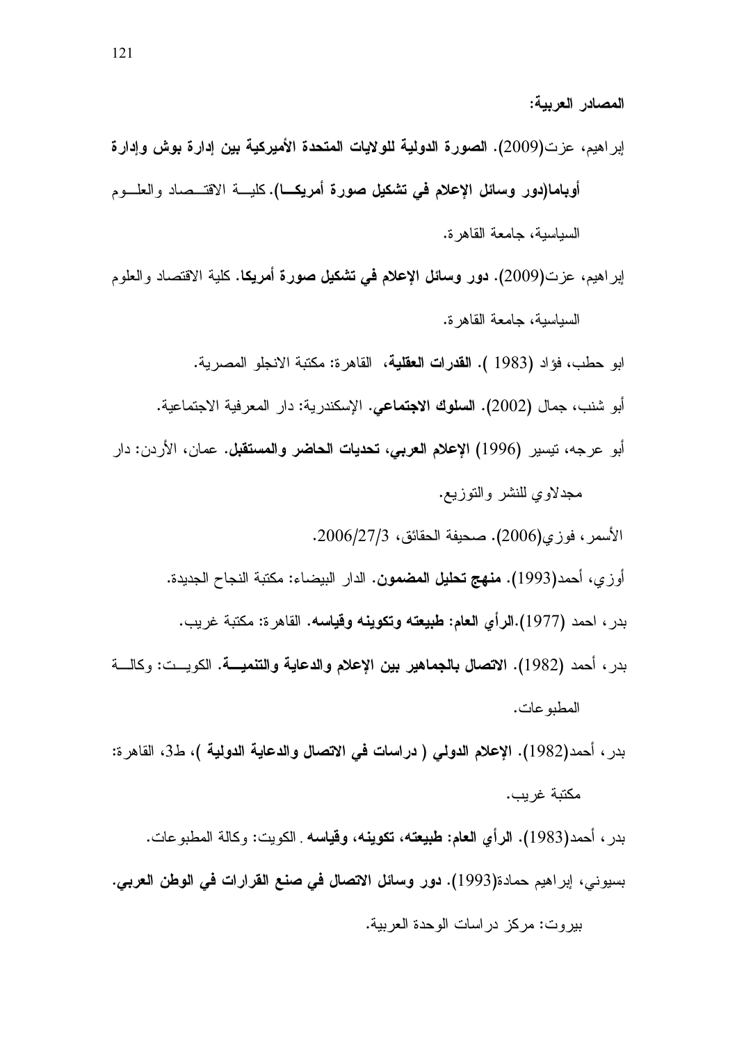**المصادر العربية:**

إبراهيم، عزت(2009). **الصورة الدولية للولايات المتحدة الأميركية بين إدارة بوش وإدارة أوباما(دور وسائل الإعلام في تشكيل صورة أمريكا)**. كلية الاقتصاد والعلوم السياسية، جامعة القاهرة.

إبراهيم، عزت(2009). **دور وسائل الإعلام في تشكيل صورة أمريكا**. كلية الاقتصاد والعلوم السياسية، جامعة القاهرة.

ابو حطب، فؤاد (1983 ). **القدرات العقلية**، القاهرة: مكتبة الانجلو المصرية.

أبو شنب، جمال (2002). **السلوك الاجتماعي**. الإسكندرية: دار المعرفية الاجتماعية.

أبو عرجه، تيسير (1996) **الإعلام العربي، تحديات الحاضر والمستقبل**. عمان، الأردن: دار مجدلاوي للنشر والتوزيع.

الأسمر، فوزي(2006). صحيفة الحقائق، 2006/27/3.

أوزي، أحمد(1993). **منهج تحليل المضمون**. الدار البيضاء: مكتبة النجاح الجديدة.

بدر، احمد (1977).**الرأي العام: طبيعته وتكوينه وقياسه**. القاهرة: مكتبة غريب.

بدر، أحمد (1982). **الاتصال بالجماهير بين الإعلام والدعاية والتنمية**. الكويت: وكالة المطبوعات.

بدر، أحمد(1982). **الإعلام الدولي ( دراسات في الاتصال والدعاية الدولية )**، ط3، القاهرة: مكتبة غريب.

بدر، أحمد(1983). **الرأي العام: طبيعته، تكوينه، وقياسه** . الكويت: وكالة المطبوعات.

بسيوني، إبراهيم حمادة(1993). **دور وسائل الاتصال في صنع القرارات في الوطن العربي**. بيروت: مركز دراسات الوحدة العربية.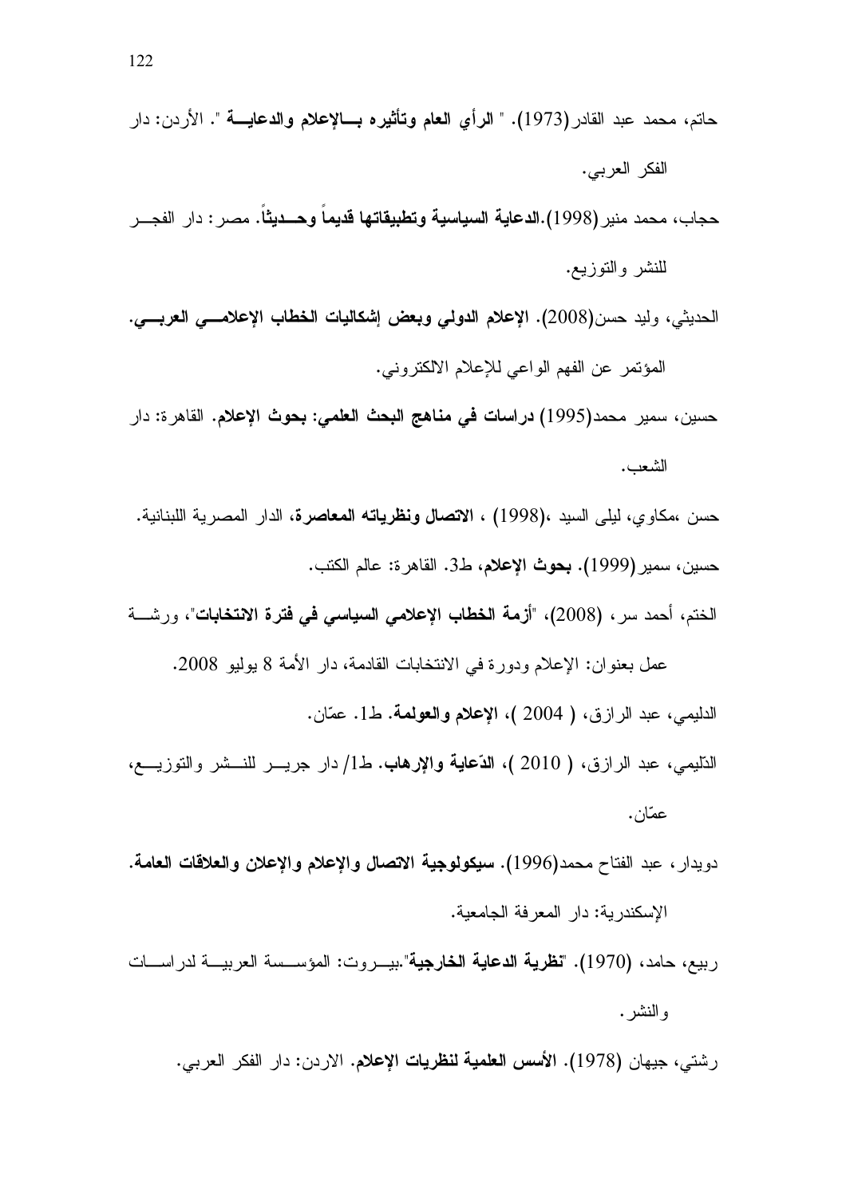حاتم، محمد عبد القادر(1973). " **الرأي العام وتأثيره بالإعلام والدعاية** ". الأردن: دار الفكر العربي.

حجاب، محمد منير(1998).**الدعاية السياسية وتطبيقاتها قديماً وحديثاً**. مصر: دار الفجر للنشر والتوزيع.

الحديثي، وليد حسن(2008). **الإعلام الدولي وبعض إشكاليات الخطاب الإعلامي العربي**. المؤتمر عن الفهم الواعي للإعلام الالكتروني.

حسين، سمير محمد(1995) **دراسات في مناهج البحث العلمي: بحوث الإعلام**. القاهرة: دار الشعب.

حسن ،مكاوي، ليلى السيد ،(1998) ، **الاتصال ونظرياته المعاصرة**، الدار المصرية اللبنانية.

حسين، سمير(1999). **بحوث الإعلام**، ط3. القاهرة: عالم الكتب.

الختم، أحمد سر، (2008)، "**أزمة الخطاب الإعلامي السياسي في فترة الانتخابات**"، ورشة عمل بعنوان: الإعلام ودورة في الانتخابات القادمة، دار الأمة 8 يوليو 2008.

الدليمي، عبد الرازق، ( 2004 )، **الإعلام والعولمة**. ط1. عمّان.

الدّليمي، عبد الرازق، ( 2010 )، **الدّعاية والإرهاب**. ط1/ دار جرير للنشر والتوزيع، عمّان.

دويدار، عبد الفتاح محمد(1996). **سيكولوجية الاتصال والإعلام والإعلان والعلاقات العامة**. الإسكندرية: دار المعرفة الجامعية.

ربيع، حامد، (1970). "**نظرية الدعاية الخارجية**".بيروت: المؤسسة العربية لدراسات والنشر.

رشتي، جيهان (1978). **الأسس العلمية لنظريات الإعلام**. الاردن: دار الفكر العربي.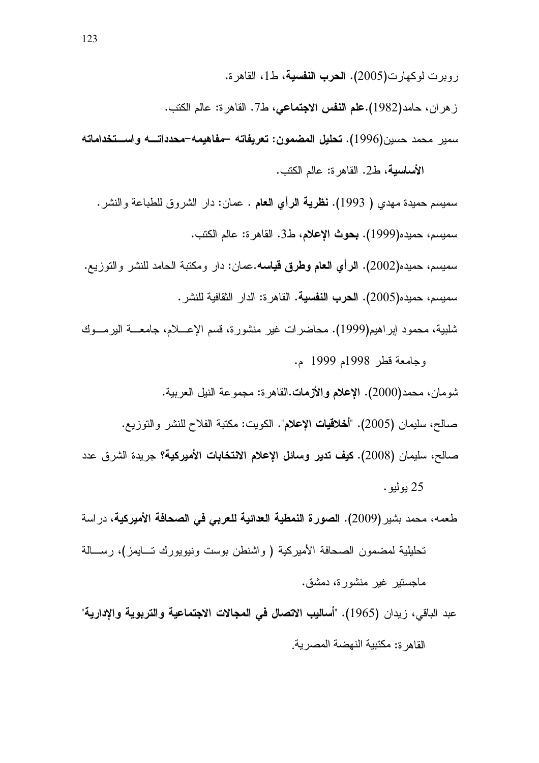روبرت لوكهارت(2005). **الحرب النفسية**، ط1، القاهرة.

زهران، حامد(1982).**علم النفس الاجتماعي**، ط7. القاهرة: عالم الكتب.

سمير محمد حسين(1996). **تحليل المضمون: تعريفاته –مفاهيمه–محدداته واستخداماته الأساسية**، ط2. القاهرة: عالم الكتب.

سميسم حميدة مهدي ( 1993). **نظرية الرأي العام** . عمان: دار الشروق للطباعة والنشر.

سميسم، حميده(1999). **بحوث الإعلام**، ط3. القاهرة: عالم الكتب.

سميسم، حميده(2002). **الرأي العام وطرق قياسه**.عمان: دار ومكتبة الحامد للنشر والتوزيع.

سميسم، حميده(2005). **الحرب النفسية**. القاهرة: الدار الثقافية للنشر.

شلبية، محمود إبراهيم(1999). محاضرات غير منشورة، قسم الإعلام، جامعة اليرموك وجامعة قطر 1998م 1999 م.

شومان، محمد(2000). **الإعلام والأزمات**.القاهرة: مجموعة النيل العربية.

صالح، سليمان (2005). "**أخلاقيات الإعلام**". الكويت: مكتبة الفلاح للنشر والتوزيع.

صالح، سليمان (2008). **كيف تدير وسائل الإعلام الانتخابات الأميركية؟** جريدة الشرق عدد 25 يوليو.

طعمه، محمد بشير(2009). **الصورة النمطية العدائية للعربي في الصحافة الأميركية**، دراسة تحليلية لمضمون الصحافة الأميركية ( واشنطن بوست ونيويورك تايمز)، رسالة ماجستير غير منشورة، دمشق.

عبد الباقي، زيدان (1965). "**أساليب الاتصال في المجالات الاجتماعية والتربوية والإدارية**" القاهرة: مكتبة النهضة المصرية.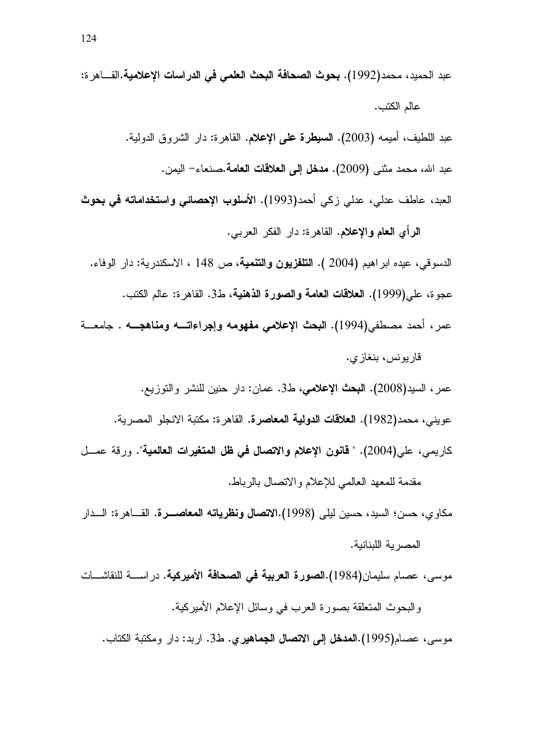عبد الحميد، محمد(1992). **بحوث الصحافة البحث العلمي في الدراسات الإعلامية**.القاهرة: عالم الكتب.

عبد اللطيف، أميمه (2003). **السيطرة على الإعلام**. القاهرة: دار الشروق الدولية.

عبد الله، محمد مثنى (2009). **مدخل إلى العلاقات العامة**.صنعاء- اليمن.

العبد، عاطف عدلي، عدلي زكي أحمد(1993). **الأسلوب الإحصائي واستخداماته في بحوث الرأي العام والإعلام**. القاهرة: دار الفكر العربي.

الدسوقي، عيده ابراهيم (2004 ). **التلفزيون والتنمية**، ص 148 ، الاسكندرية: دار الوفاء.

عجوة، علي(1999). **العلاقات العامة والصورة الذهنية**، ط3. القاهرة: عالم الكتب.

عمر، أحمد مصطفي(1994). **البحث الإعلامي مفهومه وإجراءاته ومناهجه** . جامعة قاريونس، بنغازي.

عمر، السيد(2008). **البحث الإعلامي**، ط3. عمان: دار حنين للنشر والتوزيع.

عويني، محمد(1982). **العلاقات الدولية المعاصرة**. القاهرة: مكتبة الانجلو المصرية.

كاريمي، علي(2004). " **قانون الإعلام والاتصال في ظل المتغيرات العالمية**". ورقة عمل مقدمة للمعهد العالمي للإعلام والاتصال بالرباط.

مكاوي، حسن؛ السيد، حسين ليلى (1998).**الاتصال ونظرياته المعاصرة**. القاهرة: الدار المصرية اللبنانية.

موسى، عصام سليمان(1984).**الصورة العربية في الصحافة الأميركية**. دراسة للنقاشات والبحوث المتعلقة بصورة العرب في وسائل الإعلام الأميركية.

موسى، عصام(1995).**المدخل إلى الاتصال الجماهيري**. ط3. اربد: دار ومكتبة الكتاب.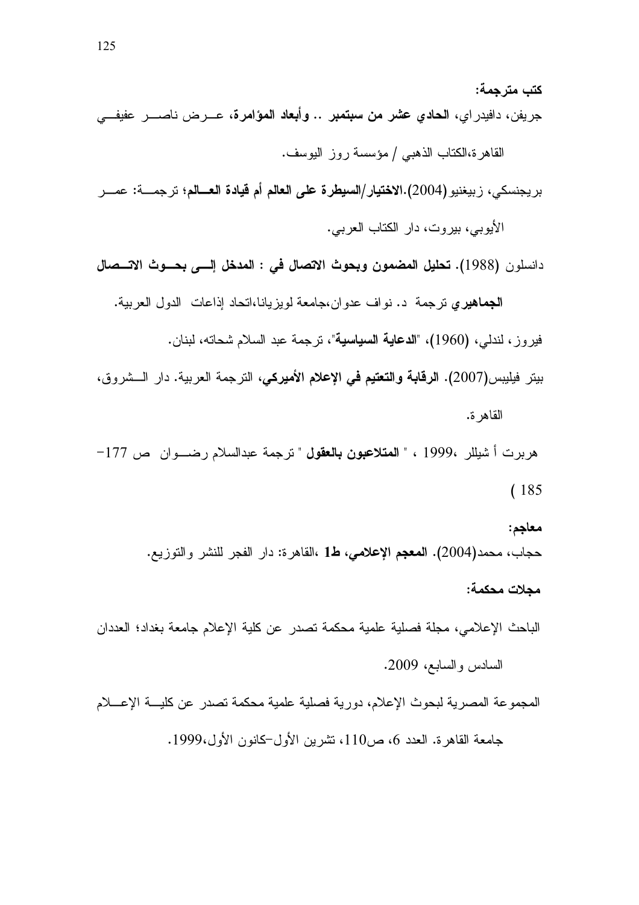**كتب مترجمة:**

جريفن، دافيدراي، **الحادي عشر من سبتمبر .. وأبعاد المؤامرة**، عـرض ناصـر عفيفـي القاهرة،الكتاب الذهبي / مؤسسة روز اليوسف.

بريجنسكي، زبيغنيو (2004).**الاختيار/السيطرة على العالم أم قيادة العـالم**؛ ترجمـة: عمـر الأيوبي، بيروت، دار الكتاب العربي.

دانسلون (1988). **تحليل المضمون وبحوث الاتصال في : المدخل إلـى بحـوث الاتـصال الجماهيري** ترجمة د. نواف عدوان،جامعة لويزيانا،اتحاد إذاعات الدول العربية.

فيروز، لندلي، (1960)، "**الدعاية السياسية**"، ترجمة عبد السلام شحاته، لبنان.

بيتر فيليبس(2007). **الرقابة والتعتيم في الإعلام الأميركي**، الترجمة العربية. دار الـشروق، القاهرة.

هربرت أ شيللر ،1999 ، " **المتلاعبون بالعقول** " ترجمة عبدالسلام رضـوان ص 177- 185 )

**معاجم:**

حجاب، محمد(2004). **المعجم الإعلامي، ط1** ،القاهرة: دار الفجر للنشر والتوزيع.

**مجلات محكمة:**

الباحث الإعلامي، مجلة فصلية علمية محكمة تصدر عن كلية الإعلام جامعة بغداد؛ العددان السادس والسابع، 2009.

المجموعة المصرية لبحوث الإعلام، دورية فصلية علمية محكمة تصدر عن كليـة الإعـلام جامعة القاهرة. العدد 6، ص110، تشرين الأول-كانون الأول،1999.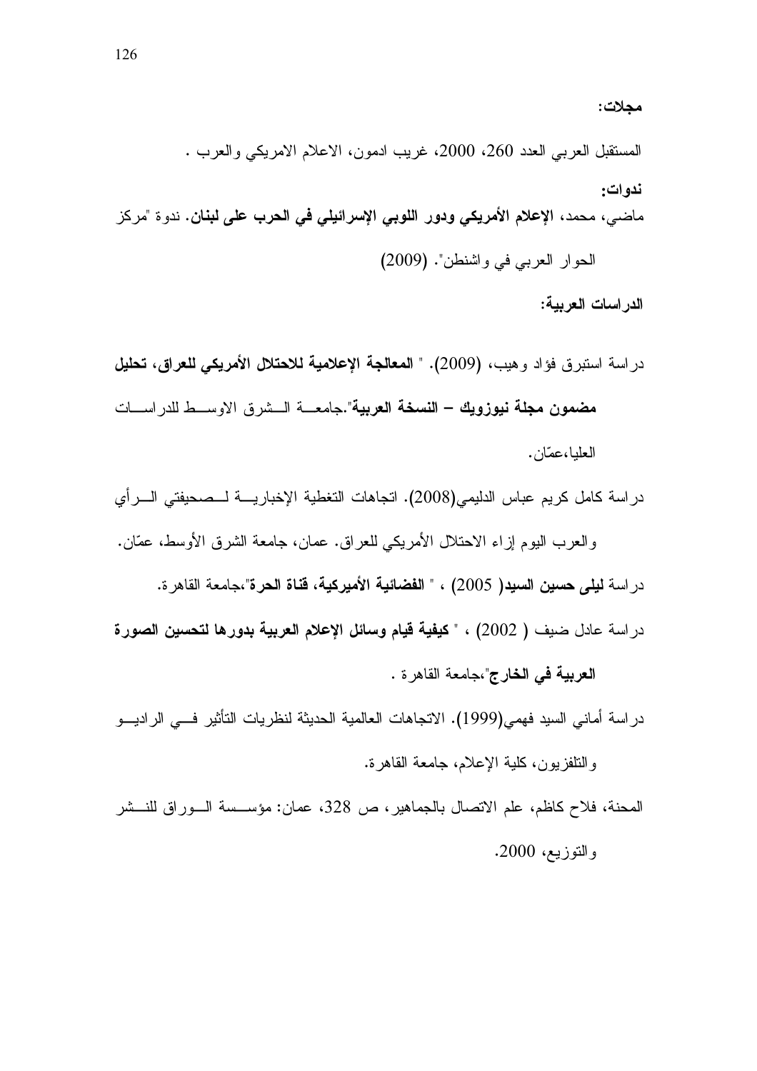**مجلات:**

المستقبل العربي العدد 260، 2000، غريب ادمون، الاعلام الامريكي والعرب .

**ندوات:**

ماضي، محمد، **الإعلام الأمريكي ودور اللوبي الإسرائيلي في الحرب على لبنان.** ندوة "مركز الحوار العربي في واشنطن". (2009)

**الدراسات العربية:**

دراسة استبرق فؤاد وهيب، (2009). " **المعالجة الإعلامية للاحتلال الأمريكي للعراق، تحليل مضمون مجلة نيوزويك – النسخة العربية**".جامعة الشرق الاوسط للدراسات العليا،عمّان.

دراسة كامل كريم عباس الدليمي(2008). اتجاهات التغطية الإخبارية لصحيفتي الرأي والعرب اليوم إزاء الاحتلال الأمريكي للعراق. عمان، جامعة الشرق الأوسط، عمّان.

دراسة **ليلى حسين السيد**( 2005) ، " **الفضائية الأميركية، قناة الحرة**"،جامعة القاهرة.

دراسة عادل ضيف ( 2002) ، " **كيفية قيام وسائل الإعلام العربية بدورها لتحسين الصورة العربية في الخارج**"،جامعة القاهرة .

دراسة أماني السيد فهمي(1999). الاتجاهات العالمية الحديثة لنظريات التأثير في الراديو والتلفزيون، كلية الإعلام، جامعة القاهرة.

المحنة، فلاح كاظم، علم الاتصال بالجماهير، ص 328، عمان: مؤسسة الوراق للنشر والتوزيع، 2000.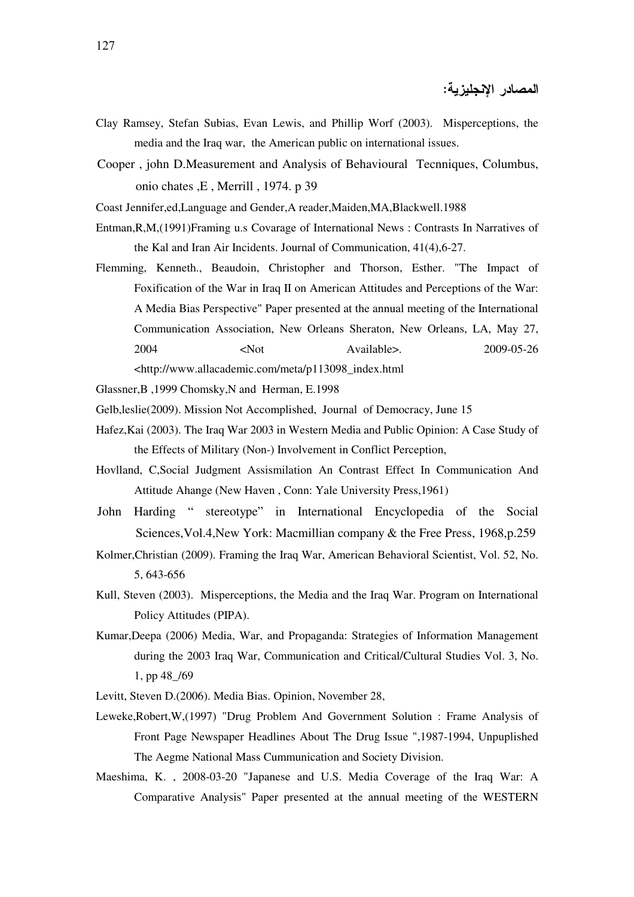## المصادر الإنجليزية:

Clay Ramsey, Stefan Subias, Evan Lewis, and Phillip Worf (2003). Misperceptions, the media and the Iraq war, the American public on international issues.

Cooper , john D.Measurement and Analysis of Behavioural Tecnniques, Columbus, onio chates ,E , Merrill , 1974. p 39

Coast Jennifer,ed,Language and Gender,A reader,Maiden,MA,Blackwell.1988

Entman,R,M,(1991)Framing u.s Covarage of International News : Contrasts In Narratives of the Kal and Iran Air Incidents. Journal of Communication, 41(4),6-27.

Flemming, Kenneth., Beaudoin, Christopher and Thorson, Esther. "The Impact of Foxification of the War in Iraq II on American Attitudes and Perceptions of the War: A Media Bias Perspective" Paper presented at the annual meeting of the International Communication Association, New Orleans Sheraton, New Orleans, LA, May 27, 2004 <Not Available>. 2009-05-26 <http://www.allacademic.com/meta/p113098_index.html

Glassner,B ,1999 Chomsky,N and Herman, E.1998

Gelb,leslie(2009). Mission Not Accomplished, Journal of Democracy, June 15

Hafez,Kai (2003). The Iraq War 2003 in Western Media and Public Opinion: A Case Study of the Effects of Military (Non-) Involvement in Conflict Perception,

Hovlland, C,Social Judgment Assismilation An Contrast Effect In Communication And Attitude Ahange (New Haven , Conn: Yale University Press,1961)

John Harding " stereotype" in International Encyclopedia of the Social Sciences,Vol.4,New York: Macmillian company & the Free Press, 1968,p.259

Kolmer,Christian (2009). Framing the Iraq War, American Behavioral Scientist, Vol. 52, No. 5, 643-656

Kull, Steven (2003). Misperceptions, the Media and the Iraq War. Program on International Policy Attitudes (PIPA).

Kumar,Deepa (2006) Media, War, and Propaganda: Strategies of Information Management during the 2003 Iraq War, Communication and Critical/Cultural Studies Vol. 3, No. 1, pp 48_/69

Levitt, Steven D.(2006). Media Bias. Opinion, November 28,

Leweke,Robert,W,(1997) "Drug Problem And Government Solution : Frame Analysis of Front Page Newspaper Headlines About The Drug Issue ",1987-1994, Unpuplished The Aegme National Mass Cummunication and Society Division.

Maeshima, K. , 2008-03-20 "Japanese and U.S. Media Coverage of the Iraq War: A Comparative Analysis" Paper presented at the annual meeting of the WESTERN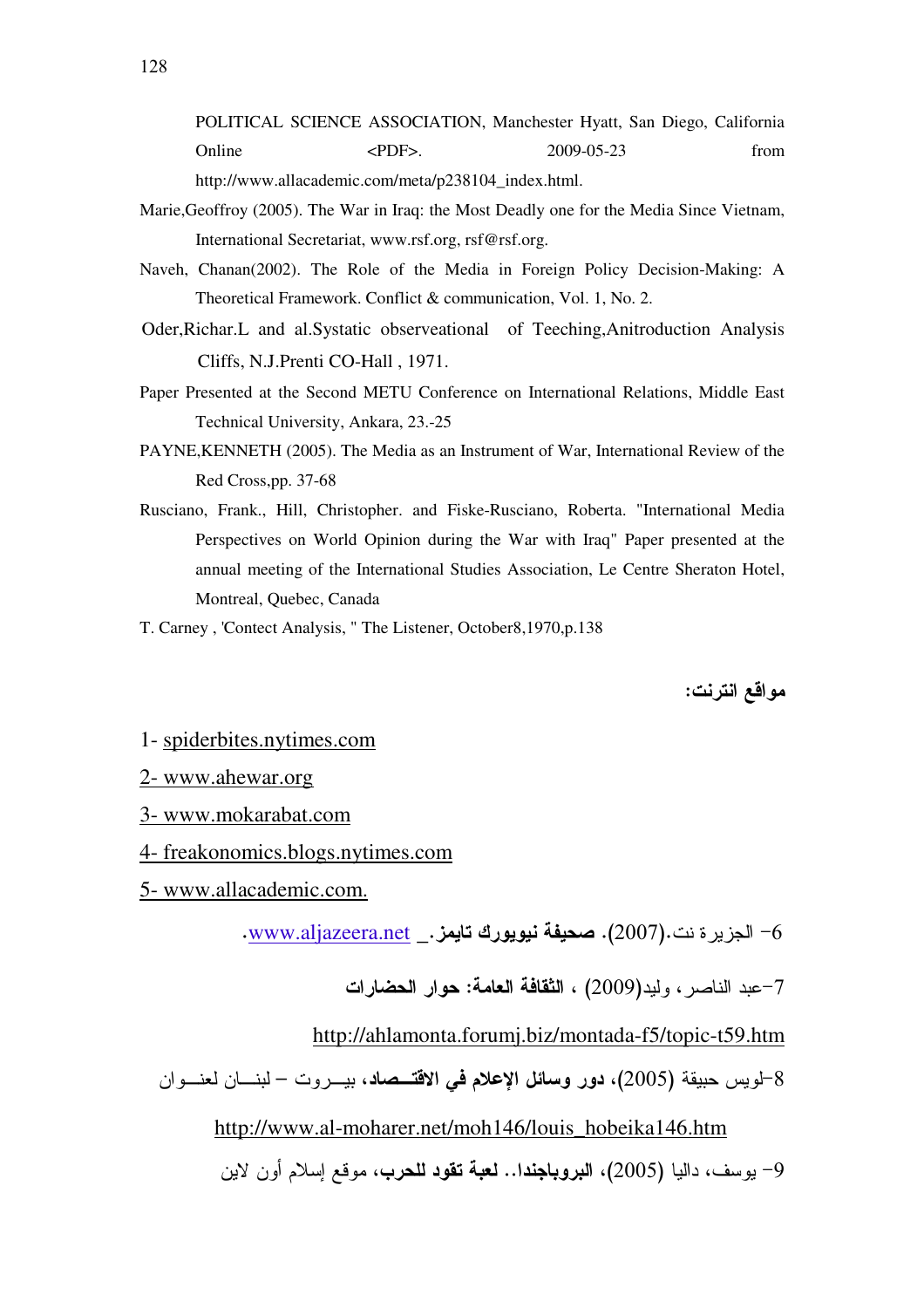POLITICAL SCIENCE ASSOCIATION, Manchester Hyatt, San Diego, California Online <PDF>. 2009-05-23 from http://www.allacademic.com/meta/p238104_index.html.

Marie,Geoffroy (2005). The War in Iraq: the Most Deadly one for the Media Since Vietnam, International Secretariat, www.rsf.org, rsf@rsf.org.

Naveh, Chanan(2002). The Role of the Media in Foreign Policy Decision-Making: A Theoretical Framework. Conflict & communication, Vol. 1, No. 2.

Oder,Richar.L and al.Systatic observeational of Teeching,Anitroduction Analysis Cliffs, N.J.Prenti CO-Hall , 1971.

Paper Presented at the Second METU Conference on International Relations, Middle East Technical University, Ankara, 23.-25

PAYNE,KENNETH (2005). The Media as an Instrument of War, International Review of the Red Cross,pp. 37-68

Rusciano, Frank., Hill, Christopher. and Fiske-Rusciano, Roberta. "International Media Perspectives on World Opinion during the War with Iraq" Paper presented at the annual meeting of the International Studies Association, Le Centre Sheraton Hotel, Montreal, Quebec, Canada

T. Carney , 'Contect Analysis, " The Listener, October8,1970,p.138

## مواقع انترنت:

1- spiderbites.nytimes.com

2- www.ahewar.org

3- www.mokarabat.com

4- freakonomics.blogs.nytimes.com

5- www.allacademic.com.

6- الجزيرة نت.(2007). **صحيفة نيويورك تايمز.**_ www.aljazeera.net.

7-عبد الناصر، وليد(2009) ، **الثقافة العامة: حوار الحضارات**

http://ahlamonta.forumj.biz/montada-f5/topic-t59.htm

8-لويس حبيقة (2005)، **دور وسائل الإعلام في الاقتصاد**، بيروت – لبنان لعنوان

http://www.al-moharer.net/moh146/louis_hobeika146.htm

9- يوسف، داليا (2005)، **البروباجندا.. لعبة تقود للحرب**، موقع إسلام أون لاين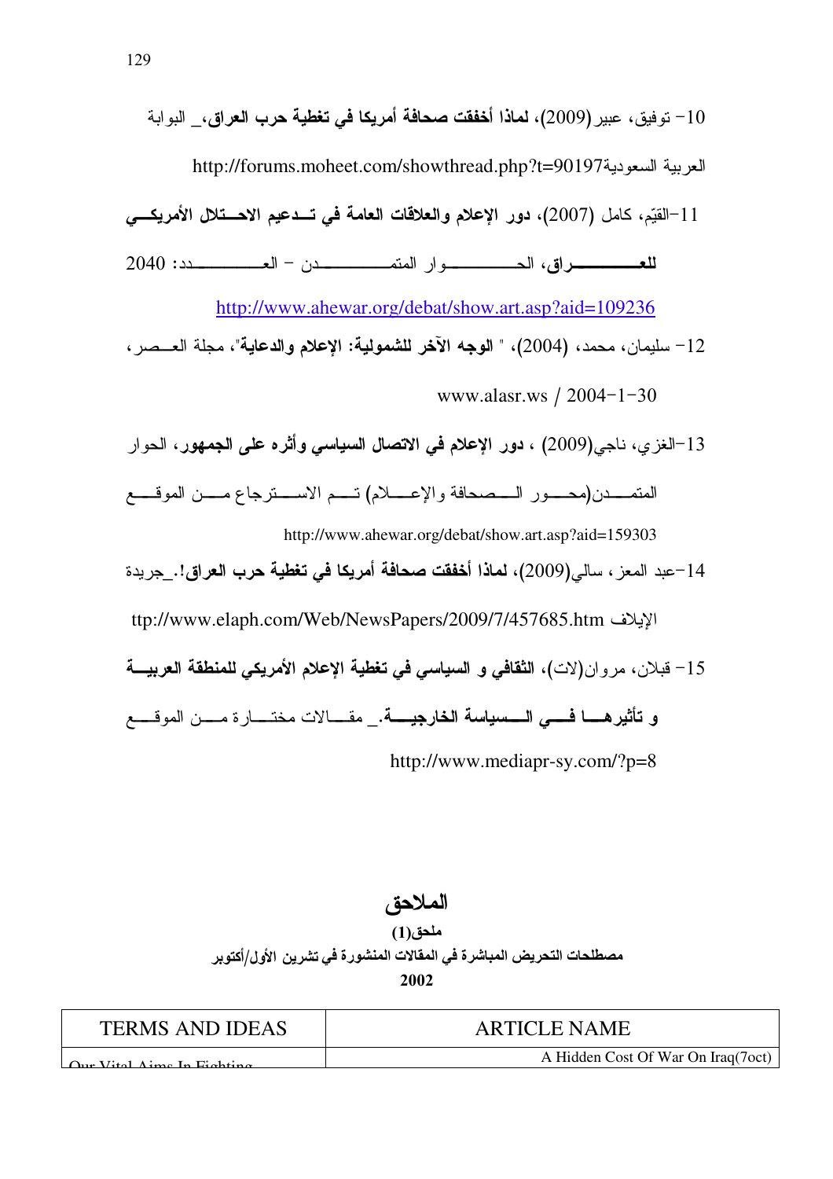10- توفيق، عبير(2009)، **لماذا أخفقت صحافة أمريكا في تغطية حرب العراق**،_ البوابة العربية السعوديةhttp://forums.moheet.com/showthread.php?t=90197

11-القيّم، كامل (2007)، **دور الإعلام والعلاقات العامة في تدعيم الاحتلال الأمريكي للعراق**، الحوار المتمدن - العدد: 2040

http://www.ahewar.org/debat/show.art.asp?aid=109236

12- سليمان، محمد، (2004)، " **الوجه الآخر للشمولية: الإعلام والدعاية**"، مجلة العصر، www.alasr.ws / 2004-1-30

13-الغزي، ناجي(2009) ، **دور الإعلام في الاتصال السياسي وأثره على الجمهور**، الحوار المتمدن(محور الصحافة والإعلام) تم الاسترجاع من الموقع http://www.ahewar.org/debat/show.art.asp?aid=159303

14-عبد المعز، سالي(2009)، **لماذا أخفقت صحافة أمريكا في تغطية حرب العراق!**._جريدة الإيلاف ttp://www.elaph.com/Web/NewsPapers/2009/7/457685.htm

15- قبلان، مروان(لات)، **الثقافي و السياسي في تغطية الإعلام الأمريكي للمنطقة العربية و تأثيرها في السياسة الخارجية**._ مقالات مختارة من الموقع http://www.mediapr-sy.com/?p=8

# الملاحق

**ملحق(1)**

**مصطلحات التحريض المباشرة في المقالات المنشورة في تشرين الأول/أكتوبر 2002**

| TERMS AND IDEAS | ARTICLE NAME |
|---|---|
| Our Vital Aims In Fighting | A Hidden Cost Of War On Iraq(7oct) |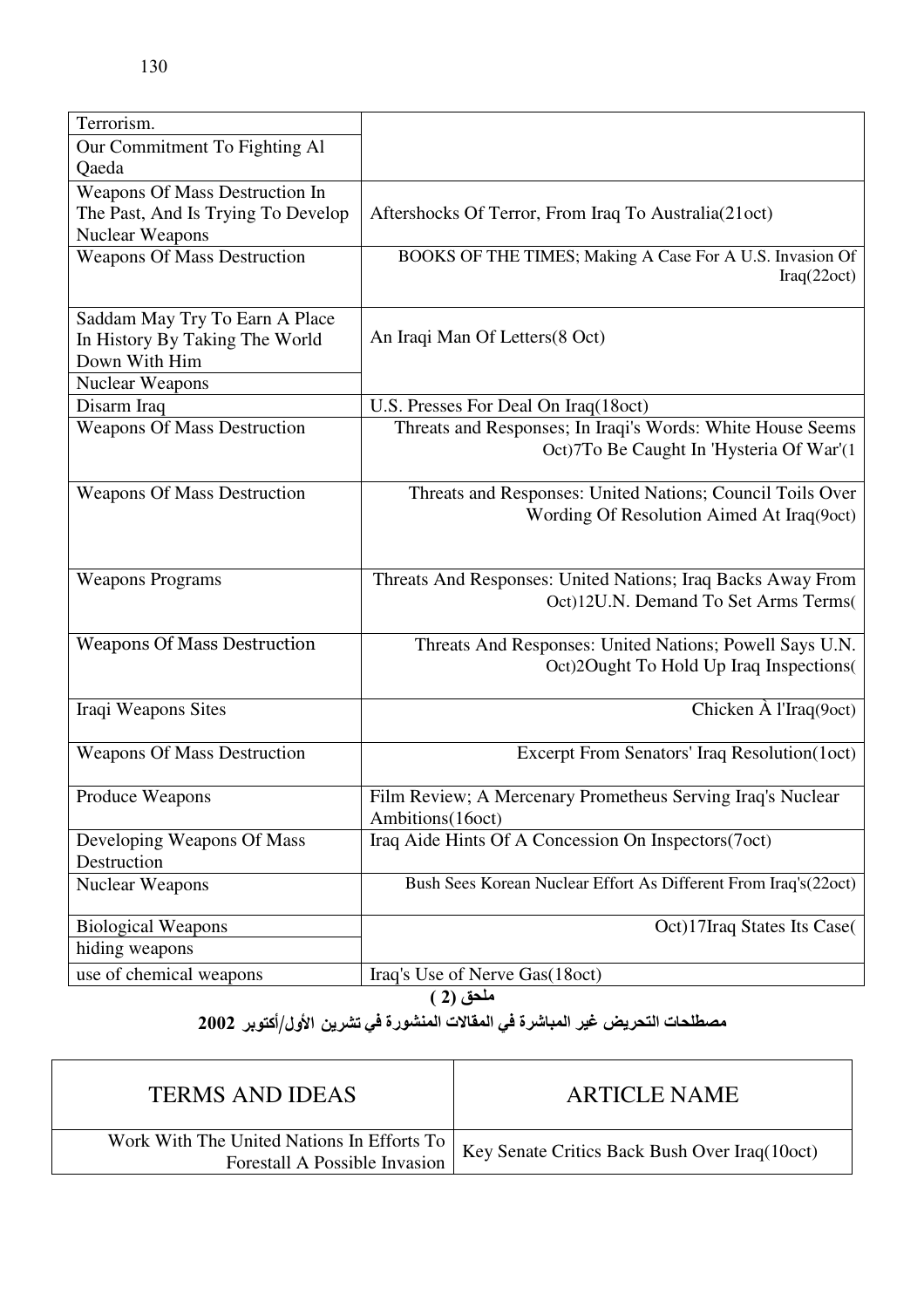| | |
|---|---|
| Terrorism. | |
| Our Commitment To Fighting Al Qaeda | |
| Weapons Of Mass Destruction In The Past, And Is Trying To Develop Nuclear Weapons | Aftershocks Of Terror, From Iraq To Australia(21oct) |
| Weapons Of Mass Destruction | BOOKS OF THE TIMES; Making A Case For A U.S. Invasion Of Iraq(22oct) |
| Saddam May Try To Earn A Place In History By Taking The World Down With Him | An Iraqi Man Of Letters(8 Oct) |
| Nuclear Weapons | |
| Disarm Iraq | U.S. Presses For Deal On Iraq(18oct) |
| Weapons Of Mass Destruction | Threats and Responses; In Iraqi's Words: White House Seems Oct)7To Be Caught In 'Hysteria Of War'(1 |
| Weapons Of Mass Destruction | Threats and Responses: United Nations; Council Toils Over Wording Of Resolution Aimed At Iraq(9oct) |
| Weapons Programs | Threats And Responses: United Nations; Iraq Backs Away From Oct)12U.N. Demand To Set Arms Terms( |
| Weapons Of Mass Destruction | Threats And Responses: United Nations; Powell Says U.N. Oct)2Ought To Hold Up Iraq Inspections( |
| Iraqi Weapons Sites | Chicken À l'Iraq(9oct) |
| Weapons Of Mass Destruction | Excerpt From Senators' Iraq Resolution(1oct) |
| Produce Weapons | Film Review; A Mercenary Prometheus Serving Iraq's Nuclear Ambitions(16oct) |
| Developing Weapons Of Mass Destruction | Iraq Aide Hints Of A Concession On Inspectors(7oct) |
| Nuclear Weapons | Bush Sees Korean Nuclear Effort As Different From Iraq's(22oct) |
| Biological Weapons | Oct)17Iraq States Its Case( |
| hiding weapons | |
| use of chemical weapons | Iraq's Use of Nerve Gas(18oct) |

ملحق (2 )

**مصطلحات التحريض غير المباشرة في المقالات المنشورة في تشرين الأول/أكتوبر 2002**

| TERMS AND IDEAS | ARTICLE NAME |
|---|---|
| Work With The United Nations In Efforts To Forestall A Possible Invasion | Key Senate Critics Back Bush Over Iraq(10oct) |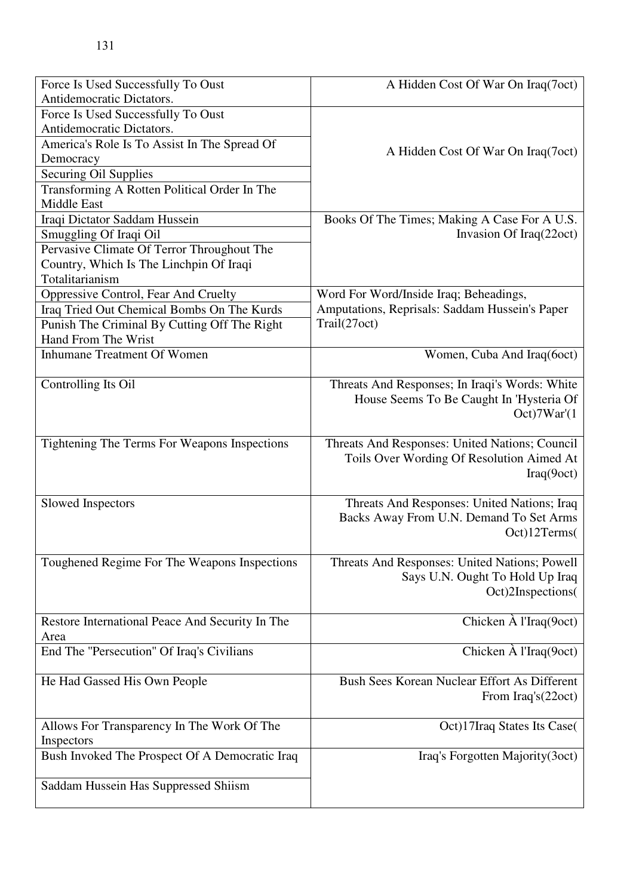| | |
|---|---|
| Force Is Used Successfully To Oust Antidemocratic Dictators. | A Hidden Cost Of War On Iraq(7oct) |
| Force Is Used Successfully To Oust Antidemocratic Dictators. | A Hidden Cost Of War On Iraq(7oct) |
| America's Role Is To Assist In The Spread Of Democracy | |
| Securing Oil Supplies | |
| Transforming A Rotten Political Order In The Middle East | |
| Iraqi Dictator Saddam Hussein | Books Of The Times; Making A Case For A U.S. Invasion Of Iraq(22oct) |
| Smuggling Of Iraqi Oil | |
| Pervasive Climate Of Terror Throughout The Country, Which Is The Linchpin Of Iraqi Totalitarianism | |
| Oppressive Control, Fear And Cruelty | Word For Word/Inside Iraq; Beheadings, Amputations, Reprisals: Saddam Hussein's Paper Trail(27oct) |
| Iraq Tried Out Chemical Bombs On The Kurds | |
| Punish The Criminal By Cutting Off The Right Hand From The Wrist | |
| Inhumane Treatment Of Women | Women, Cuba And Iraq(6oct) |
| Controlling Its Oil | Threats And Responses; In Iraqi's Words: White House Seems To Be Caught In 'Hysteria Of Oct)7War'(1 |
| Tightening The Terms For Weapons Inspections | Threats And Responses: United Nations; Council Toils Over Wording Of Resolution Aimed At Iraq(9oct) |
| Slowed Inspectors | Threats And Responses: United Nations; Iraq Backs Away From U.N. Demand To Set Arms Oct)12Terms( |
| Toughened Regime For The Weapons Inspections | Threats And Responses: United Nations; Powell Says U.N. Ought To Hold Up Iraq Oct)2Inspections( |
| Restore International Peace And Security In The Area | Chicken À l'Iraq(9oct) |
| End The "Persecution" Of Iraq's Civilians | Chicken À l'Iraq(9oct) |
| He Had Gassed His Own People | Bush Sees Korean Nuclear Effort As Different From Iraq's(22oct) |
| Allows For Transparency In The Work Of The Inspectors | Oct)17Iraq States Its Case( |
| Bush Invoked The Prospect Of A Democratic Iraq | Iraq's Forgotten Majority(3oct) |
| Saddam Hussein Has Suppressed Shiism | |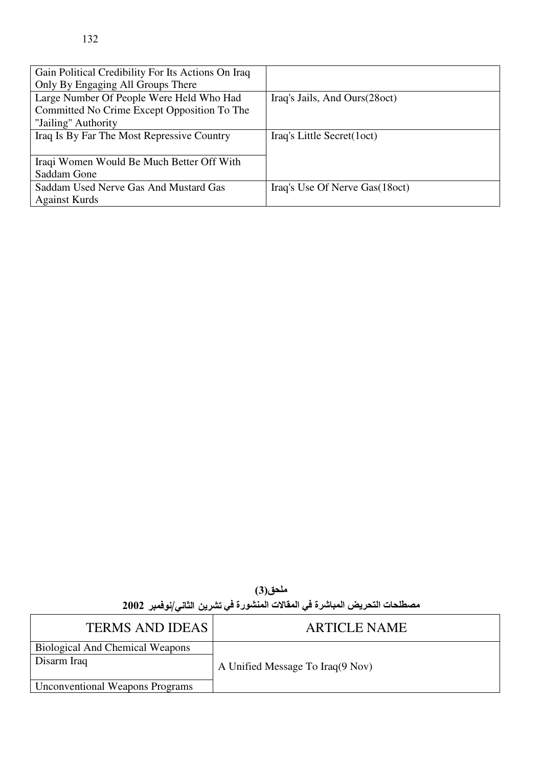| | |
|---|---|
| Gain Political Credibility For Its Actions On Iraq Only By Engaging All Groups There | |
| Large Number Of People Were Held Who Had Committed No Crime Except Opposition To The "Jailing" Authority | Iraq's Jails, And Ours(28oct) |
| Iraq Is By Far The Most Repressive Country | Iraq's Little Secret(1oct) |
| Iraqi Women Would Be Much Better Off With Saddam Gone | |
| Saddam Used Nerve Gas And Mustard Gas Against Kurds | Iraq's Use Of Nerve Gas(18oct) |

**ملحق(3)**

**مصطلحات التحريض المباشرة في المقالات المنشورة في تشرين الثاني/نوفمبر 2002**

| TERMS AND IDEAS | ARTICLE NAME |
|---|---|
| Biological And Chemical Weapons | A Unified Message To Iraq(9 Nov) |
| Disarm Iraq | |
| Unconventional Weapons Programs | |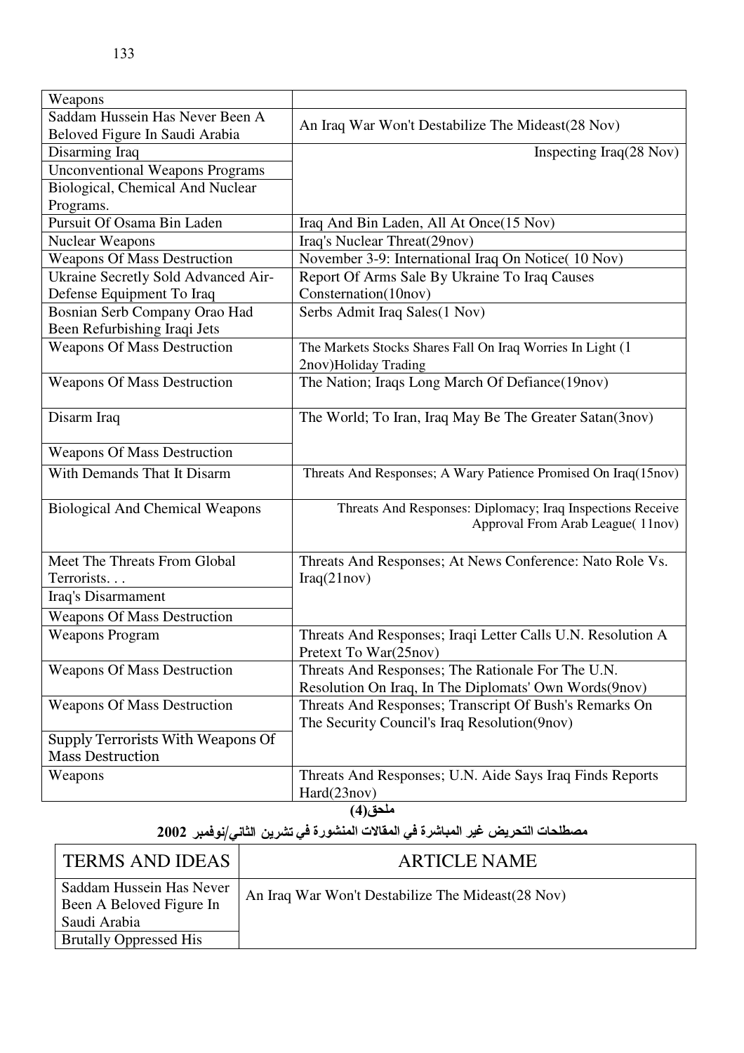| | |
|---|---|
| Weapons | |
| Saddam Hussein Has Never Been A Beloved Figure In Saudi Arabia | An Iraq War Won't Destabilize The Mideast(28 Nov) |
| Disarming Iraq | Inspecting Iraq(28 Nov) |
| Unconventional Weapons Programs | |
| Biological, Chemical And Nuclear Programs. | |
| Pursuit Of Osama Bin Laden | Iraq And Bin Laden, All At Once(15 Nov) |
| Nuclear Weapons | Iraq's Nuclear Threat(29nov) |
| Weapons Of Mass Destruction | November 3-9: International Iraq On Notice( 10 Nov) |
| Ukraine Secretly Sold Advanced Air-Defense Equipment To Iraq | Report Of Arms Sale By Ukraine To Iraq Causes Consternation(10nov) |
| Bosnian Serb Company Orao Had Been Refurbishing Iraqi Jets | Serbs Admit Iraq Sales(1 Nov) |
| Weapons Of Mass Destruction | The Markets Stocks Shares Fall On Iraq Worries In Light (1 2nov)Holiday Trading |
| Weapons Of Mass Destruction | The Nation; Iraqs Long March Of Defiance(19nov) |
| Disarm Iraq | The World; To Iran, Iraq May Be The Greater Satan(3nov) |
| Weapons Of Mass Destruction | |
| With Demands That It Disarm | Threats And Responses; A Wary Patience Promised On Iraq(15nov) |
| Biological And Chemical Weapons | Threats And Responses: Diplomacy; Iraq Inspections Receive Approval From Arab League( 11nov) |
| Meet The Threats From Global Terrorists. . . | Threats And Responses; At News Conference: Nato Role Vs. Iraq(21nov) |
| Iraq's Disarmament | |
| Weapons Of Mass Destruction | |
| Weapons Program | Threats And Responses; Iraqi Letter Calls U.N. Resolution A Pretext To War(25nov) |
| Weapons Of Mass Destruction | Threats And Responses; The Rationale For The U.N. Resolution On Iraq, In The Diplomats' Own Words(9nov) |
| Weapons Of Mass Destruction | Threats And Responses; Transcript Of Bush's Remarks On The Security Council's Iraq Resolution(9nov) |
| Supply Terrorists With Weapons Of Mass Destruction | |
| Weapons | Threats And Responses; U.N. Aide Says Iraq Finds Reports Hard(23nov) |

**ملحق(4)**

**مصطلحات التحريض غير المباشرة في المقالات المنشورة في تشرين الثاني/نوفمبر 2002**

| TERMS AND IDEAS | ARTICLE NAME |
|---|---|
| Saddam Hussein Has Never Been A Beloved Figure In Saudi Arabia | An Iraq War Won't Destabilize The Mideast(28 Nov) |
| Brutally Oppressed His | |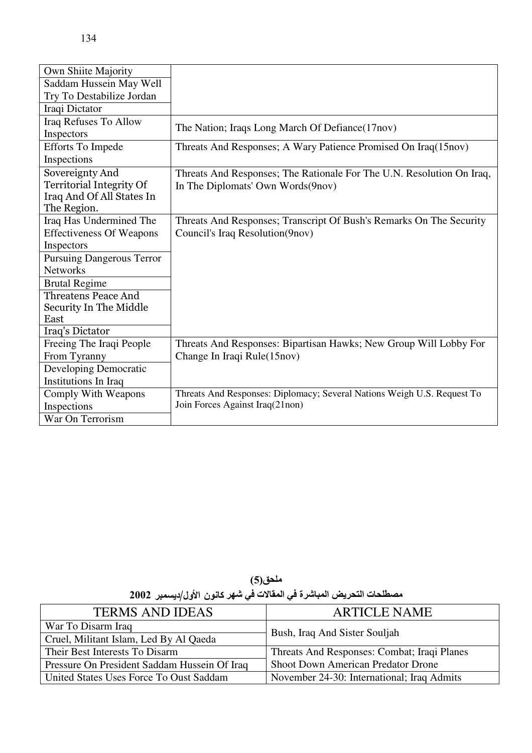| | |
|---|---|
| Own Shiite Majority | |
| Saddam Hussein May Well Try To Destabilize Jordan | |
| Iraqi Dictator | |
| Iraq Refuses To Allow Inspectors | The Nation; Iraqs Long March Of Defiance(17nov) |
| Efforts To Impede Inspections | Threats And Responses; A Wary Patience Promised On Iraq(15nov) |
| Sovereignty And Territorial Integrity Of Iraq And Of All States In The Region. | Threats And Responses; The Rationale For The U.N. Resolution On Iraq, In The Diplomats' Own Words(9nov) |
| Iraq Has Undermined The Effectiveness Of Weapons Inspectors | Threats And Responses; Transcript Of Bush's Remarks On The Security Council's Iraq Resolution(9nov) |
| Pursuing Dangerous Terror Networks | |
| Brutal Regime | |
| Threatens Peace And Security In The Middle East | |
| Iraq's Dictator | |
| Freeing The Iraqi People From Tyranny | Threats And Responses: Bipartisan Hawks; New Group Will Lobby For Change In Iraqi Rule(15nov) |
| Developing Democratic Institutions In Iraq | |
| Comply With Weapons Inspections | Threats And Responses: Diplomacy; Several Nations Weigh U.S. Request To Join Forces Against Iraq(21non) |
| War On Terrorism | |

**ملحق(5)**

**مصطلحات التحريض المباشرة في المقالات في شهر كانون الأول/ديسمبر 2002**

| TERMS AND IDEAS | ARTICLE NAME |
|---|---|
| War To Disarm Iraq | Bush, Iraq And Sister Souljah |
| Cruel, Militant Islam, Led By Al Qaeda | |
| Their Best Interests To Disarm | Threats And Responses: Combat; Iraqi Planes Shoot Down American Predator Drone |
| Pressure On President Saddam Hussein Of Iraq | |
| United States Uses Force To Oust Saddam | November 24-30: International; Iraq Admits |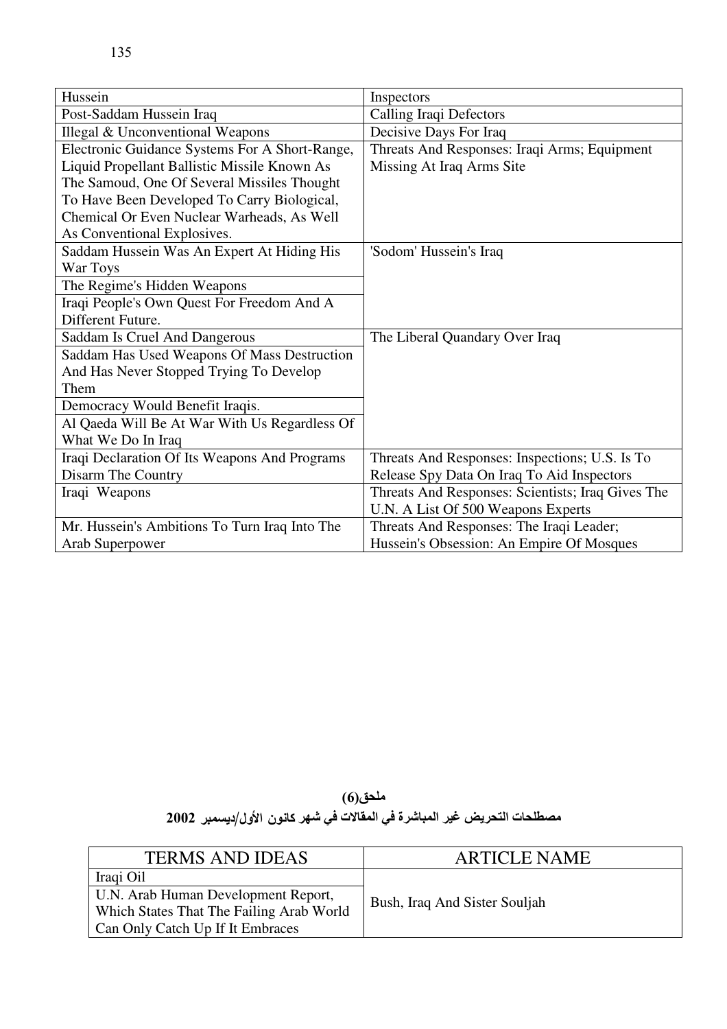| | |
|---|---|
| Hussein | Inspectors |
| Post-Saddam Hussein Iraq | Calling Iraqi Defectors |
| Illegal & Unconventional Weapons | Decisive Days For Iraq |
| Electronic Guidance Systems For A Short-Range, Liquid Propellant Ballistic Missile Known As The Samoud, One Of Several Missiles Thought To Have Been Developed To Carry Biological, Chemical Or Even Nuclear Warheads, As Well As Conventional Explosives. | Threats And Responses: Iraqi Arms; Equipment Missing At Iraq Arms Site |
| Saddam Hussein Was An Expert At Hiding His War Toys | 'Sodom' Hussein's Iraq |
| The Regime's Hidden Weapons | |
| Iraqi People's Own Quest For Freedom And A Different Future. | |
| Saddam Is Cruel And Dangerous | The Liberal Quandary Over Iraq |
| Saddam Has Used Weapons Of Mass Destruction And Has Never Stopped Trying To Develop Them | |
| Democracy Would Benefit Iraqis. | |
| Al Qaeda Will Be At War With Us Regardless Of What We Do In Iraq | |
| Iraqi Declaration Of Its Weapons And Programs Disarm The Country | Threats And Responses: Inspections; U.S. Is To Release Spy Data On Iraq To Aid Inspectors |
| Iraqi Weapons | Threats And Responses: Scientists; Iraq Gives The U.N. A List Of 500 Weapons Experts |
| Mr. Hussein's Ambitions To Turn Iraq Into The Arab Superpower | Threats And Responses: The Iraqi Leader; Hussein's Obsession: An Empire Of Mosques |

**ملحق(6)**

**مصطلحات التحريض غير المباشرة في المقالات في شهر كانون الأول/ديسمبر 2002**

| TERMS AND IDEAS | ARTICLE NAME |
|---|---|
| Iraqi Oil | Bush, Iraq And Sister Souljah |
| U.N. Arab Human Development Report, Which States That The Failing Arab World Can Only Catch Up If It Embraces | |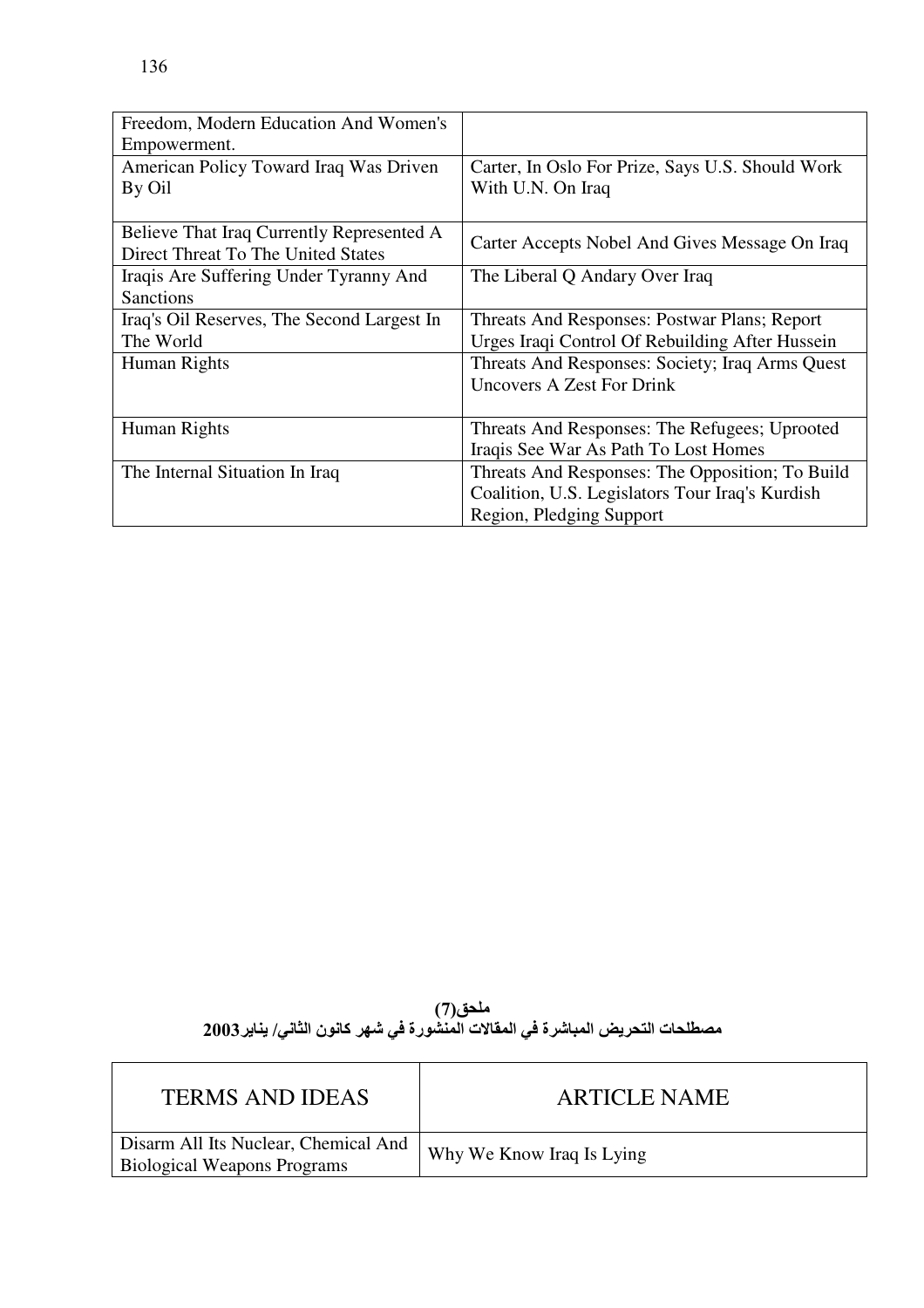| | |
|---|---|
| Freedom, Modern Education And Women's Empowerment. | |
| American Policy Toward Iraq Was Driven By Oil | Carter, In Oslo For Prize, Says U.S. Should Work With U.N. On Iraq |
| Believe That Iraq Currently Represented A Direct Threat To The United States | Carter Accepts Nobel And Gives Message On Iraq |
| Iraqis Are Suffering Under Tyranny And Sanctions | The Liberal Q Andary Over Iraq |
| Iraq's Oil Reserves, The Second Largest In The World | Threats And Responses: Postwar Plans; Report Urges Iraqi Control Of Rebuilding After Hussein |
| Human Rights | Threats And Responses: Society; Iraq Arms Quest Uncovers A Zest For Drink |
| Human Rights | Threats And Responses: The Refugees; Uprooted Iraqis See War As Path To Lost Homes |
| The Internal Situation In Iraq | Threats And Responses: The Opposition; To Build Coalition, U.S. Legislators Tour Iraq's Kurdish Region, Pledging Support |

**ملحق(7)**

**مصطلحات التحريض المباشرة في المقالات المنشورة في شهر كانون الثاني/ يناير2003**

| TERMS AND IDEAS | ARTICLE NAME |
|---|---|
| Disarm All Its Nuclear, Chemical And Biological Weapons Programs | Why We Know Iraq Is Lying |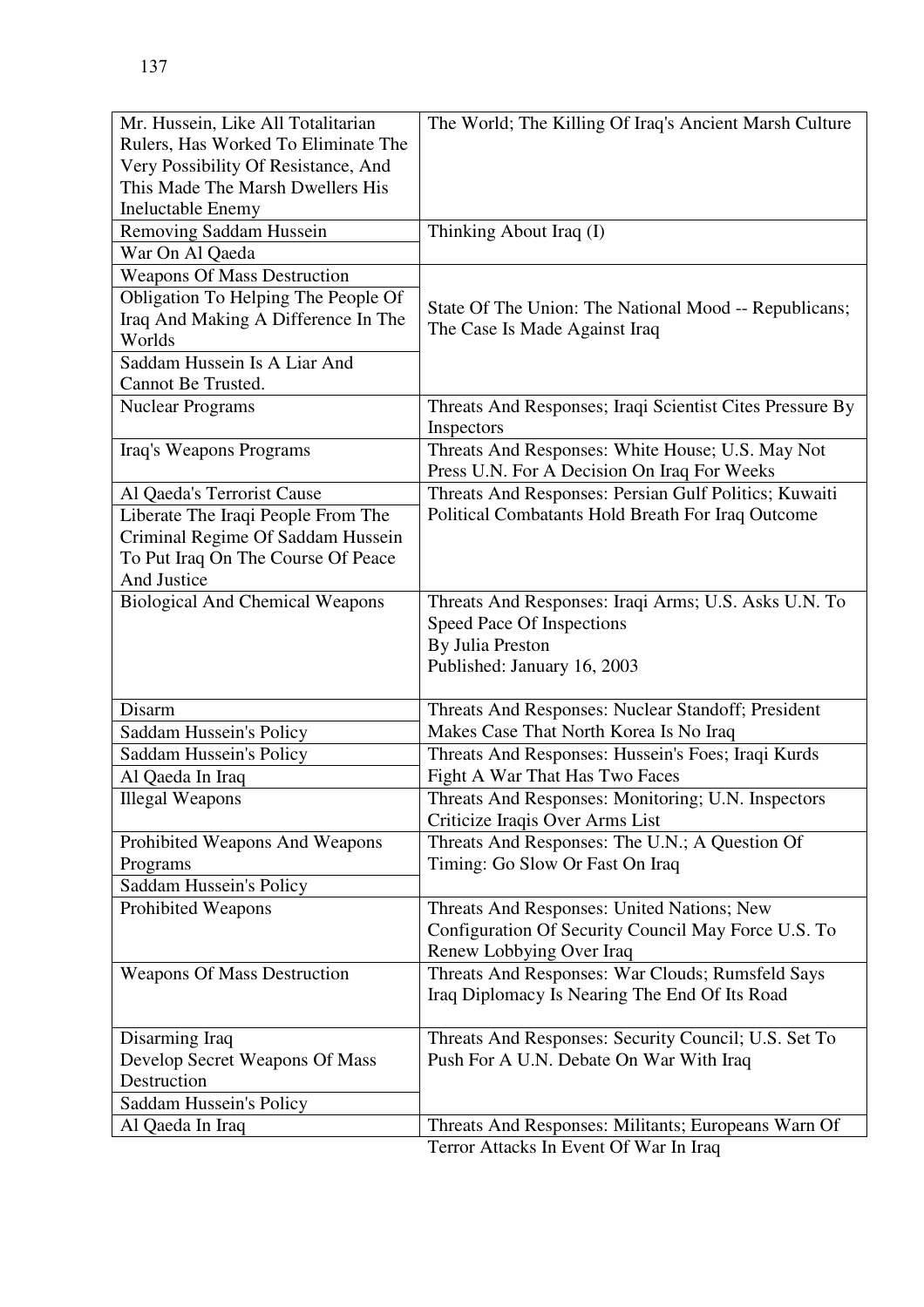| | |
|---|---|
| Mr. Hussein, Like All Totalitarian Rulers, Has Worked To Eliminate The Very Possibility Of Resistance, And This Made The Marsh Dwellers His Ineluctable Enemy | The World; The Killing Of Iraq's Ancient Marsh Culture |
| Removing Saddam Hussein | Thinking About Iraq (I) |
| War On Al Qaeda | |
| Weapons Of Mass Destruction | State Of The Union: The National Mood -- Republicans; The Case Is Made Against Iraq |
| Obligation To Helping The People Of Iraq And Making A Difference In The Worlds | |
| Saddam Hussein Is A Liar And Cannot Be Trusted. | |
| Nuclear Programs | Threats And Responses; Iraqi Scientist Cites Pressure By Inspectors |
| Iraq's Weapons Programs | Threats And Responses: White House; U.S. May Not Press U.N. For A Decision On Iraq For Weeks |
| Al Qaeda's Terrorist Cause | Threats And Responses: Persian Gulf Politics; Kuwaiti Political Combatants Hold Breath For Iraq Outcome |
| Liberate The Iraqi People From The Criminal Regime Of Saddam Hussein To Put Iraq On The Course Of Peace And Justice | |
| Biological And Chemical Weapons | Threats And Responses: Iraqi Arms; U.S. Asks U.N. To Speed Pace Of Inspections<br>By Julia Preston<br>Published: January 16, 2003 |
| Disarm | Threats And Responses: Nuclear Standoff; President Makes Case That North Korea Is No Iraq |
| Saddam Hussein's Policy | |
| Saddam Hussein's Policy | Threats And Responses: Hussein's Foes; Iraqi Kurds Fight A War That Has Two Faces |
| Al Qaeda In Iraq | |
| Illegal Weapons | Threats And Responses: Monitoring; U.N. Inspectors Criticize Iraqis Over Arms List |
| Prohibited Weapons And Weapons Programs | Threats And Responses: The U.N.; A Question Of Timing: Go Slow Or Fast On Iraq |
| Saddam Hussein's Policy | |
| Prohibited Weapons | Threats And Responses: United Nations; New Configuration Of Security Council May Force U.S. To Renew Lobbying Over Iraq |
| Weapons Of Mass Destruction | Threats And Responses: War Clouds; Rumsfeld Says Iraq Diplomacy Is Nearing The End Of Its Road |
| Disarming Iraq<br>Develop Secret Weapons Of Mass Destruction | Threats And Responses: Security Council; U.S. Set To Push For A U.N. Debate On War With Iraq |
| Saddam Hussein's Policy | |
| Al Qaeda In Iraq | Threats And Responses: Militants; Europeans Warn Of Terror Attacks In Event Of War In Iraq |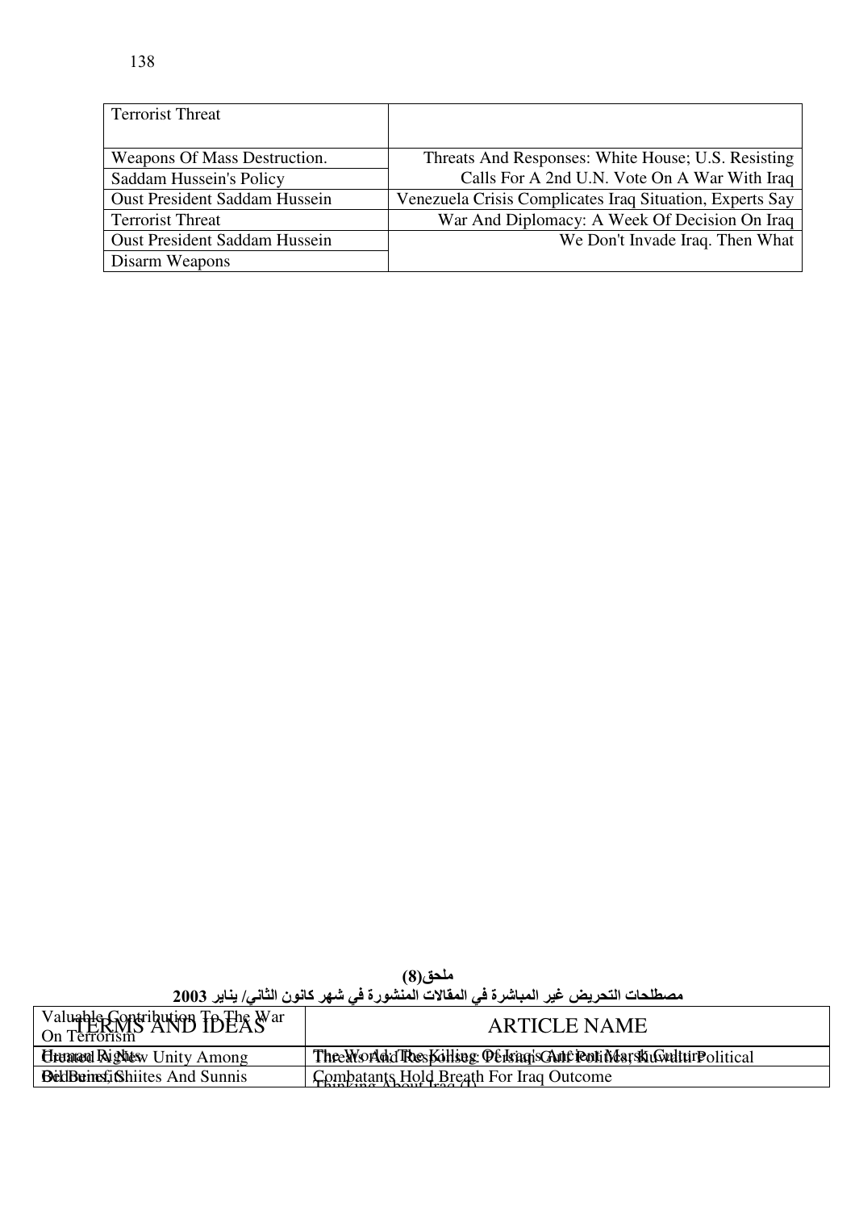| | |
|---|---|
| Terrorist Threat | |
| Weapons Of Mass Destruction. | Threats And Responses: White House; U.S. Resisting |
| Saddam Hussein's Policy | Calls For A 2nd U.N. Vote On A War With Iraq |
| Oust President Saddam Hussein | Venezuela Crisis Complicates Iraq Situation, Experts Say |
| Terrorist Threat | War And Diplomacy: A Week Of Decision On Iraq |
| Oust President Saddam Hussein | We Don't Invade Iraq. Then What |
| Disarm Weapons | |

**ملحق(8)**

**مصطلحات التحريض غير المباشرة في المقالات المنشورة في شهر كانون الثاني/ يناير 2003**

| TERMS AND IDEAS | ARTICLE NAME |
|---|---|
| Valuable Contribution To The War On Terrorism | |
| Human Rights / Created A New Unity Among | The World; The Killing Of Iraq's Ancient Marsh Culture / Threats And Responses: Persian Gulf Politics; Kuwaiti Political |
| Old Beliefs / Bedouins, Shiites And Sunnis | Thinking About Iraq (I) / Combatants Hold Breath For Iraq Outcome |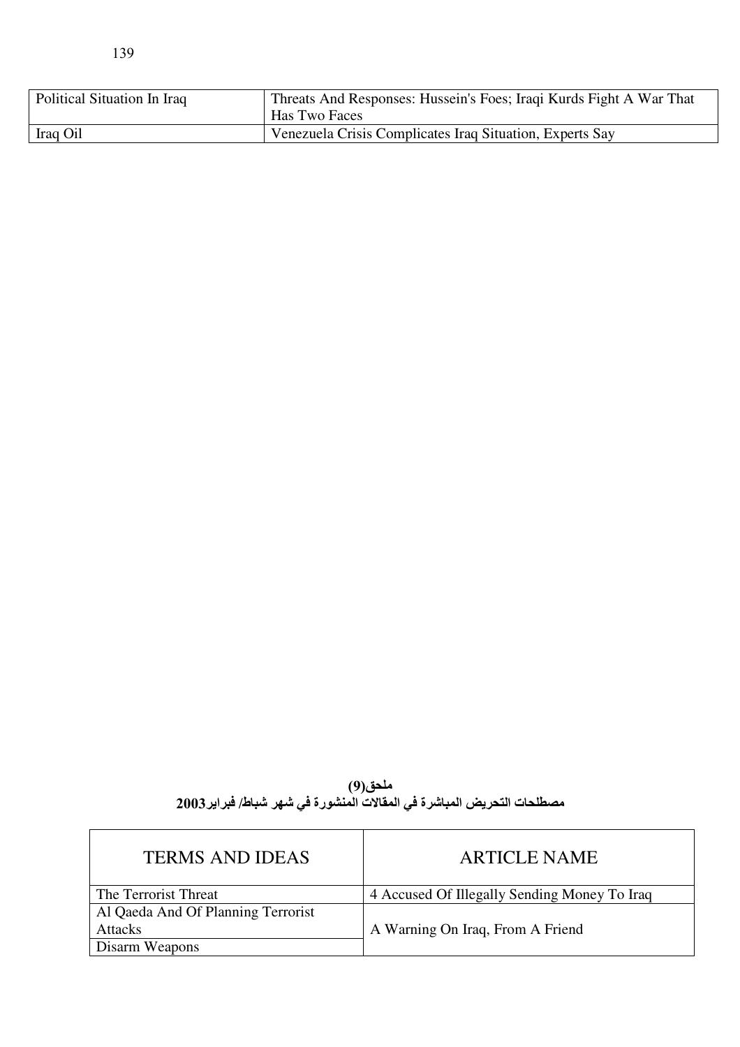| Political Situation In Iraq | Threats And Responses: Hussein's Foes; Iraqi Kurds Fight A War That Has Two Faces |
|---|---|
| Iraq Oil | Venezuela Crisis Complicates Iraq Situation, Experts Say |

**ملحق(9)**

**مصطلحات التحريض المباشرة في المقالات المنشورة في شهر شباط/ فبراير2003**

| TERMS AND IDEAS | ARTICLE NAME |
|---|---|
| The Terrorist Threat | 4 Accused Of Illegally Sending Money To Iraq |
| Al Qaeda And Of Planning Terrorist Attacks | A Warning On Iraq, From A Friend |
| Disarm Weapons | |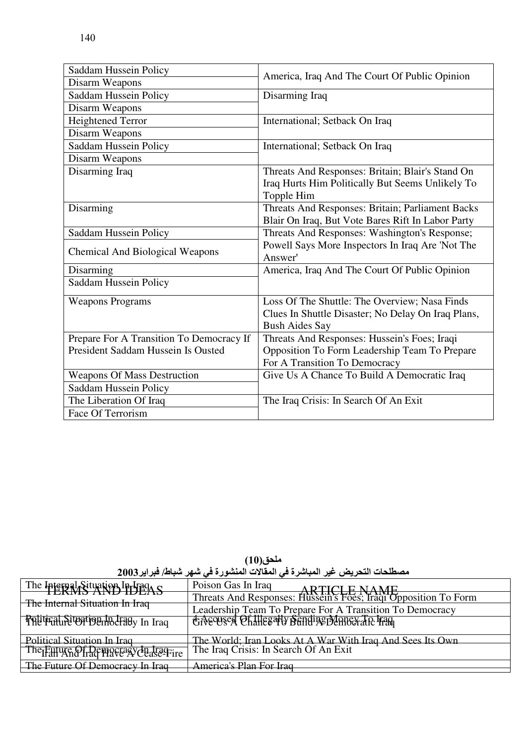| | |
|---|---|
| Saddam Hussein Policy<br>Disarm Weapons | America, Iraq And The Court Of Public Opinion |
| Saddam Hussein Policy<br>Disarm Weapons | Disarming Iraq |
| Heightened Terror<br>Disarm Weapons | International; Setback On Iraq |
| Saddam Hussein Policy<br>Disarm Weapons | International; Setback On Iraq |
| Disarming Iraq | Threats And Responses: Britain; Blair's Stand On Iraq Hurts Him Politically But Seems Unlikely To Topple Him |
| Disarming | Threats And Responses: Britain; Parliament Backs Blair On Iraq, But Vote Bares Rift In Labor Party |
| Saddam Hussein Policy<br>Chemical And Biological Weapons | Threats And Responses: Washington's Response; Powell Says More Inspectors In Iraq Are 'Not The Answer' |
| Disarming<br>Saddam Hussein Policy | America, Iraq And The Court Of Public Opinion |
| Weapons Programs | Loss Of The Shuttle: The Overview; Nasa Finds Clues In Shuttle Disaster; No Delay On Iraq Plans, Bush Aides Say |
| Prepare For A Transition To Democracy If President Saddam Hussein Is Ousted | Threats And Responses: Hussein's Foes; Iraqi Opposition To Form Leadership Team To Prepare For A Transition To Democracy |
| Weapons Of Mass Destruction<br>Saddam Hussein Policy | Give Us A Chance To Build A Democratic Iraq |
| The Liberation Of Iraq<br>Face Of Terrorism | The Iraq Crisis: In Search Of An Exit |

**ملحق(10)**

**مصطلحات التحريض غير المباشرة في المقالات المنشورة في شهر شباط/ فبراير2003**

| TERMS AND IDEAS | ARTICLE NAME |
|---|---|
| The Internal Situation In Iraq | Poison Gas In Iraq |
| The Internal Situation In Iraq | Threats And Responses: Hussein's Foes; Iraqi Opposition To Form Leadership Team To Prepare For A Transition To Democracy |
| The Future Of Democracy In Iraq | Give Us A Chance To Build A Democratic Iraq |
| Political Situation In Iraq | 4 Accused Of Illegally Sending Money To Iraq |
| Political Situation In Iraq | The World; Iran Looks At A War With Iraq And Sees Its Own |
| Iran And Iraq Have A Cease-Fire | |
| The Future Of Democracy In Iraq | The Iraq Crisis: In Search Of An Exit |
| The Future Of Democracy In Iraq | America's Plan For Iraq |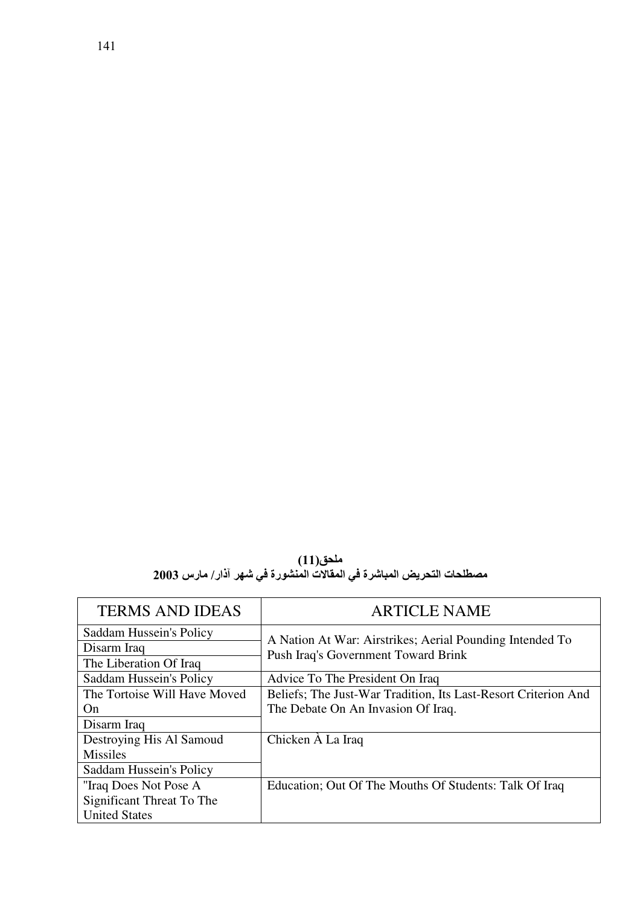**ملحق(11)**

**مصطلحات التحريض المباشرة في المقالات المنشورة في شهر آذار/ مارس 2003**

| TERMS AND IDEAS | ARTICLE NAME |
|---|---|
| Saddam Hussein's Policy | A Nation At War: Airstrikes; Aerial Pounding Intended To Push Iraq's Government Toward Brink |
| Disarm Iraq | |
| The Liberation Of Iraq | |
| Saddam Hussein's Policy | Advice To The President On Iraq |
| The Tortoise Will Have Moved On | Beliefs; The Just-War Tradition, Its Last-Resort Criterion And The Debate On An Invasion Of Iraq. |
| Disarm Iraq | |
| Destroying His Al Samoud Missiles | Chicken À La Iraq |
| Saddam Hussein's Policy | |
| "Iraq Does Not Pose A Significant Threat To The United States | Education; Out Of The Mouths Of Students: Talk Of Iraq |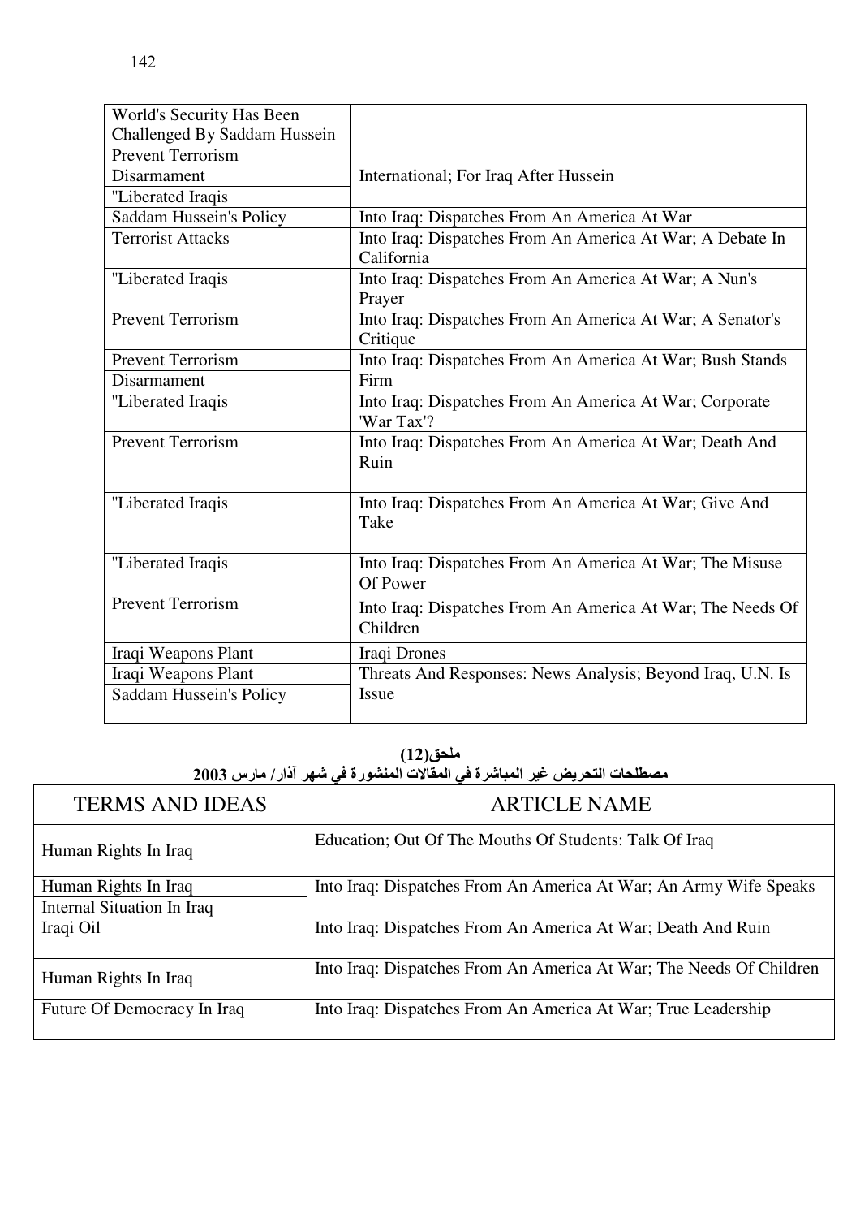| | |
|---|---|
| World's Security Has Been Challenged By Saddam Hussein | |
| Prevent Terrorism | |
| Disarmament | International; For Iraq After Hussein |
| "Liberated Iraqis | |
| Saddam Hussein's Policy | Into Iraq: Dispatches From An America At War |
| Terrorist Attacks | Into Iraq: Dispatches From An America At War; A Debate In California |
| "Liberated Iraqis | Into Iraq: Dispatches From An America At War; A Nun's Prayer |
| Prevent Terrorism | Into Iraq: Dispatches From An America At War; A Senator's Critique |
| Prevent Terrorism | Into Iraq: Dispatches From An America At War; Bush Stands Firm |
| Disarmament | |
| "Liberated Iraqis | Into Iraq: Dispatches From An America At War; Corporate 'War Tax'? |
| Prevent Terrorism | Into Iraq: Dispatches From An America At War; Death And Ruin |
| "Liberated Iraqis | Into Iraq: Dispatches From An America At War; Give And Take |
| "Liberated Iraqis | Into Iraq: Dispatches From An America At War; The Misuse Of Power |
| Prevent Terrorism | Into Iraq: Dispatches From An America At War; The Needs Of Children |
| Iraqi Weapons Plant | Iraqi Drones |
| Iraqi Weapons Plant | Threats And Responses: News Analysis; Beyond Iraq, U.N. Is Issue |
| Saddam Hussein's Policy | |

**ملحق(12)**

**مصطلحات التحريض غير المباشرة في المقالات المنشورة في شهر آذار/ مارس 2003**

| TERMS AND IDEAS | ARTICLE NAME |
|---|---|
| Human Rights In Iraq | Education; Out Of The Mouths Of Students: Talk Of Iraq |
| Human Rights In Iraq | Into Iraq: Dispatches From An America At War; An Army Wife Speaks |
| Internal Situation In Iraq | |
| Iraqi Oil | Into Iraq: Dispatches From An America At War; Death And Ruin |
| Human Rights In Iraq | Into Iraq: Dispatches From An America At War; The Needs Of Children |
| Future Of Democracy In Iraq | Into Iraq: Dispatches From An America At War; True Leadership |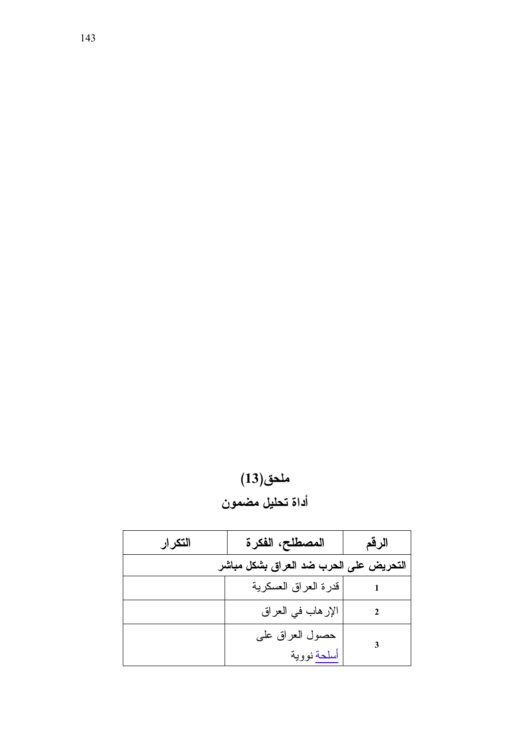## ملحق(13)

## أداة تحليل مضمون

| الرقم | المصطلح، الفكرة | التكرار |
|---|---|---|
| **التحريض على الحرب ضد العراق بشكل مباشر** | | |
| 1 | قدرة العراق العسكرية | |
| 2 | الإرهاب في العراق | |
| 3 | حصول العراق على أسلحة نووية | |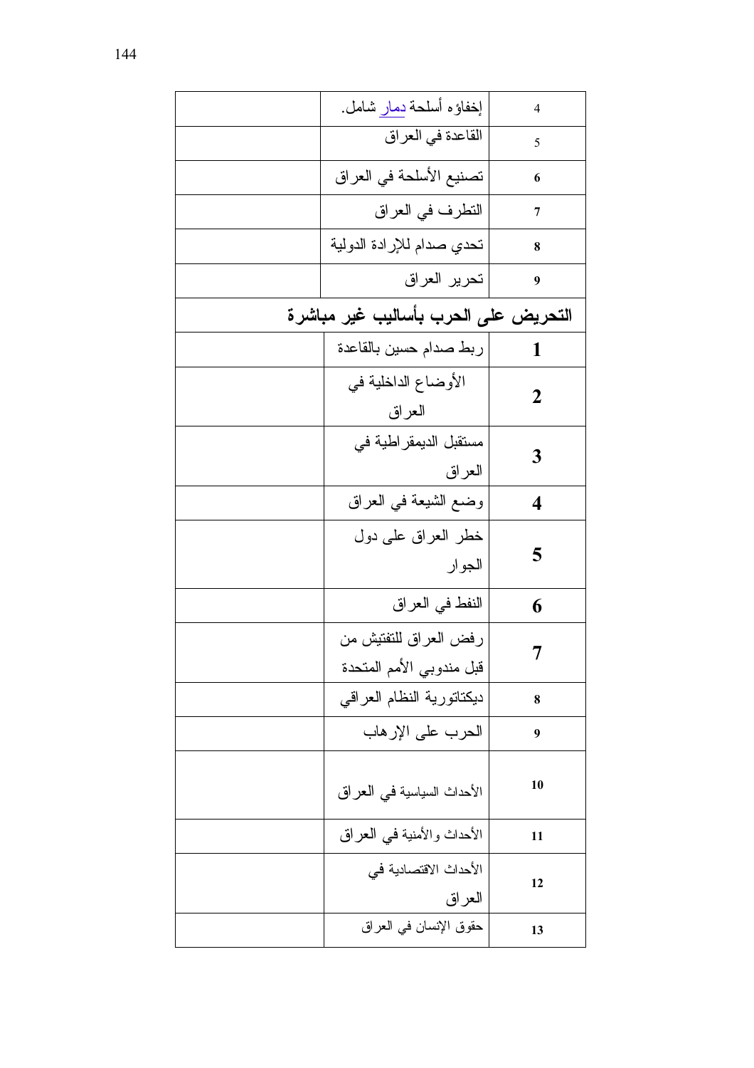| | | |
|---|---|---|
| 4 | إخفاؤه أسلحة دمار شامل. | |
| 5 | القاعدة في العراق | |
| 6 | تصنيع الأسلحة في العراق | |
| 7 | التطرف في العراق | |
| 8 | تحدي صدام للإرادة الدولية | |
| 9 | تحرير العراق | |
| **التحريض على الحرب بأساليب غير مباشرة** | | |
| **1** | ربط صدام حسين بالقاعدة | |
| **2** | الأوضاع الداخلية في العراق | |
| **3** | مستقبل الديمقراطية في العراق | |
| **4** | وضع الشيعة في العراق | |
| **5** | خطر العراق على دول الجوار | |
| **6** | النفط في العراق | |
| **7** | رفض العراق للتفتيش من قبل مندوبي الأمم المتحدة | |
| **8** | ديكتاتورية النظام العراقي | |
| **9** | الحرب على الإرهاب | |
| **10** | الأحداث السياسية في العراق | |
| **11** | الأحداث والأمنية في العراق | |
| **12** | الأحداث الاقتصادية في العراق | |
| **13** | حقوق الإنسان في العراق | |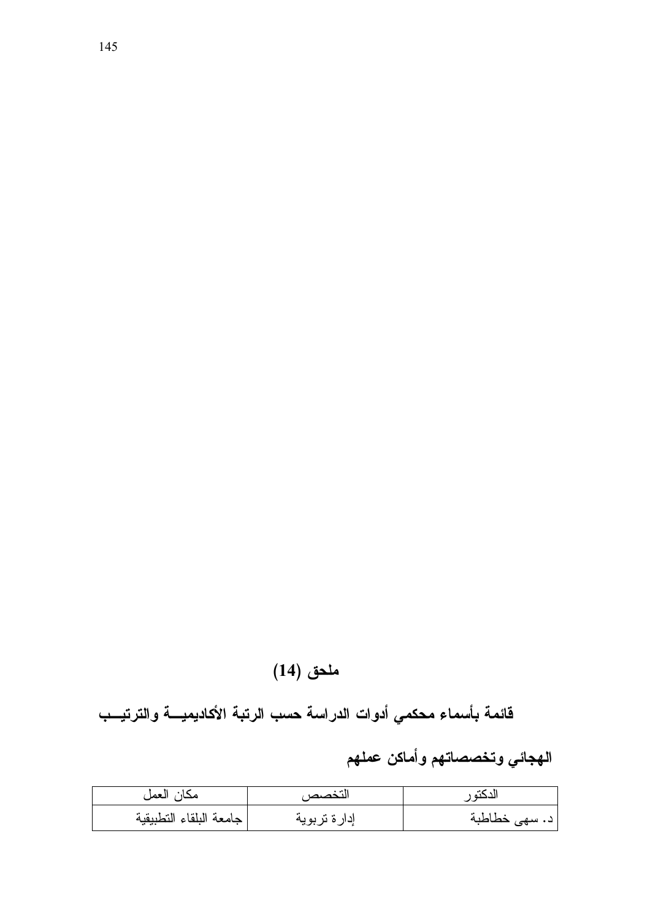# ملحق (14)

## قائمة بأسماء محكمي أدوات الدراسة حسب الرتبة الأكاديمية والترتيب الهجائي وتخصصاتهم وأماكن عملهم

| الدكتور | التخصص | مكان العمل |
|---|---|---|
| د. سهى خطاطبة | إدارة تربوية | جامعة البلقاء التطبيقية |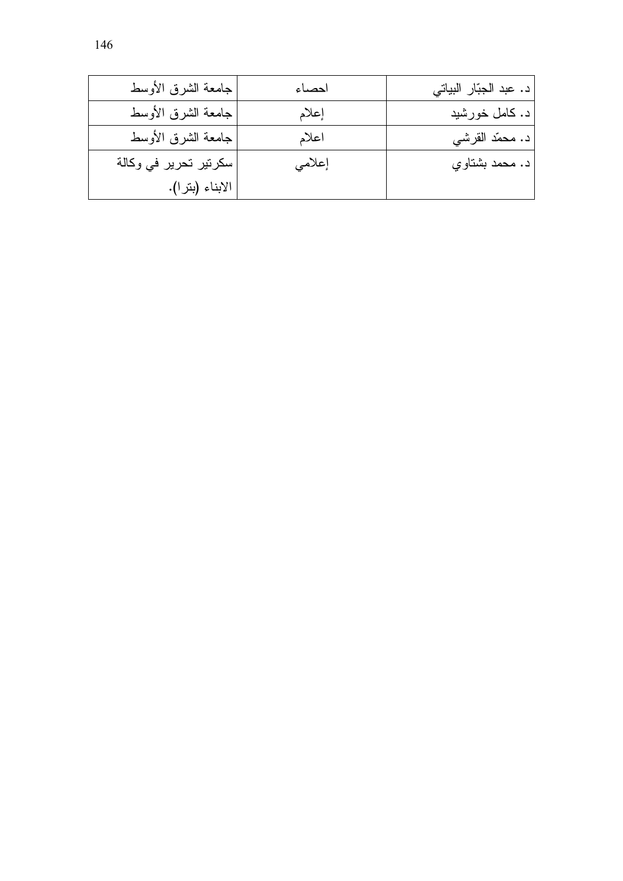| | | |
|---|---|---|
| د. عبد الجبّار البياتي | احصاء | جامعة الشرق الأوسط |
| د. كامل خورشيد | إعلام | جامعة الشرق الأوسط |
| د. محمّد القرشي | اعلام | جامعة الشرق الأوسط |
| د. محمد بشتاوي | إعلامي | سكرتير تحرير في وكالة الابناء (بترا). |